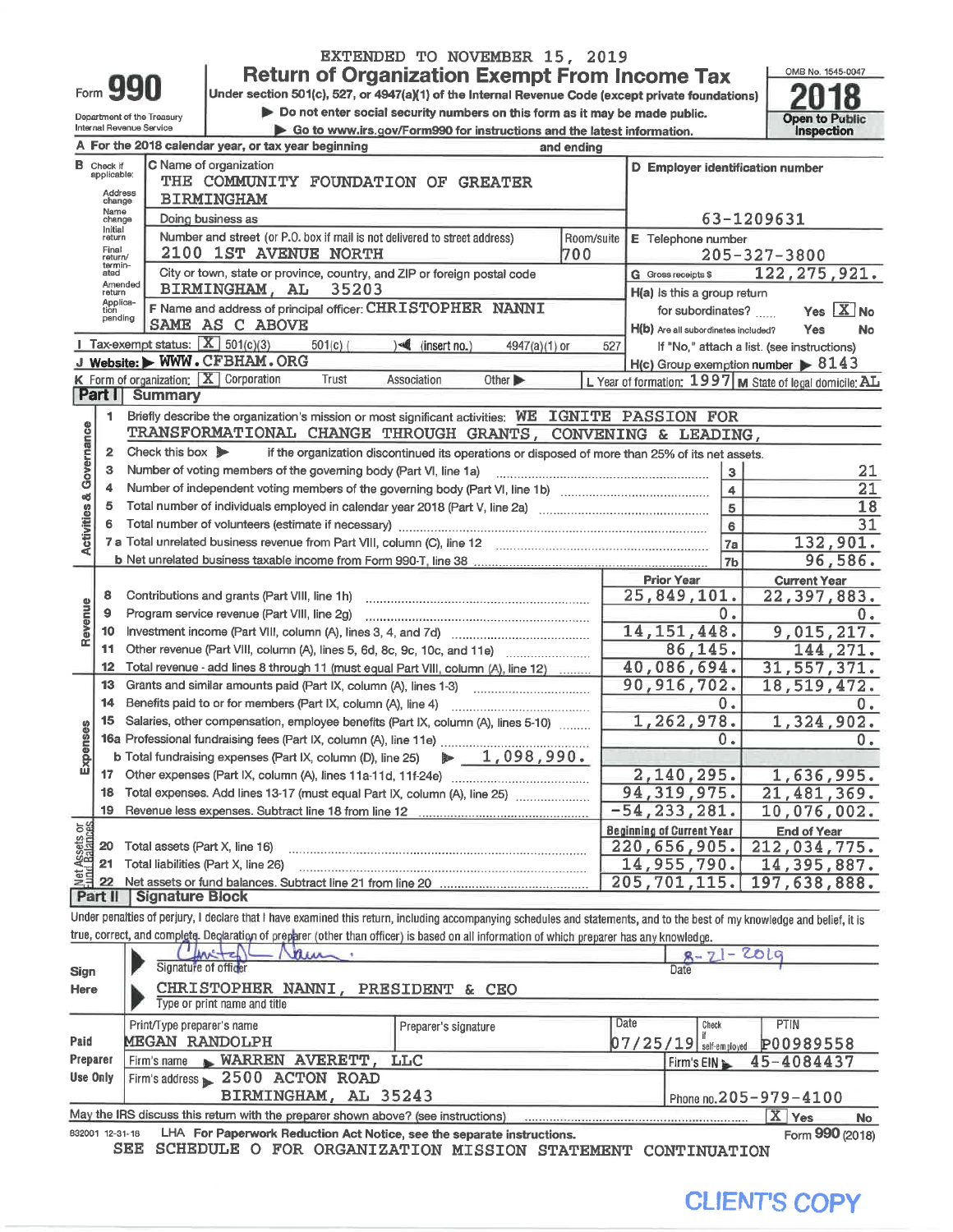EXTENDED TO NOVEMBER 15, 2019

# Form 990 — Return of Organization Exempt From Income Tax

Under section 501(c), 527, or 4947(a)(1) of the Internal Revenue Code (except private foundations)

▶ Do not enter social security numbers on this form as it may be made public.

▶ Go to www.irs.gov/Form990 for instructions and the latest information.

Department of the Treasury
Internal Revenue Service

OMB No. 1545-0047

**2018**

**Open to Public Inspection**

**A** For the 2018 calendar year, or tax year beginning and ending

**B** Check if applicable: Address change, Name change, Initial return, Final return/terminated, Amended return, Application pending

**C** Name of organization: THE COMMUNITY FOUNDATION OF GREATER BIRMINGHAM

Doing business as

Number and street (or P.O. box if mail is not delivered to street address): 2100 1ST AVENUE NORTH — Room/suite: 700

City or town, state or province, country, and ZIP or foreign postal code: BIRMINGHAM, AL 35203

**D** Employer identification number: 63-1209631

**E** Telephone number: 205-327-3800

**G** Gross receipts $ 122,275,921.

**F** Name and address of principal officer: CHRISTOPHER NANNI, SAME AS C ABOVE

**H(a)** Is this a group return for subordinates? Yes [ ] No [X]

**H(b)** Are all subordinates included? Yes No — If "No," attach a list. (see instructions)

**H(c)** Group exemption number ▶ 8143

**I** Tax-exempt status: [X] 501(c)(3) [ ] 501(c) ( ) ◀ (insert no.) [ ] 4947(a)(1) or [ ] 527

**J** Website: ▶ WWW.CFBHAM.ORG

**K** Form of organization: [X] Corporation [ ] Trust [ ] Association [ ] Other ▶

**L** Year of formation: 1997 **M** State of legal domicile: AL

## Part I Summary

**Activities & Governance**

1. Briefly describe the organization's mission or most significant activities: WE IGNITE PASSION FOR TRANSFORMATIONAL CHANGE THROUGH GRANTS, CONVENING & LEADING,
2. Check this box ▶ if the organization discontinued its operations or disposed of more than 25% of its net assets.

| | | Line | |
|---|---|---|---|
| 3 | Number of voting members of the governing body (Part VI, line 1a) | 3 | 21 |
| 4 | Number of independent voting members of the governing body (Part VI, line 1b) | 4 | 21 |
| 5 | Total number of individuals employed in calendar year 2018 (Part V, line 2a) | 5 | 18 |
| 6 | Total number of volunteers (estimate if necessary) | 6 | 31 |
| 7a | Total unrelated business revenue from Part VIII, column (C), line 12 | 7a | 132,901. |
| 7b | Net unrelated business taxable income from Form 990-T, line 38 | 7b | 96,586. |

| | | Prior Year | Current Year |
|---|---|---|---|
| **Revenue** | | | |
| 8 | Contributions and grants (Part VIII, line 1h) | 25,849,101. | 22,397,883. |
| 9 | Program service revenue (Part VIII, line 2g) | 0. | 0. |
| 10 | Investment income (Part VIII, column (A), lines 3, 4, and 7d) | 14,151,448. | 9,015,217. |
| 11 | Other revenue (Part VIII, column (A), lines 5, 6d, 8c, 9c, 10c, and 11e) | 86,145. | 144,271. |
| 12 | Total revenue - add lines 8 through 11 (must equal Part VIII, column (A), line 12) | 40,086,694. | 31,557,371. |
| **Expenses** | | | |
| 13 | Grants and similar amounts paid (Part IX, column (A), lines 1-3) | 90,916,702. | 18,519,472. |
| 14 | Benefits paid to or for members (Part IX, column (A), line 4) | 0. | 0. |
| 15 | Salaries, other compensation, employee benefits (Part IX, column (A), lines 5-10) | 1,262,978. | 1,324,902. |
| 16a | Professional fundraising fees (Part IX, column (A), line 11e) | 0. | 0. |
| b | Total fundraising expenses (Part IX, column (D), line 25) ▶ 1,098,990. | | |
| 17 | Other expenses (Part IX, column (A), lines 11a-11d, 11f-24e) | 2,140,295. | 1,636,995. |
| 18 | Total expenses. Add lines 13-17 (must equal Part IX, column (A), line 25) | 94,319,975. | 21,481,369. |
| 19 | Revenue less expenses. Subtract line 18 from line 12 | -54,233,281. | 10,076,002. |

| **Net Assets or Fund Balances** | | Beginning of Current Year | End of Year |
|---|---|---|---|
| 20 | Total assets (Part X, line 16) | 220,656,905. | 212,034,775. |
| 21 | Total liabilities (Part X, line 26) | 14,955,790. | 14,395,887. |
| 22 | Net assets or fund balances. Subtract line 21 from line 20 | 205,701,115. | 197,638,888. |

## Part II Signature Block

Under penalties of perjury, I declare that I have examined this return, including accompanying schedules and statements, and to the best of my knowledge and belief, it is true, correct, and complete. Declaration of preparer (other than officer) is based on all information of which preparer has any knowledge.

**Sign Here**

Signature of officer: [signature] — Date: 8-21-2019

CHRISTOPHER NANNI, PRESIDENT & CEO
Type or print name and title

**Paid Preparer Use Only**

| Print/Type preparer's name | Preparer's signature | Date | Check if self-employed | PTIN |
|---|---|---|---|---|
| MEGAN RANDOLPH | | 07/25/19 | | P00989558 |

Firm's name ▶ WARREN AVERETT, LLC — Firm's EIN ▶ 45-4084437

Firm's address ▶ 2500 ACTON ROAD, BIRMINGHAM, AL 35243 — Phone no. 205-979-4100

May the IRS discuss this return with the preparer shown above? (see instructions) [X] Yes [ ] No

832001 12-31-18 LHA For Paperwork Reduction Act Notice, see the separate instructions. Form 990 (2018)

SEE SCHEDULE O FOR ORGANIZATION MISSION STATEMENT CONTINUATION

CLIENT'S COPY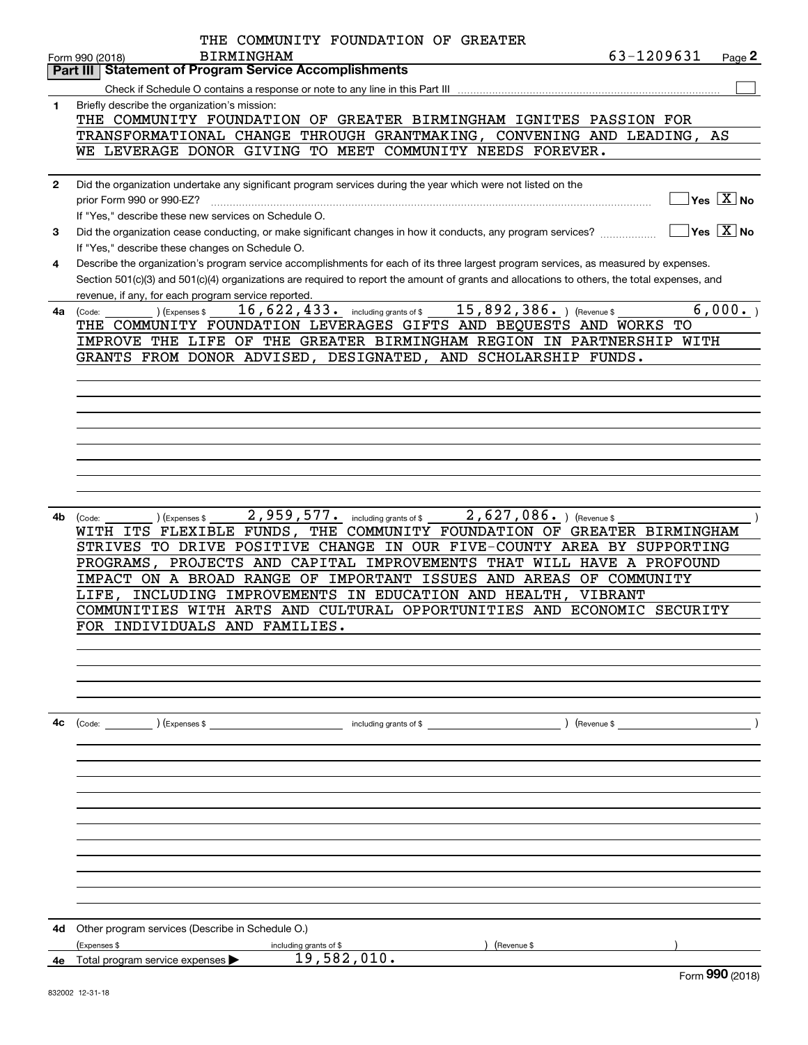THE COMMUNITY FOUNDATION OF GREATER BIRMINGHAM 63-1209631

Form 990 (2018) Page **2**

## Part III Statement of Program Service Accomplishments

Check if Schedule O contains a response or note to any line in this Part III ☐

**1** Briefly describe the organization's mission:

THE COMMUNITY FOUNDATION OF GREATER BIRMINGHAM IGNITES PASSION FOR TRANSFORMATIONAL CHANGE THROUGH GRANTMAKING, CONVENING AND LEADING, AS WE LEVERAGE DONOR GIVING TO MEET COMMUNITY NEEDS FOREVER.

**2** Did the organization undertake any significant program services during the year which were not listed on the prior Form 990 or 990-EZ? ☐ Yes ☒ No

If "Yes," describe these new services on Schedule O.

**3** Did the organization cease conducting, or make significant changes in how it conducts, any program services? ☐ Yes ☒ No

If "Yes," describe these changes on Schedule O.

**4** Describe the organization's program service accomplishments for each of its three largest program services, as measured by expenses. Section 501(c)(3) and 501(c)(4) organizations are required to report the amount of grants and allocations to others, the total expenses, and revenue, if any, for each program service reported.

**4a** (Code: ) (Expenses $ 16,622,433. including grants of $ 15,892,386. ) (Revenue $ 6,000. )

THE COMMUNITY FOUNDATION LEVERAGES GIFTS AND BEQUESTS AND WORKS TO IMPROVE THE LIFE OF THE GREATER BIRMINGHAM REGION IN PARTNERSHIP WITH GRANTS FROM DONOR ADVISED, DESIGNATED, AND SCHOLARSHIP FUNDS.

**4b** (Code: ) (Expenses $ 2,959,577. including grants of $ 2,627,086. ) (Revenue $ )

WITH ITS FLEXIBLE FUNDS, THE COMMUNITY FOUNDATION OF GREATER BIRMINGHAM STRIVES TO DRIVE POSITIVE CHANGE IN OUR FIVE-COUNTY AREA BY SUPPORTING PROGRAMS, PROJECTS AND CAPITAL IMPROVEMENTS THAT WILL HAVE A PROFOUND IMPACT ON A BROAD RANGE OF IMPORTANT ISSUES AND AREAS OF COMMUNITY LIFE, INCLUDING IMPROVEMENTS IN EDUCATION AND HEALTH, VIBRANT COMMUNITIES WITH ARTS AND CULTURAL OPPORTUNITIES AND ECONOMIC SECURITY FOR INDIVIDUALS AND FAMILIES.

**4c** (Code: ) (Expenses $ including grants of $ ) (Revenue $ )

**4d** Other program services (Describe in Schedule O.)

(Expenses $ including grants of $ ) (Revenue $ )

**4e** Total program service expenses ▶ 19,582,010.

Form **990** (2018)

832002 12-31-18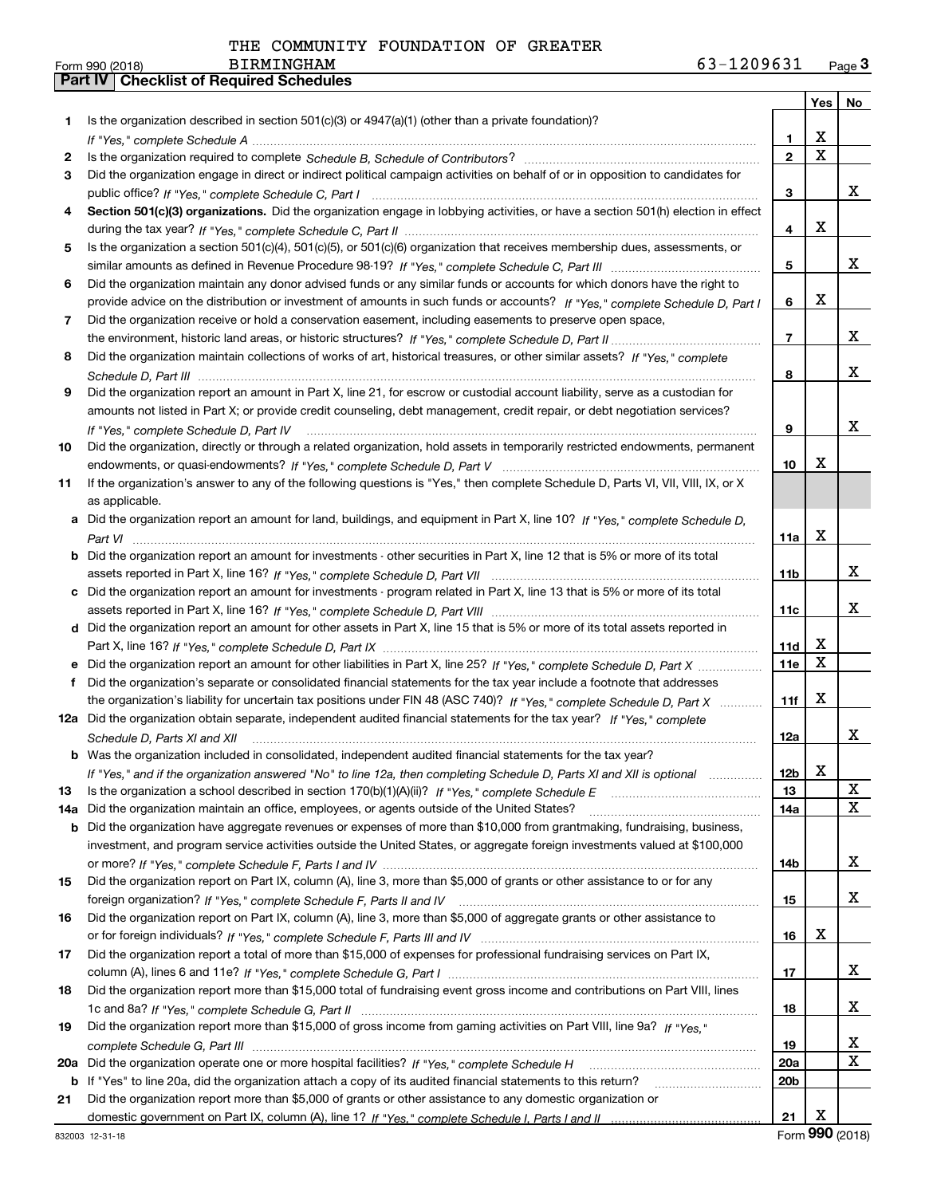THE COMMUNITY FOUNDATION OF GREATER BIRMINGHAM 63-1209631

Form 990 (2018) Page 3

## Part IV Checklist of Required Schedules

| | | | Yes | No |
|---|---|---|---|---|
| 1 | Is the organization described in section 501(c)(3) or 4947(a)(1) (other than a private foundation)? *If "Yes," complete Schedule A* | 1 | X | |
| 2 | Is the organization required to complete *Schedule B, Schedule of Contributors*? | 2 | X | |
| 3 | Did the organization engage in direct or indirect political campaign activities on behalf of or in opposition to candidates for public office? *If "Yes," complete Schedule C, Part I* | 3 | | X |
| 4 | **Section 501(c)(3) organizations.** Did the organization engage in lobbying activities, or have a section 501(h) election in effect during the tax year? *If "Yes," complete Schedule C, Part II* | 4 | X | |
| 5 | Is the organization a section 501(c)(4), 501(c)(5), or 501(c)(6) organization that receives membership dues, assessments, or similar amounts as defined in Revenue Procedure 98-19? *If "Yes," complete Schedule C, Part III* | 5 | | X |
| 6 | Did the organization maintain any donor advised funds or any similar funds or accounts for which donors have the right to provide advice on the distribution or investment of amounts in such funds or accounts? *If "Yes," complete Schedule D, Part I* | 6 | X | |
| 7 | Did the organization receive or hold a conservation easement, including easements to preserve open space, the environment, historic land areas, or historic structures? *If "Yes," complete Schedule D, Part II* | 7 | | X |
| 8 | Did the organization maintain collections of works of art, historical treasures, or other similar assets? *If "Yes," complete Schedule D, Part III* | 8 | | X |
| 9 | Did the organization report an amount in Part X, line 21, for escrow or custodial account liability, serve as a custodian for amounts not listed in Part X; or provide credit counseling, debt management, credit repair, or debt negotiation services? *If "Yes," complete Schedule D, Part IV* | 9 | | X |
| 10 | Did the organization, directly or through a related organization, hold assets in temporarily restricted endowments, permanent endowments, or quasi-endowments? *If "Yes," complete Schedule D, Part V* | 10 | X | |
| 11 | If the organization's answer to any of the following questions is "Yes," then complete Schedule D, Parts VI, VII, VIII, IX, or X as applicable. | | | |
| a | Did the organization report an amount for land, buildings, and equipment in Part X, line 10? *If "Yes," complete Schedule D, Part VI* | 11a | X | |
| b | Did the organization report an amount for investments - other securities in Part X, line 12 that is 5% or more of its total assets reported in Part X, line 16? *If "Yes," complete Schedule D, Part VII* | 11b | | X |
| c | Did the organization report an amount for investments - program related in Part X, line 13 that is 5% or more of its total assets reported in Part X, line 16? *If "Yes," complete Schedule D, Part VIII* | 11c | | X |
| d | Did the organization report an amount for other assets in Part X, line 15 that is 5% or more of its total assets reported in Part X, line 16? *If "Yes," complete Schedule D, Part IX* | 11d | X | |
| e | Did the organization report an amount for other liabilities in Part X, line 25? *If "Yes," complete Schedule D, Part X* | 11e | X | |
| f | Did the organization's separate or consolidated financial statements for the tax year include a footnote that addresses the organization's liability for uncertain tax positions under FIN 48 (ASC 740)? *If "Yes," complete Schedule D, Part X* | 11f | X | |
| 12a | Did the organization obtain separate, independent audited financial statements for the tax year? *If "Yes," complete Schedule D, Parts XI and XII* | 12a | | X |
| b | Was the organization included in consolidated, independent audited financial statements for the tax year? *If "Yes," and if the organization answered "No" to line 12a, then completing Schedule D, Parts XI and XII is optional* | 12b | X | |
| 13 | Is the organization a school described in section 170(b)(1)(A)(ii)? *If "Yes," complete Schedule E* | 13 | | X |
| 14a | Did the organization maintain an office, employees, or agents outside of the United States? | 14a | | X |
| b | Did the organization have aggregate revenues or expenses of more than $10,000 from grantmaking, fundraising, business, investment, and program service activities outside the United States, or aggregate foreign investments valued at $100,000 or more? *If "Yes," complete Schedule F, Parts I and IV* | 14b | | X |
| 15 | Did the organization report on Part IX, column (A), line 3, more than $5,000 of grants or other assistance to or for any foreign organization? *If "Yes," complete Schedule F, Parts II and IV* | 15 | | X |
| 16 | Did the organization report on Part IX, column (A), line 3, more than $5,000 of aggregate grants or other assistance to or for foreign individuals? *If "Yes," complete Schedule F, Parts III and IV* | 16 | X | |
| 17 | Did the organization report a total of more than $15,000 of expenses for professional fundraising services on Part IX, column (A), lines 6 and 11e? *If "Yes," complete Schedule G, Part I* | 17 | | X |
| 18 | Did the organization report more than $15,000 total of fundraising event gross income and contributions on Part VIII, lines 1c and 8a? *If "Yes," complete Schedule G, Part II* | 18 | | X |
| 19 | Did the organization report more than $15,000 of gross income from gaming activities on Part VIII, line 9a? *If "Yes," complete Schedule G, Part III* | 19 | | X |
| 20a | Did the organization operate one or more hospital facilities? *If "Yes," complete Schedule H* | 20a | | X |
| b | If "Yes" to line 20a, did the organization attach a copy of its audited financial statements to this return? | 20b | | |
| 21 | Did the organization report more than $5,000 of grants or other assistance to any domestic organization or domestic government on Part IX, column (A), line 1? *If "Yes," complete Schedule I, Parts I and II* | 21 | X | |

832003 12-31-18 Form 990 (2018)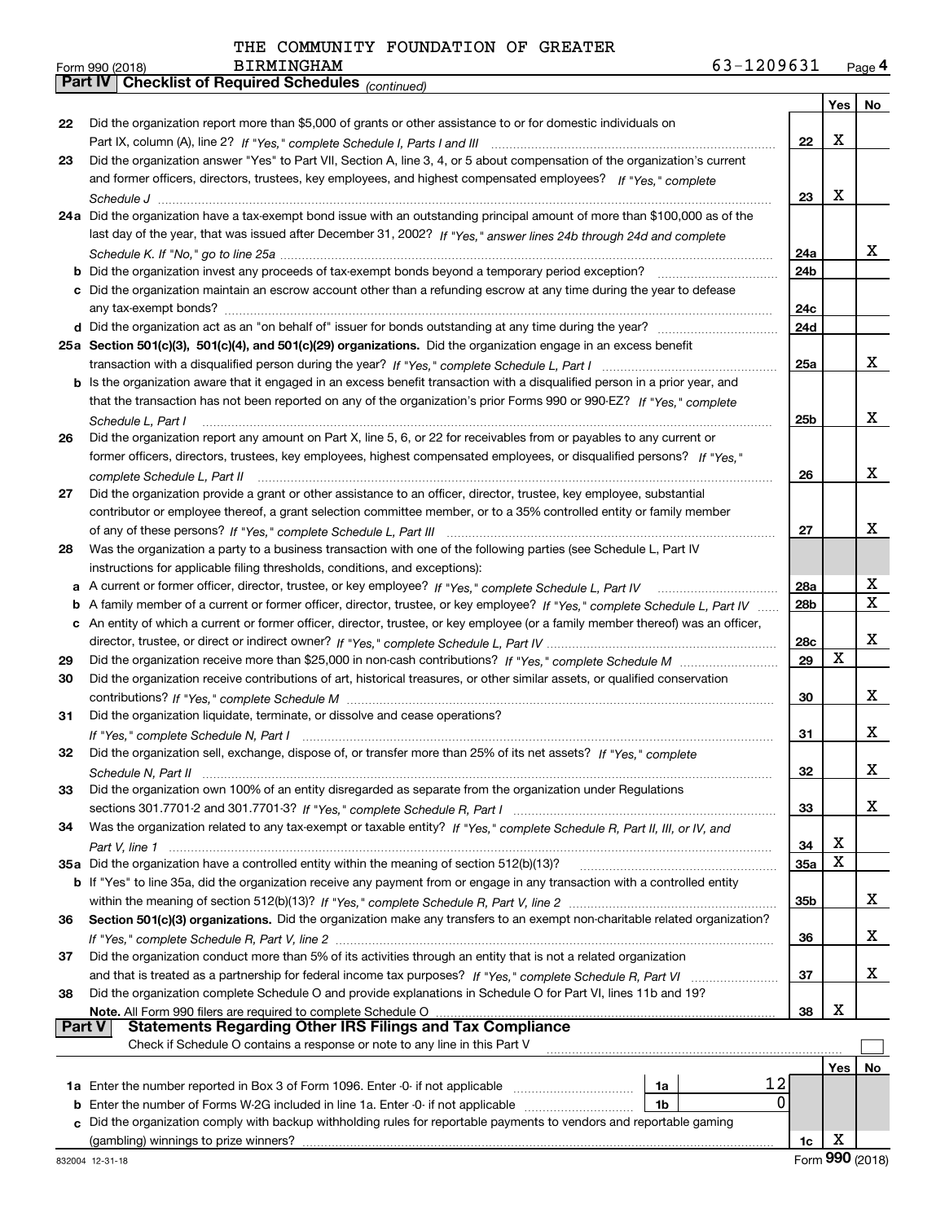THE COMMUNITY FOUNDATION OF GREATER BIRMINGHAM 63-1209631

Form 990 (2018)

## Part IV | Checklist of Required Schedules *(continued)*

| | | | Yes | No |
|---|---|---|---|---|
| 22 | Did the organization report more than $5,000 of grants or other assistance to or for domestic individuals on Part IX, column (A), line 2? *If "Yes," complete Schedule I, Parts I and III* | 22 | X | |
| 23 | Did the organization answer "Yes" to Part VII, Section A, line 3, 4, or 5 about compensation of the organization's current and former officers, directors, trustees, key employees, and highest compensated employees? *If "Yes," complete Schedule J* | 23 | X | |
| 24a | Did the organization have a tax-exempt bond issue with an outstanding principal amount of more than $100,000 as of the last day of the year, that was issued after December 31, 2002? *If "Yes," answer lines 24b through 24d and complete Schedule K. If "No," go to line 25a* | 24a | | X |
| b | Did the organization invest any proceeds of tax-exempt bonds beyond a temporary period exception? | 24b | | |
| c | Did the organization maintain an escrow account other than a refunding escrow at any time during the year to defease any tax-exempt bonds? | 24c | | |
| d | Did the organization act as an "on behalf of" issuer for bonds outstanding at any time during the year? | 24d | | |
| 25a | **Section 501(c)(3), 501(c)(4), and 501(c)(29) organizations.** Did the organization engage in an excess benefit transaction with a disqualified person during the year? *If "Yes," complete Schedule L, Part I* | 25a | | X |
| b | Is the organization aware that it engaged in an excess benefit transaction with a disqualified person in a prior year, and that the transaction has not been reported on any of the organization's prior Forms 990 or 990-EZ? *If "Yes," complete Schedule L, Part I* | 25b | | X |
| 26 | Did the organization report any amount on Part X, line 5, 6, or 22 for receivables from or payables to any current or former officers, directors, trustees, key employees, highest compensated employees, or disqualified persons? *If "Yes," complete Schedule L, Part II* | 26 | | X |
| 27 | Did the organization provide a grant or other assistance to an officer, director, trustee, key employee, substantial contributor or employee thereof, a grant selection committee member, or to a 35% controlled entity or family member of any of these persons? *If "Yes," complete Schedule L, Part III* | 27 | | X |
| 28 | Was the organization a party to a business transaction with one of the following parties (see Schedule L, Part IV instructions for applicable filing thresholds, conditions, and exceptions): | | | |
| a | A current or former officer, director, trustee, or key employee? *If "Yes," complete Schedule L, Part IV* | 28a | | X |
| b | A family member of a current or former officer, director, trustee, or key employee? *If "Yes," complete Schedule L, Part IV* | 28b | | X |
| c | An entity of which a current or former officer, director, trustee, or key employee (or a family member thereof) was an officer, director, trustee, or direct or indirect owner? *If "Yes," complete Schedule L, Part IV* | 28c | | X |
| 29 | Did the organization receive more than $25,000 in non-cash contributions? *If "Yes," complete Schedule M* | 29 | X | |
| 30 | Did the organization receive contributions of art, historical treasures, or other similar assets, or qualified conservation contributions? *If "Yes," complete Schedule M* | 30 | | X |
| 31 | Did the organization liquidate, terminate, or dissolve and cease operations? *If "Yes," complete Schedule N, Part I* | 31 | | X |
| 32 | Did the organization sell, exchange, dispose of, or transfer more than 25% of its net assets? *If "Yes," complete Schedule N, Part II* | 32 | | X |
| 33 | Did the organization own 100% of an entity disregarded as separate from the organization under Regulations sections 301.7701-2 and 301.7701-3? *If "Yes," complete Schedule R, Part I* | 33 | | X |
| 34 | Was the organization related to any tax-exempt or taxable entity? *If "Yes," complete Schedule R, Part II, III, or IV, and Part V, line 1* | 34 | X | |
| 35a | Did the organization have a controlled entity within the meaning of section 512(b)(13)? | 35a | X | |
| b | If "Yes" to line 35a, did the organization receive any payment from or engage in any transaction with a controlled entity within the meaning of section 512(b)(13)? *If "Yes," complete Schedule R, Part V, line 2* | 35b | | X |
| 36 | **Section 501(c)(3) organizations.** Did the organization make any transfers to an exempt non-charitable related organization? *If "Yes," complete Schedule R, Part V, line 2* | 36 | | X |
| 37 | Did the organization conduct more than 5% of its activities through an entity that is not a related organization and that is treated as a partnership for federal income tax purposes? *If "Yes," complete Schedule R, Part VI* | 37 | | X |
| 38 | Did the organization complete Schedule O and provide explanations in Schedule O for Part VI, lines 11b and 19? **Note.** All Form 990 filers are required to complete Schedule O | 38 | X | |

## Part V | Statements Regarding Other IRS Filings and Tax Compliance

Check if Schedule O contains a response or note to any line in this Part V ☐

| | | | | | Yes | No |
|---|---|---|---|---|---|---|
| 1a | Enter the number reported in Box 3 of Form 1096. Enter -0- if not applicable | 1a | 12 | | | |
| b | Enter the number of Forms W-2G included in line 1a. Enter -0- if not applicable | 1b | 0 | | | |
| c | Did the organization comply with backup withholding rules for reportable payments to vendors and reportable gaming (gambling) winnings to prize winners? | | | 1c | X | |

832004 12-31-18

Form **990** (2018)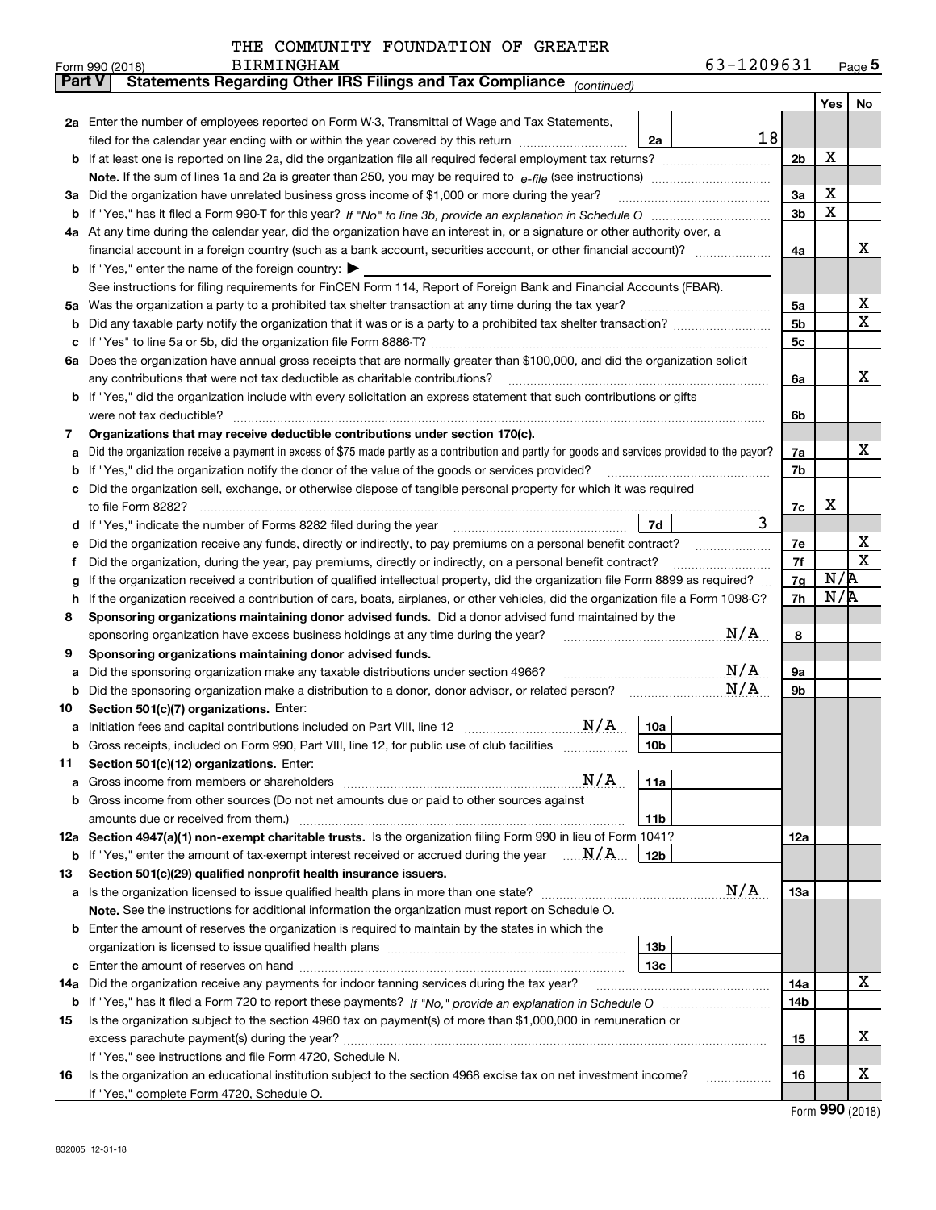THE COMMUNITY FOUNDATION OF GREATER BIRMINGHAM

Form 990 (2018) 63-1209631 Page 5

**Part V** **Statements Regarding Other IRS Filings and Tax Compliance** *(continued)*

| | | | | | Yes | No |
|---|---|---|---|---|---|---|
| **2a** | Enter the number of employees reported on Form W-3, Transmittal of Wage and Tax Statements, filed for the calendar year ending with or within the year covered by this return | 2a | 18 | | | |
| **b** | If at least one is reported on line 2a, did the organization file all required federal employment tax returns? | | | 2b | X | |
| | **Note.** If the sum of lines 1a and 2a is greater than 250, you may be required to *e-file* (see instructions) | | | | | |
| **3a** | Did the organization have unrelated business gross income of $1,000 or more during the year? | | | 3a | X | |
| **b** | If "Yes," has it filed a Form 990-T for this year? *If "No" to line 3b, provide an explanation in Schedule O* | | | 3b | X | |
| **4a** | At any time during the calendar year, did the organization have an interest in, or a signature or other authority over, a financial account in a foreign country (such as a bank account, securities account, or other financial account)? | | | 4a | | X |
| **b** | If "Yes," enter the name of the foreign country: ▶ | | | | | |
| | See instructions for filing requirements for FinCEN Form 114, Report of Foreign Bank and Financial Accounts (FBAR). | | | | | |
| **5a** | Was the organization a party to a prohibited tax shelter transaction at any time during the tax year? | | | 5a | | X |
| **b** | Did any taxable party notify the organization that it was or is a party to a prohibited tax shelter transaction? | | | 5b | | X |
| **c** | If "Yes" to line 5a or 5b, did the organization file Form 8886-T? | | | 5c | | |
| **6a** | Does the organization have annual gross receipts that are normally greater than $100,000, and did the organization solicit any contributions that were not tax deductible as charitable contributions? | | | 6a | | X |
| **b** | If "Yes," did the organization include with every solicitation an express statement that such contributions or gifts were not tax deductible? | | | 6b | | |
| **7** | **Organizations that may receive deductible contributions under section 170(c).** | | | | | |
| **a** | Did the organization receive a payment in excess of $75 made partly as a contribution and partly for goods and services provided to the payor? | | | 7a | | X |
| **b** | If "Yes," did the organization notify the donor of the value of the goods or services provided? | | | 7b | | |
| **c** | Did the organization sell, exchange, or otherwise dispose of tangible personal property for which it was required to file Form 8282? | | | 7c | X | |
| **d** | If "Yes," indicate the number of Forms 8282 filed during the year | 7d | 3 | | | |
| **e** | Did the organization receive any funds, directly or indirectly, to pay premiums on a personal benefit contract? | | | 7e | | X |
| **f** | Did the organization, during the year, pay premiums, directly or indirectly, on a personal benefit contract? | | | 7f | | X |
| **g** | If the organization received a contribution of qualified intellectual property, did the organization file Form 8899 as required? | | | 7g | N/A | |
| **h** | If the organization received a contribution of cars, boats, airplanes, or other vehicles, did the organization file a Form 1098-C? | | | 7h | N/A | |
| **8** | **Sponsoring organizations maintaining donor advised funds.** Did a donor advised fund maintained by the sponsoring organization have excess business holdings at any time during the year? N/A | | | 8 | | |
| **9** | **Sponsoring organizations maintaining donor advised funds.** | | | | | |
| **a** | Did the sponsoring organization make any taxable distributions under section 4966? N/A | | | 9a | | |
| **b** | Did the sponsoring organization make a distribution to a donor, donor advisor, or related person? N/A | | | 9b | | |
| **10** | **Section 501(c)(7) organizations.** Enter: | | | | | |
| **a** | Initiation fees and capital contributions included on Part VIII, line 12 N/A | 10a | | | | |
| **b** | Gross receipts, included on Form 990, Part VIII, line 12, for public use of club facilities | 10b | | | | |
| **11** | **Section 501(c)(12) organizations.** Enter: | | | | | |
| **a** | Gross income from members or shareholders N/A | 11a | | | | |
| **b** | Gross income from other sources (Do not net amounts due or paid to other sources against amounts due or received from them.) | 11b | | | | |
| **12a** | **Section 4947(a)(1) non-exempt charitable trusts.** Is the organization filing Form 990 in lieu of Form 1041? | | | 12a | | |
| **b** | If "Yes," enter the amount of tax-exempt interest received or accrued during the year N/A | 12b | | | | |
| **13** | **Section 501(c)(29) qualified nonprofit health insurance issuers.** | | | | | |
| **a** | Is the organization licensed to issue qualified health plans in more than one state? N/A | | | 13a | | |
| | **Note.** See the instructions for additional information the organization must report on Schedule O. | | | | | |
| **b** | Enter the amount of reserves the organization is required to maintain by the states in which the organization is licensed to issue qualified health plans | 13b | | | | |
| **c** | Enter the amount of reserves on hand | 13c | | | | |
| **14a** | Did the organization receive any payments for indoor tanning services during the tax year? | | | 14a | | X |
| **b** | If "Yes," has it filed a Form 720 to report these payments? *If "No," provide an explanation in Schedule O* | | | 14b | | |
| **15** | Is the organization subject to the section 4960 tax on payment(s) of more than $1,000,000 in remuneration or excess parachute payment(s) during the year? | | | 15 | | X |
| | If "Yes," see instructions and file Form 4720, Schedule N. | | | | | |
| **16** | Is the organization an educational institution subject to the section 4968 excise tax on net investment income? | | | 16 | | X |
| | If "Yes," complete Form 4720, Schedule O. | | | | | |

Form **990** (2018)

832005 12-31-18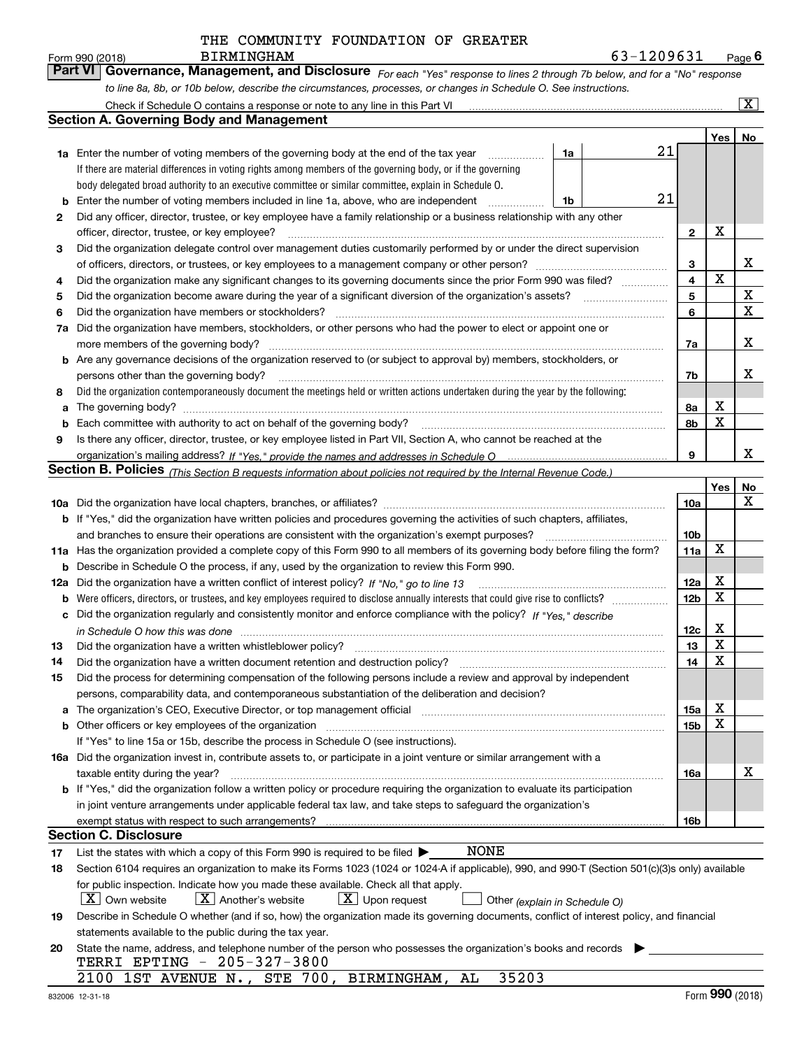THE COMMUNITY FOUNDATION OF GREATER BIRMINGHAM 63-1209631

Form 990 (2018) Page 6

## Part VI Governance, Management, and Disclosure

*For each "Yes" response to lines 2 through 7b below, and for a "No" response to line 8a, 8b, or 10b below, describe the circumstances, processes, or changes in Schedule O. See instructions.*

Check if Schedule O contains a response or note to any line in this Part VI ... [X]

### Section A. Governing Body and Management

| | | | | Yes | No |
|---|---|---|---|---|---|
| 1a | Enter the number of voting members of the governing body at the end of the tax year. If there are material differences in voting rights among members of the governing body, or if the governing body delegated broad authority to an executive committee or similar committee, explain in Schedule O. | 1a: 21 | | | |
| b | Enter the number of voting members included in line 1a, above, who are independent | 1b: 21 | | | |
| 2 | Did any officer, director, trustee, or key employee have a family relationship or a business relationship with any other officer, director, trustee, or key employee? | | 2 | X | |
| 3 | Did the organization delegate control over management duties customarily performed by or under the direct supervision of officers, directors, or trustees, or key employees to a management company or other person? | | 3 | | X |
| 4 | Did the organization make any significant changes to its governing documents since the prior Form 990 was filed? | | 4 | X | |
| 5 | Did the organization become aware during the year of a significant diversion of the organization's assets? | | 5 | | X |
| 6 | Did the organization have members or stockholders? | | 6 | | X |
| 7a | Did the organization have members, stockholders, or other persons who had the power to elect or appoint one or more members of the governing body? | | 7a | | X |
| b | Are any governance decisions of the organization reserved to (or subject to approval by) members, stockholders, or persons other than the governing body? | | 7b | | X |
| 8 | Did the organization contemporaneously document the meetings held or written actions undertaken during the year by the following: | | | | |
| a | The governing body? | | 8a | X | |
| b | Each committee with authority to act on behalf of the governing body? | | 8b | X | |
| 9 | Is there any officer, director, trustee, or key employee listed in Part VII, Section A, who cannot be reached at the organization's mailing address? *If "Yes," provide the names and addresses in Schedule O* | | 9 | | X |

### Section B. Policies *(This Section B requests information about policies not required by the Internal Revenue Code.)*

| | | | Yes | No |
|---|---|---|---|---|
| 10a | Did the organization have local chapters, branches, or affiliates? | 10a | | X |
| b | If "Yes," did the organization have written policies and procedures governing the activities of such chapters, affiliates, and branches to ensure their operations are consistent with the organization's exempt purposes? | 10b | | |
| 11a | Has the organization provided a complete copy of this Form 990 to all members of its governing body before filing the form? | 11a | X | |
| b | Describe in Schedule O the process, if any, used by the organization to review this Form 990. | | | |
| 12a | Did the organization have a written conflict of interest policy? *If "No," go to line 13* | 12a | X | |
| b | Were officers, directors, or trustees, and key employees required to disclose annually interests that could give rise to conflicts? | 12b | X | |
| c | Did the organization regularly and consistently monitor and enforce compliance with the policy? *If "Yes," describe in Schedule O how this was done* | 12c | X | |
| 13 | Did the organization have a written whistleblower policy? | 13 | X | |
| 14 | Did the organization have a written document retention and destruction policy? | 14 | X | |
| 15 | Did the process for determining compensation of the following persons include a review and approval by independent persons, comparability data, and contemporaneous substantiation of the deliberation and decision? | | | |
| a | The organization's CEO, Executive Director, or top management official | 15a | X | |
| b | Other officers or key employees of the organization | 15b | X | |
| | If "Yes" to line 15a or 15b, describe the process in Schedule O (see instructions). | | | |
| 16a | Did the organization invest in, contribute assets to, or participate in a joint venture or similar arrangement with a taxable entity during the year? | 16a | | X |
| b | If "Yes," did the organization follow a written policy or procedure requiring the organization to evaluate its participation in joint venture arrangements under applicable federal tax law, and take steps to safeguard the organization's exempt status with respect to such arrangements? | 16b | | |

### Section C. Disclosure

17 List the states with which a copy of this Form 990 is required to be filed ▶ NONE

18 Section 6104 requires an organization to make its Forms 1023 (1024 or 1024-A if applicable), 990, and 990-T (Section 501(c)(3)s only) available for public inspection. Indicate how you made these available. Check all that apply.

[X] Own website [X] Another's website [X] Upon request [ ] Other *(explain in Schedule O)*

19 Describe in Schedule O whether (and if so, how) the organization made its governing documents, conflict of interest policy, and financial statements available to the public during the tax year.

20 State the name, address, and telephone number of the person who possesses the organization's books and records ▶

TERRI EPTING - 205-327-3800
2100 1ST AVENUE N., STE 700, BIRMINGHAM, AL 35203

832006 12-31-18 Form **990** (2018)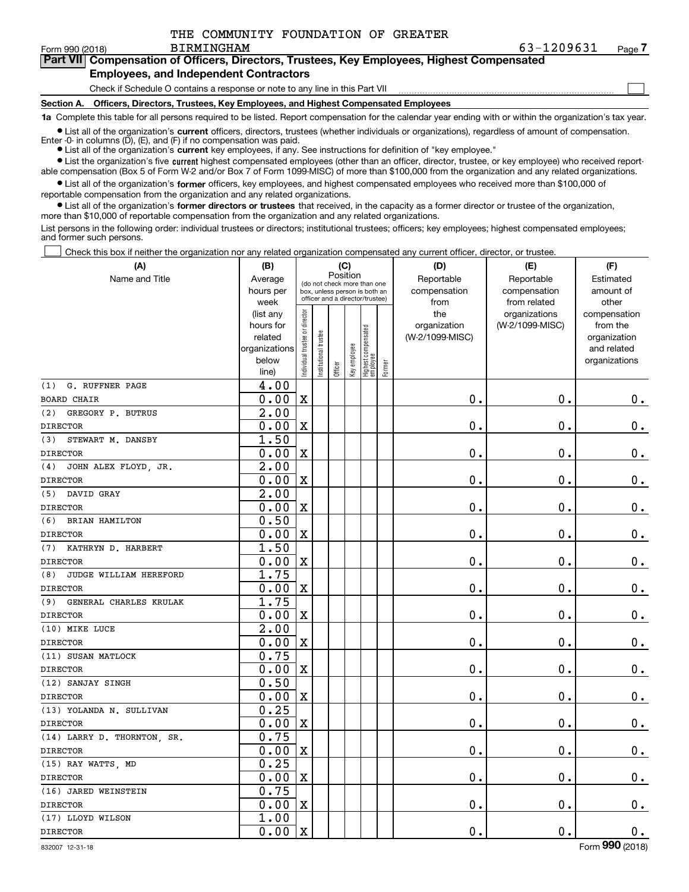THE COMMUNITY FOUNDATION OF GREATER BIRMINGHAM 63-1209631

Form 990 (2018) Page **7**

## Part VII Compensation of Officers, Directors, Trustees, Key Employees, Highest Compensated Employees, and Independent Contractors

Check if Schedule O contains a response or note to any line in this Part VII ☐

**Section A. Officers, Directors, Trustees, Key Employees, and Highest Compensated Employees**

**1a** Complete this table for all persons required to be listed. Report compensation for the calendar year ending with or within the organization's tax year.

- List all of the organization's **current** officers, directors, trustees (whether individuals or organizations), regardless of amount of compensation. Enter -0- in columns (D), (E), and (F) if no compensation was paid.
- List all of the organization's **current** key employees, if any. See instructions for definition of "key employee."
- List the organization's five **current** highest compensated employees (other than an officer, director, trustee, or key employee) who received reportable compensation (Box 5 of Form W-2 and/or Box 7 of Form 1099-MISC) of more than $100,000 from the organization and any related organizations.
- List all of the organization's **former** officers, key employees, and highest compensated employees who received more than $100,000 of reportable compensation from the organization and any related organizations.
- List all of the organization's **former directors or trustees** that received, in the capacity as a former director or trustee of the organization, more than $10,000 of reportable compensation from the organization and any related organizations.

List persons in the following order: individual trustees or directors; institutional trustees; officers; key employees; highest compensated employees; and former such persons.

☐ Check this box if neither the organization nor any related organization compensated any current officer, director, or trustee.

| (A) Name and Title | (B) Average hours per week (list any hours for related organizations below line) | (C) Position: Individual trustee or director | Institutional trustee | Officer | Key employee | Highest compensated employee | Former | (D) Reportable compensation from the organization (W-2/1099-MISC) | (E) Reportable compensation from related organizations (W-2/1099-MISC) | (F) Estimated amount of other compensation from the organization and related organizations |
|---|---|---|---|---|---|---|---|---|---|---|
| (1) G. RUFFNER PAGE<br>BOARD CHAIR | 4.00<br>0.00 | X | | | | | | 0. | 0. | 0. |
| (2) GREGORY P. BUTRUS<br>DIRECTOR | 2.00<br>0.00 | X | | | | | | 0. | 0. | 0. |
| (3) STEWART M. DANSBY<br>DIRECTOR | 1.50<br>0.00 | X | | | | | | 0. | 0. | 0. |
| (4) JOHN ALEX FLOYD, JR.<br>DIRECTOR | 2.00<br>0.00 | X | | | | | | 0. | 0. | 0. |
| (5) DAVID GRAY<br>DIRECTOR | 2.00<br>0.00 | X | | | | | | 0. | 0. | 0. |
| (6) BRIAN HAMILTON<br>DIRECTOR | 0.50<br>0.00 | X | | | | | | 0. | 0. | 0. |
| (7) KATHRYN D. HARBERT<br>DIRECTOR | 1.50<br>0.00 | X | | | | | | 0. | 0. | 0. |
| (8) JUDGE WILLIAM HEREFORD<br>DIRECTOR | 1.75<br>0.00 | X | | | | | | 0. | 0. | 0. |
| (9) GENERAL CHARLES KRULAK<br>DIRECTOR | 1.75<br>0.00 | X | | | | | | 0. | 0. | 0. |
| (10) MIKE LUCE<br>DIRECTOR | 2.00<br>0.00 | X | | | | | | 0. | 0. | 0. |
| (11) SUSAN MATLOCK<br>DIRECTOR | 0.75<br>0.00 | X | | | | | | 0. | 0. | 0. |
| (12) SANJAY SINGH<br>DIRECTOR | 0.50<br>0.00 | X | | | | | | 0. | 0. | 0. |
| (13) YOLANDA N. SULLIVAN<br>DIRECTOR | 0.25<br>0.00 | X | | | | | | 0. | 0. | 0. |
| (14) LARRY D. THORNTON, SR.<br>DIRECTOR | 0.75<br>0.00 | X | | | | | | 0. | 0. | 0. |
| (15) RAY WATTS, MD<br>DIRECTOR | 0.25<br>0.00 | X | | | | | | 0. | 0. | 0. |
| (16) JARED WEINSTEIN<br>DIRECTOR | 0.75<br>0.00 | X | | | | | | 0. | 0. | 0. |
| (17) LLOYD WILSON<br>DIRECTOR | 1.00<br>0.00 | X | | | | | | 0. | 0. | 0. |

832007 12-31-18 Form **990** (2018)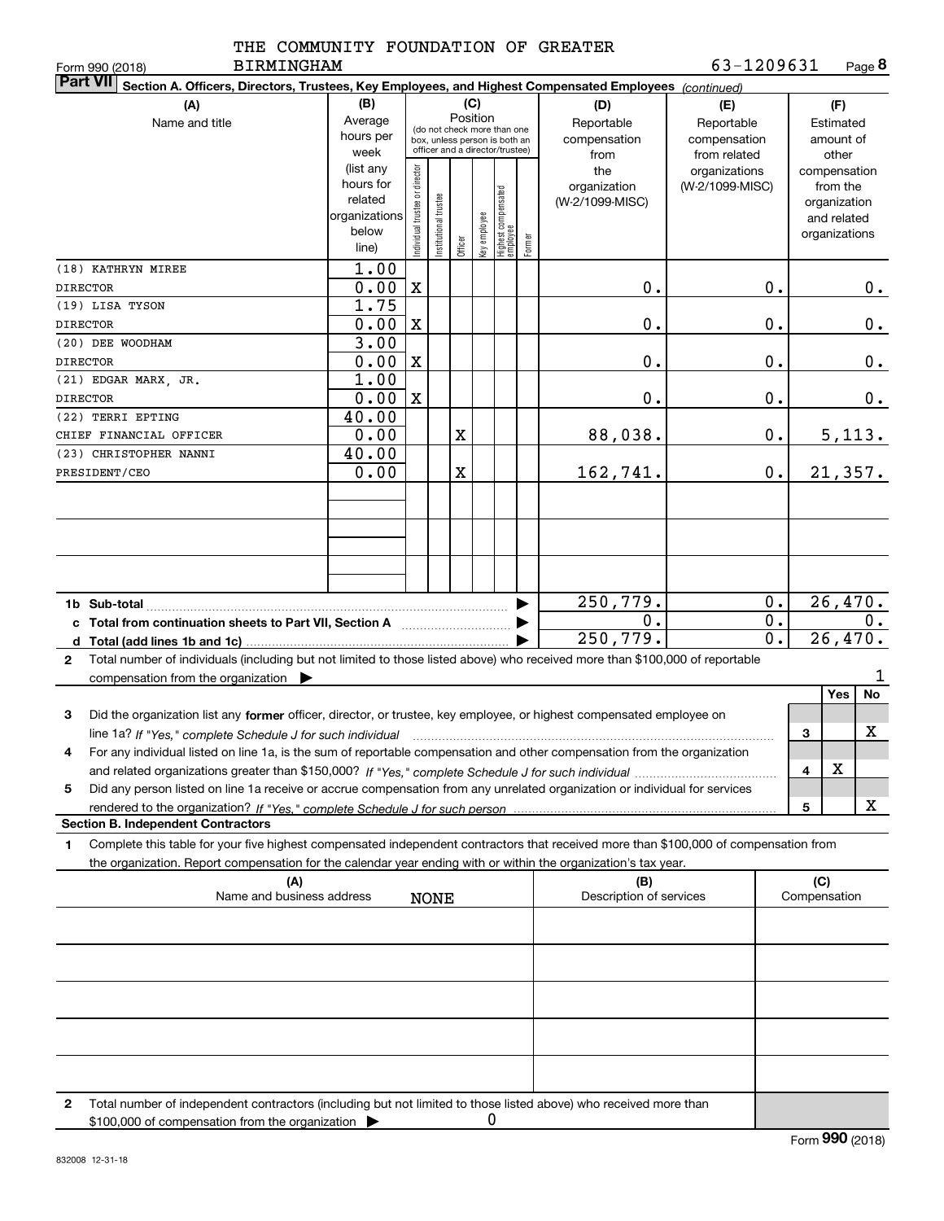THE COMMUNITY FOUNDATION OF GREATER BIRMINGHAM

Form 990 (2018) 63-1209631

**Part VII** **Section A. Officers, Directors, Trustees, Key Employees, and Highest Compensated Employees** *(continued)*

| (A) Name and title | (B) Average hours per week (list any hours for related organizations below line) | (C) Position: Individual trustee or director | Institutional trustee | Officer | Key employee | Highest compensated employee | Former | (D) Reportable compensation from the organization (W-2/1099-MISC) | (E) Reportable compensation from related organizations (W-2/1099-MISC) | (F) Estimated amount of other compensation from the organization and related organizations |
|---|---|---|---|---|---|---|---|---|---|---|
| (18) KATHRYN MIREE<br>DIRECTOR | 1.00<br>0.00 | X | | | | | | 0. | 0. | 0. |
| (19) LISA TYSON<br>DIRECTOR | 1.75<br>0.00 | X | | | | | | 0. | 0. | 0. |
| (20) DEE WOODHAM<br>DIRECTOR | 3.00<br>0.00 | X | | | | | | 0. | 0. | 0. |
| (21) EDGAR MARX, JR.<br>DIRECTOR | 1.00<br>0.00 | X | | | | | | 0. | 0. | 0. |
| (22) TERRI EPTING<br>CHIEF FINANCIAL OFFICER | 40.00<br>0.00 | | | X | | | | 88,038. | 0. | 5,113. |
| (23) CHRISTOPHER NANNI<br>PRESIDENT/CEO | 40.00<br>0.00 | | | X | | | | 162,741. | 0. | 21,357. |
| 1b Sub-total | | | | | | | | 250,779. | 0. | 26,470. |
| c Total from continuation sheets to Part VII, Section A | | | | | | | | 0. | 0. | 0. |
| d Total (add lines 1b and 1c) | | | | | | | | 250,779. | 0. | 26,470. |

2 Total number of individuals (including but not limited to those listed above) who received more than $100,000 of reportable compensation from the organization ▶ 1

| | | Yes | No |
|---|---|---|---|
| 3 Did the organization list any **former** officer, director, or trustee, key employee, or highest compensated employee on line 1a? *If "Yes," complete Schedule J for such individual* | 3 | | X |
| 4 For any individual listed on line 1a, is the sum of reportable compensation and other compensation from the organization and related organizations greater than $150,000? *If "Yes," complete Schedule J for such individual* | 4 | X | |
| 5 Did any person listed on line 1a receive or accrue compensation from any unrelated organization or individual for services rendered to the organization? *If "Yes," complete Schedule J for such person* | 5 | | X |

**Section B. Independent Contractors**

1 Complete this table for your five highest compensated independent contractors that received more than $100,000 of compensation from the organization. Report compensation for the calendar year ending with or within the organization's tax year.

| (A) Name and business address | (B) Description of services | (C) Compensation |
|---|---|---|
| NONE | | |
| | | |
| | | |
| | | |
| | | |

2 Total number of independent contractors (including but not limited to those listed above) who received more than $100,000 of compensation from the organization ▶ 0

Form **990** (2018)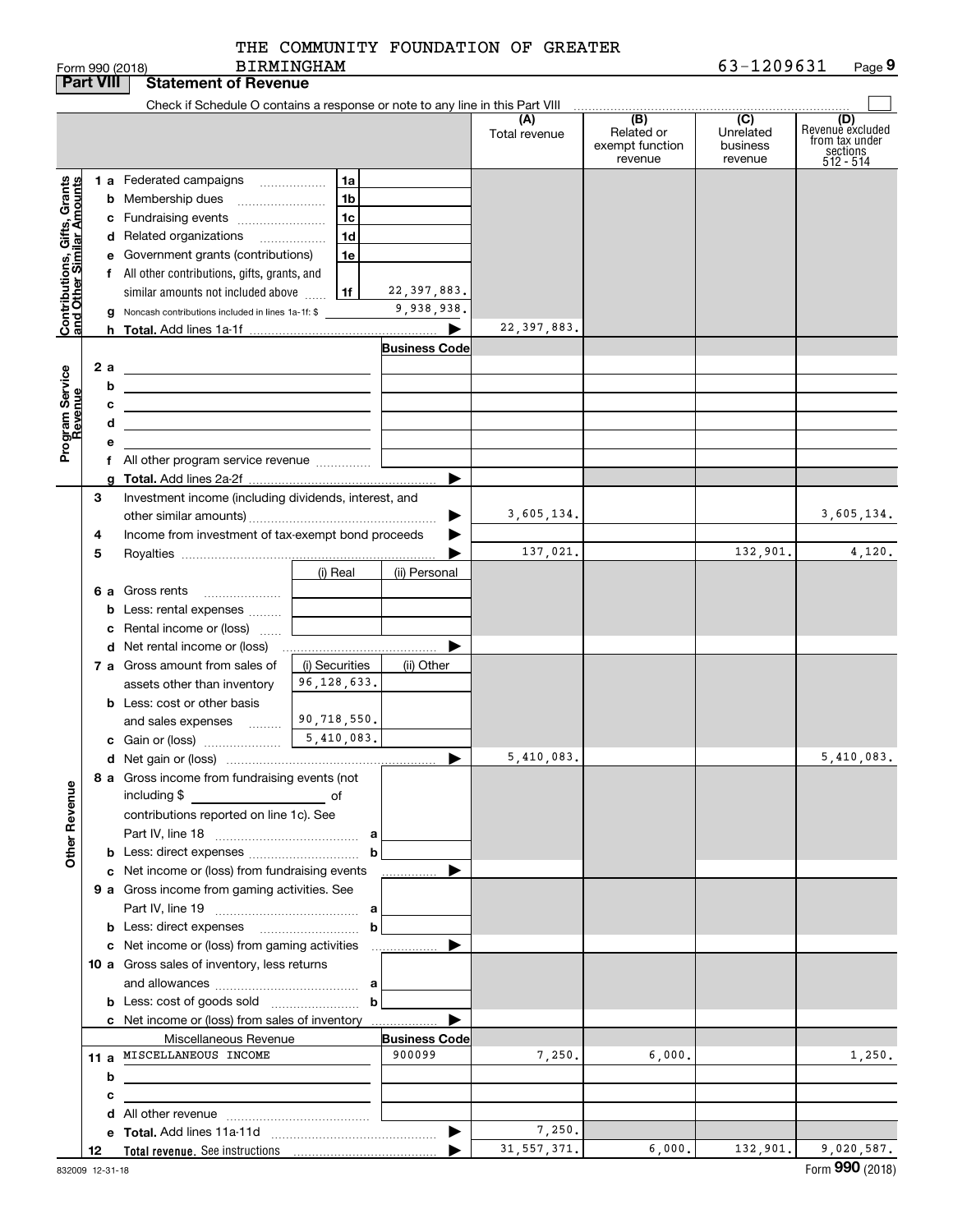THE COMMUNITY FOUNDATION OF GREATER BIRMINGHAM

Form 990 (2018) 63-1209631

## Part VIII Statement of Revenue

Check if Schedule O contains a response or note to any line in this Part VIII

| | | | (A) Total revenue | (B) Related or exempt function revenue | (C) Unrelated business revenue | (D) Revenue excluded from tax under sections 512 - 514 |
|---|---|---|---|---|---|---|
| **Contributions, Gifts, Grants and Other Similar Amounts** | | | | | | |
| 1 a | Federated campaigns | 1a | | | | |
| b | Membership dues | 1b | | | | |
| c | Fundraising events | 1c | | | | |
| d | Related organizations | 1d | | | | |
| e | Government grants (contributions) | 1e | | | | |
| f | All other contributions, gifts, grants, and similar amounts not included above | 1f 22,397,883. | | | | |
| g | Noncash contributions included in lines 1a-1f: $ | 9,938,938. | | | | |
| h | **Total.** Add lines 1a-1f | ▶ | 22,397,883. | | | |
| **Program Service Revenue** | | Business Code | | | | |
| 2 a | | | | | | |
| b | | | | | | |
| c | | | | | | |
| d | | | | | | |
| e | | | | | | |
| f | All other program service revenue | | | | | |
| g | **Total.** Add lines 2a-2f | ▶ | | | | |
| **Other Revenue** | | | | | | |
| 3 | Investment income (including dividends, interest, and other similar amounts) | ▶ | 3,605,134. | | | 3,605,134. |
| 4 | Income from investment of tax-exempt bond proceeds | ▶ | | | | |
| 5 | Royalties | ▶ | 137,021. | | 132,901. | 4,120. |
| | | (i) Real / (ii) Personal | | | | |
| 6 a | Gross rents | | | | | |
| b | Less: rental expenses | | | | | |
| c | Rental income or (loss) | | | | | |
| d | Net rental income or (loss) | ▶ | | | | |
| | | (i) Securities / (ii) Other | | | | |
| 7 a | Gross amount from sales of assets other than inventory | 96,128,633. | | | | |
| b | Less: cost or other basis and sales expenses | 90,718,550. | | | | |
| c | Gain or (loss) | 5,410,083. | | | | |
| d | Net gain or (loss) | ▶ | 5,410,083. | | | 5,410,083. |
| 8 a | Gross income from fundraising events (not including $ ____ of contributions reported on line 1c). See Part IV, line 18 | a | | | | |
| b | Less: direct expenses | b | | | | |
| c | Net income or (loss) from fundraising events | ▶ | | | | |
| 9 a | Gross income from gaming activities. See Part IV, line 19 | a | | | | |
| b | Less: direct expenses | b | | | | |
| c | Net income or (loss) from gaming activities | ▶ | | | | |
| 10 a | Gross sales of inventory, less returns and allowances | a | | | | |
| b | Less: cost of goods sold | b | | | | |
| c | Net income or (loss) from sales of inventory | ▶ | | | | |
| | Miscellaneous Revenue | Business Code | | | | |
| 11 a | MISCELLANEOUS INCOME | 900099 | 7,250. | 6,000. | | 1,250. |
| b | | | | | | |
| c | | | | | | |
| d | All other revenue | | | | | |
| e | **Total.** Add lines 11a-11d | ▶ | 7,250. | | | |
| 12 | **Total revenue.** See instructions | ▶ | 31,557,371. | 6,000. | 132,901. | 9,020,587. |

832009 12-31-18 Form **990** (2018)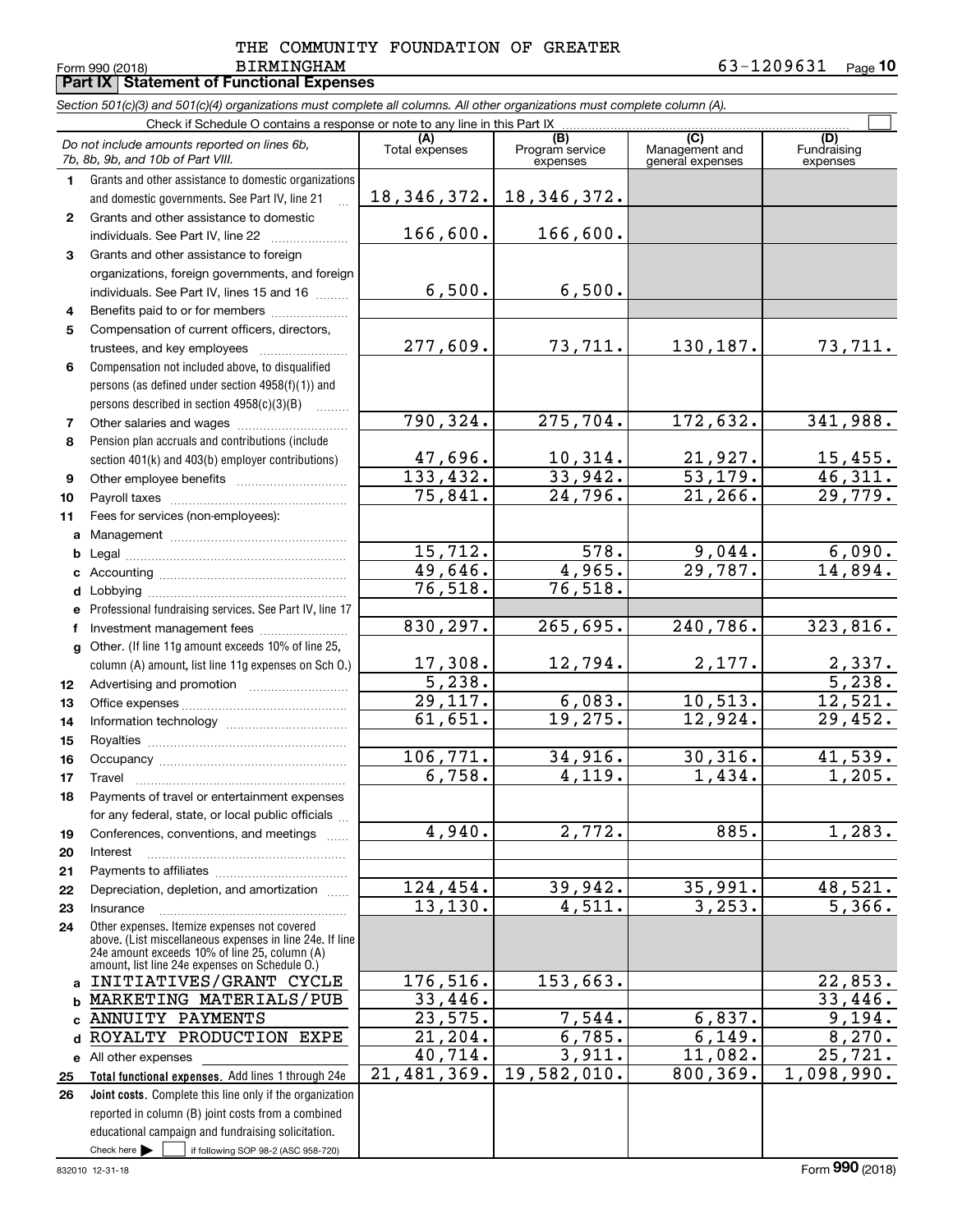THE COMMUNITY FOUNDATION OF GREATER BIRMINGHAM

Form 990 (2018) 63-1209631

**Part IX | Statement of Functional Expenses**

*Section 501(c)(3) and 501(c)(4) organizations must complete all columns. All other organizations must complete column (A).*

Check if Schedule O contains a response or note to any line in this Part IX ☐

| | *Do not include amounts reported on lines 6b, 7b, 8b, 9b, and 10b of Part VIII.* | (A) Total expenses | (B) Program service expenses | (C) Management and general expenses | (D) Fundraising expenses |
|---|---|---|---|---|---|
| 1 | Grants and other assistance to domestic organizations and domestic governments. See Part IV, line 21 | 18,346,372. | 18,346,372. | | |
| 2 | Grants and other assistance to domestic individuals. See Part IV, line 22 | 166,600. | 166,600. | | |
| 3 | Grants and other assistance to foreign organizations, foreign governments, and foreign individuals. See Part IV, lines 15 and 16 | 6,500. | 6,500. | | |
| 4 | Benefits paid to or for members | | | | |
| 5 | Compensation of current officers, directors, trustees, and key employees | 277,609. | 73,711. | 130,187. | 73,711. |
| 6 | Compensation not included above, to disqualified persons (as defined under section 4958(f)(1)) and persons described in section 4958(c)(3)(B) | | | | |
| 7 | Other salaries and wages | 790,324. | 275,704. | 172,632. | 341,988. |
| 8 | Pension plan accruals and contributions (include section 401(k) and 403(b) employer contributions) | 47,696. | 10,314. | 21,927. | 15,455. |
| 9 | Other employee benefits | 133,432. | 33,942. | 53,179. | 46,311. |
| 10 | Payroll taxes | 75,841. | 24,796. | 21,266. | 29,779. |
| 11 | Fees for services (non-employees): | | | | |
| a | Management | | | | |
| b | Legal | 15,712. | 578. | 9,044. | 6,090. |
| c | Accounting | 49,646. | 4,965. | 29,787. | 14,894. |
| d | Lobbying | 76,518. | 76,518. | | |
| e | Professional fundraising services. See Part IV, line 17 | | | | |
| f | Investment management fees | 830,297. | 265,695. | 240,786. | 323,816. |
| g | Other. (If line 11g amount exceeds 10% of line 25, column (A) amount, list line 11g expenses on Sch O.) | 17,308. | 12,794. | 2,177. | 2,337. |
| 12 | Advertising and promotion | 5,238. | | | 5,238. |
| 13 | Office expenses | 29,117. | 6,083. | 10,513. | 12,521. |
| 14 | Information technology | 61,651. | 19,275. | 12,924. | 29,452. |
| 15 | Royalties | | | | |
| 16 | Occupancy | 106,771. | 34,916. | 30,316. | 41,539. |
| 17 | Travel | 6,758. | 4,119. | 1,434. | 1,205. |
| 18 | Payments of travel or entertainment expenses for any federal, state, or local public officials | | | | |
| 19 | Conferences, conventions, and meetings | 4,940. | 2,772. | 885. | 1,283. |
| 20 | Interest | | | | |
| 21 | Payments to affiliates | | | | |
| 22 | Depreciation, depletion, and amortization | 124,454. | 39,942. | 35,991. | 48,521. |
| 23 | Insurance | 13,130. | 4,511. | 3,253. | 5,366. |
| 24 | Other expenses. Itemize expenses not covered above. (List miscellaneous expenses in line 24e. If line 24e amount exceeds 10% of line 25, column (A) amount, list line 24e expenses on Schedule O.) | | | | |
| a | INITIATIVES/GRANT CYCLE | 176,516. | 153,663. | | 22,853. |
| b | MARKETING MATERIALS/PUB | 33,446. | | | 33,446. |
| c | ANNUITY PAYMENTS | 23,575. | 7,544. | 6,837. | 9,194. |
| d | ROYALTY PRODUCTION EXPE | 21,204. | 6,785. | 6,149. | 8,270. |
| e | All other expenses | 40,714. | 3,911. | 11,082. | 25,721. |
| 25 | **Total functional expenses.** Add lines 1 through 24e | 21,481,369. | 19,582,010. | 800,369. | 1,098,990. |
| 26 | **Joint costs.** Complete this line only if the organization reported in column (B) joint costs from a combined educational campaign and fundraising solicitation. Check here ▶ ☐ if following SOP 98-2 (ASC 958-720) | | | | |

832010 12-31-18 Form **990** (2018)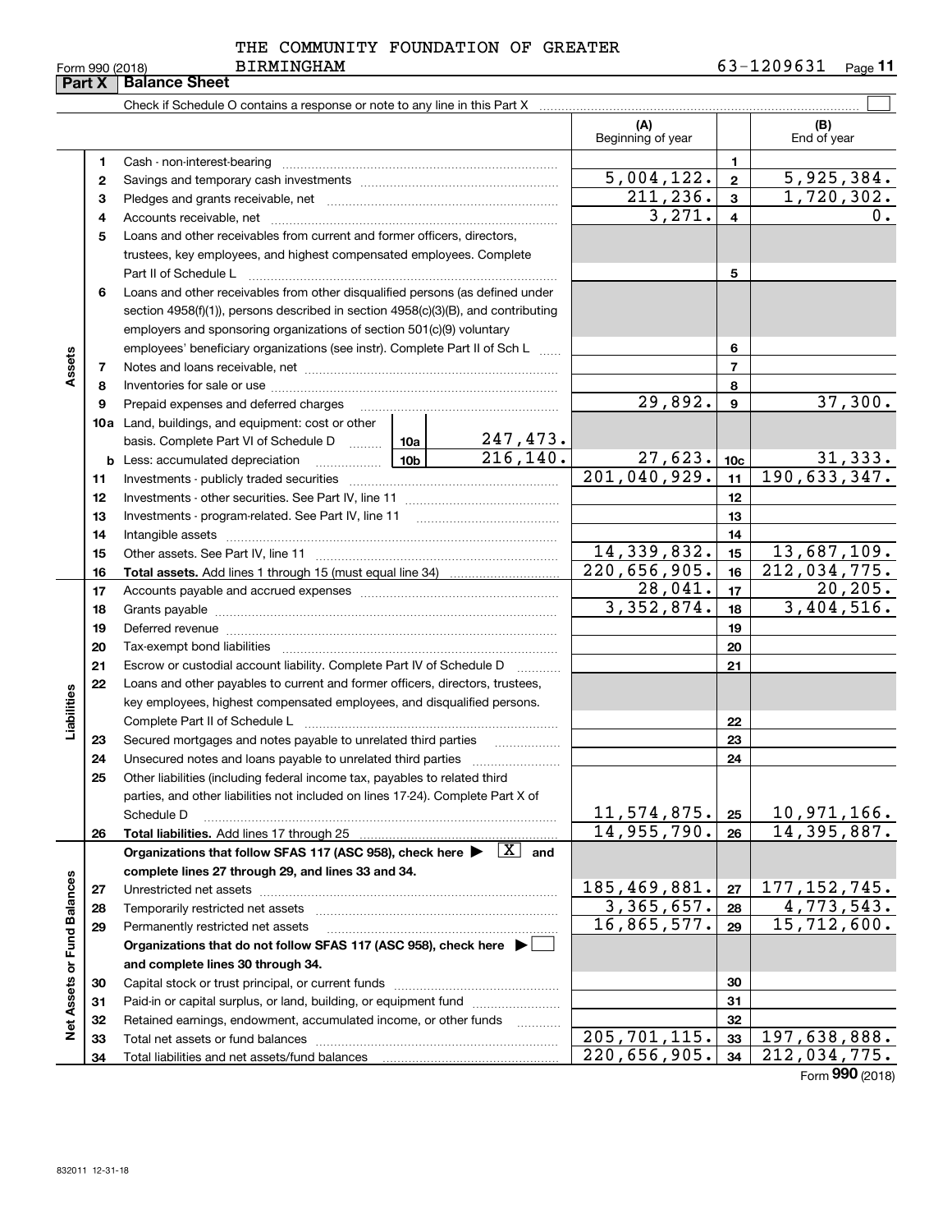THE COMMUNITY FOUNDATION OF GREATER BIRMINGHAM

Form 990 (2018) 63-1209631 Page 11

## Part X Balance Sheet

Check if Schedule O contains a response or note to any line in this Part X

| | | Description | | (A) Beginning of year | | (B) End of year |
|---|---|---|---|---|---|---|
| Assets | 1 | Cash - non-interest-bearing | | | 1 | |
| | 2 | Savings and temporary cash investments | | 5,004,122. | 2 | 5,925,384. |
| | 3 | Pledges and grants receivable, net | | 211,236. | 3 | 1,720,302. |
| | 4 | Accounts receivable, net | | 3,271. | 4 | 0. |
| | 5 | Loans and other receivables from current and former officers, directors, trustees, key employees, and highest compensated employees. Complete Part II of Schedule L | | | 5 | |
| | 6 | Loans and other receivables from other disqualified persons (as defined under section 4958(f)(1)), persons described in section 4958(c)(3)(B), and contributing employers and sponsoring organizations of section 501(c)(9) voluntary employees' beneficiary organizations (see instr). Complete Part II of Sch L | | | 6 | |
| | 7 | Notes and loans receivable, net | | | 7 | |
| | 8 | Inventories for sale or use | | | 8 | |
| | 9 | Prepaid expenses and deferred charges | | 29,892. | 9 | 37,300. |
| | 10a | Land, buildings, and equipment: cost or other basis. Complete Part VI of Schedule D | 10a 247,473. | | | |
| | b | Less: accumulated depreciation | 10b 216,140. | 27,623. | 10c | 31,333. |
| | 11 | Investments - publicly traded securities | | 201,040,929. | 11 | 190,633,347. |
| | 12 | Investments - other securities. See Part IV, line 11 | | | 12 | |
| | 13 | Investments - program-related. See Part IV, line 11 | | | 13 | |
| | 14 | Intangible assets | | | 14 | |
| | 15 | Other assets. See Part IV, line 11 | | 14,339,832. | 15 | 13,687,109. |
| | 16 | **Total assets.** Add lines 1 through 15 (must equal line 34) | | 220,656,905. | 16 | 212,034,775. |
| Liabilities | 17 | Accounts payable and accrued expenses | | 28,041. | 17 | 20,205. |
| | 18 | Grants payable | | 3,352,874. | 18 | 3,404,516. |
| | 19 | Deferred revenue | | | 19 | |
| | 20 | Tax-exempt bond liabilities | | | 20 | |
| | 21 | Escrow or custodial account liability. Complete Part IV of Schedule D | | | 21 | |
| | 22 | Loans and other payables to current and former officers, directors, trustees, key employees, highest compensated employees, and disqualified persons. Complete Part II of Schedule L | | | 22 | |
| | 23 | Secured mortgages and notes payable to unrelated third parties | | | 23 | |
| | 24 | Unsecured notes and loans payable to unrelated third parties | | | 24 | |
| | 25 | Other liabilities (including federal income tax, payables to related third parties, and other liabilities not included on lines 17-24). Complete Part X of Schedule D | | 11,574,875. | 25 | 10,971,166. |
| | 26 | **Total liabilities.** Add lines 17 through 25 | | 14,955,790. | 26 | 14,395,887. |
| Net Assets or Fund Balances | | **Organizations that follow SFAS 117 (ASC 958), check here ▶ [X] and complete lines 27 through 29, and lines 33 and 34.** | | | | |
| | 27 | Unrestricted net assets | | 185,469,881. | 27 | 177,152,745. |
| | 28 | Temporarily restricted net assets | | 3,365,657. | 28 | 4,773,543. |
| | 29 | Permanently restricted net assets | | 16,865,577. | 29 | 15,712,600. |
| | | **Organizations that do not follow SFAS 117 (ASC 958), check here ▶ [ ] and complete lines 30 through 34.** | | | | |
| | 30 | Capital stock or trust principal, or current funds | | | 30 | |
| | 31 | Paid-in or capital surplus, or land, building, or equipment fund | | | 31 | |
| | 32 | Retained earnings, endowment, accumulated income, or other funds | | | 32 | |
| | 33 | Total net assets or fund balances | | 205,701,115. | 33 | 197,638,888. |
| | 34 | Total liabilities and net assets/fund balances | | 220,656,905. | 34 | 212,034,775. |

Form **990** (2018)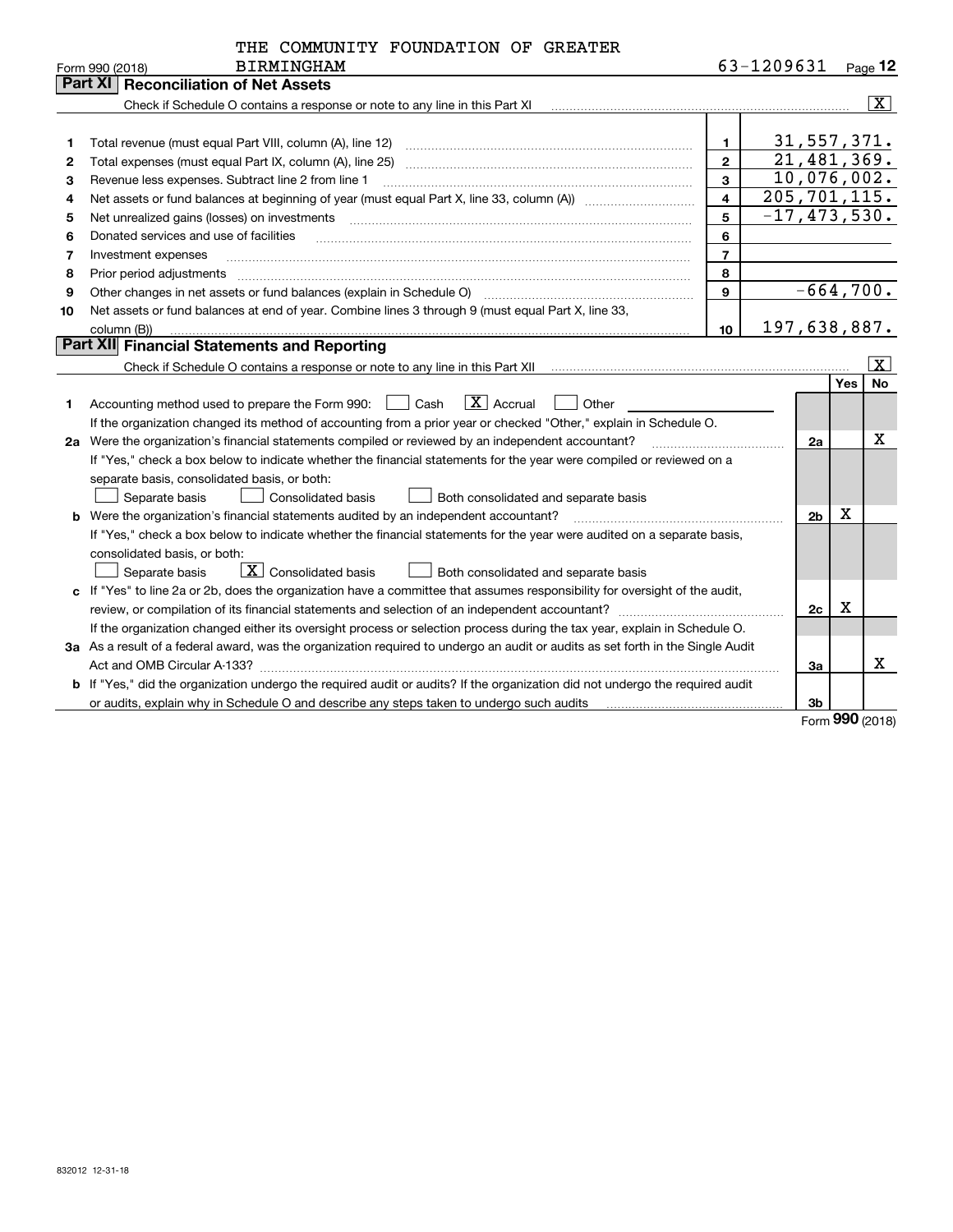THE COMMUNITY FOUNDATION OF GREATER BIRMINGHAM

Form 990 (2018) 63-1209631

## Part XI Reconciliation of Net Assets

Check if Schedule O contains a response or note to any line in this Part XI [X]

| | | | |
|---|---|---|---|
| 1 | Total revenue (must equal Part VIII, column (A), line 12) | 1 | 31,557,371. |
| 2 | Total expenses (must equal Part IX, column (A), line 25) | 2 | 21,481,369. |
| 3 | Revenue less expenses. Subtract line 2 from line 1 | 3 | 10,076,002. |
| 4 | Net assets or fund balances at beginning of year (must equal Part X, line 33, column (A)) | 4 | 205,701,115. |
| 5 | Net unrealized gains (losses) on investments | 5 | -17,473,530. |
| 6 | Donated services and use of facilities | 6 | |
| 7 | Investment expenses | 7 | |
| 8 | Prior period adjustments | 8 | |
| 9 | Other changes in net assets or fund balances (explain in Schedule O) | 9 | -664,700. |
| 10 | Net assets or fund balances at end of year. Combine lines 3 through 9 (must equal Part X, line 33, column (B)) | 10 | 197,638,887. |

## Part XII Financial Statements and Reporting

Check if Schedule O contains a response or note to any line in this Part XII [X]

| | | | Yes | No |
|---|---|---|---|---|
| 1 | Accounting method used to prepare the Form 990: [ ] Cash [X] Accrual [ ] Other<br>If the organization changed its method of accounting from a prior year or checked "Other," explain in Schedule O. | | | |
| 2a | Were the organization's financial statements compiled or reviewed by an independent accountant?<br>If "Yes," check a box below to indicate whether the financial statements for the year were compiled or reviewed on a separate basis, consolidated basis, or both:<br>[ ] Separate basis [ ] Consolidated basis [ ] Both consolidated and separate basis | 2a | | X |
| b | Were the organization's financial statements audited by an independent accountant?<br>If "Yes," check a box below to indicate whether the financial statements for the year were audited on a separate basis, consolidated basis, or both:<br>[ ] Separate basis [X] Consolidated basis [ ] Both consolidated and separate basis | 2b | X | |
| c | If "Yes" to line 2a or 2b, does the organization have a committee that assumes responsibility for oversight of the audit, review, or compilation of its financial statements and selection of an independent accountant?<br>If the organization changed either its oversight process or selection process during the tax year, explain in Schedule O. | 2c | X | |
| 3a | As a result of a federal award, was the organization required to undergo an audit or audits as set forth in the Single Audit Act and OMB Circular A-133? | 3a | | X |
| b | If "Yes," did the organization undergo the required audit or audits? If the organization did not undergo the required audit or audits, explain why in Schedule O and describe any steps taken to undergo such audits | 3b | | |

Form 990 (2018)

832012 12-31-18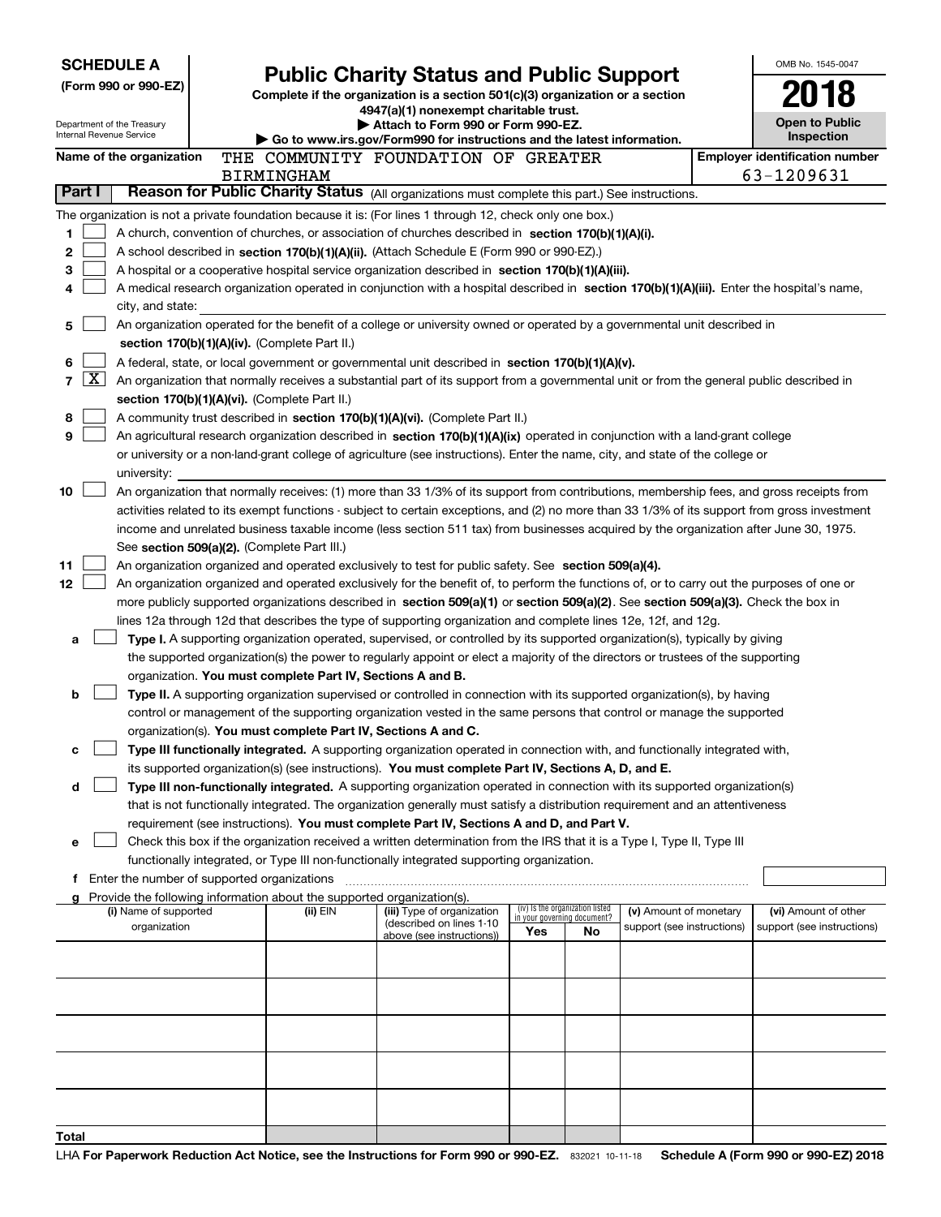**SCHEDULE A**
**(Form 990 or 990-EZ)**

Department of the Treasury
Internal Revenue Service

# Public Charity Status and Public Support

**Complete if the organization is a section 501(c)(3) organization or a section 4947(a)(1) nonexempt charitable trust.**
**▶ Attach to Form 990 or Form 990-EZ.**
**▶ Go to www.irs.gov/Form990 for instructions and the latest information.**

OMB No. 1545-0047

**2018**

**Open to Public Inspection**

**Name of the organization** THE COMMUNITY FOUNDATION OF GREATER BIRMINGHAM

**Employer identification number** 63-1209631

**Part I — Reason for Public Charity Status** (All organizations must complete this part.) See instructions.

The organization is not a private foundation because it is: (For lines 1 through 12, check only one box.)

1. ☐ A church, convention of churches, or association of churches described in **section 170(b)(1)(A)(i).**
2. ☐ A school described in **section 170(b)(1)(A)(ii).** (Attach Schedule E (Form 990 or 990-EZ).)
3. ☐ A hospital or a cooperative hospital service organization described in **section 170(b)(1)(A)(iii).**
4. ☐ A medical research organization operated in conjunction with a hospital described in **section 170(b)(1)(A)(iii).** Enter the hospital's name, city, and state: 
5. ☐ An organization operated for the benefit of a college or university owned or operated by a governmental unit described in **section 170(b)(1)(A)(iv).** (Complete Part II.)
6. ☐ A federal, state, or local government or governmental unit described in **section 170(b)(1)(A)(v).**
7. ☒ An organization that normally receives a substantial part of its support from a governmental unit or from the general public described in **section 170(b)(1)(A)(vi).** (Complete Part II.)
8. ☐ A community trust described in **section 170(b)(1)(A)(vi).** (Complete Part II.)
9. ☐ An agricultural research organization described in **section 170(b)(1)(A)(ix)** operated in conjunction with a land-grant college or university or a non-land-grant college of agriculture (see instructions). Enter the name, city, and state of the college or university: 
10. ☐ An organization that normally receives: (1) more than 33 1/3% of its support from contributions, membership fees, and gross receipts from activities related to its exempt functions - subject to certain exceptions, and (2) no more than 33 1/3% of its support from gross investment income and unrelated business taxable income (less section 511 tax) from businesses acquired by the organization after June 30, 1975. See **section 509(a)(2).** (Complete Part III.)
11. ☐ An organization organized and operated exclusively to test for public safety. See **section 509(a)(4).**
12. ☐ An organization organized and operated exclusively for the benefit of, to perform the functions of, or to carry out the purposes of one or more publicly supported organizations described in **section 509(a)(1)** or **section 509(a)(2)**. See **section 509(a)(3).** Check the box in lines 12a through 12d that describes the type of supporting organization and complete lines 12e, 12f, and 12g.
   - **a** ☐ **Type I.** A supporting organization operated, supervised, or controlled by its supported organization(s), typically by giving the supported organization(s) the power to regularly appoint or elect a majority of the directors or trustees of the supporting organization. **You must complete Part IV, Sections A and B.**
   - **b** ☐ **Type II.** A supporting organization supervised or controlled in connection with its supported organization(s), by having control or management of the supporting organization vested in the same persons that control or manage the supported organization(s). **You must complete Part IV, Sections A and C.**
   - **c** ☐ **Type III functionally integrated.** A supporting organization operated in connection with, and functionally integrated with, its supported organization(s) (see instructions). **You must complete Part IV, Sections A, D, and E.**
   - **d** ☐ **Type III non-functionally integrated.** A supporting organization operated in connection with its supported organization(s) that is not functionally integrated. The organization generally must satisfy a distribution requirement and an attentiveness requirement (see instructions). **You must complete Part IV, Sections A and D, and Part V.**
   - **e** ☐ Check this box if the organization received a written determination from the IRS that it is a Type I, Type II, Type III functionally integrated, or Type III non-functionally integrated supporting organization.
   - **f** Enter the number of supported organizations
   - **g** Provide the following information about the supported organization(s).

| (i) Name of supported organization | (ii) EIN | (iii) Type of organization (described on lines 1-10 above (see instructions)) | (iv) Is the organization listed in your governing document? Yes | No | (v) Amount of monetary support (see instructions) | (vi) Amount of other support (see instructions) |
|---|---|---|---|---|---|---|
| | | | | | | |
| | | | | | | |
| | | | | | | |
| | | | | | | |
| | | | | | | |
| **Total** | | | | | | |

LHA **For Paperwork Reduction Act Notice, see the Instructions for Form 990 or 990-EZ.** 832021 10-11-18 **Schedule A (Form 990 or 990-EZ) 2018**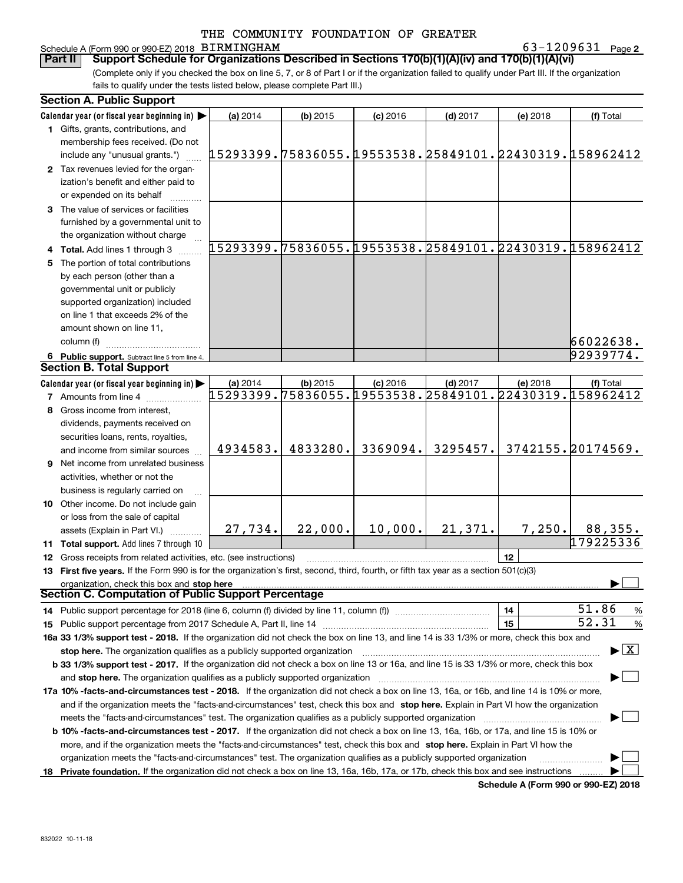THE COMMUNITY FOUNDATION OF GREATER BIRMINGHAM

Schedule A (Form 990 or 990-EZ) 2018 — 63-1209631 — Page 2

## Part II — Support Schedule for Organizations Described in Sections 170(b)(1)(A)(iv) and 170(b)(1)(A)(vi)

(Complete only if you checked the box on line 5, 7, or 8 of Part I or if the organization failed to qualify under Part III. If the organization fails to qualify under the tests listed below, please complete Part III.)

### Section A. Public Support

| Calendar year (or fiscal year beginning in) ▶ | (a) 2014 | (b) 2015 | (c) 2016 | (d) 2017 | (e) 2018 | (f) Total |
|---|---|---|---|---|---|---|
| 1 Gifts, grants, contributions, and membership fees received. (Do not include any "unusual grants.") | 15293399. | 75836055. | 19553538. | 25849101. | 22430319. | 158962412 |
| 2 Tax revenues levied for the organization's benefit and either paid to or expended on its behalf | | | | | | |
| 3 The value of services or facilities furnished by a governmental unit to the organization without charge | | | | | | |
| 4 Total. Add lines 1 through 3 | 15293399. | 75836055. | 19553538. | 25849101. | 22430319. | 158962412 |
| 5 The portion of total contributions by each person (other than a governmental unit or publicly supported organization) included on line 1 that exceeds 2% of the amount shown on line 11, column (f) | | | | | | 66022638. |
| 6 Public support. Subtract line 5 from line 4. | | | | | | 92939774. |

### Section B. Total Support

| Calendar year (or fiscal year beginning in) ▶ | (a) 2014 | (b) 2015 | (c) 2016 | (d) 2017 | (e) 2018 | (f) Total |
|---|---|---|---|---|---|---|
| 7 Amounts from line 4 | 15293399. | 75836055. | 19553538. | 25849101. | 22430319. | 158962412 |
| 8 Gross income from interest, dividends, payments received on securities loans, rents, royalties, and income from similar sources | 4934583. | 4833280. | 3369094. | 3295457. | 3742155. | 20174569. |
| 9 Net income from unrelated business activities, whether or not the business is regularly carried on | | | | | | |
| 10 Other income. Do not include gain or loss from the sale of capital assets (Explain in Part VI.) | 27,734. | 22,000. | 10,000. | 21,371. | 7,250. | 88,355. |
| 11 Total support. Add lines 7 through 10 | | | | | | 179225336 |

12 Gross receipts from related activities, etc. (see instructions) | 12 |

13 **First five years.** If the Form 990 is for the organization's first, second, third, fourth, or fifth tax year as a section 501(c)(3) organization, check this box and **stop here** ▶ ☐

### Section C. Computation of Public Support Percentage

14 Public support percentage for 2018 (line 6, column (f) divided by line 11, column (f)) | 14 | 51.86 %

15 Public support percentage from 2017 Schedule A, Part II, line 14 | 15 | 52.31 %

**16a 33 1/3% support test - 2018.** If the organization did not check the box on line 13, and line 14 is 33 1/3% or more, check this box and **stop here.** The organization qualifies as a publicly supported organization ▶ ☒

**b 33 1/3% support test - 2017.** If the organization did not check a box on line 13 or 16a, and line 15 is 33 1/3% or more, check this box and **stop here.** The organization qualifies as a publicly supported organization ▶ ☐

**17a 10% -facts-and-circumstances test - 2018.** If the organization did not check a box on line 13, 16a, or 16b, and line 14 is 10% or more, and if the organization meets the "facts-and-circumstances" test, check this box and **stop here.** Explain in Part VI how the organization meets the "facts-and-circumstances" test. The organization qualifies as a publicly supported organization ▶ ☐

**b 10% -facts-and-circumstances test - 2017.** If the organization did not check a box on line 13, 16a, 16b, or 17a, and line 15 is 10% or more, and if the organization meets the "facts-and-circumstances" test, check this box and **stop here.** Explain in Part VI how the organization meets the "facts-and-circumstances" test. The organization qualifies as a publicly supported organization ▶ ☐

**18 Private foundation.** If the organization did not check a box on line 13, 16a, 16b, 17a, or 17b, check this box and see instructions ▶ ☐

**Schedule A (Form 990 or 990-EZ) 2018**

832022 10-11-18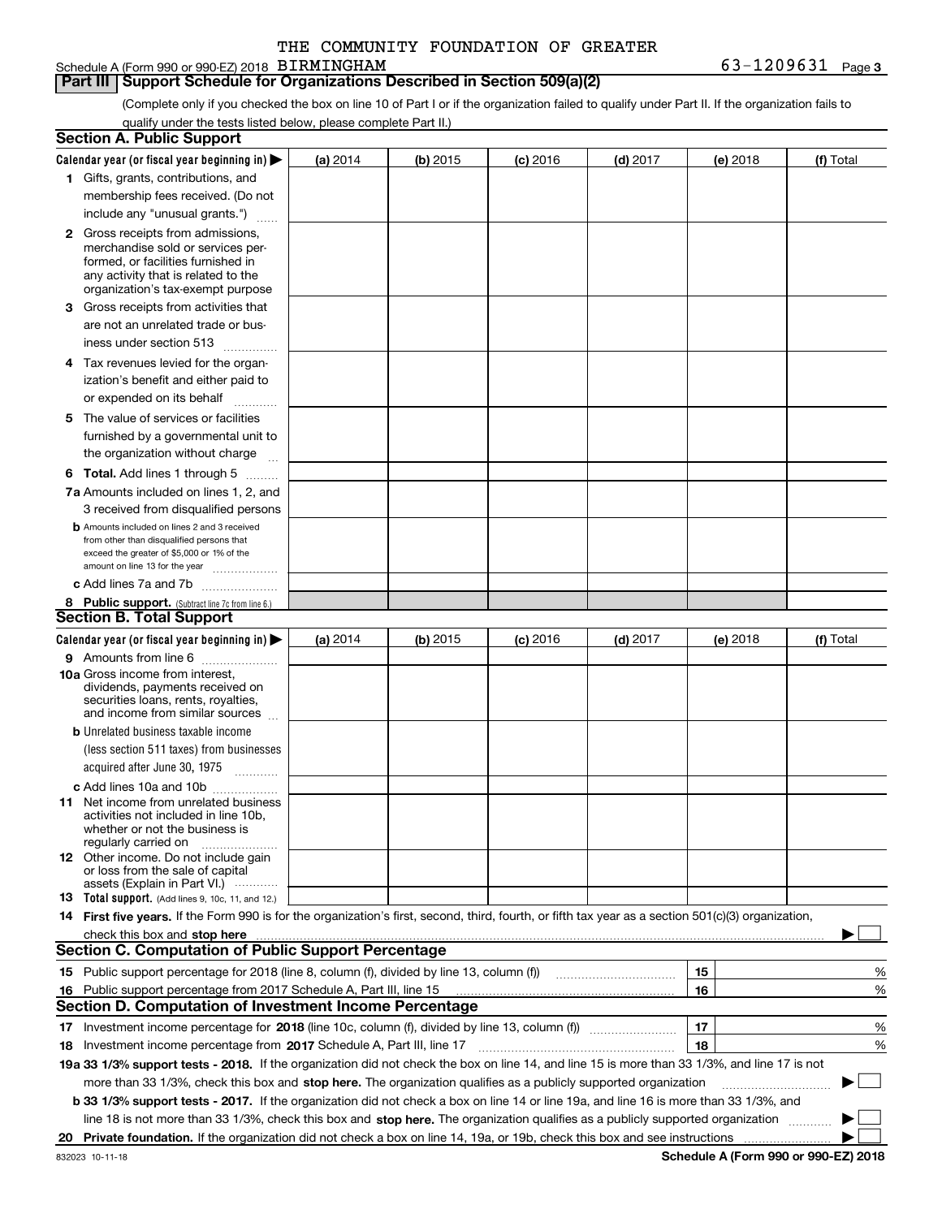THE COMMUNITY FOUNDATION OF GREATER

Schedule A (Form 990 or 990-EZ) 2018 BIRMINGHAM 63-1209631 Page 3

## Part III Support Schedule for Organizations Described in Section 509(a)(2)

(Complete only if you checked the box on line 10 of Part I or if the organization failed to qualify under Part II. If the organization fails to qualify under the tests listed below, please complete Part II.)

### Section A. Public Support

| Calendar year (or fiscal year beginning in) ▶ | (a) 2014 | (b) 2015 | (c) 2016 | (d) 2017 | (e) 2018 | (f) Total |
|---|---|---|---|---|---|---|
| **1** Gifts, grants, contributions, and membership fees received. (Do not include any "unusual grants.") | | | | | | |
| **2** Gross receipts from admissions, merchandise sold or services performed, or facilities furnished in any activity that is related to the organization's tax-exempt purpose | | | | | | |
| **3** Gross receipts from activities that are not an unrelated trade or business under section 513 | | | | | | |
| **4** Tax revenues levied for the organization's benefit and either paid to or expended on its behalf | | | | | | |
| **5** The value of services or facilities furnished by a governmental unit to the organization without charge | | | | | | |
| **6 Total.** Add lines 1 through 5 | | | | | | |
| **7a** Amounts included on lines 1, 2, and 3 received from disqualified persons | | | | | | |
| **b** Amounts included on lines 2 and 3 received from other than disqualified persons that exceed the greater of $5,000 or 1% of the amount on line 13 for the year | | | | | | |
| **c** Add lines 7a and 7b | | | | | | |
| **8 Public support.** (Subtract line 7c from line 6.) | | | | | | |

### Section B. Total Support

| Calendar year (or fiscal year beginning in) ▶ | (a) 2014 | (b) 2015 | (c) 2016 | (d) 2017 | (e) 2018 | (f) Total |
|---|---|---|---|---|---|---|
| **9** Amounts from line 6 | | | | | | |
| **10a** Gross income from interest, dividends, payments received on securities loans, rents, royalties, and income from similar sources | | | | | | |
| **b** Unrelated business taxable income (less section 511 taxes) from businesses acquired after June 30, 1975 | | | | | | |
| **c** Add lines 10a and 10b | | | | | | |
| **11** Net income from unrelated business activities not included in line 10b, whether or not the business is regularly carried on | | | | | | |
| **12** Other income. Do not include gain or loss from the sale of capital assets (Explain in Part VI.) | | | | | | |
| **13 Total support.** (Add lines 9, 10c, 11, and 12.) | | | | | | |

**14 First five years.** If the Form 990 is for the organization's first, second, third, fourth, or fifth tax year as a section 501(c)(3) organization, check this box and **stop here** ▶ ☐

### Section C. Computation of Public Support Percentage

| | | | |
|---|---|---|---|
| **15** | Public support percentage for 2018 (line 8, column (f), divided by line 13, column (f)) | 15 | % |
| **16** | Public support percentage from 2017 Schedule A, Part III, line 15 | 16 | % |

### Section D. Computation of Investment Income Percentage

| | | | |
|---|---|---|---|
| **17** | Investment income percentage for **2018** (line 10c, column (f), divided by line 13, column (f)) | 17 | % |
| **18** | Investment income percentage from **2017** Schedule A, Part III, line 17 | 18 | % |

**19a 33 1/3% support tests - 2018.** If the organization did not check the box on line 14, and line 15 is more than 33 1/3%, and line 17 is not more than 33 1/3%, check this box and **stop here.** The organization qualifies as a publicly supported organization ▶ ☐

**b 33 1/3% support tests - 2017.** If the organization did not check a box on line 14 or line 19a, and line 16 is more than 33 1/3%, and line 18 is not more than 33 1/3%, check this box and **stop here.** The organization qualifies as a publicly supported organization ▶ ☐

**20 Private foundation.** If the organization did not check a box on line 14, 19a, or 19b, check this box and see instructions ▶ ☐

832023 10-11-18 **Schedule A (Form 990 or 990-EZ) 2018**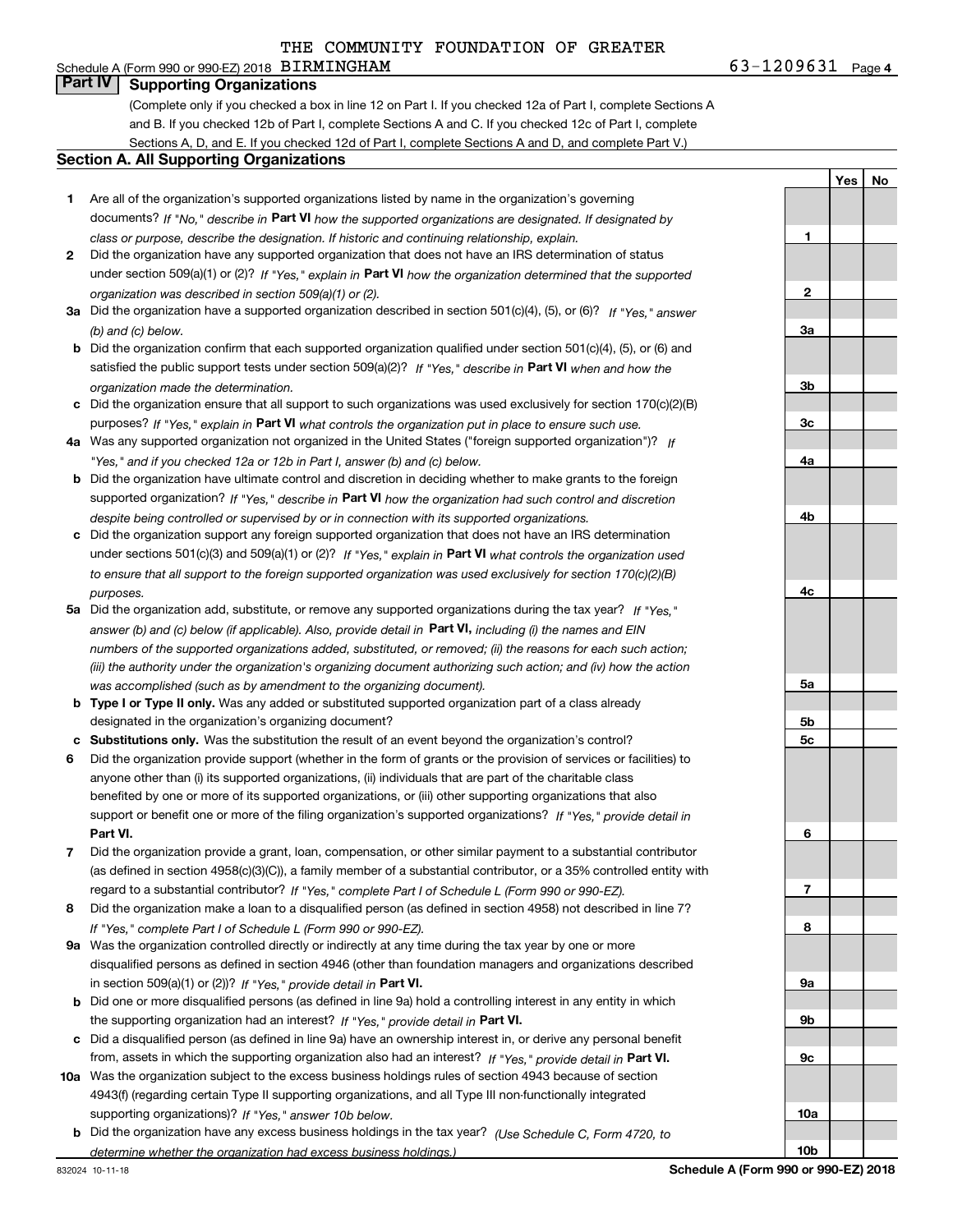THE COMMUNITY FOUNDATION OF GREATER

Schedule A (Form 990 or 990-EZ) 2018 BIRMINGHAM 63-1209631 Page 4

## Part IV Supporting Organizations

(Complete only if you checked a box in line 12 on Part I. If you checked 12a of Part I, complete Sections A and B. If you checked 12b of Part I, complete Sections A and C. If you checked 12c of Part I, complete Sections A, D, and E. If you checked 12d of Part I, complete Sections A and D, and complete Part V.)

### Section A. All Supporting Organizations

| | | Line | Yes | No |
|---|---|---|---|---|
| **1** | Are all of the organization's supported organizations listed by name in the organization's governing documents? *If "No," describe in* **Part VI** *how the supported organizations are designated. If designated by class or purpose, describe the designation. If historic and continuing relationship, explain.* | 1 | | |
| **2** | Did the organization have any supported organization that does not have an IRS determination of status under section 509(a)(1) or (2)? *If "Yes," explain in* **Part VI** *how the organization determined that the supported organization was described in section 509(a)(1) or (2).* | 2 | | |
| **3a** | Did the organization have a supported organization described in section 501(c)(4), (5), or (6)? *If "Yes," answer (b) and (c) below.* | 3a | | |
| **b** | Did the organization confirm that each supported organization qualified under section 501(c)(4), (5), or (6) and satisfied the public support tests under section 509(a)(2)? *If "Yes," describe in* **Part VI** *when and how the organization made the determination.* | 3b | | |
| **c** | Did the organization ensure that all support to such organizations was used exclusively for section 170(c)(2)(B) purposes? *If "Yes," explain in* **Part VI** *what controls the organization put in place to ensure such use.* | 3c | | |
| **4a** | Was any supported organization not organized in the United States ("foreign supported organization")? *If "Yes," and if you checked 12a or 12b in Part I, answer (b) and (c) below.* | 4a | | |
| **b** | Did the organization have ultimate control and discretion in deciding whether to make grants to the foreign supported organization? *If "Yes," describe in* **Part VI** *how the organization had such control and discretion despite being controlled or supervised by or in connection with its supported organizations.* | 4b | | |
| **c** | Did the organization support any foreign supported organization that does not have an IRS determination under sections 501(c)(3) and 509(a)(1) or (2)? *If "Yes," explain in* **Part VI** *what controls the organization used to ensure that all support to the foreign supported organization was used exclusively for section 170(c)(2)(B) purposes.* | 4c | | |
| **5a** | Did the organization add, substitute, or remove any supported organizations during the tax year? *If "Yes," answer (b) and (c) below (if applicable). Also, provide detail in* **Part VI,** *including (i) the names and EIN numbers of the supported organizations added, substituted, or removed; (ii) the reasons for each such action; (iii) the authority under the organization's organizing document authorizing such action; and (iv) how the action was accomplished (such as by amendment to the organizing document).* | 5a | | |
| **b** | **Type I or Type II only.** Was any added or substituted supported organization part of a class already designated in the organization's organizing document? | 5b | | |
| **c** | **Substitutions only.** Was the substitution the result of an event beyond the organization's control? | 5c | | |
| **6** | Did the organization provide support (whether in the form of grants or the provision of services or facilities) to anyone other than (i) its supported organizations, (ii) individuals that are part of the charitable class benefited by one or more of its supported organizations, or (iii) other supporting organizations that also support or benefit one or more of the filing organization's supported organizations? *If "Yes," provide detail in* **Part VI.** | 6 | | |
| **7** | Did the organization provide a grant, loan, compensation, or other similar payment to a substantial contributor (as defined in section 4958(c)(3)(C)), a family member of a substantial contributor, or a 35% controlled entity with regard to a substantial contributor? *If "Yes," complete Part I of Schedule L (Form 990 or 990-EZ).* | 7 | | |
| **8** | Did the organization make a loan to a disqualified person (as defined in section 4958) not described in line 7? *If "Yes," complete Part I of Schedule L (Form 990 or 990-EZ).* | 8 | | |
| **9a** | Was the organization controlled directly or indirectly at any time during the tax year by one or more disqualified persons as defined in section 4946 (other than foundation managers and organizations described in section 509(a)(1) or (2))? *If "Yes," provide detail in* **Part VI.** | 9a | | |
| **b** | Did one or more disqualified persons (as defined in line 9a) hold a controlling interest in any entity in which the supporting organization had an interest? *If "Yes," provide detail in* **Part VI.** | 9b | | |
| **c** | Did a disqualified person (as defined in line 9a) have an ownership interest in, or derive any personal benefit from, assets in which the supporting organization also had an interest? *If "Yes," provide detail in* **Part VI.** | 9c | | |
| **10a** | Was the organization subject to the excess business holdings rules of section 4943 because of section 4943(f) (regarding certain Type II supporting organizations, and all Type III non-functionally integrated supporting organizations)? *If "Yes," answer 10b below.* | 10a | | |
| **b** | Did the organization have any excess business holdings in the tax year? *(Use Schedule C, Form 4720, to determine whether the organization had excess business holdings.)* | 10b | | |

832024 10-11-18 **Schedule A (Form 990 or 990-EZ) 2018**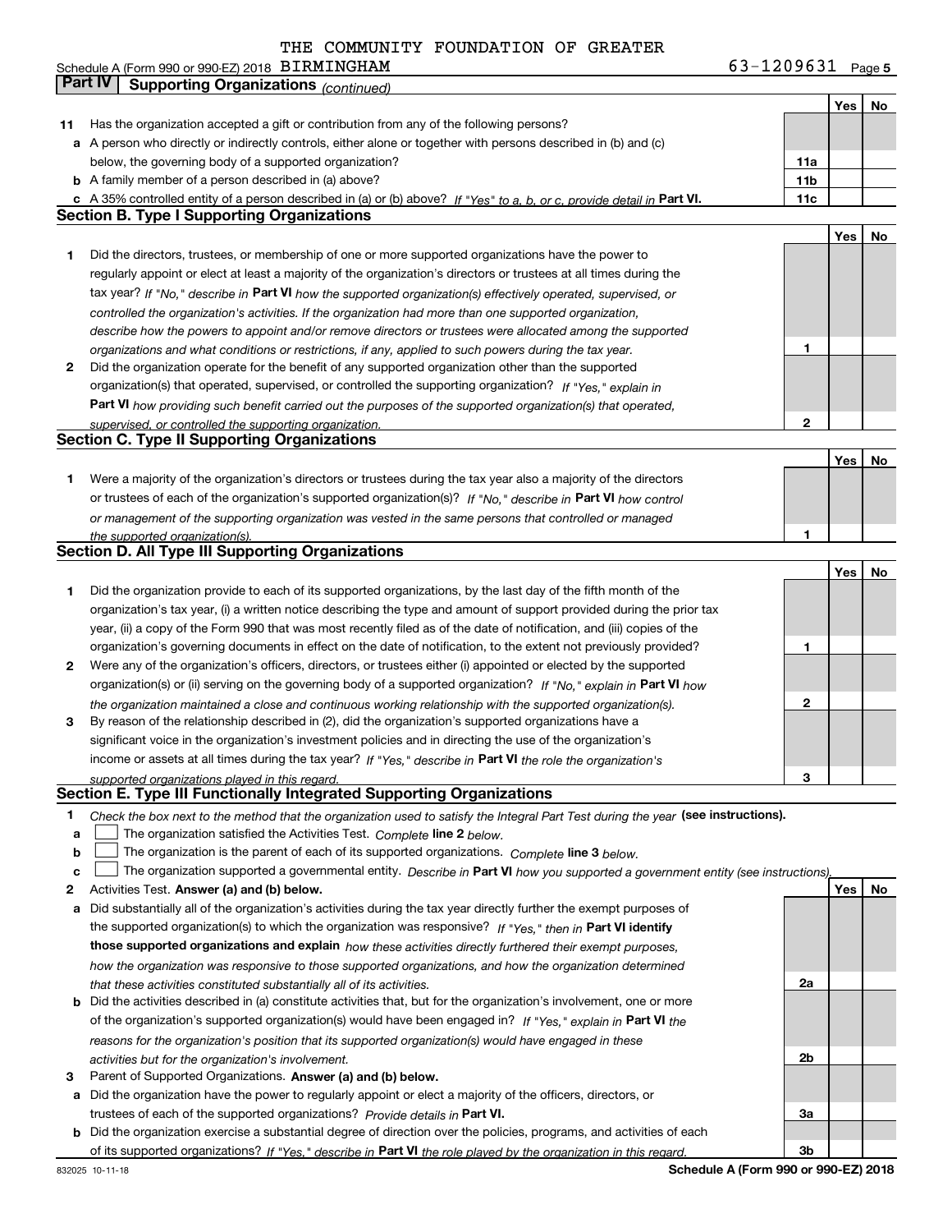THE COMMUNITY FOUNDATION OF GREATER

Schedule A (Form 990 or 990-EZ) 2018 BIRMINGHAM 63-1209631 Page 5

## Part IV Supporting Organizations *(continued)*

| | | | Yes | No |
|---|---|---|---|---|
| **11** | Has the organization accepted a gift or contribution from any of the following persons? | | | |
| **a** | A person who directly or indirectly controls, either alone or together with persons described in (b) and (c) below, the governing body of a supported organization? | 11a | | |
| **b** | A family member of a person described in (a) above? | 11b | | |
| **c** | A 35% controlled entity of a person described in (a) or (b) above? *If "Yes" to a, b, or c, provide detail in* **Part VI.** | 11c | | |

### Section B. Type I Supporting Organizations

| | | | Yes | No |
|---|---|---|---|---|
| **1** | Did the directors, trustees, or membership of one or more supported organizations have the power to regularly appoint or elect at least a majority of the organization's directors or trustees at all times during the tax year? *If "No," describe in* **Part VI** *how the supported organization(s) effectively operated, supervised, or controlled the organization's activities. If the organization had more than one supported organization, describe how the powers to appoint and/or remove directors or trustees were allocated among the supported organizations and what conditions or restrictions, if any, applied to such powers during the tax year.* | 1 | | |
| **2** | Did the organization operate for the benefit of any supported organization other than the supported organization(s) that operated, supervised, or controlled the supporting organization? *If "Yes," explain in* **Part VI** *how providing such benefit carried out the purposes of the supported organization(s) that operated, supervised, or controlled the supporting organization.* | 2 | | |

### Section C. Type II Supporting Organizations

| | | | Yes | No |
|---|---|---|---|---|
| **1** | Were a majority of the organization's directors or trustees during the tax year also a majority of the directors or trustees of each of the organization's supported organization(s)? *If "No," describe in* **Part VI** *how control or management of the supporting organization was vested in the same persons that controlled or managed the supported organization(s).* | 1 | | |

### Section D. All Type III Supporting Organizations

| | | | Yes | No |
|---|---|---|---|---|
| **1** | Did the organization provide to each of its supported organizations, by the last day of the fifth month of the organization's tax year, (i) a written notice describing the type and amount of support provided during the prior tax year, (ii) a copy of the Form 990 that was most recently filed as of the date of notification, and (iii) copies of the organization's governing documents in effect on the date of notification, to the extent not previously provided? | 1 | | |
| **2** | Were any of the organization's officers, directors, or trustees either (i) appointed or elected by the supported organization(s) or (ii) serving on the governing body of a supported organization? *If "No," explain in* **Part VI** *how the organization maintained a close and continuous working relationship with the supported organization(s).* | 2 | | |
| **3** | By reason of the relationship described in (2), did the organization's supported organizations have a significant voice in the organization's investment policies and in directing the use of the organization's income or assets at all times during the tax year? *If "Yes," describe in* **Part VI** *the role the organization's supported organizations played in this regard.* | 3 | | |

### Section E. Type III Functionally Integrated Supporting Organizations

**1** *Check the box next to the method that the organization used to satisfy the Integral Part Test during the year* **(see instructions).**

- **a** ☐ The organization satisfied the Activities Test. *Complete* **line 2** *below.*
- **b** ☐ The organization is the parent of each of its supported organizations. *Complete* **line 3** *below.*
- **c** ☐ The organization supported a governmental entity. *Describe in* **Part VI** *how you supported a government entity (see instructions).*

| | | | Yes | No |
|---|---|---|---|---|
| **2** | Activities Test. **Answer (a) and (b) below.** | | | |
| **a** | Did substantially all of the organization's activities during the tax year directly further the exempt purposes of the supported organization(s) to which the organization was responsive? *If "Yes," then in* **Part VI identify those supported organizations and explain** *how these activities directly furthered their exempt purposes, how the organization was responsive to those supported organizations, and how the organization determined that these activities constituted substantially all of its activities.* | 2a | | |
| **b** | Did the activities described in (a) constitute activities that, but for the organization's involvement, one or more of the organization's supported organization(s) would have been engaged in? *If "Yes," explain in* **Part VI** *the reasons for the organization's position that its supported organization(s) would have engaged in these activities but for the organization's involvement.* | 2b | | |
| **3** | Parent of Supported Organizations. **Answer (a) and (b) below.** | | | |
| **a** | Did the organization have the power to regularly appoint or elect a majority of the officers, directors, or trustees of each of the supported organizations? *Provide details in* **Part VI.** | 3a | | |
| **b** | Did the organization exercise a substantial degree of direction over the policies, programs, and activities of each of its supported organizations? *If "Yes," describe in* **Part VI** *the role played by the organization in this regard.* | 3b | | |

832025 10-11-18 **Schedule A (Form 990 or 990-EZ) 2018**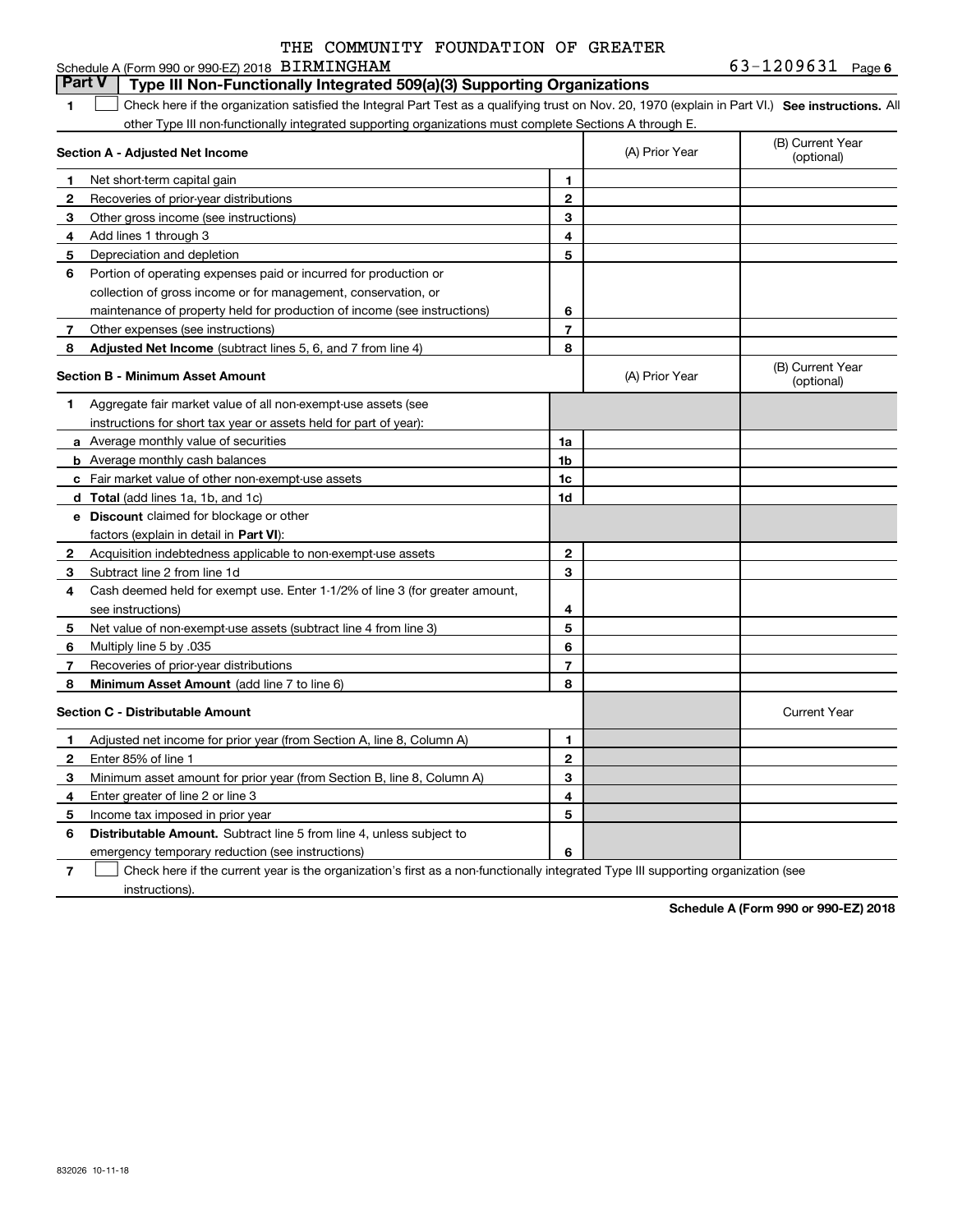THE COMMUNITY FOUNDATION OF GREATER

Schedule A (Form 990 or 990-EZ) 2018 BIRMINGHAM 63-1209631 Page 6

## Part V Type III Non-Functionally Integrated 509(a)(3) Supporting Organizations

**1** ☐ Check here if the organization satisfied the Integral Part Test as a qualifying trust on Nov. 20, 1970 (explain in Part VI.) **See instructions.** All other Type III non-functionally integrated supporting organizations must complete Sections A through E.

| **Section A - Adjusted Net Income** | | | (A) Prior Year | (B) Current Year (optional) |
|---|---|---|---|---|
| 1 | Net short-term capital gain | 1 | | |
| 2 | Recoveries of prior-year distributions | 2 | | |
| 3 | Other gross income (see instructions) | 3 | | |
| 4 | Add lines 1 through 3 | 4 | | |
| 5 | Depreciation and depletion | 5 | | |
| 6 | Portion of operating expenses paid or incurred for production or collection of gross income or for management, conservation, or maintenance of property held for production of income (see instructions) | 6 | | |
| 7 | Other expenses (see instructions) | 7 | | |
| 8 | **Adjusted Net Income** (subtract lines 5, 6, and 7 from line 4) | 8 | | |

| **Section B - Minimum Asset Amount** | | | (A) Prior Year | (B) Current Year (optional) |
|---|---|---|---|---|
| 1 | Aggregate fair market value of all non-exempt-use assets (see instructions for short tax year or assets held for part of year): | | | |
| a | Average monthly value of securities | 1a | | |
| b | Average monthly cash balances | 1b | | |
| c | Fair market value of other non-exempt-use assets | 1c | | |
| d | **Total** (add lines 1a, 1b, and 1c) | 1d | | |
| e | **Discount** claimed for blockage or other factors (explain in detail in **Part VI**): | | | |
| 2 | Acquisition indebtedness applicable to non-exempt-use assets | 2 | | |
| 3 | Subtract line 2 from line 1d | 3 | | |
| 4 | Cash deemed held for exempt use. Enter 1-1/2% of line 3 (for greater amount, see instructions) | 4 | | |
| 5 | Net value of non-exempt-use assets (subtract line 4 from line 3) | 5 | | |
| 6 | Multiply line 5 by .035 | 6 | | |
| 7 | Recoveries of prior-year distributions | 7 | | |
| 8 | **Minimum Asset Amount** (add line 7 to line 6) | 8 | | |

| **Section C - Distributable Amount** | | | | Current Year |
|---|---|---|---|---|
| 1 | Adjusted net income for prior year (from Section A, line 8, Column A) | 1 | | |
| 2 | Enter 85% of line 1 | 2 | | |
| 3 | Minimum asset amount for prior year (from Section B, line 8, Column A) | 3 | | |
| 4 | Enter greater of line 2 or line 3 | 4 | | |
| 5 | Income tax imposed in prior year | 5 | | |
| 6 | **Distributable Amount.** Subtract line 5 from line 4, unless subject to emergency temporary reduction (see instructions) | 6 | | |

**7** ☐ Check here if the current year is the organization's first as a non-functionally integrated Type III supporting organization (see instructions).

**Schedule A (Form 990 or 990-EZ) 2018**

832026 10-11-18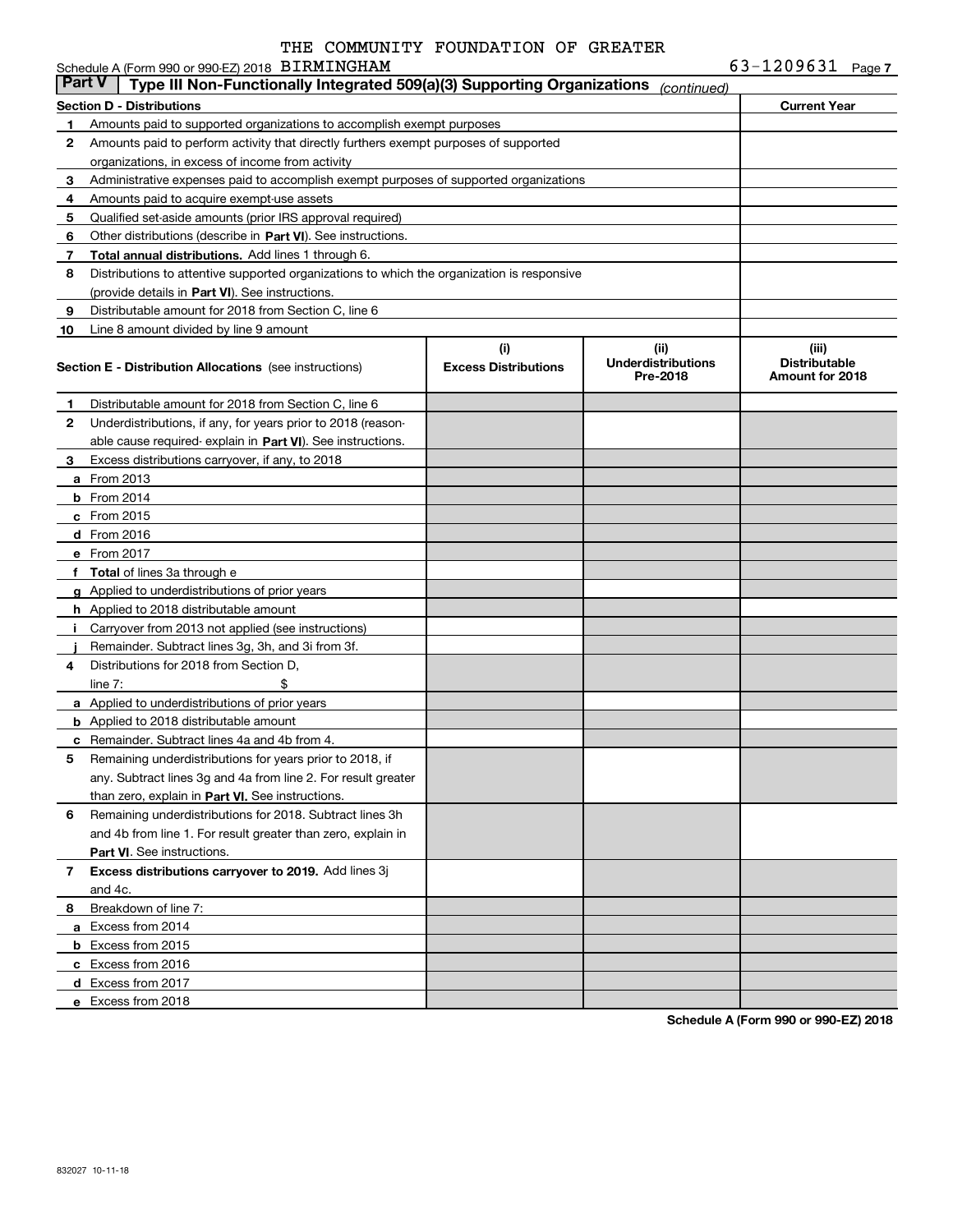THE COMMUNITY FOUNDATION OF GREATER

Schedule A (Form 990 or 990-EZ) 2018 BIRMINGHAM 63-1209631 Page 7

## Part V | Type III Non-Functionally Integrated 509(a)(3) Supporting Organizations *(continued)*

| Section D - Distributions | | Current Year |
|---|---|---|
| 1 | Amounts paid to supported organizations to accomplish exempt purposes | |
| 2 | Amounts paid to perform activity that directly furthers exempt purposes of supported organizations, in excess of income from activity | |
| 3 | Administrative expenses paid to accomplish exempt purposes of supported organizations | |
| 4 | Amounts paid to acquire exempt-use assets | |
| 5 | Qualified set-aside amounts (prior IRS approval required) | |
| 6 | Other distributions (describe in **Part VI**). See instructions. | |
| 7 | **Total annual distributions.** Add lines 1 through 6. | |
| 8 | Distributions to attentive supported organizations to which the organization is responsive (provide details in **Part VI**). See instructions. | |
| 9 | Distributable amount for 2018 from Section C, line 6 | |
| 10 | Line 8 amount divided by line 9 amount | |

| Section E - Distribution Allocations (see instructions) | (i) Excess Distributions | (ii) Underdistributions Pre-2018 | (iii) Distributable Amount for 2018 |
|---|---|---|---|
| 1 Distributable amount for 2018 from Section C, line 6 | | | |
| 2 Underdistributions, if any, for years prior to 2018 (reasonable cause required- explain in **Part VI**). See instructions. | | | |
| 3 Excess distributions carryover, if any, to 2018 | | | |
| a From 2013 | | | |
| b From 2014 | | | |
| c From 2015 | | | |
| d From 2016 | | | |
| e From 2017 | | | |
| f **Total** of lines 3a through e | | | |
| g Applied to underdistributions of prior years | | | |
| h Applied to 2018 distributable amount | | | |
| i Carryover from 2013 not applied (see instructions) | | | |
| j Remainder. Subtract lines 3g, 3h, and 3i from 3f. | | | |
| 4 Distributions for 2018 from Section D, line 7: $ | | | |
| a Applied to underdistributions of prior years | | | |
| b Applied to 2018 distributable amount | | | |
| c Remainder. Subtract lines 4a and 4b from 4. | | | |
| 5 Remaining underdistributions for years prior to 2018, if any. Subtract lines 3g and 4a from line 2. For result greater than zero, explain in **Part VI.** See instructions. | | | |
| 6 Remaining underdistributions for 2018. Subtract lines 3h and 4b from line 1. For result greater than zero, explain in **Part VI**. See instructions. | | | |
| 7 **Excess distributions carryover to 2019.** Add lines 3j and 4c. | | | |
| 8 Breakdown of line 7: | | | |
| a Excess from 2014 | | | |
| b Excess from 2015 | | | |
| c Excess from 2016 | | | |
| d Excess from 2017 | | | |
| e Excess from 2018 | | | |

**Schedule A (Form 990 or 990-EZ) 2018**

832027 10-11-18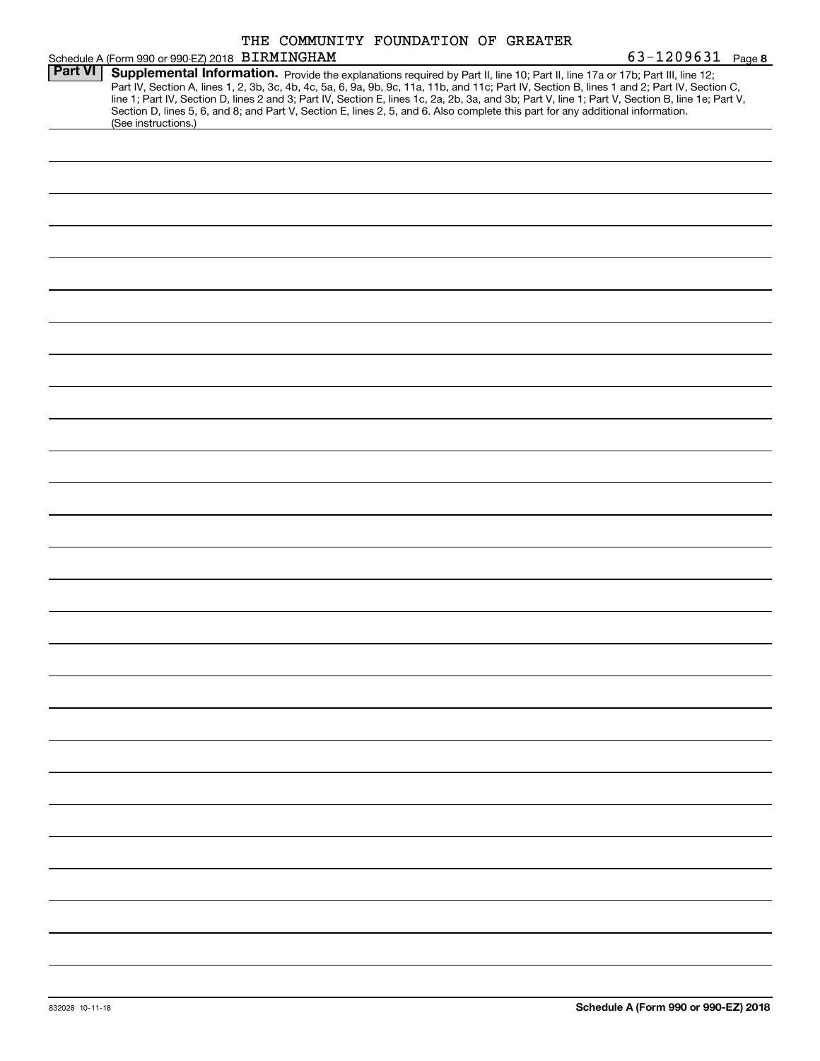THE COMMUNITY FOUNDATION OF GREATER

Schedule A (Form 990 or 990-EZ) 2018 BIRMINGHAM 63-1209631 Page 8

**Part VI** **Supplemental Information.** Provide the explanations required by Part II, line 10; Part II, line 17a or 17b; Part III, line 12; Part IV, Section A, lines 1, 2, 3b, 3c, 4b, 4c, 5a, 6, 9a, 9b, 9c, 11a, 11b, and 11c; Part IV, Section B, lines 1 and 2; Part IV, Section C, line 1; Part IV, Section D, lines 2 and 3; Part IV, Section E, lines 1c, 2a, 2b, 3a, and 3b; Part V, line 1; Part V, Section B, line 1e; Part V, Section D, lines 5, 6, and 8; and Part V, Section E, lines 2, 5, and 6. Also complete this part for any additional information. (See instructions.)

832028 10-11-18

**Schedule A (Form 990 or 990-EZ) 2018**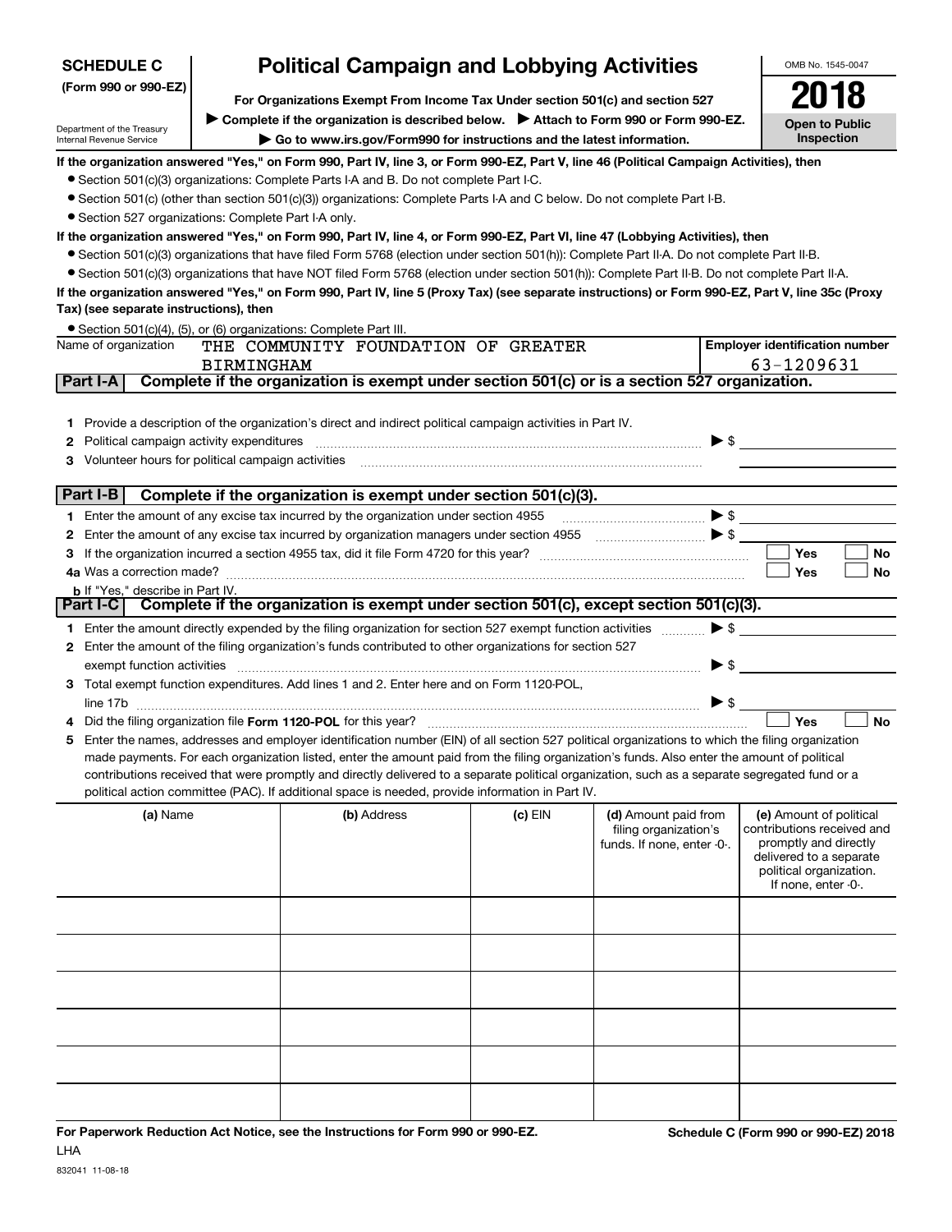**SCHEDULE C**
**(Form 990 or 990-EZ)**

Department of the Treasury
Internal Revenue Service

# Political Campaign and Lobbying Activities

**For Organizations Exempt From Income Tax Under section 501(c) and section 527**

▶ **Complete if the organization is described below.** ▶ **Attach to Form 990 or Form 990-EZ.**

▶ **Go to www.irs.gov/Form990 for instructions and the latest information.**

OMB No. 1545-0047

**2018**

**Open to Public Inspection**

**If the organization answered "Yes," on Form 990, Part IV, line 3, or Form 990-EZ, Part V, line 46 (Political Campaign Activities), then**

- Section 501(c)(3) organizations: Complete Parts I-A and B. Do not complete Part I-C.
- Section 501(c) (other than section 501(c)(3)) organizations: Complete Parts I-A and C below. Do not complete Part I-B.
- Section 527 organizations: Complete Part I-A only.

**If the organization answered "Yes," on Form 990, Part IV, line 4, or Form 990-EZ, Part VI, line 47 (Lobbying Activities), then**

- Section 501(c)(3) organizations that have filed Form 5768 (election under section 501(h)): Complete Part II-A. Do not complete Part II-B.
- Section 501(c)(3) organizations that have NOT filed Form 5768 (election under section 501(h)): Complete Part II-B. Do not complete Part II-A.

**If the organization answered "Yes," on Form 990, Part IV, line 5 (Proxy Tax) (see separate instructions) or Form 990-EZ, Part V, line 35c (Proxy Tax) (see separate instructions), then**

- Section 501(c)(4), (5), or (6) organizations: Complete Part III.

| Name of organization | Employer identification number |
|---|---|
| THE COMMUNITY FOUNDATION OF GREATER BIRMINGHAM | 63-1209631 |

## Part I-A Complete if the organization is exempt under section 501(c) or is a section 527 organization.

1. Provide a description of the organization's direct and indirect political campaign activities in Part IV.
2. Political campaign activity expenditures ▶ $
3. Volunteer hours for political campaign activities

## Part I-B Complete if the organization is exempt under section 501(c)(3).

1. Enter the amount of any excise tax incurred by the organization under section 4955 ▶ $
2. Enter the amount of any excise tax incurred by organization managers under section 4955 ▶ $
3. If the organization incurred a section 4955 tax, did it file Form 4720 for this year? ☐ Yes ☐ No

4a. Was a correction made? ☐ Yes ☐ No

b. If "Yes," describe in Part IV.

## Part I-C Complete if the organization is exempt under section 501(c), except section 501(c)(3).

1. Enter the amount directly expended by the filing organization for section 527 exempt function activities ▶ $
2. Enter the amount of the filing organization's funds contributed to other organizations for section 527 exempt function activities ▶ $
3. Total exempt function expenditures. Add lines 1 and 2. Enter here and on Form 1120-POL, line 17b ▶ $
4. Did the filing organization file **Form 1120-POL** for this year? ☐ Yes ☐ No
5. Enter the names, addresses and employer identification number (EIN) of all section 527 political organizations to which the filing organization made payments. For each organization listed, enter the amount paid from the filing organization's funds. Also enter the amount of political contributions received that were promptly and directly delivered to a separate political organization, such as a separate segregated fund or a political action committee (PAC). If additional space is needed, provide information in Part IV.

| (a) Name | (b) Address | (c) EIN | (d) Amount paid from filing organization's funds. If none, enter -0-. | (e) Amount of political contributions received and promptly and directly delivered to a separate political organization. If none, enter -0-. |
|---|---|---|---|---|
| | | | | |
| | | | | |
| | | | | |
| | | | | |
| | | | | |
| | | | | |

**For Paperwork Reduction Act Notice, see the Instructions for Form 990 or 990-EZ.**

LHA

832041 11-08-18

**Schedule C (Form 990 or 990-EZ) 2018**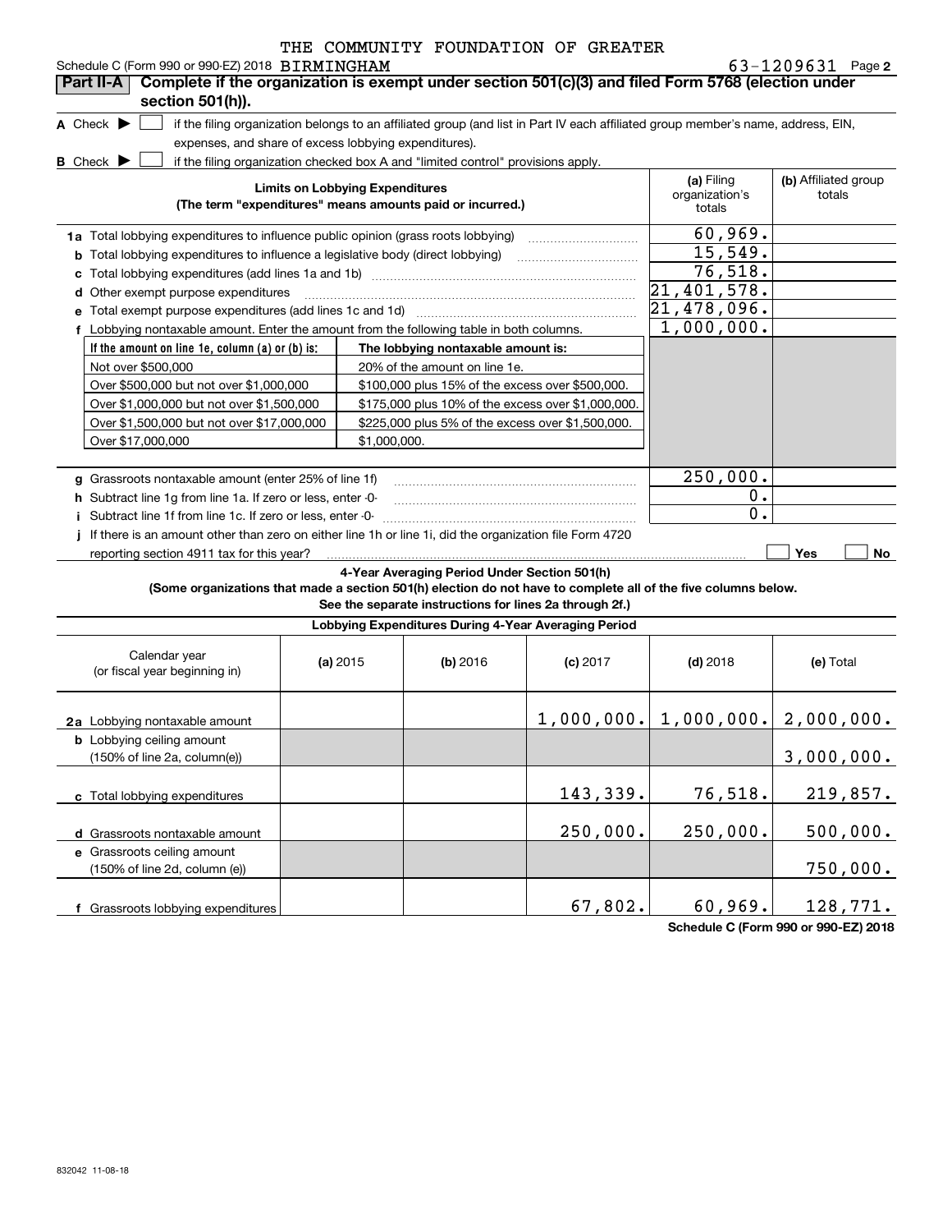THE COMMUNITY FOUNDATION OF GREATER

Schedule C (Form 990 or 990-EZ) 2018 BIRMINGHAM 63-1209631 Page 2

**Part II-A** **Complete if the organization is exempt under section 501(c)(3) and filed Form 5768 (election under section 501(h)).**

**A** Check ▶ ☐ if the filing organization belongs to an affiliated group (and list in Part IV each affiliated group member's name, address, EIN, expenses, and share of excess lobbying expenditures).

**B** Check ▶ ☐ if the filing organization checked box A and "limited control" provisions apply.

| Limits on Lobbying Expenditures (The term "expenditures" means amounts paid or incurred.) | (a) Filing organization's totals | (b) Affiliated group totals |
|---|---|---|
| **1a** Total lobbying expenditures to influence public opinion (grass roots lobbying) | 60,969. | |
| **b** Total lobbying expenditures to influence a legislative body (direct lobbying) | 15,549. | |
| **c** Total lobbying expenditures (add lines 1a and 1b) | 76,518. | |
| **d** Other exempt purpose expenditures | 21,401,578. | |
| **e** Total exempt purpose expenditures (add lines 1c and 1d) | 21,478,096. | |
| **f** Lobbying nontaxable amount. Enter the amount from the following table in both columns. | 1,000,000. | |

| If the amount on line 1e, column (a) or (b) is: | The lobbying nontaxable amount is: |
|---|---|
| Not over $500,000 | 20% of the amount on line 1e. |
| Over $500,000 but not over $1,000,000 | $100,000 plus 15% of the excess over $500,000. |
| Over $1,000,000 but not over $1,500,000 | $175,000 plus 10% of the excess over $1,000,000. |
| Over $1,500,000 but not over $17,000,000 | $225,000 plus 5% of the excess over $1,500,000. |
| Over $17,000,000 | $1,000,000. |

| | (a) | (b) |
|---|---|---|
| **g** Grassroots nontaxable amount (enter 25% of line 1f) | 250,000. | |
| **h** Subtract line 1g from line 1a. If zero or less, enter -0- | 0. | |
| **i** Subtract line 1f from line 1c. If zero or less, enter -0- | 0. | |
| **j** If there is an amount other than zero on either line 1h or line 1i, did the organization file Form 4720 reporting section 4911 tax for this year? | ☐ Yes | ☐ No |

**4-Year Averaging Period Under Section 501(h)**

**(Some organizations that made a section 501(h) election do not have to complete all of the five columns below. See the separate instructions for lines 2a through 2f.)**

**Lobbying Expenditures During 4-Year Averaging Period**

| Calendar year (or fiscal year beginning in) | (a) 2015 | (b) 2016 | (c) 2017 | (d) 2018 | (e) Total |
|---|---|---|---|---|---|
| **2a** Lobbying nontaxable amount | | | 1,000,000. | 1,000,000. | 2,000,000. |
| **b** Lobbying ceiling amount (150% of line 2a, column(e)) | | | | | 3,000,000. |
| **c** Total lobbying expenditures | | | 143,339. | 76,518. | 219,857. |
| **d** Grassroots nontaxable amount | | | 250,000. | 250,000. | 500,000. |
| **e** Grassroots ceiling amount (150% of line 2d, column (e)) | | | | | 750,000. |
| **f** Grassroots lobbying expenditures | | | 67,802. | 60,969. | 128,771. |

**Schedule C (Form 990 or 990-EZ) 2018**

832042 11-08-18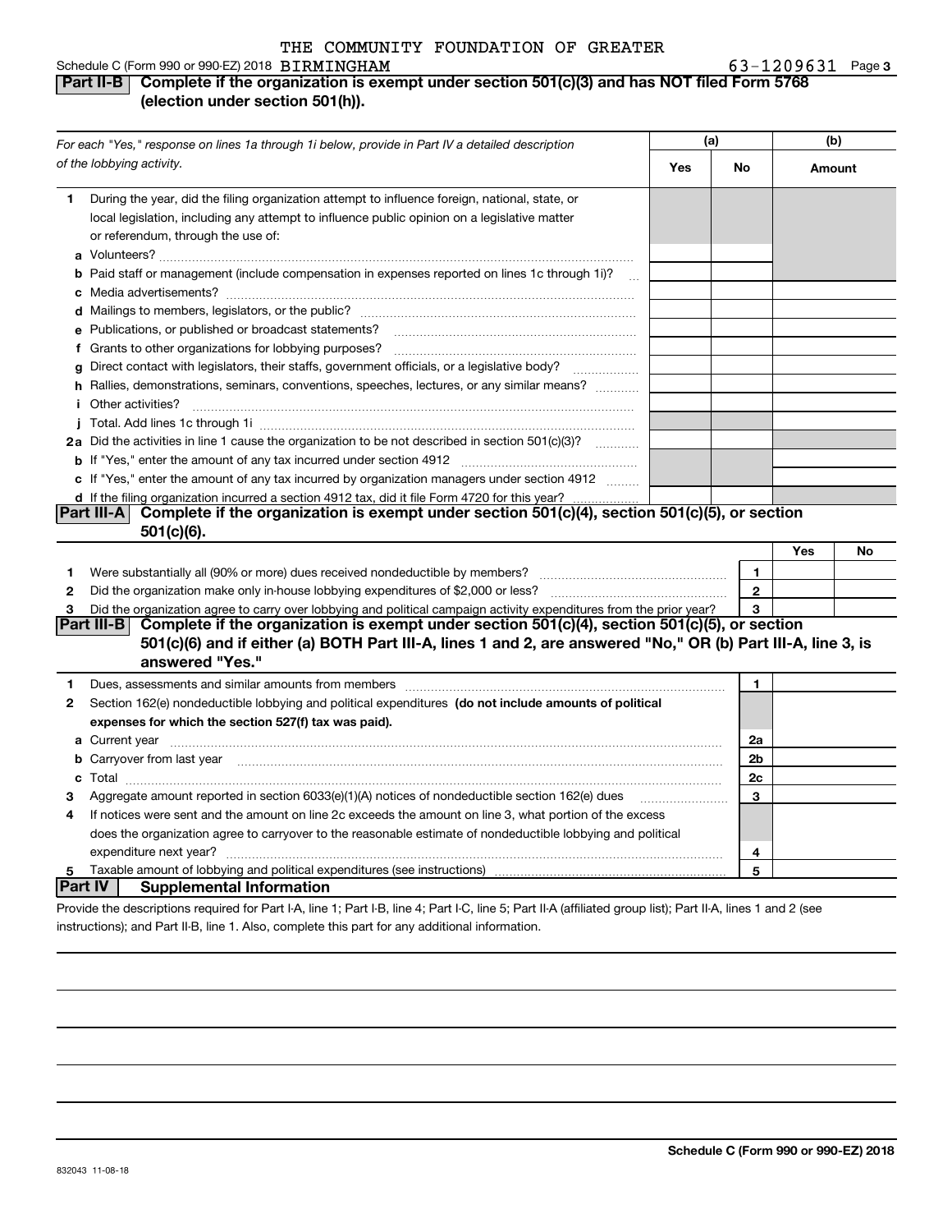THE COMMUNITY FOUNDATION OF GREATER BIRMINGHAM

Schedule C (Form 990 or 990-EZ) 2018 — 63-1209631 Page 3

## Part II-B Complete if the organization is exempt under section 501(c)(3) and has NOT filed Form 5768 (election under section 501(h)).

| *For each "Yes," response on lines 1a through 1i below, provide in Part IV a detailed description of the lobbying activity.* | (a) Yes | (a) No | (b) Amount |
|---|---|---|---|
| **1** During the year, did the filing organization attempt to influence foreign, national, state, or local legislation, including any attempt to influence public opinion on a legislative matter or referendum, through the use of: | | | |
| **a** Volunteers? | | | |
| **b** Paid staff or management (include compensation in expenses reported on lines 1c through 1i)? | | | |
| **c** Media advertisements? | | | |
| **d** Mailings to members, legislators, or the public? | | | |
| **e** Publications, or published or broadcast statements? | | | |
| **f** Grants to other organizations for lobbying purposes? | | | |
| **g** Direct contact with legislators, their staffs, government officials, or a legislative body? | | | |
| **h** Rallies, demonstrations, seminars, conventions, speeches, lectures, or any similar means? | | | |
| **i** Other activities? | | | |
| **j** Total. Add lines 1c through 1i | | | |
| **2a** Did the activities in line 1 cause the organization to be not described in section 501(c)(3)? | | | |
| **b** If "Yes," enter the amount of any tax incurred under section 4912 | | | |
| **c** If "Yes," enter the amount of any tax incurred by organization managers under section 4912 | | | |
| **d** If the filing organization incurred a section 4912 tax, did it file Form 4720 for this year? | | | |

## Part III-A Complete if the organization is exempt under section 501(c)(4), section 501(c)(5), or section 501(c)(6).

| | | | Yes | No |
|---|---|---|---|---|
| **1** | Were substantially all (90% or more) dues received nondeductible by members? | 1 | | |
| **2** | Did the organization make only in-house lobbying expenditures of $2,000 or less? | 2 | | |
| **3** | Did the organization agree to carry over lobbying and political campaign activity expenditures from the prior year? | 3 | | |

## Part III-B Complete if the organization is exempt under section 501(c)(4), section 501(c)(5), or section 501(c)(6) and if either (a) BOTH Part III-A, lines 1 and 2, are answered "No," OR (b) Part III-A, line 3, is answered "Yes."

| | | | |
|---|---|---|---|
| **1** | Dues, assessments and similar amounts from members | 1 | |
| **2** | Section 162(e) nondeductible lobbying and political expenditures **(do not include amounts of political expenses for which the section 527(f) tax was paid).** | | |
| **a** | Current year | 2a | |
| **b** | Carryover from last year | 2b | |
| **c** | Total | 2c | |
| **3** | Aggregate amount reported in section 6033(e)(1)(A) notices of nondeductible section 162(e) dues | 3 | |
| **4** | If notices were sent and the amount on line 2c exceeds the amount on line 3, what portion of the excess does the organization agree to carryover to the reasonable estimate of nondeductible lobbying and political expenditure next year? | 4 | |
| **5** | Taxable amount of lobbying and political expenditures (see instructions) | 5 | |

## Part IV Supplemental Information

Provide the descriptions required for Part I-A, line 1; Part I-B, line 4; Part I-C, line 5; Part II-A (affiliated group list); Part II-A, lines 1 and 2 (see instructions); and Part II-B, line 1. Also, complete this part for any additional information.

832043 11-08-18

**Schedule C (Form 990 or 990-EZ) 2018**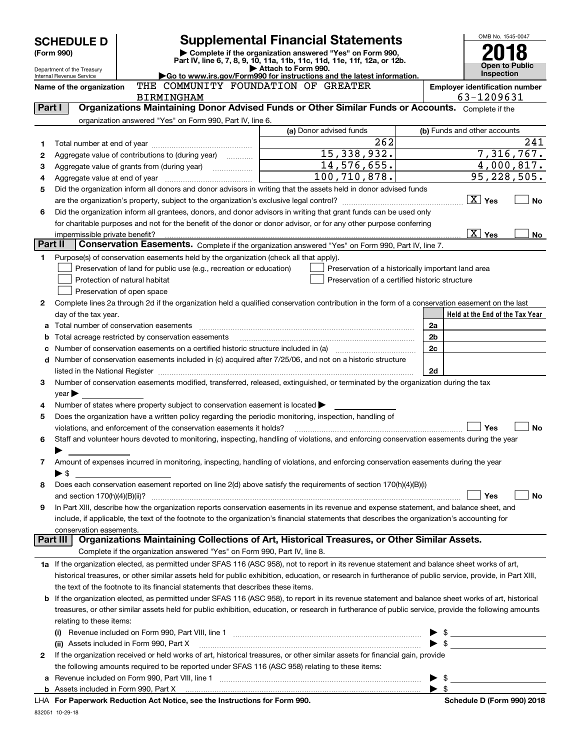# SCHEDULE D (Form 990)

Department of the Treasury
Internal Revenue Service

## Supplemental Financial Statements

▶ Complete if the organization answered "Yes" on Form 990, Part IV, line 6, 7, 8, 9, 10, 11a, 11b, 11c, 11d, 11e, 11f, 12a, or 12b.
▶ Attach to Form 990.
▶Go to www.irs.gov/Form990 for instructions and the latest information.

OMB No. 1545-0047

**2018**

**Open to Public Inspection**

**Name of the organization** THE COMMUNITY FOUNDATION OF GREATER BIRMINGHAM

**Employer identification number** 63-1209631

**Part I** **Organizations Maintaining Donor Advised Funds or Other Similar Funds or Accounts.** Complete if the organization answered "Yes" on Form 990, Part IV, line 6.

| | | (a) Donor advised funds | (b) Funds and other accounts |
|---|---|---|---|
| 1 | Total number at end of year | 262 | 241 |
| 2 | Aggregate value of contributions to (during year) | 15,338,932. | 7,316,767. |
| 3 | Aggregate value of grants from (during year) | 14,576,655. | 4,000,817. |
| 4 | Aggregate value at end of year | 100,710,878. | 95,228,505. |

5 Did the organization inform all donors and donor advisors in writing that the assets held in donor advised funds are the organization's property, subject to the organization's exclusive legal control? [X] Yes [ ] No

6 Did the organization inform all grantees, donors, and donor advisors in writing that grant funds can be used only for charitable purposes and not for the benefit of the donor or donor advisor, or for any other purpose conferring impermissible private benefit? [X] Yes [ ] No

**Part II** **Conservation Easements.** Complete if the organization answered "Yes" on Form 990, Part IV, line 7.

1 Purpose(s) of conservation easements held by the organization (check all that apply).
- [ ] Preservation of land for public use (e.g., recreation or education)
- [ ] Protection of natural habitat
- [ ] Preservation of open space
- [ ] Preservation of a historically important land area
- [ ] Preservation of a certified historic structure

2 Complete lines 2a through 2d if the organization held a qualified conservation contribution in the form of a conservation easement on the last day of the tax year.

| | | | Held at the End of the Tax Year |
|---|---|---|---|
| a | Total number of conservation easements | 2a | |
| b | Total acreage restricted by conservation easements | 2b | |
| c | Number of conservation easements on a certified historic structure included in (a) | 2c | |
| d | Number of conservation easements included in (c) acquired after 7/25/06, and not on a historic structure listed in the National Register | 2d | |

3 Number of conservation easements modified, transferred, released, extinguished, or terminated by the organization during the tax year ▶

4 Number of states where property subject to conservation easement is located ▶

5 Does the organization have a written policy regarding the periodic monitoring, inspection, handling of violations, and enforcement of the conservation easements it holds? [ ] Yes [ ] No

6 Staff and volunteer hours devoted to monitoring, inspecting, handling of violations, and enforcing conservation easements during the year ▶

7 Amount of expenses incurred in monitoring, inspecting, handling of violations, and enforcing conservation easements during the year ▶ $

8 Does each conservation easement reported on line 2(d) above satisfy the requirements of section 170(h)(4)(B)(i) and section 170(h)(4)(B)(ii)? [ ] Yes [ ] No

9 In Part XIII, describe how the organization reports conservation easements in its revenue and expense statement, and balance sheet, and include, if applicable, the text of the footnote to the organization's financial statements that describes the organization's accounting for conservation easements.

**Part III** **Organizations Maintaining Collections of Art, Historical Treasures, or Other Similar Assets.** Complete if the organization answered "Yes" on Form 990, Part IV, line 8.

1a If the organization elected, as permitted under SFAS 116 (ASC 958), not to report in its revenue statement and balance sheet works of art, historical treasures, or other similar assets held for public exhibition, education, or research in furtherance of public service, provide, in Part XIII, the text of the footnote to its financial statements that describes these items.

b If the organization elected, as permitted under SFAS 116 (ASC 958), to report in its revenue statement and balance sheet works of art, historical treasures, or other similar assets held for public exhibition, education, or research in furtherance of public service, provide the following amounts relating to these items:

(i) Revenue included on Form 990, Part VIII, line 1 ▶ $

(ii) Assets included in Form 990, Part X ▶ $

2 If the organization received or held works of art, historical treasures, or other similar assets for financial gain, provide the following amounts required to be reported under SFAS 116 (ASC 958) relating to these items:

a Revenue included on Form 990, Part VIII, line 1 ▶ $

b Assets included in Form 990, Part X ▶ $

LHA **For Paperwork Reduction Act Notice, see the Instructions for Form 990.** **Schedule D (Form 990) 2018**

832051 10-29-18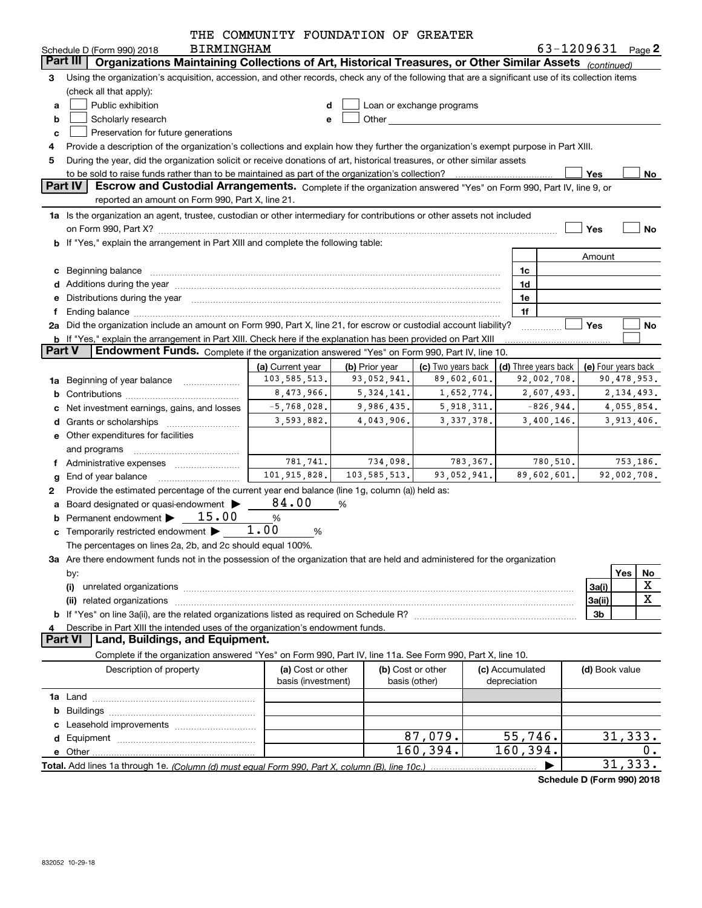THE COMMUNITY FOUNDATION OF GREATER BIRMINGHAM

Schedule D (Form 990) 2018 63-1209631 Page **2**

## Part III Organizations Maintaining Collections of Art, Historical Treasures, or Other Similar Assets *(continued)*

**3** Using the organization's acquisition, accession, and other records, check any of the following that are a significant use of its collection items (check all that apply):

- **a** ☐ Public exhibition
- **b** ☐ Scholarly research
- **c** ☐ Preservation for future generations
- **d** ☐ Loan or exchange programs
- **e** ☐ Other

**4** Provide a description of the organization's collections and explain how they further the organization's exempt purpose in Part XIII.

**5** During the year, did the organization solicit or receive donations of art, historical treasures, or other similar assets to be sold to raise funds rather than to be maintained as part of the organization's collection? ☐ Yes ☐ No

## Part IV Escrow and Custodial Arrangements.

Complete if the organization answered "Yes" on Form 990, Part IV, line 9, or reported an amount on Form 990, Part X, line 21.

**1a** Is the organization an agent, trustee, custodian or other intermediary for contributions or other assets not included on Form 990, Part X? ☐ Yes ☐ No

**b** If "Yes," explain the arrangement in Part XIII and complete the following table:

| | | Amount |
|---|---|---|
| **c** Beginning balance | 1c | |
| **d** Additions during the year | 1d | |
| **e** Distributions during the year | 1e | |
| **f** Ending balance | 1f | |

**2a** Did the organization include an amount on Form 990, Part X, line 21, for escrow or custodial account liability? ☐ Yes ☐ No

**b** If "Yes," explain the arrangement in Part XIII. Check here if the explanation has been provided on Part XIII ☐

## Part V Endowment Funds.

Complete if the organization answered "Yes" on Form 990, Part IV, line 10.

| | (a) Current year | (b) Prior year | (c) Two years back | (d) Three years back | (e) Four years back |
|---|---|---|---|---|---|
| **1a** Beginning of year balance | 103,585,513. | 93,052,941. | 89,602,601. | 92,002,708. | 90,478,953. |
| **b** Contributions | 8,473,966. | 5,324,141. | 1,652,774. | 2,607,493. | 2,134,493. |
| **c** Net investment earnings, gains, and losses | -5,768,028. | 9,986,435. | 5,918,311. | -826,944. | 4,055,854. |
| **d** Grants or scholarships | 3,593,882. | 4,043,906. | 3,337,378. | 3,400,146. | 3,913,406. |
| **e** Other expenditures for facilities and programs | | | | | |
| **f** Administrative expenses | 781,741. | 734,098. | 783,367. | 780,510. | 753,186. |
| **g** End of year balance | 101,915,828. | 103,585,513. | 93,052,941. | 89,602,601. | 92,002,708. |

**2** Provide the estimated percentage of the current year end balance (line 1g, column (a)) held as:

- **a** Board designated or quasi-endowment ▶ 84.00 %
- **b** Permanent endowment ▶ 15.00 %
- **c** Temporarily restricted endowment ▶ 1.00 %

The percentages on lines 2a, 2b, and 2c should equal 100%.

**3a** Are there endowment funds not in the possession of the organization that are held and administered for the organization by:

| | | Yes | No |
|---|---|---|---|
| **(i)** unrelated organizations | 3a(i) | | X |
| **(ii)** related organizations | 3a(ii) | | X |
| **b** If "Yes" on line 3a(ii), are the related organizations listed as required on Schedule R? | 3b | | |

**4** Describe in Part XIII the intended uses of the organization's endowment funds.

## Part VI Land, Buildings, and Equipment.

Complete if the organization answered "Yes" on Form 990, Part IV, line 11a. See Form 990, Part X, line 10.

| Description of property | (a) Cost or other basis (investment) | (b) Cost or other basis (other) | (c) Accumulated depreciation | (d) Book value |
|---|---|---|---|---|
| **1a** Land | | | | |
| **b** Buildings | | | | |
| **c** Leasehold improvements | | | | |
| **d** Equipment | | 87,079. | 55,746. | 31,333. |
| **e** Other | | 160,394. | 160,394. | 0. |
| **Total.** Add lines 1a through 1e. *(Column (d) must equal Form 990, Part X, column (B), line 10c.)* | | | ▶ | 31,333. |

**Schedule D (Form 990) 2018**

832052 10-29-18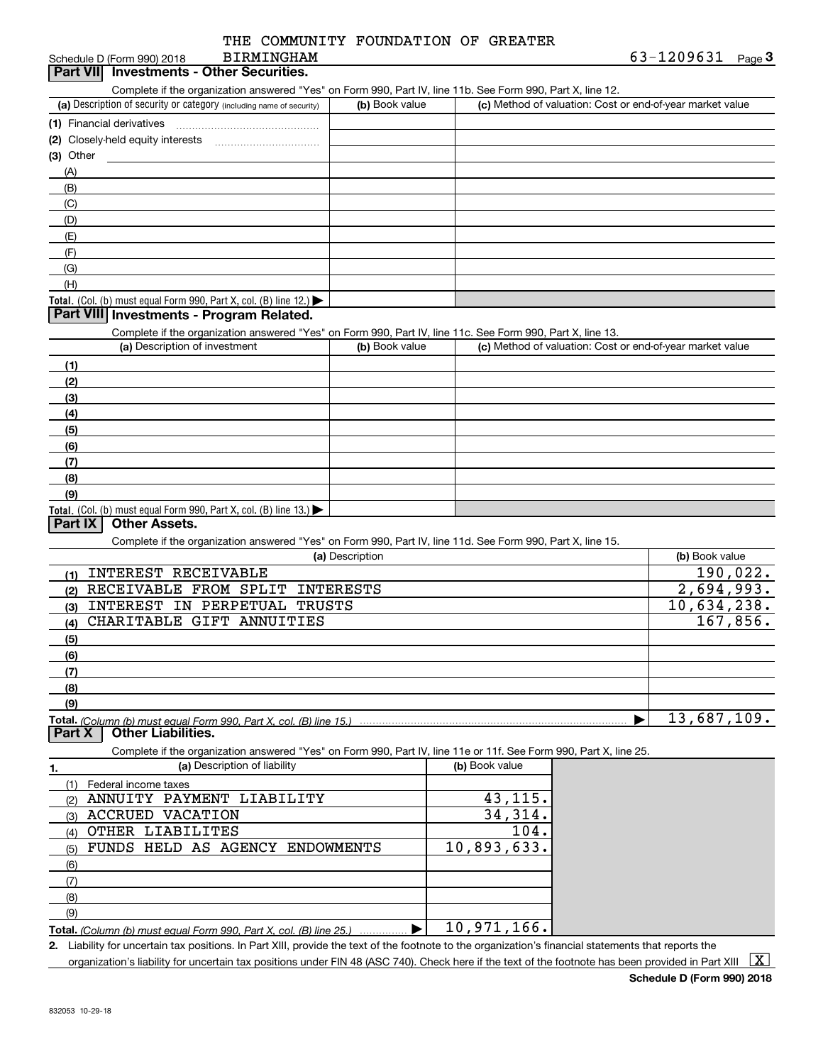Schedule D (Form 990) 2018 THE COMMUNITY FOUNDATION OF GREATER BIRMINGHAM 63-1209631 Page 3

## Part VII Investments - Other Securities.

Complete if the organization answered "Yes" on Form 990, Part IV, line 11b. See Form 990, Part X, line 12.

| (a) Description of security or category (including name of security) | (b) Book value | (c) Method of valuation: Cost or end-of-year market value |
|---|---|---|
| (1) Financial derivatives | | |
| (2) Closely-held equity interests | | |
| (3) Other | | |
| (A) | | |
| (B) | | |
| (C) | | |
| (D) | | |
| (E) | | |
| (F) | | |
| (G) | | |
| (H) | | |
| **Total.** (Col. (b) must equal Form 990, Part X, col. (B) line 12.) | | |

## Part VIII Investments - Program Related.

Complete if the organization answered "Yes" on Form 990, Part IV, line 11c. See Form 990, Part X, line 13.

| (a) Description of investment | (b) Book value | (c) Method of valuation: Cost or end-of-year market value |
|---|---|---|
| (1) | | |
| (2) | | |
| (3) | | |
| (4) | | |
| (5) | | |
| (6) | | |
| (7) | | |
| (8) | | |
| (9) | | |
| **Total.** (Col. (b) must equal Form 990, Part X, col. (B) line 13.) | | |

## Part IX Other Assets.

Complete if the organization answered "Yes" on Form 990, Part IV, line 11d. See Form 990, Part X, line 15.

| (a) Description | (b) Book value |
|---|---|
| (1) INTEREST RECEIVABLE | 190,022. |
| (2) RECEIVABLE FROM SPLIT INTERESTS | 2,694,993. |
| (3) INTEREST IN PERPETUAL TRUSTS | 10,634,238. |
| (4) CHARITABLE GIFT ANNUITIES | 167,856. |
| (5) | |
| (6) | |
| (7) | |
| (8) | |
| (9) | |
| **Total.** *(Column (b) must equal Form 990, Part X, col. (B) line 15.)* | 13,687,109. |

## Part X Other Liabilities.

Complete if the organization answered "Yes" on Form 990, Part IV, line 11e or 11f. See Form 990, Part X, line 25.

| 1. (a) Description of liability | (b) Book value |
|---|---|
| (1) Federal income taxes | |
| (2) ANNUITY PAYMENT LIABILITY | 43,115. |
| (3) ACCRUED VACATION | 34,314. |
| (4) OTHER LIABILITES | 104. |
| (5) FUNDS HELD AS AGENCY ENDOWMENTS | 10,893,633. |
| (6) | |
| (7) | |
| (8) | |
| (9) | |
| **Total.** *(Column (b) must equal Form 990, Part X, col. (B) line 25.)* | 10,971,166. |

2. Liability for uncertain tax positions. In Part XIII, provide the text of the footnote to the organization's financial statements that reports the organization's liability for uncertain tax positions under FIN 48 (ASC 740). Check here if the text of the footnote has been provided in Part XIII [X]

**Schedule D (Form 990) 2018**

832053 10-29-18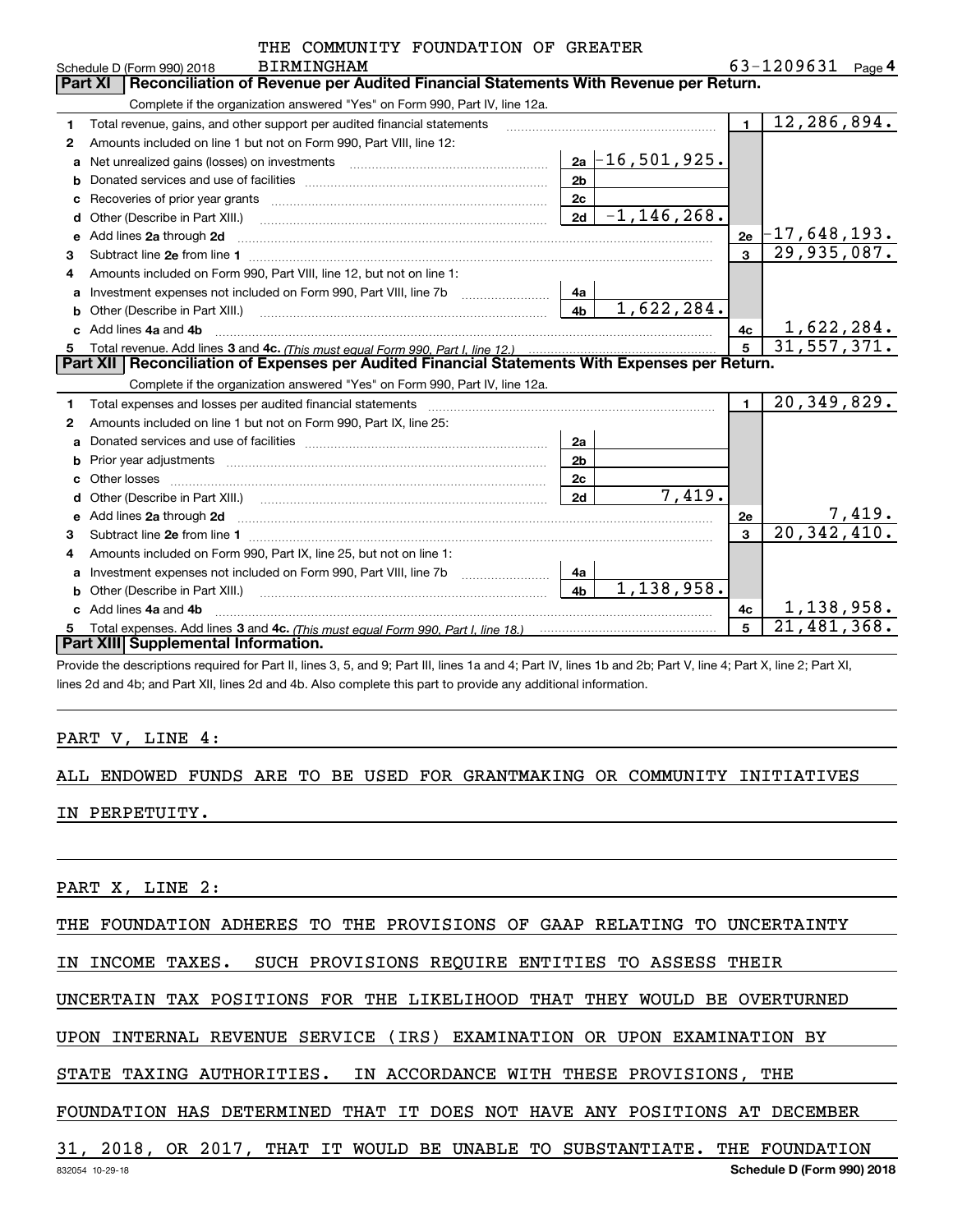THE COMMUNITY FOUNDATION OF GREATER BIRMINGHAM

Schedule D (Form 990) 2018 — 63-1209631 — Page 4

## Part XI Reconciliation of Revenue per Audited Financial Statements With Revenue per Return.

Complete if the organization answered "Yes" on Form 990, Part IV, line 12a.

| | | | | | |
|---|---|---|---|---|---|
| 1 | Total revenue, gains, and other support per audited financial statements | | | 1 | 12,286,894. |
| 2 | Amounts included on line 1 but not on Form 990, Part VIII, line 12: | | | | |
| a | Net unrealized gains (losses) on investments | 2a | -16,501,925. | | |
| b | Donated services and use of facilities | 2b | | | |
| c | Recoveries of prior year grants | 2c | | | |
| d | Other (Describe in Part XIII.) | 2d | -1,146,268. | | |
| e | Add lines 2a through 2d | | | 2e | -17,648,193. |
| 3 | Subtract line 2e from line 1 | | | 3 | 29,935,087. |
| 4 | Amounts included on Form 990, Part VIII, line 12, but not on line 1: | | | | |
| a | Investment expenses not included on Form 990, Part VIII, line 7b | 4a | | | |
| b | Other (Describe in Part XIII.) | 4b | 1,622,284. | | |
| c | Add lines 4a and 4b | | | 4c | 1,622,284. |
| 5 | Total revenue. Add lines 3 and 4c. *(This must equal Form 990, Part I, line 12.)* | | | 5 | 31,557,371. |

## Part XII Reconciliation of Expenses per Audited Financial Statements With Expenses per Return.

Complete if the organization answered "Yes" on Form 990, Part IV, line 12a.

| | | | | | |
|---|---|---|---|---|---|
| 1 | Total expenses and losses per audited financial statements | | | 1 | 20,349,829. |
| 2 | Amounts included on line 1 but not on Form 990, Part IX, line 25: | | | | |
| a | Donated services and use of facilities | 2a | | | |
| b | Prior year adjustments | 2b | | | |
| c | Other losses | 2c | | | |
| d | Other (Describe in Part XIII.) | 2d | 7,419. | | |
| e | Add lines 2a through 2d | | | 2e | 7,419. |
| 3 | Subtract line 2e from line 1 | | | 3 | 20,342,410. |
| 4 | Amounts included on Form 990, Part IX, line 25, but not on line 1: | | | | |
| a | Investment expenses not included on Form 990, Part VIII, line 7b | 4a | | | |
| b | Other (Describe in Part XIII.) | 4b | 1,138,958. | | |
| c | Add lines 4a and 4b | | | 4c | 1,138,958. |
| 5 | Total expenses. Add lines 3 and 4c. *(This must equal Form 990, Part I, line 18.)* | | | 5 | 21,481,368. |

## Part XIII Supplemental Information.

Provide the descriptions required for Part II, lines 3, 5, and 9; Part III, lines 1a and 4; Part IV, lines 1b and 2b; Part V, line 4; Part X, line 2; Part XI, lines 2d and 4b; and Part XII, lines 2d and 4b. Also complete this part to provide any additional information.

PART V, LINE 4:

ALL ENDOWED FUNDS ARE TO BE USED FOR GRANTMAKING OR COMMUNITY INITIATIVES IN PERPETUITY.

PART X, LINE 2:

THE FOUNDATION ADHERES TO THE PROVISIONS OF GAAP RELATING TO UNCERTAINTY IN INCOME TAXES. SUCH PROVISIONS REQUIRE ENTITIES TO ASSESS THEIR UNCERTAIN TAX POSITIONS FOR THE LIKELIHOOD THAT THEY WOULD BE OVERTURNED UPON INTERNAL REVENUE SERVICE (IRS) EXAMINATION OR UPON EXAMINATION BY STATE TAXING AUTHORITIES. IN ACCORDANCE WITH THESE PROVISIONS, THE FOUNDATION HAS DETERMINED THAT IT DOES NOT HAVE ANY POSITIONS AT DECEMBER 31, 2018, OR 2017, THAT IT WOULD BE UNABLE TO SUBSTANTIATE. THE FOUNDATION

832054 10-29-18 Schedule D (Form 990) 2018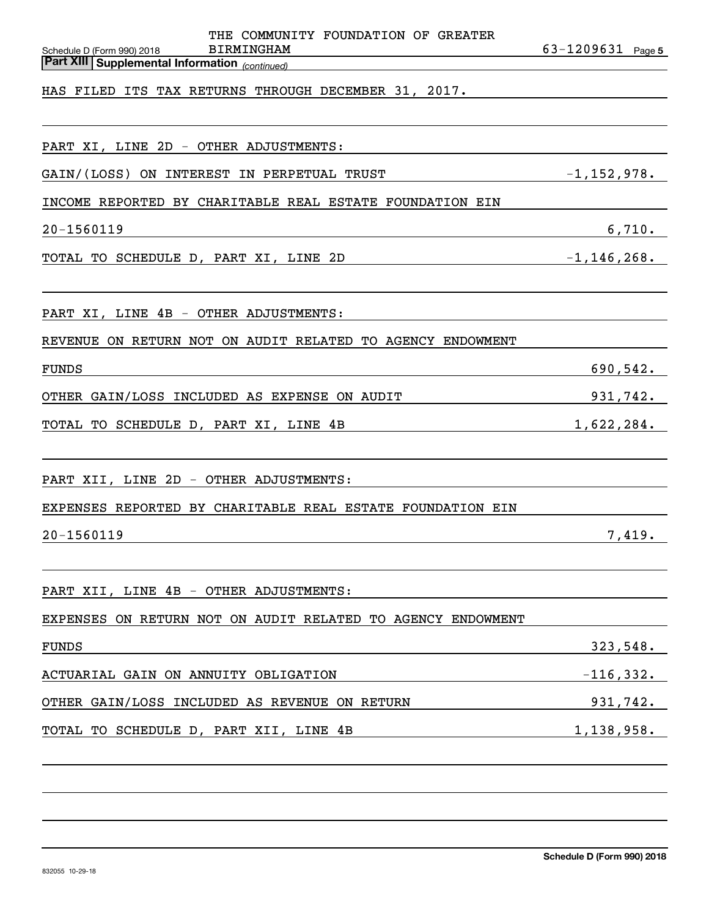**Part XIII | Supplemental Information** *(continued)*

HAS FILED ITS TAX RETURNS THROUGH DECEMBER 31, 2017.

PART XI, LINE 2D - OTHER ADJUSTMENTS:

| | |
|---|---|
| GAIN/(LOSS) ON INTEREST IN PERPETUAL TRUST | -1,152,978. |
| INCOME REPORTED BY CHARITABLE REAL ESTATE FOUNDATION EIN 20-1560119 | 6,710. |
| TOTAL TO SCHEDULE D, PART XI, LINE 2D | -1,146,268. |

PART XI, LINE 4B - OTHER ADJUSTMENTS:

| | |
|---|---|
| REVENUE ON RETURN NOT ON AUDIT RELATED TO AGENCY ENDOWMENT FUNDS | 690,542. |
| OTHER GAIN/LOSS INCLUDED AS EXPENSE ON AUDIT | 931,742. |
| TOTAL TO SCHEDULE D, PART XI, LINE 4B | 1,622,284. |

PART XII, LINE 2D - OTHER ADJUSTMENTS:

| | |
|---|---|
| EXPENSES REPORTED BY CHARITABLE REAL ESTATE FOUNDATION EIN 20-1560119 | 7,419. |

PART XII, LINE 4B - OTHER ADJUSTMENTS:

| | |
|---|---|
| EXPENSES ON RETURN NOT ON AUDIT RELATED TO AGENCY ENDOWMENT FUNDS | 323,548. |
| ACTUARIAL GAIN ON ANNUITY OBLIGATION | -116,332. |
| OTHER GAIN/LOSS INCLUDED AS REVENUE ON RETURN | 931,742. |
| TOTAL TO SCHEDULE D, PART XII, LINE 4B | 1,138,958. |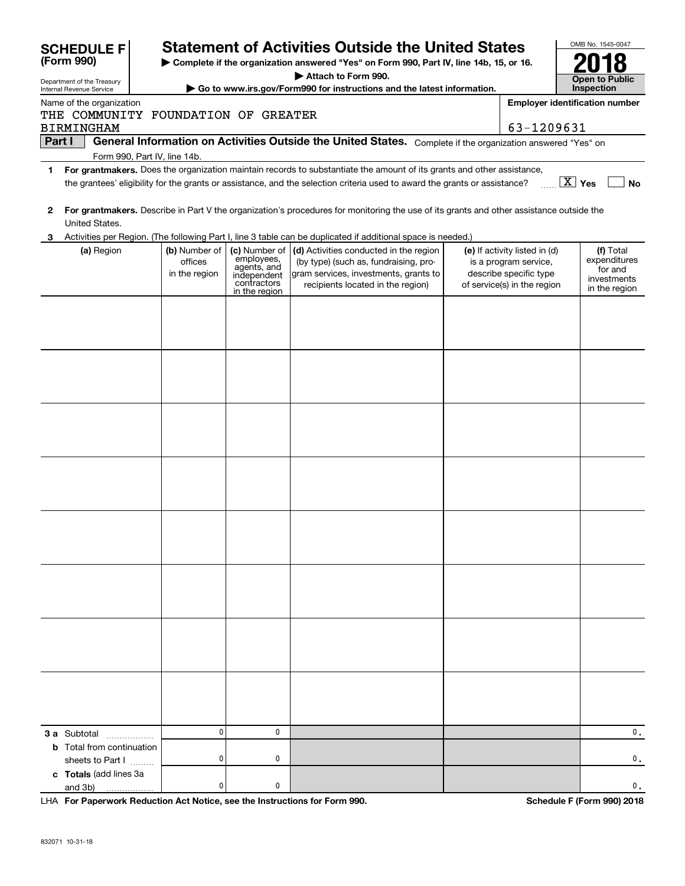**SCHEDULE F (Form 990)**

Department of the Treasury
Internal Revenue Service

# Statement of Activities Outside the United States

▶ Complete if the organization answered "Yes" on Form 990, Part IV, line 14b, 15, or 16.
▶ Attach to Form 990.
▶ Go to www.irs.gov/Form990 for instructions and the latest information.

OMB No. 1545-0047

**2018**

**Open to Public Inspection**

Name of the organization
THE COMMUNITY FOUNDATION OF GREATER BIRMINGHAM

Employer identification number
63-1209631

**Part I** **General Information on Activities Outside the United States.** Complete if the organization answered "Yes" on Form 990, Part IV, line 14b.

**1** **For grantmakers.** Does the organization maintain records to substantiate the amount of its grants and other assistance, the grantees' eligibility for the grants or assistance, and the selection criteria used to award the grants or assistance? ...... [X] Yes [ ] No

**2** **For grantmakers.** Describe in Part V the organization's procedures for monitoring the use of its grants and other assistance outside the United States.

**3** Activities per Region. (The following Part I, line 3 table can be duplicated if additional space is needed.)

| (a) Region | (b) Number of offices in the region | (c) Number of employees, agents, and independent contractors in the region | (d) Activities conducted in the region (by type) (such as, fundraising, program services, investments, grants to recipients located in the region) | (e) If activity listed in (d) is a program service, describe specific type of service(s) in the region | (f) Total expenditures for and investments in the region |
|---|---|---|---|---|---|
| | | | | | |
| | | | | | |
| | | | | | |
| | | | | | |
| | | | | | |
| | | | | | |
| | | | | | |
| | | | | | |
| **3 a** Subtotal | 0 | 0 | | | 0. |
| **b** Total from continuation sheets to Part I | 0 | 0 | | | 0. |
| **c Totals** (add lines 3a and 3b) | 0 | 0 | | | 0. |

LHA **For Paperwork Reduction Act Notice, see the Instructions for Form 990.** **Schedule F (Form 990) 2018**

832071 10-31-18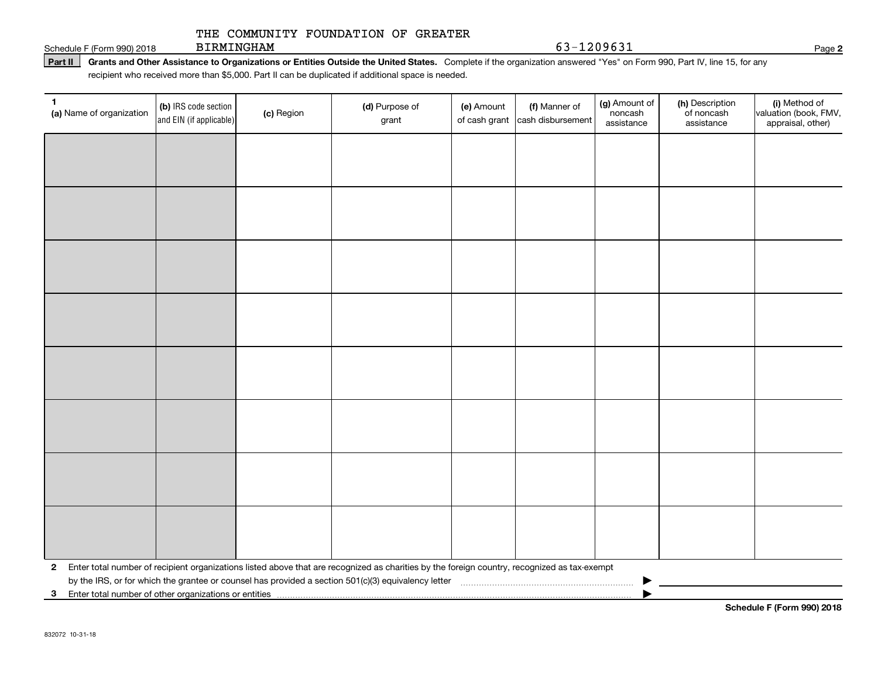THE COMMUNITY FOUNDATION OF GREATER BIRMINGHAM 63-1209631

Schedule F (Form 990) 2018

**Part II** **Grants and Other Assistance to Organizations or Entities Outside the United States.** Complete if the organization answered "Yes" on Form 990, Part IV, line 15, for any recipient who received more than $5,000. Part II can be duplicated if additional space is needed.

| 1 (a) Name of organization | (b) IRS code section and EIN (if applicable) | (c) Region | (d) Purpose of grant | (e) Amount of cash grant | (f) Manner of cash disbursement | (g) Amount of noncash assistance | (h) Description of noncash assistance | (i) Method of valuation (book, FMV, appraisal, other) |
|---|---|---|---|---|---|---|---|---|
| | | | | | | | | |
| | | | | | | | | |
| | | | | | | | | |
| | | | | | | | | |
| | | | | | | | | |
| | | | | | | | | |
| | | | | | | | | |
| | | | | | | | | |

**2** Enter total number of recipient organizations listed above that are recognized as charities by the foreign country, recognized as tax-exempt by the IRS, or for which the grantee or counsel has provided a section 501(c)(3) equivalency letter ▶

**3** Enter total number of other organizations or entities ▶

**Schedule F (Form 990) 2018**

832072 10-31-18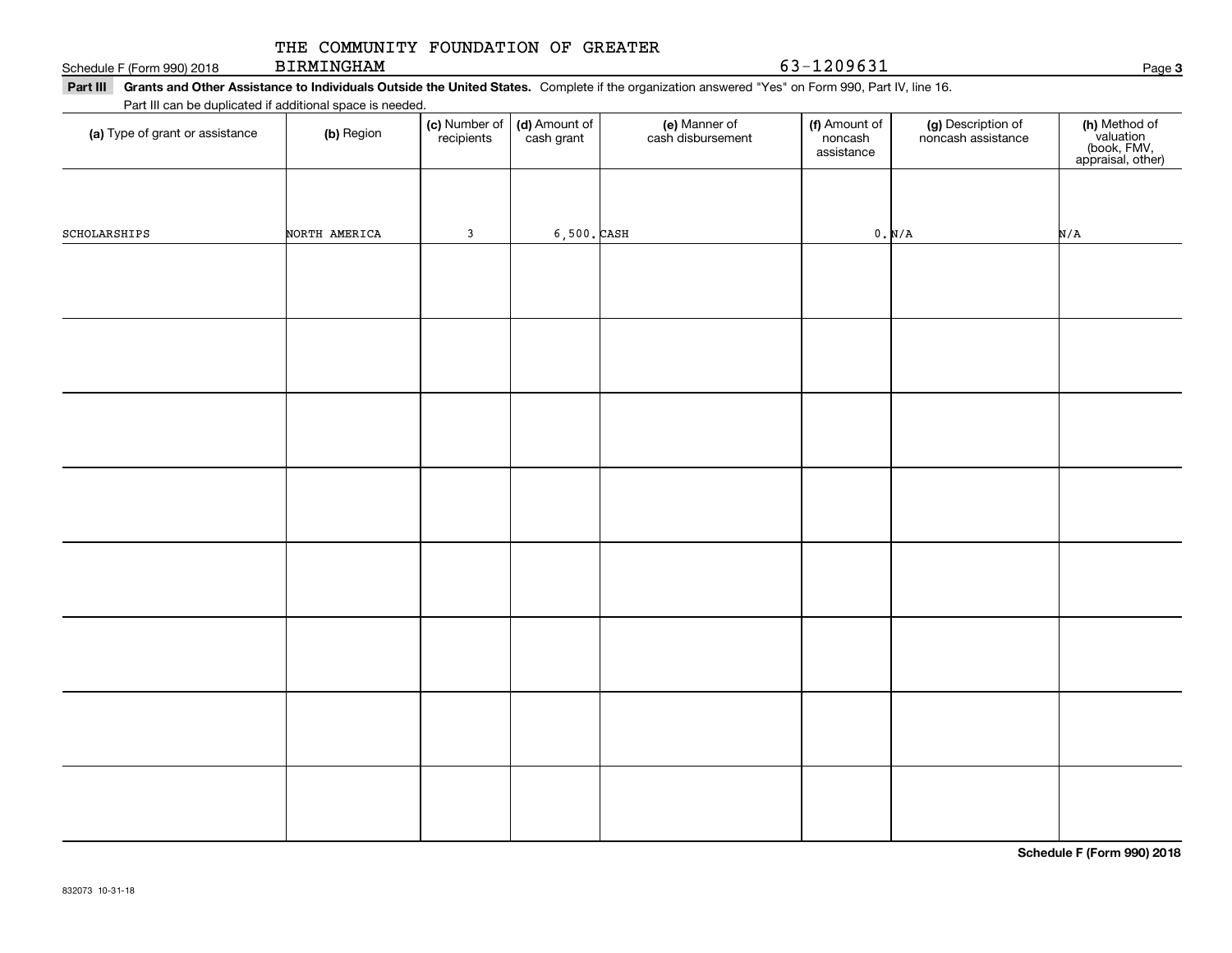THE COMMUNITY FOUNDATION OF GREATER BIRMINGHAM 63-1209631

**Part III Grants and Other Assistance to Individuals Outside the United States.** Complete if the organization answered "Yes" on Form 990, Part IV, line 16.

Part III can be duplicated if additional space is needed.

| (a) Type of grant or assistance | (b) Region | (c) Number of recipients | (d) Amount of cash grant | (e) Manner of cash disbursement | (f) Amount of noncash assistance | (g) Description of noncash assistance | (h) Method of valuation (book, FMV, appraisal, other) |
|---|---|---|---|---|---|---|---|
| SCHOLARSHIPS | NORTH AMERICA | 3 | 6,500. | CASH | 0. | N/A | N/A |
| | | | | | | | |
| | | | | | | | |
| | | | | | | | |
| | | | | | | | |
| | | | | | | | |
| | | | | | | | |
| | | | | | | | |
| | | | | | | | |

**Schedule F (Form 990) 2018**

832073 10-31-18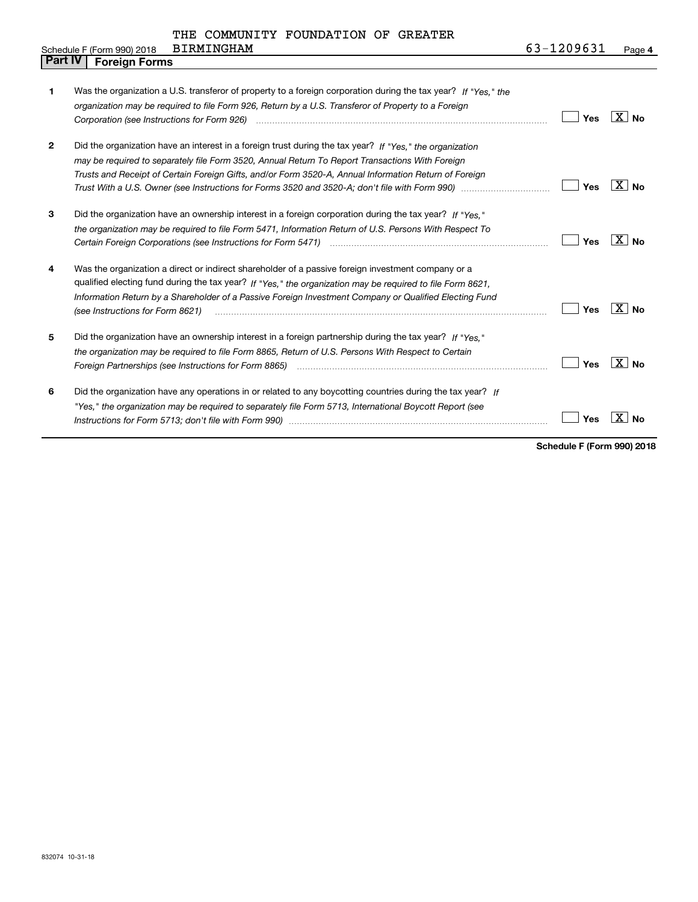THE COMMUNITY FOUNDATION OF GREATER BIRMINGHAM

Schedule F (Form 990) 2018 — 63-1209631 — Page 4

## Part IV — Foreign Forms

1. Was the organization a U.S. transferor of property to a foreign corporation during the tax year? *If "Yes," the organization may be required to file Form 926, Return by a U.S. Transferor of Property to a Foreign Corporation (see Instructions for Form 926)* ..... [ ] Yes [X] No

2. Did the organization have an interest in a foreign trust during the tax year? *If "Yes," the organization may be required to separately file Form 3520, Annual Return To Report Transactions With Foreign Trusts and Receipt of Certain Foreign Gifts, and/or Form 3520-A, Annual Information Return of Foreign Trust With a U.S. Owner (see Instructions for Forms 3520 and 3520-A; don't file with Form 990)* ..... [ ] Yes [X] No

3. Did the organization have an ownership interest in a foreign corporation during the tax year? *If "Yes," the organization may be required to file Form 5471, Information Return of U.S. Persons With Respect To Certain Foreign Corporations (see Instructions for Form 5471)* ..... [ ] Yes [X] No

4. Was the organization a direct or indirect shareholder of a passive foreign investment company or a qualified electing fund during the tax year? *If "Yes," the organization may be required to file Form 8621, Information Return by a Shareholder of a Passive Foreign Investment Company or Qualified Electing Fund (see Instructions for Form 8621)* ..... [ ] Yes [X] No

5. Did the organization have an ownership interest in a foreign partnership during the tax year? *If "Yes," the organization may be required to file Form 8865, Return of U.S. Persons With Respect to Certain Foreign Partnerships (see Instructions for Form 8865)* ..... [ ] Yes [X] No

6. Did the organization have any operations in or related to any boycotting countries during the tax year? *If "Yes," the organization may be required to separately file Form 5713, International Boycott Report (see Instructions for Form 5713; don't file with Form 990)* ..... [ ] Yes [X] No

**Schedule F (Form 990) 2018**

832074 10-31-18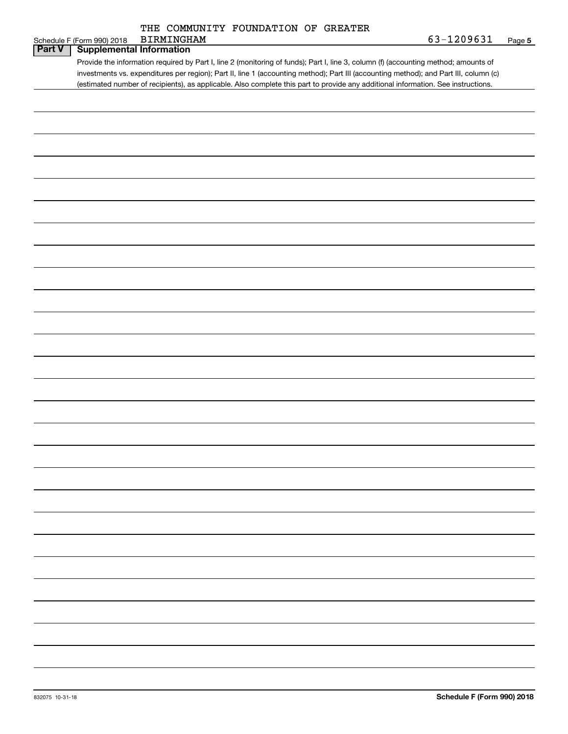THE COMMUNITY FOUNDATION OF GREATER BIRMINGHAM

63-1209631

## Part V Supplemental Information

Provide the information required by Part I, line 2 (monitoring of funds); Part I, line 3, column (f) (accounting method; amounts of investments vs. expenditures per region); Part II, line 1 (accounting method); Part III (accounting method); and Part III, column (c) (estimated number of recipients), as applicable. Also complete this part to provide any additional information. See instructions.

832075 10-31-18

Schedule F (Form 990) 2018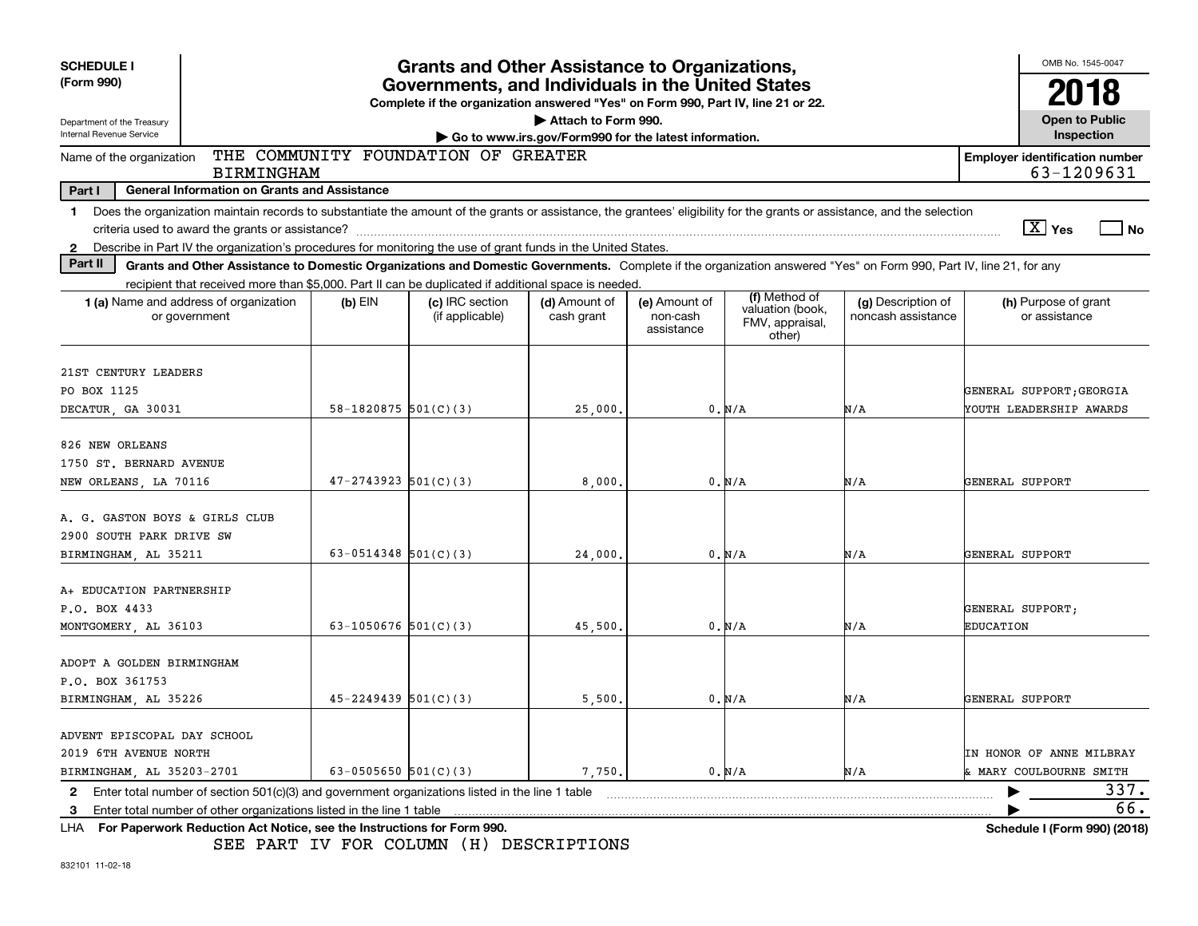**SCHEDULE I**
**(Form 990)**

Department of the Treasury
Internal Revenue Service

# Grants and Other Assistance to Organizations, Governments, and Individuals in the United States

**Complete if the organization answered "Yes" on Form 990, Part IV, line 21 or 22.**
**▶ Attach to Form 990.**
**▶ Go to www.irs.gov/Form990 for the latest information.**

OMB No. 1545-0047
**2018**
**Open to Public Inspection**

Name of the organization: THE COMMUNITY FOUNDATION OF GREATER BIRMINGHAM

**Employer identification number** 63-1209631

**Part I — General Information on Grants and Assistance**

1 Does the organization maintain records to substantiate the amount of the grants or assistance, the grantees' eligibility for the grants or assistance, and the selection criteria used to award the grants or assistance? [X] Yes [ ] No

2 Describe in Part IV the organization's procedures for monitoring the use of grant funds in the United States.

**Part II — Grants and Other Assistance to Domestic Organizations and Domestic Governments.** Complete if the organization answered "Yes" on Form 990, Part IV, line 21, for any recipient that received more than $5,000. Part II can be duplicated if additional space is needed.

| 1 (a) Name and address of organization or government | (b) EIN | (c) IRC section (if applicable) | (d) Amount of cash grant | (e) Amount of non-cash assistance | (f) Method of valuation (book, FMV, appraisal, other) | (g) Description of noncash assistance | (h) Purpose of grant or assistance |
|---|---|---|---|---|---|---|---|
| 21ST CENTURY LEADERS<br>PO BOX 1125<br>DECATUR, GA 30031 | 58-1820875 | 501(C)(3) | 25,000. | 0. | N/A | N/A | GENERAL SUPPORT;GEORGIA YOUTH LEADERSHIP AWARDS |
| 826 NEW ORLEANS<br>1750 ST. BERNARD AVENUE<br>NEW ORLEANS, LA 70116 | 47-2743923 | 501(C)(3) | 8,000. | 0. | N/A | N/A | GENERAL SUPPORT |
| A. G. GASTON BOYS & GIRLS CLUB<br>2900 SOUTH PARK DRIVE SW<br>BIRMINGHAM, AL 35211 | 63-0514348 | 501(C)(3) | 24,000. | 0. | N/A | N/A | GENERAL SUPPORT |
| A+ EDUCATION PARTNERSHIP<br>P.O. BOX 4433<br>MONTGOMERY, AL 36103 | 63-1050676 | 501(C)(3) | 45,500. | 0. | N/A | N/A | GENERAL SUPPORT; EDUCATION |
| ADOPT A GOLDEN BIRMINGHAM<br>P.O. BOX 361753<br>BIRMINGHAM, AL 35226 | 45-2249439 | 501(C)(3) | 5,500. | 0. | N/A | N/A | GENERAL SUPPORT |
| ADVENT EPISCOPAL DAY SCHOOL<br>2019 6TH AVENUE NORTH<br>BIRMINGHAM, AL 35203-2701 | 63-0505650 | 501(C)(3) | 7,750. | 0. | N/A | N/A | IN HONOR OF ANNE MILBRAY & MARY COULBOURNE SMITH |

2 Enter total number of section 501(c)(3) and government organizations listed in the line 1 table ▶ 337.

3 Enter total number of other organizations listed in the line 1 table ▶ 66.

LHA **For Paperwork Reduction Act Notice, see the Instructions for Form 990.** **Schedule I (Form 990) (2018)**

SEE PART IV FOR COLUMN (H) DESCRIPTIONS

832101 11-02-18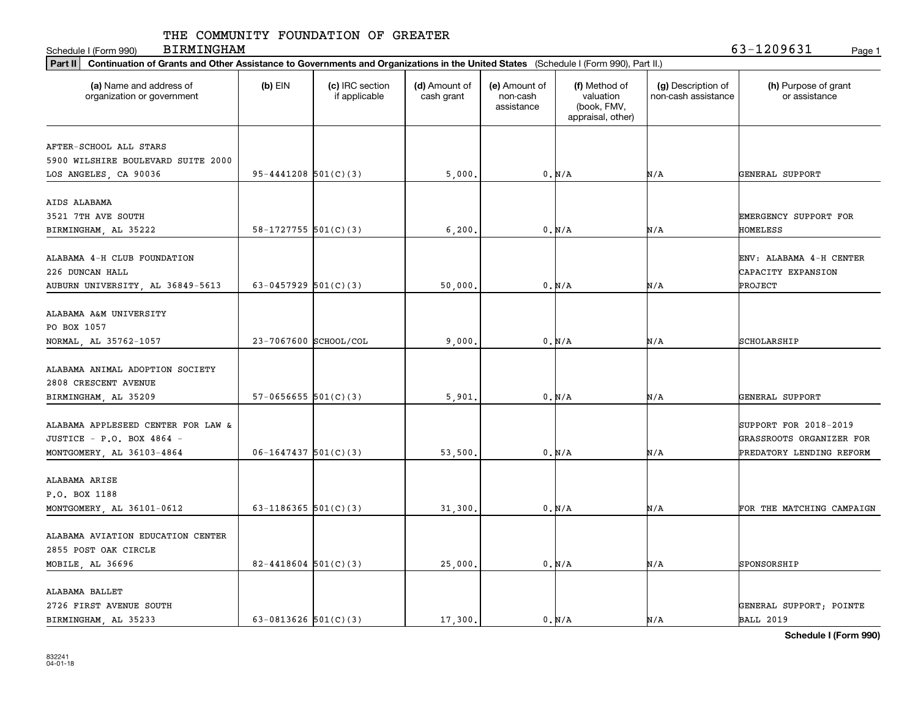THE COMMUNITY FOUNDATION OF GREATER BIRMINGHAM

Schedule I (Form 990) 63-1209631

**Part II** **Continuation of Grants and Other Assistance to Governments and Organizations in the United States** (Schedule I (Form 990), Part II.)

| (a) Name and address of organization or government | (b) EIN | (c) IRC section if applicable | (d) Amount of cash grant | (e) Amount of non-cash assistance | (f) Method of valuation (book, FMV, appraisal, other) | (g) Description of non-cash assistance | (h) Purpose of grant or assistance |
|---|---|---|---|---|---|---|---|
| AFTER-SCHOOL ALL STARS 5900 WILSHIRE BOULEVARD SUITE 2000 LOS ANGELES, CA 90036 | 95-4441208 | 501(C)(3) | 5,000. | 0. | N/A | N/A | GENERAL SUPPORT |
| AIDS ALABAMA 3521 7TH AVE SOUTH BIRMINGHAM, AL 35222 | 58-1727755 | 501(C)(3) | 6,200. | 0. | N/A | N/A | EMERGENCY SUPPORT FOR HOMELESS |
| ALABAMA 4-H CLUB FOUNDATION 226 DUNCAN HALL AUBURN UNIVERSITY, AL 36849-5613 | 63-0457929 | 501(C)(3) | 50,000. | 0. | N/A | N/A | ENV: ALABAMA 4-H CENTER CAPACITY EXPANSION PROJECT |
| ALABAMA A&M UNIVERSITY PO BOX 1057 NORMAL, AL 35762-1057 | 23-7067600 | SCHOOL/COL | 9,000. | 0. | N/A | N/A | SCHOLARSHIP |
| ALABAMA ANIMAL ADOPTION SOCIETY 2808 CRESCENT AVENUE BIRMINGHAM, AL 35209 | 57-0656655 | 501(C)(3) | 5,901. | 0. | N/A | N/A | GENERAL SUPPORT |
| ALABAMA APPLESEED CENTER FOR LAW & JUSTICE - P.O. BOX 4864 - MONTGOMERY, AL 36103-4864 | 06-1647437 | 501(C)(3) | 53,500. | 0. | N/A | N/A | SUPPORT FOR 2018-2019 GRASSROOTS ORGANIZER FOR PREDATORY LENDING REFORM |
| ALABAMA ARISE P.O. BOX 1188 MONTGOMERY, AL 36101-0612 | 63-1186365 | 501(C)(3) | 31,300. | 0. | N/A | N/A | FOR THE MATCHING CAMPAIGN |
| ALABAMA AVIATION EDUCATION CENTER 2855 POST OAK CIRCLE MOBILE, AL 36696 | 82-4418604 | 501(C)(3) | 25,000. | 0. | N/A | N/A | SPONSORSHIP |
| ALABAMA BALLET 2726 FIRST AVENUE SOUTH BIRMINGHAM, AL 35233 | 63-0813626 | 501(C)(3) | 17,300. | 0. | N/A | N/A | GENERAL SUPPORT; POINTE BALL 2019 |

**Schedule I (Form 990)**

832241 04-01-18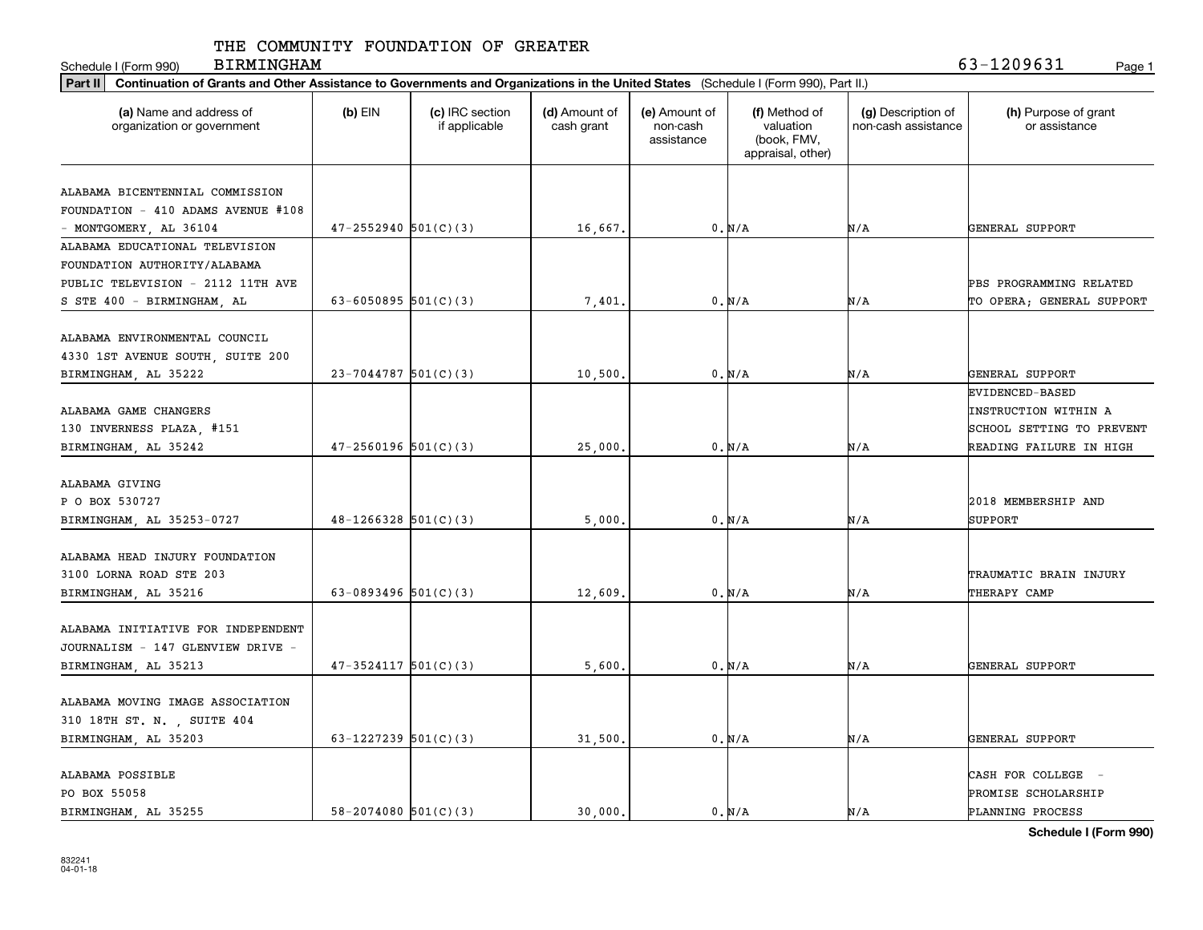THE COMMUNITY FOUNDATION OF GREATER BIRMINGHAM

Schedule I (Form 990) 63-1209631

**Part II** **Continuation of Grants and Other Assistance to Governments and Organizations in the United States** (Schedule I (Form 990), Part II.)

| (a) Name and address of organization or government | (b) EIN | (c) IRC section if applicable | (d) Amount of cash grant | (e) Amount of non-cash assistance | (f) Method of valuation (book, FMV, appraisal, other) | (g) Description of non-cash assistance | (h) Purpose of grant or assistance |
|---|---|---|---|---|---|---|---|
| ALABAMA BICENTENNIAL COMMISSION FOUNDATION - 410 ADAMS AVENUE #108 - MONTGOMERY, AL 36104 | 47-2552940 | 501(C)(3) | 16,667. | 0. | N/A | N/A | GENERAL SUPPORT |
| ALABAMA EDUCATIONAL TELEVISION FOUNDATION AUTHORITY/ALABAMA PUBLIC TELEVISION - 2112 11TH AVE S STE 400 - BIRMINGHAM, AL | 63-6050895 | 501(C)(3) | 7,401. | 0. | N/A | N/A | PBS PROGRAMMING RELATED TO OPERA; GENERAL SUPPORT |
| ALABAMA ENVIRONMENTAL COUNCIL 4330 1ST AVENUE SOUTH, SUITE 200 BIRMINGHAM, AL 35222 | 23-7044787 | 501(C)(3) | 10,500. | 0. | N/A | N/A | GENERAL SUPPORT |
| ALABAMA GAME CHANGERS 130 INVERNESS PLAZA, #151 BIRMINGHAM, AL 35242 | 47-2560196 | 501(C)(3) | 25,000. | 0. | N/A | N/A | EVIDENCED-BASED INSTRUCTION WITHIN A SCHOOL SETTING TO PREVENT READING FAILURE IN HIGH |
| ALABAMA GIVING P O BOX 530727 BIRMINGHAM, AL 35253-0727 | 48-1266328 | 501(C)(3) | 5,000. | 0. | N/A | N/A | 2018 MEMBERSHIP AND SUPPORT |
| ALABAMA HEAD INJURY FOUNDATION 3100 LORNA ROAD STE 203 BIRMINGHAM, AL 35216 | 63-0893496 | 501(C)(3) | 12,609. | 0. | N/A | N/A | TRAUMATIC BRAIN INJURY THERAPY CAMP |
| ALABAMA INITIATIVE FOR INDEPENDENT JOURNALISM - 147 GLENVIEW DRIVE - BIRMINGHAM, AL 35213 | 47-3524117 | 501(C)(3) | 5,600. | 0. | N/A | N/A | GENERAL SUPPORT |
| ALABAMA MOVING IMAGE ASSOCIATION 310 18TH ST. N. , SUITE 404 BIRMINGHAM, AL 35203 | 63-1227239 | 501(C)(3) | 31,500. | 0. | N/A | N/A | GENERAL SUPPORT |
| ALABAMA POSSIBLE PO BOX 55058 BIRMINGHAM, AL 35255 | 58-2074080 | 501(C)(3) | 30,000. | 0. | N/A | N/A | CASH FOR COLLEGE - PROMISE SCHOLARSHIP PLANNING PROCESS |

832241 04-01-18

**Schedule I (Form 990)**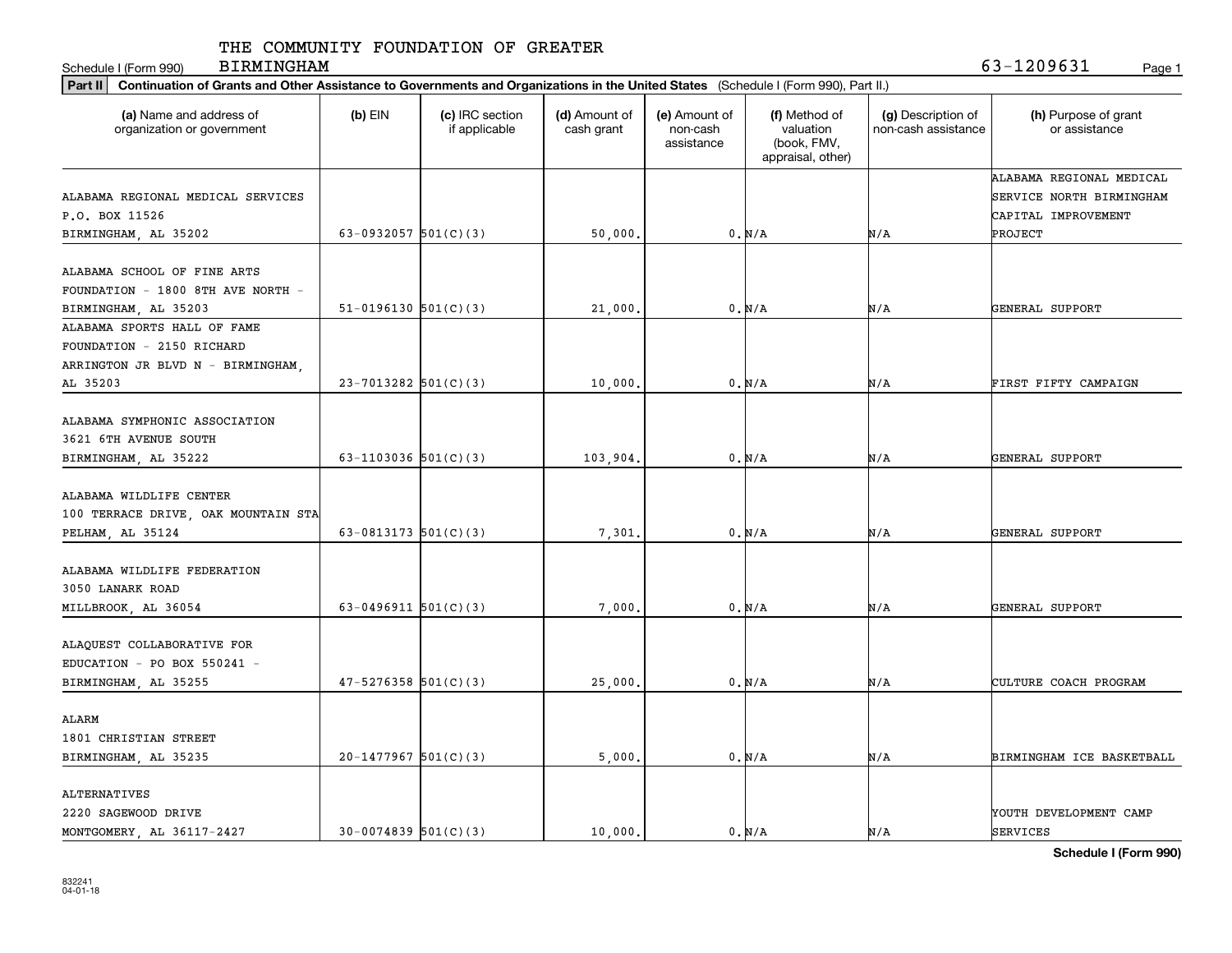Schedule I (Form 990) THE COMMUNITY FOUNDATION OF GREATER BIRMINGHAM 63-1209631

**Part II** **Continuation of Grants and Other Assistance to Governments and Organizations in the United States** (Schedule I (Form 990), Part II.)

| (a) Name and address of organization or government | (b) EIN | (c) IRC section if applicable | (d) Amount of cash grant | (e) Amount of non-cash assistance | (f) Method of valuation (book, FMV, appraisal, other) | (g) Description of non-cash assistance | (h) Purpose of grant or assistance |
|---|---|---|---|---|---|---|---|
| ALABAMA REGIONAL MEDICAL SERVICES P.O. BOX 11526 BIRMINGHAM, AL 35202 | 63-0932057 | 501(C)(3) | 50,000. | 0. | N/A | N/A | ALABAMA REGIONAL MEDICAL SERVICE NORTH BIRMINGHAM CAPITAL IMPROVEMENT PROJECT |
| ALABAMA SCHOOL OF FINE ARTS FOUNDATION - 1800 8TH AVE NORTH - BIRMINGHAM, AL 35203 | 51-0196130 | 501(C)(3) | 21,000. | 0. | N/A | N/A | GENERAL SUPPORT |
| ALABAMA SPORTS HALL OF FAME FOUNDATION - 2150 RICHARD ARRINGTON JR BLVD N - BIRMINGHAM, AL 35203 | 23-7013282 | 501(C)(3) | 10,000. | 0. | N/A | N/A | FIRST FIFTY CAMPAIGN |
| ALABAMA SYMPHONIC ASSOCIATION 3621 6TH AVENUE SOUTH BIRMINGHAM, AL 35222 | 63-1103036 | 501(C)(3) | 103,904. | 0. | N/A | N/A | GENERAL SUPPORT |
| ALABAMA WILDLIFE CENTER 100 TERRACE DRIVE, OAK MOUNTAIN STA PELHAM, AL 35124 | 63-0813173 | 501(C)(3) | 7,301. | 0. | N/A | N/A | GENERAL SUPPORT |
| ALABAMA WILDLIFE FEDERATION 3050 LANARK ROAD MILLBROOK, AL 36054 | 63-0496911 | 501(C)(3) | 7,000. | 0. | N/A | N/A | GENERAL SUPPORT |
| ALAQUEST COLLABORATIVE FOR EDUCATION - PO BOX 550241 - BIRMINGHAM, AL 35255 | 47-5276358 | 501(C)(3) | 25,000. | 0. | N/A | N/A | CULTURE COACH PROGRAM |
| ALARM 1801 CHRISTIAN STREET BIRMINGHAM, AL 35235 | 20-1477967 | 501(C)(3) | 5,000. | 0. | N/A | N/A | BIRMINGHAM ICE BASKETBALL |
| ALTERNATIVES 2220 SAGEWOOD DRIVE MONTGOMERY, AL 36117-2427 | 30-0074839 | 501(C)(3) | 10,000. | 0. | N/A | N/A | YOUTH DEVELOPMENT CAMP SERVICES |

**Schedule I (Form 990)**

832241 04-01-18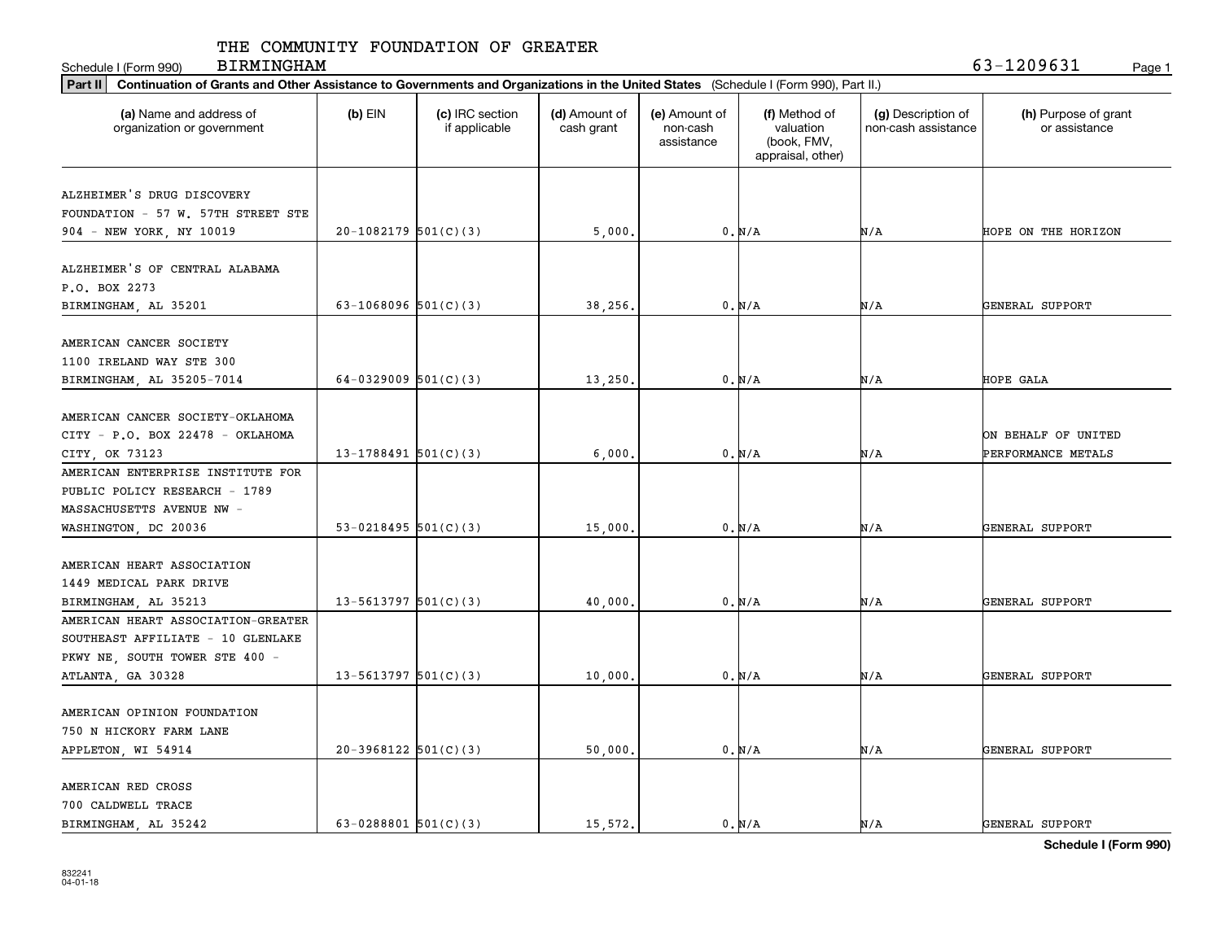THE COMMUNITY FOUNDATION OF GREATER BIRMINGHAM

Schedule I (Form 990) 63-1209631

**Part II** **Continuation of Grants and Other Assistance to Governments and Organizations in the United States** (Schedule I (Form 990), Part II.)

| (a) Name and address of organization or government | (b) EIN | (c) IRC section if applicable | (d) Amount of cash grant | (e) Amount of non-cash assistance | (f) Method of valuation (book, FMV, appraisal, other) | (g) Description of non-cash assistance | (h) Purpose of grant or assistance |
|---|---|---|---|---|---|---|---|
| ALZHEIMER'S DRUG DISCOVERY FOUNDATION - 57 W. 57TH STREET STE 904 - NEW YORK, NY 10019 | 20-1082179 | 501(C)(3) | 5,000. | 0. | N/A | N/A | HOPE ON THE HORIZON |
| ALZHEIMER'S OF CENTRAL ALABAMA P.O. BOX 2273 BIRMINGHAM, AL 35201 | 63-1068096 | 501(C)(3) | 38,256. | 0. | N/A | N/A | GENERAL SUPPORT |
| AMERICAN CANCER SOCIETY 1100 IRELAND WAY STE 300 BIRMINGHAM, AL 35205-7014 | 64-0329009 | 501(C)(3) | 13,250. | 0. | N/A | N/A | HOPE GALA |
| AMERICAN CANCER SOCIETY-OKLAHOMA CITY - P.O. BOX 22478 - OKLAHOMA CITY, OK 73123 | 13-1788491 | 501(C)(3) | 6,000. | 0. | N/A | N/A | ON BEHALF OF UNITED PERFORMANCE METALS |
| AMERICAN ENTERPRISE INSTITUTE FOR PUBLIC POLICY RESEARCH - 1789 MASSACHUSETTS AVENUE NW - WASHINGTON, DC 20036 | 53-0218495 | 501(C)(3) | 15,000. | 0. | N/A | N/A | GENERAL SUPPORT |
| AMERICAN HEART ASSOCIATION 1449 MEDICAL PARK DRIVE BIRMINGHAM, AL 35213 | 13-5613797 | 501(C)(3) | 40,000. | 0. | N/A | N/A | GENERAL SUPPORT |
| AMERICAN HEART ASSOCIATION-GREATER SOUTHEAST AFFILIATE - 10 GLENLAKE PKWY NE, SOUTH TOWER STE 400 - ATLANTA, GA 30328 | 13-5613797 | 501(C)(3) | 10,000. | 0. | N/A | N/A | GENERAL SUPPORT |
| AMERICAN OPINION FOUNDATION 750 N HICKORY FARM LANE APPLETON, WI 54914 | 20-3968122 | 501(C)(3) | 50,000. | 0. | N/A | N/A | GENERAL SUPPORT |
| AMERICAN RED CROSS 700 CALDWELL TRACE BIRMINGHAM, AL 35242 | 63-0288801 | 501(C)(3) | 15,572. | 0. | N/A | N/A | GENERAL SUPPORT |

832241 04-01-18

**Schedule I (Form 990)**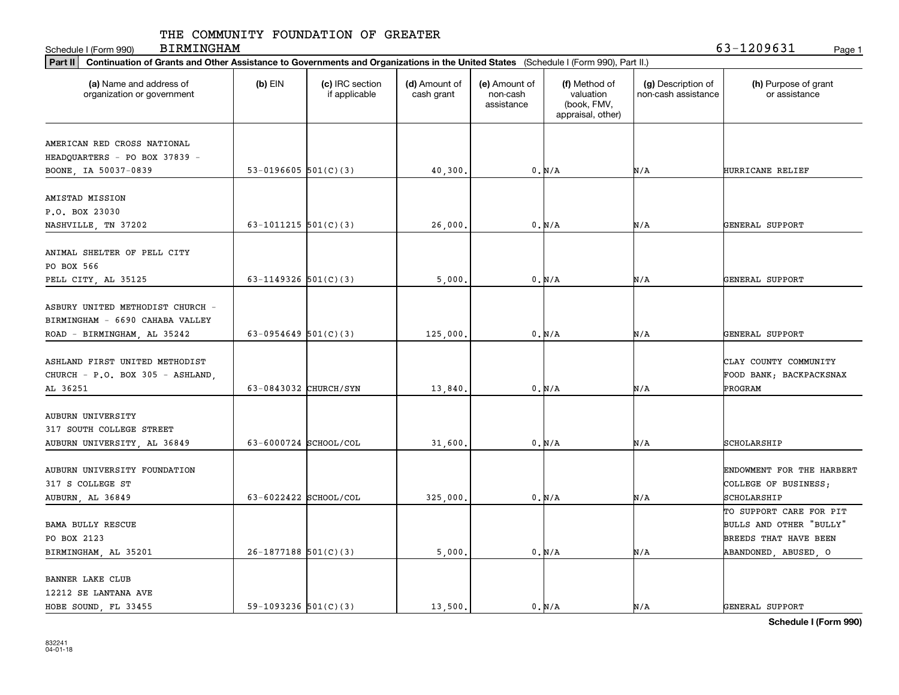THE COMMUNITY FOUNDATION OF GREATER BIRMINGHAM

Schedule I (Form 990) 63-1209631

**Part II** **Continuation of Grants and Other Assistance to Governments and Organizations in the United States** (Schedule I (Form 990), Part II.)

| (a) Name and address of organization or government | (b) EIN | (c) IRC section if applicable | (d) Amount of cash grant | (e) Amount of non-cash assistance | (f) Method of valuation (book, FMV, appraisal, other) | (g) Description of non-cash assistance | (h) Purpose of grant or assistance |
|---|---|---|---|---|---|---|---|
| AMERICAN RED CROSS NATIONAL HEADQUARTERS - PO BOX 37839 - BOONE, IA 50037-0839 | 53-0196605 | 501(C)(3) | 40,300. | 0. | N/A | N/A | HURRICANE RELIEF |
| AMISTAD MISSION P.O. BOX 23030 NASHVILLE, TN 37202 | 63-1011215 | 501(C)(3) | 26,000. | 0. | N/A | N/A | GENERAL SUPPORT |
| ANIMAL SHELTER OF PELL CITY PO BOX 566 PELL CITY, AL 35125 | 63-1149326 | 501(C)(3) | 5,000. | 0. | N/A | N/A | GENERAL SUPPORT |
| ASBURY UNITED METHODIST CHURCH - BIRMINGHAM - 6690 CAHABA VALLEY ROAD - BIRMINGHAM, AL 35242 | 63-0954649 | 501(C)(3) | 125,000. | 0. | N/A | N/A | GENERAL SUPPORT |
| ASHLAND FIRST UNITED METHODIST CHURCH - P.O. BOX 305 - ASHLAND, AL 36251 | 63-0843032 | CHURCH/SYN | 13,840. | 0. | N/A | N/A | CLAY COUNTY COMMUNITY FOOD BANK; BACKPACKSNAX PROGRAM |
| AUBURN UNIVERSITY 317 SOUTH COLLEGE STREET AUBURN UNIVERSITY, AL 36849 | 63-6000724 | SCHOOL/COL | 31,600. | 0. | N/A | N/A | SCHOLARSHIP |
| AUBURN UNIVERSITY FOUNDATION 317 S COLLEGE ST AUBURN, AL 36849 | 63-6022422 | SCHOOL/COL | 325,000. | 0. | N/A | N/A | ENDOWMENT FOR THE HARBERT COLLEGE OF BUSINESS; SCHOLARSHIP |
| BAMA BULLY RESCUE PO BOX 2123 BIRMINGHAM, AL 35201 | 26-1877188 | 501(C)(3) | 5,000. | 0. | N/A | N/A | TO SUPPORT CARE FOR PIT BULLS AND OTHER "BULLY" BREEDS THAT HAVE BEEN ABANDONED, ABUSED, O |
| BANNER LAKE CLUB 12212 SE LANTANA AVE HOBE SOUND, FL 33455 | 59-1093236 | 501(C)(3) | 13,500. | 0. | N/A | N/A | GENERAL SUPPORT |

**Schedule I (Form 990)**

832241 04-01-18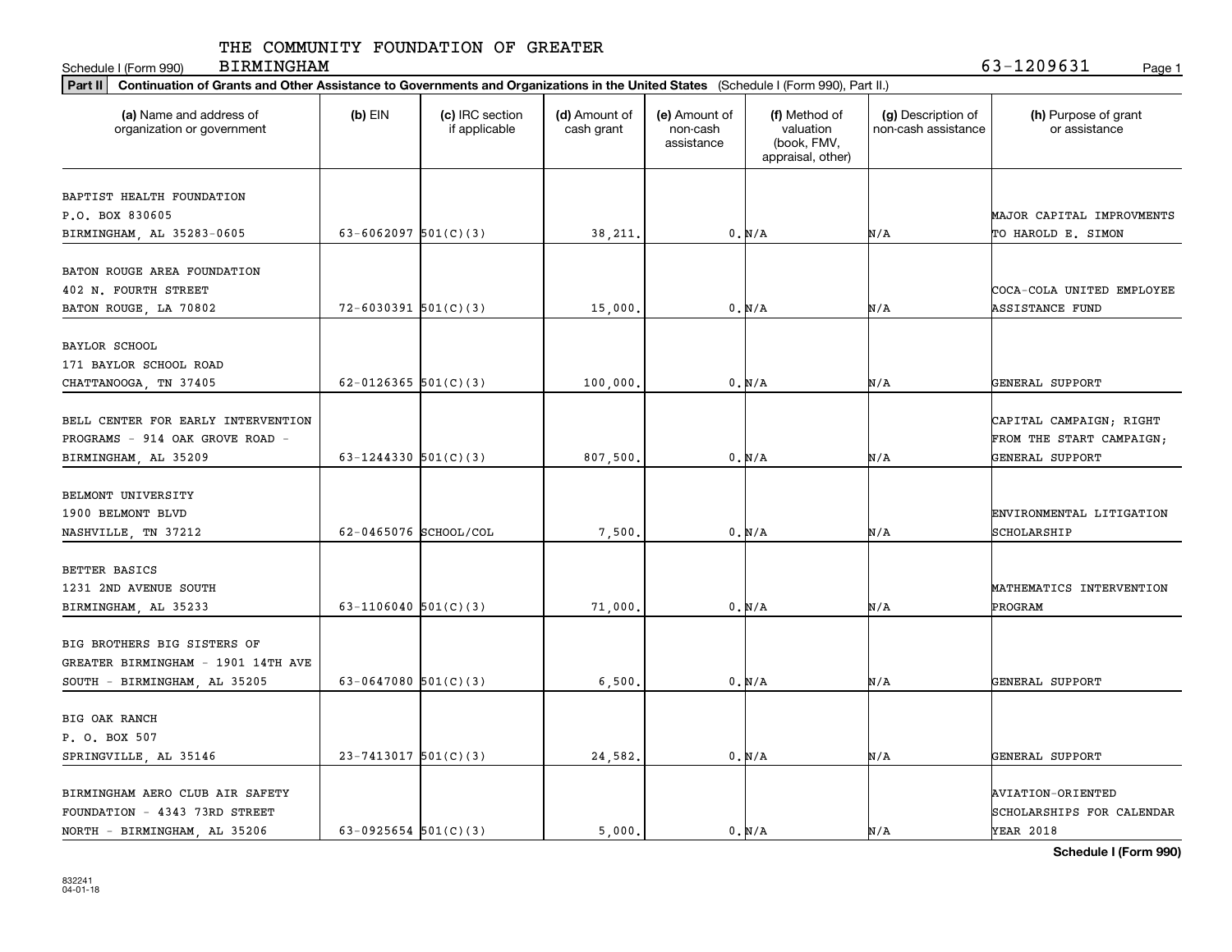THE COMMUNITY FOUNDATION OF GREATER BIRMINGHAM

Schedule I (Form 990) 63-1209631

**Part II Continuation of Grants and Other Assistance to Governments and Organizations in the United States** (Schedule I (Form 990), Part II.)

| (a) Name and address of organization or government | (b) EIN | (c) IRC section if applicable | (d) Amount of cash grant | (e) Amount of non-cash assistance | (f) Method of valuation (book, FMV, appraisal, other) | (g) Description of non-cash assistance | (h) Purpose of grant or assistance |
|---|---|---|---|---|---|---|---|
| BAPTIST HEALTH FOUNDATION P.O. BOX 830605 BIRMINGHAM, AL 35283-0605 | 63-6062097 | 501(C)(3) | 38,211. | 0. | N/A | N/A | MAJOR CAPITAL IMPROVMENTS TO HAROLD E. SIMON |
| BATON ROUGE AREA FOUNDATION 402 N. FOURTH STREET BATON ROUGE, LA 70802 | 72-6030391 | 501(C)(3) | 15,000. | 0. | N/A | N/A | COCA-COLA UNITED EMPLOYEE ASSISTANCE FUND |
| BAYLOR SCHOOL 171 BAYLOR SCHOOL ROAD CHATTANOOGA, TN 37405 | 62-0126365 | 501(C)(3) | 100,000. | 0. | N/A | N/A | GENERAL SUPPORT |
| BELL CENTER FOR EARLY INTERVENTION PROGRAMS - 914 OAK GROVE ROAD - BIRMINGHAM, AL 35209 | 63-1244330 | 501(C)(3) | 807,500. | 0. | N/A | N/A | CAPITAL CAMPAIGN; RIGHT FROM THE START CAMPAIGN; GENERAL SUPPORT |
| BELMONT UNIVERSITY 1900 BELMONT BLVD NASHVILLE, TN 37212 | 62-0465076 | SCHOOL/COL | 7,500. | 0. | N/A | N/A | ENVIRONMENTAL LITIGATION SCHOLARSHIP |
| BETTER BASICS 1231 2ND AVENUE SOUTH BIRMINGHAM, AL 35233 | 63-1106040 | 501(C)(3) | 71,000. | 0. | N/A | N/A | MATHEMATICS INTERVENTION PROGRAM |
| BIG BROTHERS BIG SISTERS OF GREATER BIRMINGHAM - 1901 14TH AVE SOUTH - BIRMINGHAM, AL 35205 | 63-0647080 | 501(C)(3) | 6,500. | 0. | N/A | N/A | GENERAL SUPPORT |
| BIG OAK RANCH P. O. BOX 507 SPRINGVILLE, AL 35146 | 23-7413017 | 501(C)(3) | 24,582. | 0. | N/A | N/A | GENERAL SUPPORT |
| BIRMINGHAM AERO CLUB AIR SAFETY FOUNDATION - 4343 73RD STREET NORTH - BIRMINGHAM, AL 35206 | 63-0925654 | 501(C)(3) | 5,000. | 0. | N/A | N/A | AVIATION-ORIENTED SCHOLARSHIPS FOR CALENDAR YEAR 2018 |

**Schedule I (Form 990)**

832241 04-01-18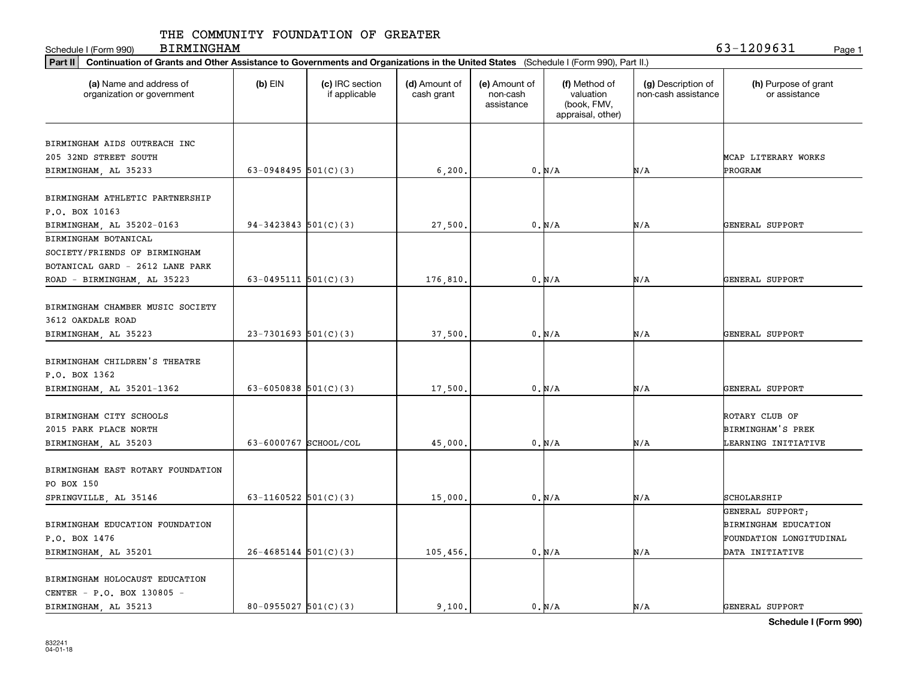THE COMMUNITY FOUNDATION OF GREATER BIRMINGHAM 63-1209631

Schedule I (Form 990)

**Part II** **Continuation of Grants and Other Assistance to Governments and Organizations in the United States** (Schedule I (Form 990), Part II.)

| (a) Name and address of organization or government | (b) EIN | (c) IRC section if applicable | (d) Amount of cash grant | (e) Amount of non-cash assistance | (f) Method of valuation (book, FMV, appraisal, other) | (g) Description of non-cash assistance | (h) Purpose of grant or assistance |
|---|---|---|---|---|---|---|---|
| BIRMINGHAM AIDS OUTREACH INC 205 32ND STREET SOUTH BIRMINGHAM, AL 35233 | 63-0948495 | 501(C)(3) | 6,200. | 0. | N/A | N/A | MCAP LITERARY WORKS PROGRAM |
| BIRMINGHAM ATHLETIC PARTNERSHIP P.O. BOX 10163 BIRMINGHAM, AL 35202-0163 | 94-3423843 | 501(C)(3) | 27,500. | 0. | N/A | N/A | GENERAL SUPPORT |
| BIRMINGHAM BOTANICAL SOCIETY/FRIENDS OF BIRMINGHAM BOTANICAL GARD - 2612 LANE PARK ROAD - BIRMINGHAM, AL 35223 | 63-0495111 | 501(C)(3) | 176,810. | 0. | N/A | N/A | GENERAL SUPPORT |
| BIRMINGHAM CHAMBER MUSIC SOCIETY 3612 OAKDALE ROAD BIRMINGHAM, AL 35223 | 23-7301693 | 501(C)(3) | 37,500. | 0. | N/A | N/A | GENERAL SUPPORT |
| BIRMINGHAM CHILDREN'S THEATRE P.O. BOX 1362 BIRMINGHAM, AL 35201-1362 | 63-6050838 | 501(C)(3) | 17,500. | 0. | N/A | N/A | GENERAL SUPPORT |
| BIRMINGHAM CITY SCHOOLS 2015 PARK PLACE NORTH BIRMINGHAM, AL 35203 | 63-6000767 | SCHOOL/COL | 45,000. | 0. | N/A | N/A | ROTARY CLUB OF BIRMINGHAM'S PREK LEARNING INITIATIVE |
| BIRMINGHAM EAST ROTARY FOUNDATION PO BOX 150 SPRINGVILLE, AL 35146 | 63-1160522 | 501(C)(3) | 15,000. | 0. | N/A | N/A | SCHOLARSHIP |
| BIRMINGHAM EDUCATION FOUNDATION P.O. BOX 1476 BIRMINGHAM, AL 35201 | 26-4685144 | 501(C)(3) | 105,456. | 0. | N/A | N/A | GENERAL SUPPORT; BIRMINGHAM EDUCATION FOUNDATION LONGITUDINAL DATA INITIATIVE |
| BIRMINGHAM HOLOCAUST EDUCATION CENTER - P.O. BOX 130805 - BIRMINGHAM, AL 35213 | 80-0955027 | 501(C)(3) | 9,100. | 0. | N/A | N/A | GENERAL SUPPORT |

Schedule I (Form 990)

832241 04-01-18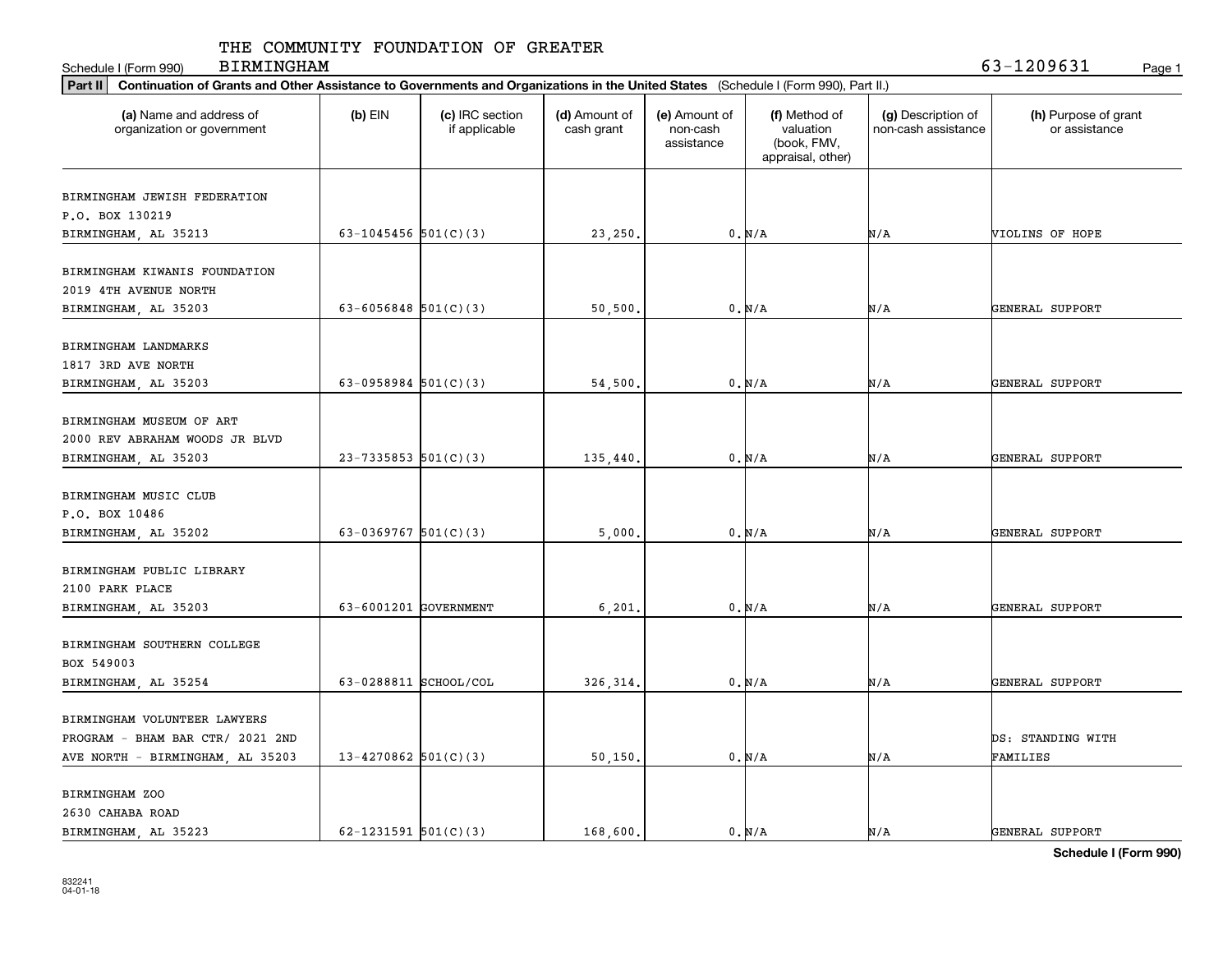THE COMMUNITY FOUNDATION OF GREATER BIRMINGHAM

63-1209631

**Part II** **Continuation of Grants and Other Assistance to Governments and Organizations in the United States** (Schedule I (Form 990), Part II.)

| (a) Name and address of organization or government | (b) EIN | (c) IRC section if applicable | (d) Amount of cash grant | (e) Amount of non-cash assistance | (f) Method of valuation (book, FMV, appraisal, other) | (g) Description of non-cash assistance | (h) Purpose of grant or assistance |
|---|---|---|---|---|---|---|---|
| BIRMINGHAM JEWISH FEDERATION P.O. BOX 130219 BIRMINGHAM, AL 35213 | 63-1045456 | 501(C)(3) | 23,250. | 0. | N/A | N/A | VIOLINS OF HOPE |
| BIRMINGHAM KIWANIS FOUNDATION 2019 4TH AVENUE NORTH BIRMINGHAM, AL 35203 | 63-6056848 | 501(C)(3) | 50,500. | 0. | N/A | N/A | GENERAL SUPPORT |
| BIRMINGHAM LANDMARKS 1817 3RD AVE NORTH BIRMINGHAM, AL 35203 | 63-0958984 | 501(C)(3) | 54,500. | 0. | N/A | N/A | GENERAL SUPPORT |
| BIRMINGHAM MUSEUM OF ART 2000 REV ABRAHAM WOODS JR BLVD BIRMINGHAM, AL 35203 | 23-7335853 | 501(C)(3) | 135,440. | 0. | N/A | N/A | GENERAL SUPPORT |
| BIRMINGHAM MUSIC CLUB P.O. BOX 10486 BIRMINGHAM, AL 35202 | 63-0369767 | 501(C)(3) | 5,000. | 0. | N/A | N/A | GENERAL SUPPORT |
| BIRMINGHAM PUBLIC LIBRARY 2100 PARK PLACE BIRMINGHAM, AL 35203 | 63-6001201 | GOVERNMENT | 6,201. | 0. | N/A | N/A | GENERAL SUPPORT |
| BIRMINGHAM SOUTHERN COLLEGE BOX 549003 BIRMINGHAM, AL 35254 | 63-0288811 | SCHOOL/COL | 326,314. | 0. | N/A | N/A | GENERAL SUPPORT |
| BIRMINGHAM VOLUNTEER LAWYERS PROGRAM - BHAM BAR CTR/ 2021 2ND AVE NORTH - BIRMINGHAM, AL 35203 | 13-4270862 | 501(C)(3) | 50,150. | 0. | N/A | N/A | DS: STANDING WITH FAMILIES |
| BIRMINGHAM ZOO 2630 CAHABA ROAD BIRMINGHAM, AL 35223 | 62-1231591 | 501(C)(3) | 168,600. | 0. | N/A | N/A | GENERAL SUPPORT |

Schedule I (Form 990)

832241 04-01-18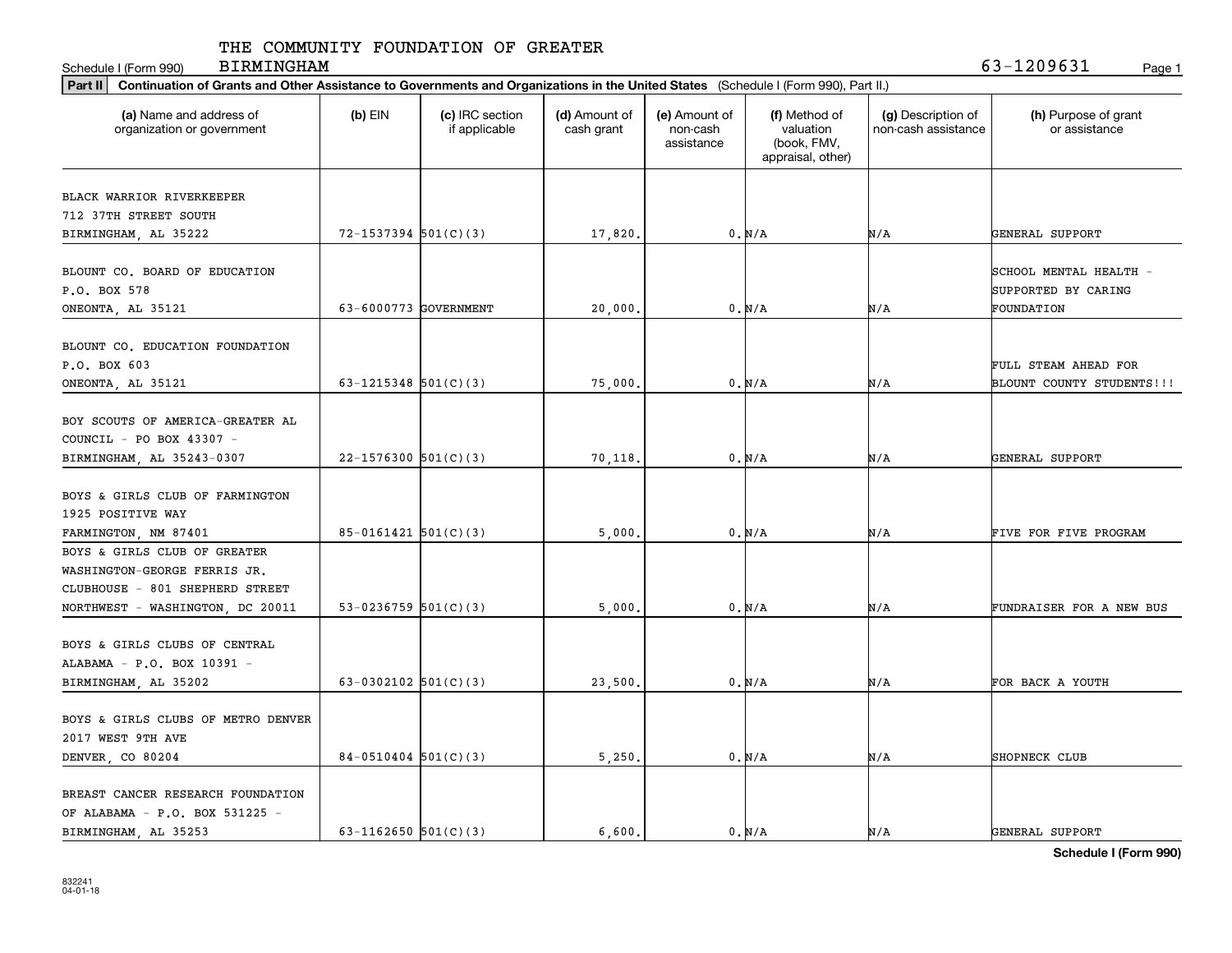THE COMMUNITY FOUNDATION OF GREATER BIRMINGHAM

Schedule I (Form 990) 63-1209631

**Part II** **Continuation of Grants and Other Assistance to Governments and Organizations in the United States** (Schedule I (Form 990), Part II.)

| (a) Name and address of organization or government | (b) EIN | (c) IRC section if applicable | (d) Amount of cash grant | (e) Amount of non-cash assistance | (f) Method of valuation (book, FMV, appraisal, other) | (g) Description of non-cash assistance | (h) Purpose of grant or assistance |
|---|---|---|---|---|---|---|---|
| BLACK WARRIOR RIVERKEEPER 712 37TH STREET SOUTH BIRMINGHAM, AL 35222 | 72-1537394 | 501(C)(3) | 17,820. | 0. | N/A | N/A | GENERAL SUPPORT |
| BLOUNT CO. BOARD OF EDUCATION P.O. BOX 578 ONEONTA, AL 35121 | 63-6000773 | GOVERNMENT | 20,000. | 0. | N/A | N/A | SCHOOL MENTAL HEALTH - SUPPORTED BY CARING FOUNDATION |
| BLOUNT CO. EDUCATION FOUNDATION P.O. BOX 603 ONEONTA, AL 35121 | 63-1215348 | 501(C)(3) | 75,000. | 0. | N/A | N/A | FULL STEAM AHEAD FOR BLOUNT COUNTY STUDENTS!!! |
| BOY SCOUTS OF AMERICA-GREATER AL COUNCIL - PO BOX 43307 - BIRMINGHAM, AL 35243-0307 | 22-1576300 | 501(C)(3) | 70,118. | 0. | N/A | N/A | GENERAL SUPPORT |
| BOYS & GIRLS CLUB OF FARMINGTON 1925 POSITIVE WAY FARMINGTON, NM 87401 | 85-0161421 | 501(C)(3) | 5,000. | 0. | N/A | N/A | FIVE FOR FIVE PROGRAM |
| BOYS & GIRLS CLUB OF GREATER WASHINGTON-GEORGE FERRIS JR. CLUBHOUSE - 801 SHEPHERD STREET NORTHWEST - WASHINGTON, DC 20011 | 53-0236759 | 501(C)(3) | 5,000. | 0. | N/A | N/A | FUNDRAISER FOR A NEW BUS |
| BOYS & GIRLS CLUBS OF CENTRAL ALABAMA - P.O. BOX 10391 - BIRMINGHAM, AL 35202 | 63-0302102 | 501(C)(3) | 23,500. | 0. | N/A | N/A | FOR BACK A YOUTH |
| BOYS & GIRLS CLUBS OF METRO DENVER 2017 WEST 9TH AVE DENVER, CO 80204 | 84-0510404 | 501(C)(3) | 5,250. | 0. | N/A | N/A | SHOPNECK CLUB |
| BREAST CANCER RESEARCH FOUNDATION OF ALABAMA - P.O. BOX 531225 - BIRMINGHAM, AL 35253 | 63-1162650 | 501(C)(3) | 6,600. | 0. | N/A | N/A | GENERAL SUPPORT |

832241 04-01-18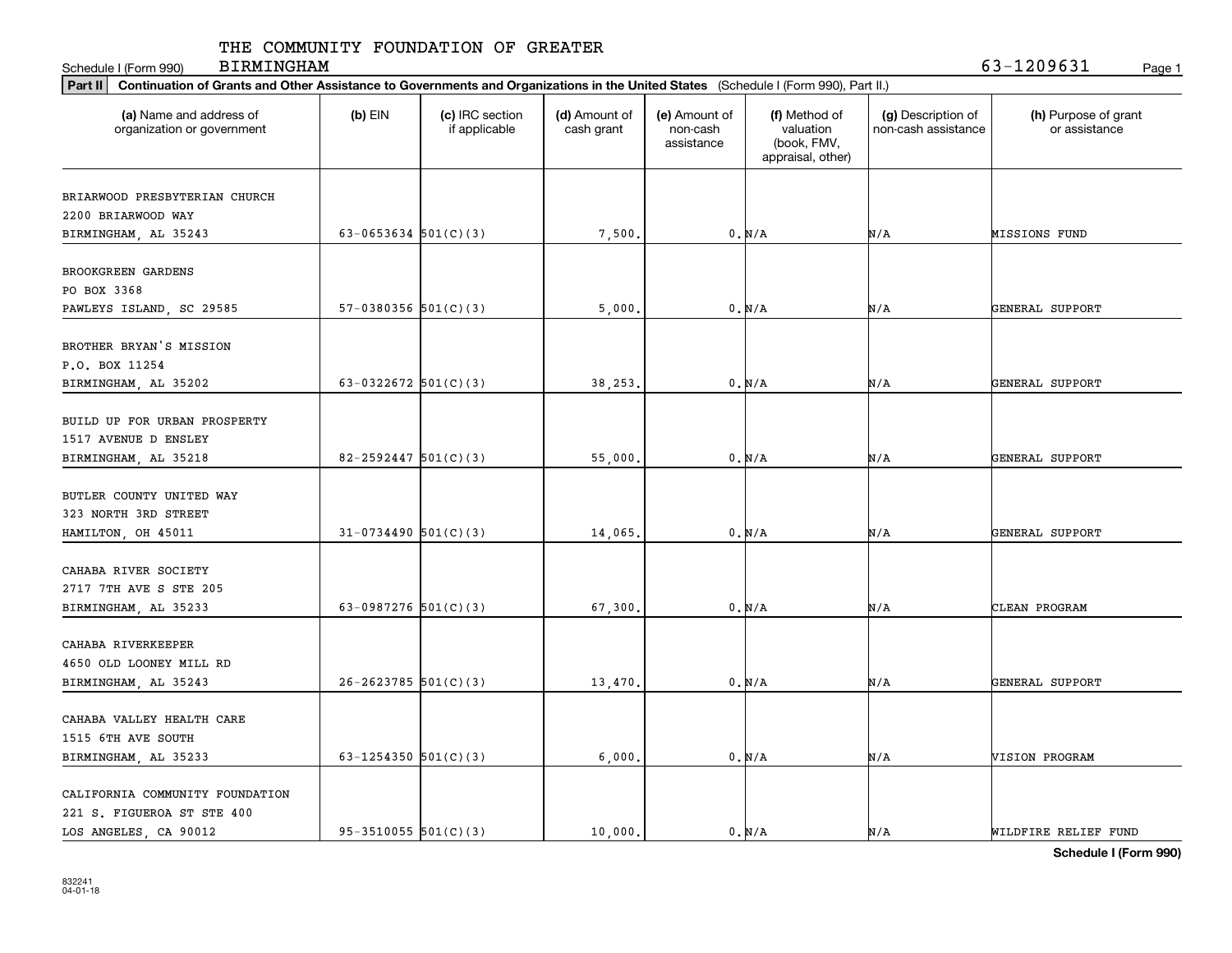THE COMMUNITY FOUNDATION OF GREATER BIRMINGHAM

Schedule I (Form 990) 63-1209631

**Part II** **Continuation of Grants and Other Assistance to Governments and Organizations in the United States** (Schedule I (Form 990), Part II.)

| (a) Name and address of organization or government | (b) EIN | (c) IRC section if applicable | (d) Amount of cash grant | (e) Amount of non-cash assistance | (f) Method of valuation (book, FMV, appraisal, other) | (g) Description of non-cash assistance | (h) Purpose of grant or assistance |
|---|---|---|---|---|---|---|---|
| BRIARWOOD PRESBYTERIAN CHURCH<br>2200 BRIARWOOD WAY<br>BIRMINGHAM, AL 35243 | 63-0653634 | 501(C)(3) | 7,500. | 0. | N/A | N/A | MISSIONS FUND |
| BROOKGREEN GARDENS<br>PO BOX 3368<br>PAWLEYS ISLAND, SC 29585 | 57-0380356 | 501(C)(3) | 5,000. | 0. | N/A | N/A | GENERAL SUPPORT |
| BROTHER BRYAN'S MISSION<br>P.O. BOX 11254<br>BIRMINGHAM, AL 35202 | 63-0322672 | 501(C)(3) | 38,253. | 0. | N/A | N/A | GENERAL SUPPORT |
| BUILD UP FOR URBAN PROSPERTY<br>1517 AVENUE D ENSLEY<br>BIRMINGHAM, AL 35218 | 82-2592447 | 501(C)(3) | 55,000. | 0. | N/A | N/A | GENERAL SUPPORT |
| BUTLER COUNTY UNITED WAY<br>323 NORTH 3RD STREET<br>HAMILTON, OH 45011 | 31-0734490 | 501(C)(3) | 14,065. | 0. | N/A | N/A | GENERAL SUPPORT |
| CAHABA RIVER SOCIETY<br>2717 7TH AVE S STE 205<br>BIRMINGHAM, AL 35233 | 63-0987276 | 501(C)(3) | 67,300. | 0. | N/A | N/A | CLEAN PROGRAM |
| CAHABA RIVERKEEPER<br>4650 OLD LOONEY MILL RD<br>BIRMINGHAM, AL 35243 | 26-2623785 | 501(C)(3) | 13,470. | 0. | N/A | N/A | GENERAL SUPPORT |
| CAHABA VALLEY HEALTH CARE<br>1515 6TH AVE SOUTH<br>BIRMINGHAM, AL 35233 | 63-1254350 | 501(C)(3) | 6,000. | 0. | N/A | N/A | VISION PROGRAM |
| CALIFORNIA COMMUNITY FOUNDATION<br>221 S. FIGUEROA ST STE 400<br>LOS ANGELES, CA 90012 | 95-3510055 | 501(C)(3) | 10,000. | 0. | N/A | N/A | WILDFIRE RELIEF FUND |

**Schedule I (Form 990)**

832241
04-01-18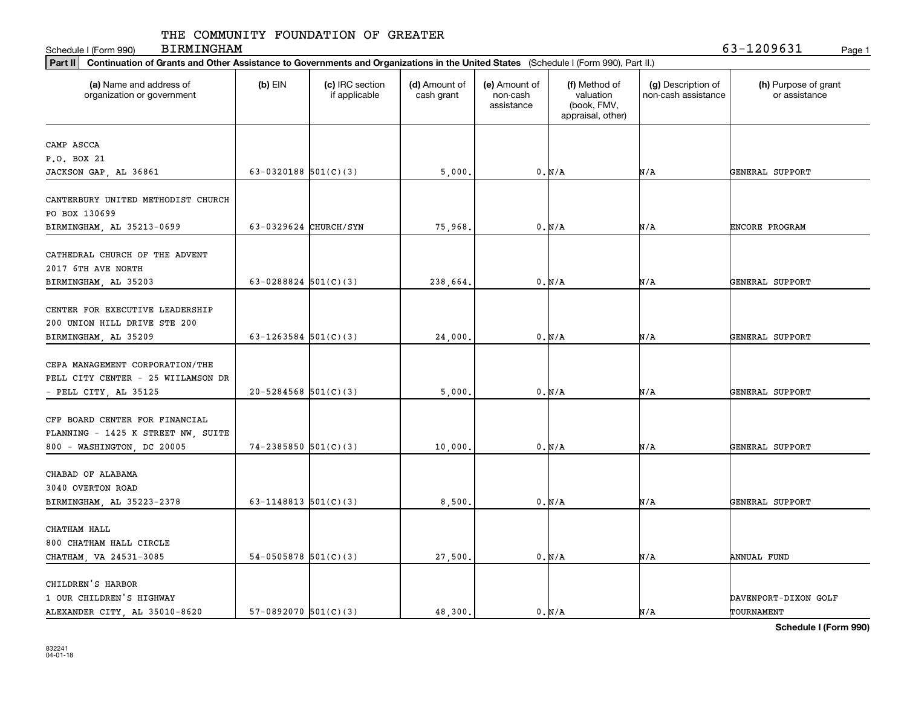Schedule I (Form 990)

THE COMMUNITY FOUNDATION OF GREATER BIRMINGHAM

63-1209631

**Part II** **Continuation of Grants and Other Assistance to Governments and Organizations in the United States** (Schedule I (Form 990), Part II.)

| (a) Name and address of organization or government | (b) EIN | (c) IRC section if applicable | (d) Amount of cash grant | (e) Amount of non-cash assistance | (f) Method of valuation (book, FMV, appraisal, other) | (g) Description of non-cash assistance | (h) Purpose of grant or assistance |
|---|---|---|---|---|---|---|---|
| CAMP ASCCA<br>P.O. BOX 21<br>JACKSON GAP, AL 36861 | 63-0320188 | 501(C)(3) | 5,000. | 0. | N/A | N/A | GENERAL SUPPORT |
| CANTERBURY UNITED METHODIST CHURCH<br>PO BOX 130699<br>BIRMINGHAM, AL 35213-0699 | 63-0329624 | CHURCH/SYN | 75,968. | 0. | N/A | N/A | ENCORE PROGRAM |
| CATHEDRAL CHURCH OF THE ADVENT<br>2017 6TH AVE NORTH<br>BIRMINGHAM, AL 35203 | 63-0288824 | 501(C)(3) | 238,664. | 0. | N/A | N/A | GENERAL SUPPORT |
| CENTER FOR EXECUTIVE LEADERSHIP<br>200 UNION HILL DRIVE STE 200<br>BIRMINGHAM, AL 35209 | 63-1263584 | 501(C)(3) | 24,000. | 0. | N/A | N/A | GENERAL SUPPORT |
| CEPA MANAGEMENT CORPORATION/THE<br>PELL CITY CENTER - 25 WIILAMSON DR<br>- PELL CITY, AL 35125 | 20-5284568 | 501(C)(3) | 5,000. | 0. | N/A | N/A | GENERAL SUPPORT |
| CFP BOARD CENTER FOR FINANCIAL<br>PLANNING - 1425 K STREET NW, SUITE<br>800 - WASHINGTON, DC 20005 | 74-2385850 | 501(C)(3) | 10,000. | 0. | N/A | N/A | GENERAL SUPPORT |
| CHABAD OF ALABAMA<br>3040 OVERTON ROAD<br>BIRMINGHAM, AL 35223-2378 | 63-1148813 | 501(C)(3) | 8,500. | 0. | N/A | N/A | GENERAL SUPPORT |
| CHATHAM HALL<br>800 CHATHAM HALL CIRCLE<br>CHATHAM, VA 24531-3085 | 54-0505878 | 501(C)(3) | 27,500. | 0. | N/A | N/A | ANNUAL FUND |
| CHILDREN'S HARBOR<br>1 OUR CHILDREN'S HIGHWAY<br>ALEXANDER CITY, AL 35010-8620 | 57-0892070 | 501(C)(3) | 48,300. | 0. | N/A | N/A | DAVENPORT-DIXON GOLF TOURNAMENT |

**Schedule I (Form 990)**

832241
04-01-18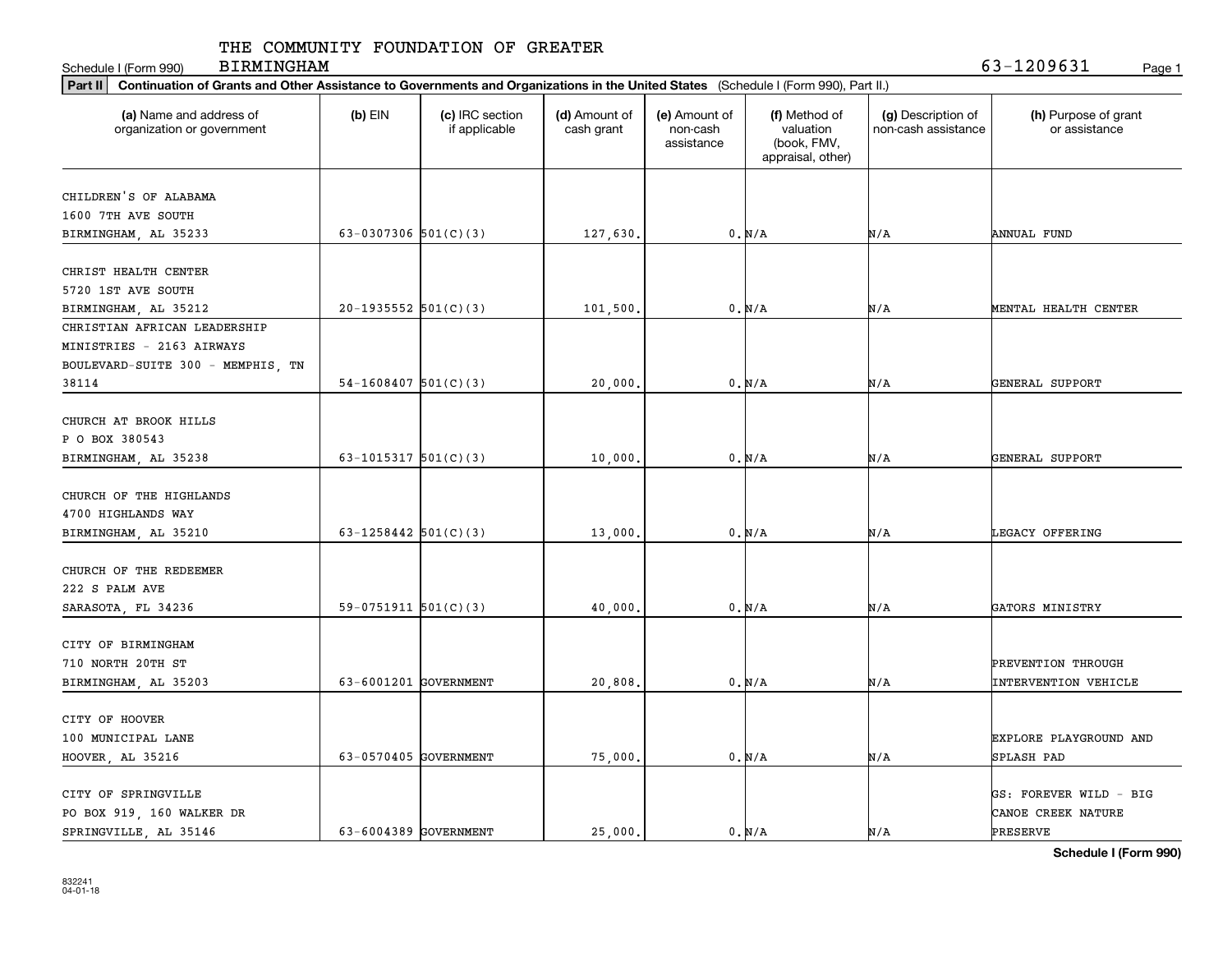THE COMMUNITY FOUNDATION OF GREATER BIRMINGHAM

Schedule I (Form 990) 63-1209631

**Part II** **Continuation of Grants and Other Assistance to Governments and Organizations in the United States** (Schedule I (Form 990), Part II.)

| (a) Name and address of organization or government | (b) EIN | (c) IRC section if applicable | (d) Amount of cash grant | (e) Amount of non-cash assistance | (f) Method of valuation (book, FMV, appraisal, other) | (g) Description of non-cash assistance | (h) Purpose of grant or assistance |
|---|---|---|---|---|---|---|---|
| CHILDREN'S OF ALABAMA 1600 7TH AVE SOUTH BIRMINGHAM, AL 35233 | 63-0307306 | 501(C)(3) | 127,630. | 0. | N/A | N/A | ANNUAL FUND |
| CHRIST HEALTH CENTER 5720 1ST AVE SOUTH BIRMINGHAM, AL 35212 | 20-1935552 | 501(C)(3) | 101,500. | 0. | N/A | N/A | MENTAL HEALTH CENTER |
| CHRISTIAN AFRICAN LEADERSHIP MINISTRIES - 2163 AIRWAYS BOULEVARD-SUITE 300 - MEMPHIS, TN 38114 | 54-1608407 | 501(C)(3) | 20,000. | 0. | N/A | N/A | GENERAL SUPPORT |
| CHURCH AT BROOK HILLS P O BOX 380543 BIRMINGHAM, AL 35238 | 63-1015317 | 501(C)(3) | 10,000. | 0. | N/A | N/A | GENERAL SUPPORT |
| CHURCH OF THE HIGHLANDS 4700 HIGHLANDS WAY BIRMINGHAM, AL 35210 | 63-1258442 | 501(C)(3) | 13,000. | 0. | N/A | N/A | LEGACY OFFERING |
| CHURCH OF THE REDEEMER 222 S PALM AVE SARASOTA, FL 34236 | 59-0751911 | 501(C)(3) | 40,000. | 0. | N/A | N/A | GATORS MINISTRY |
| CITY OF BIRMINGHAM 710 NORTH 20TH ST BIRMINGHAM, AL 35203 | 63-6001201 | GOVERNMENT | 20,808. | 0. | N/A | N/A | PREVENTION THROUGH INTERVENTION VEHICLE |
| CITY OF HOOVER 100 MUNICIPAL LANE HOOVER, AL 35216 | 63-0570405 | GOVERNMENT | 75,000. | 0. | N/A | N/A | EXPLORE PLAYGROUND AND SPLASH PAD |
| CITY OF SPRINGVILLE PO BOX 919, 160 WALKER DR SPRINGVILLE, AL 35146 | 63-6004389 | GOVERNMENT | 25,000. | 0. | N/A | N/A | GS: FOREVER WILD - BIG CANOE CREEK NATURE PRESERVE |

**Schedule I (Form 990)**

832241
04-01-18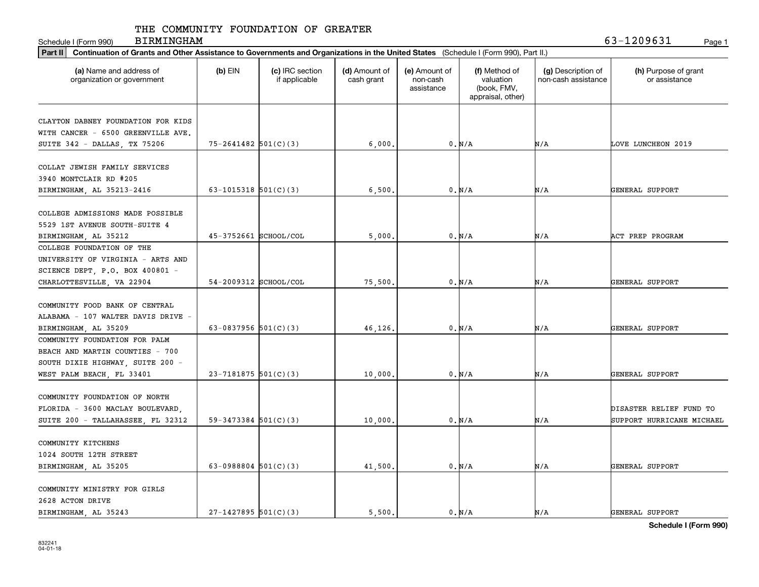THE COMMUNITY FOUNDATION OF GREATER BIRMINGHAM

Schedule I (Form 990) 63-1209631

**Part II Continuation of Grants and Other Assistance to Governments and Organizations in the United States** (Schedule I (Form 990), Part II.)

| (a) Name and address of organization or government | (b) EIN | (c) IRC section if applicable | (d) Amount of cash grant | (e) Amount of non-cash assistance | (f) Method of valuation (book, FMV, appraisal, other) | (g) Description of non-cash assistance | (h) Purpose of grant or assistance |
|---|---|---|---|---|---|---|---|
| CLAYTON DABNEY FOUNDATION FOR KIDS WITH CANCER - 6500 GREENVILLE AVE. SUITE 342 - DALLAS, TX 75206 | 75-2641482 | 501(C)(3) | 6,000. | 0. | N/A | N/A | LOVE LUNCHEON 2019 |
| COLLAT JEWISH FAMILY SERVICES 3940 MONTCLAIR RD #205 BIRMINGHAM, AL 35213-2416 | 63-1015318 | 501(C)(3) | 6,500. | 0. | N/A | N/A | GENERAL SUPPORT |
| COLLEGE ADMISSIONS MADE POSSIBLE 5529 1ST AVENUE SOUTH-SUITE 4 BIRMINGHAM, AL 35212 | 45-3752661 | SCHOOL/COL | 5,000. | 0. | N/A | N/A | ACT PREP PROGRAM |
| COLLEGE FOUNDATION OF THE UNIVERSITY OF VIRGINIA - ARTS AND SCIENCE DEPT, P.O. BOX 400801 - CHARLOTTESVILLE, VA 22904 | 54-2009312 | SCHOOL/COL | 75,500. | 0. | N/A | N/A | GENERAL SUPPORT |
| COMMUNITY FOOD BANK OF CENTRAL ALABAMA - 107 WALTER DAVIS DRIVE - BIRMINGHAM, AL 35209 | 63-0837956 | 501(C)(3) | 46,126. | 0. | N/A | N/A | GENERAL SUPPORT |
| COMMUNITY FOUNDATION FOR PALM BEACH AND MARTIN COUNTIES - 700 SOUTH DIXIE HIGHWAY, SUITE 200 - WEST PALM BEACH, FL 33401 | 23-7181875 | 501(C)(3) | 10,000. | 0. | N/A | N/A | GENERAL SUPPORT |
| COMMUNITY FOUNDATION OF NORTH FLORIDA - 3600 MACLAY BOULEVARD, SUITE 200 - TALLAHASSEE, FL 32312 | 59-3473384 | 501(C)(3) | 10,000. | 0. | N/A | N/A | DISASTER RELIEF FUND TO SUPPORT HURRICANE MICHAEL |
| COMMUNITY KITCHENS 1024 SOUTH 12TH STREET BIRMINGHAM, AL 35205 | 63-0988804 | 501(C)(3) | 41,500. | 0. | N/A | N/A | GENERAL SUPPORT |
| COMMUNITY MINISTRY FOR GIRLS 2628 ACTON DRIVE BIRMINGHAM, AL 35243 | 27-1427895 | 501(C)(3) | 5,500. | 0. | N/A | N/A | GENERAL SUPPORT |

**Schedule I (Form 990)**

832241 04-01-18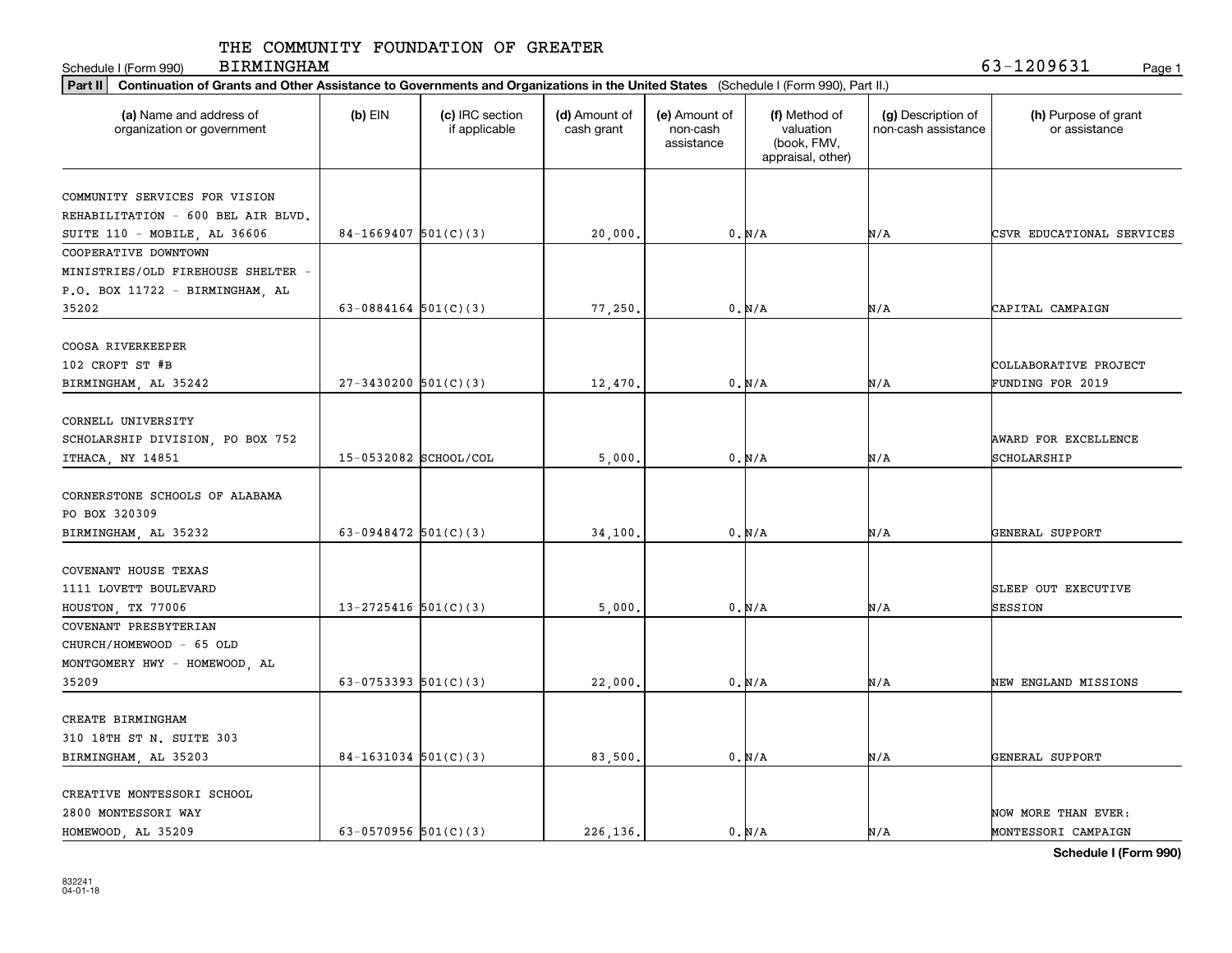THE COMMUNITY FOUNDATION OF GREATER BIRMINGHAM

Schedule I (Form 990) 63-1209631

**Part II** **Continuation of Grants and Other Assistance to Governments and Organizations in the United States** (Schedule I (Form 990), Part II.)

| (a) Name and address of organization or government | (b) EIN | (c) IRC section if applicable | (d) Amount of cash grant | (e) Amount of non-cash assistance | (f) Method of valuation (book, FMV, appraisal, other) | (g) Description of non-cash assistance | (h) Purpose of grant or assistance |
|---|---|---|---|---|---|---|---|
| COMMUNITY SERVICES FOR VISION REHABILITATION - 600 BEL AIR BLVD. SUITE 110 - MOBILE, AL 36606 | 84-1669407 | 501(C)(3) | 20,000. | 0. | N/A | N/A | CSVR EDUCATIONAL SERVICES |
| COOPERATIVE DOWNTOWN MINISTRIES/OLD FIREHOUSE SHELTER - P.O. BOX 11722 - BIRMINGHAM, AL 35202 | 63-0884164 | 501(C)(3) | 77,250. | 0. | N/A | N/A | CAPITAL CAMPAIGN |
| COOSA RIVERKEEPER 102 CROFT ST #B BIRMINGHAM, AL 35242 | 27-3430200 | 501(C)(3) | 12,470. | 0. | N/A | N/A | COLLABORATIVE PROJECT FUNDING FOR 2019 |
| CORNELL UNIVERSITY SCHOLARSHIP DIVISION, PO BOX 752 ITHACA, NY 14851 | 15-0532082 | SCHOOL/COL | 5,000. | 0. | N/A | N/A | AWARD FOR EXCELLENCE SCHOLARSHIP |
| CORNERSTONE SCHOOLS OF ALABAMA PO BOX 320309 BIRMINGHAM, AL 35232 | 63-0948472 | 501(C)(3) | 34,100. | 0. | N/A | N/A | GENERAL SUPPORT |
| COVENANT HOUSE TEXAS 1111 LOVETT BOULEVARD HOUSTON, TX 77006 | 13-2725416 | 501(C)(3) | 5,000. | 0. | N/A | N/A | SLEEP OUT EXECUTIVE SESSION |
| COVENANT PRESBYTERIAN CHURCH/HOMEWOOD - 65 OLD MONTGOMERY HWY - HOMEWOOD, AL 35209 | 63-0753393 | 501(C)(3) | 22,000. | 0. | N/A | N/A | NEW ENGLAND MISSIONS |
| CREATE BIRMINGHAM 310 18TH ST N. SUITE 303 BIRMINGHAM, AL 35203 | 84-1631034 | 501(C)(3) | 83,500. | 0. | N/A | N/A | GENERAL SUPPORT |
| CREATIVE MONTESSORI SCHOOL 2800 MONTESSORI WAY HOMEWOOD, AL 35209 | 63-0570956 | 501(C)(3) | 226,136. | 0. | N/A | N/A | NOW MORE THAN EVER: MONTESSORI CAMPAIGN |

**Schedule I (Form 990)**

832241 04-01-18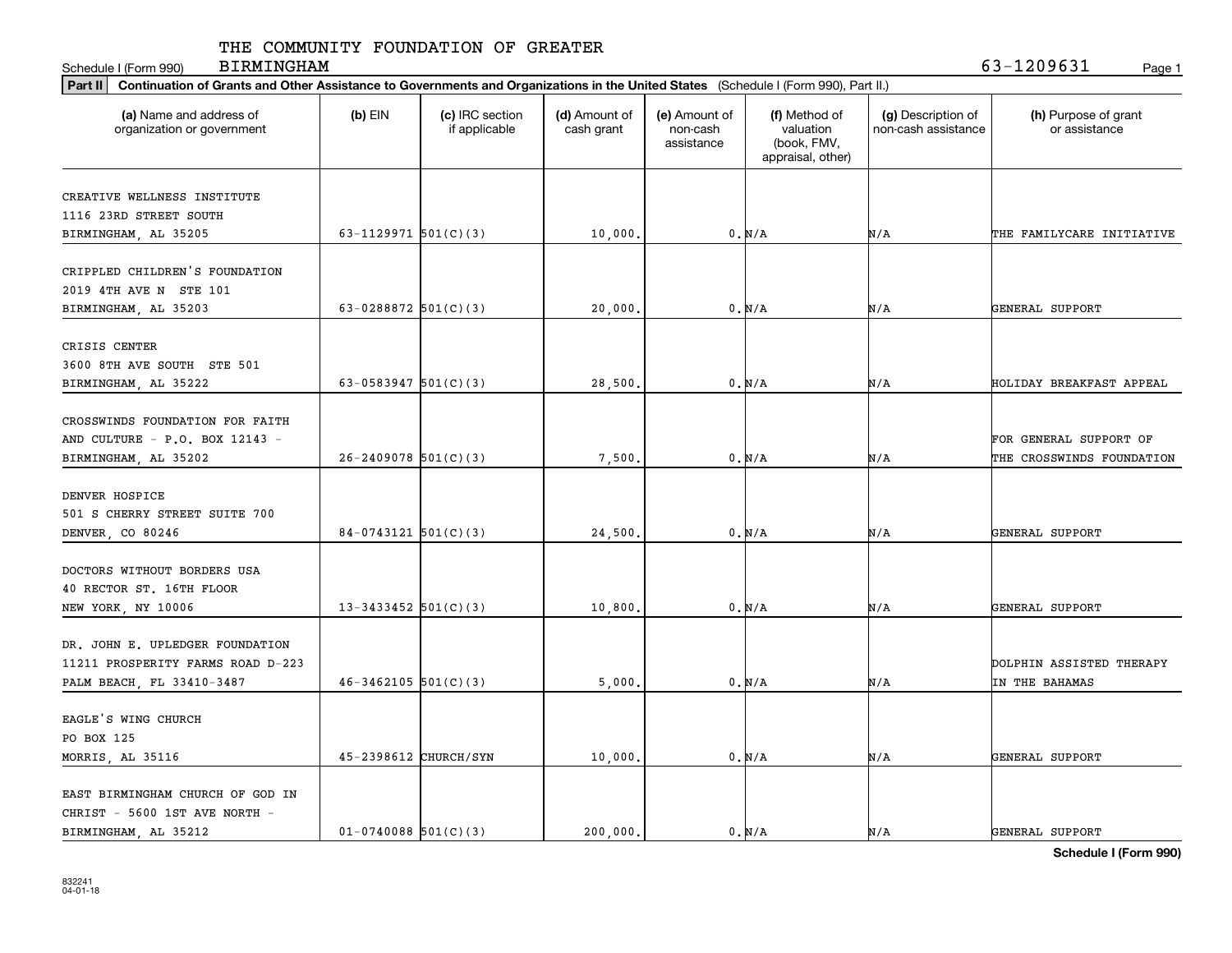THE COMMUNITY FOUNDATION OF GREATER BIRMINGHAM

Schedule I (Form 990) 63-1209631

**Part II** **Continuation of Grants and Other Assistance to Governments and Organizations in the United States** (Schedule I (Form 990), Part II.)

| (a) Name and address of organization or government | (b) EIN | (c) IRC section if applicable | (d) Amount of cash grant | (e) Amount of non-cash assistance | (f) Method of valuation (book, FMV, appraisal, other) | (g) Description of non-cash assistance | (h) Purpose of grant or assistance |
|---|---|---|---|---|---|---|---|
| CREATIVE WELLNESS INSTITUTE 1116 23RD STREET SOUTH BIRMINGHAM, AL 35205 | 63-1129971 | 501(C)(3) | 10,000. | 0. | N/A | N/A | THE FAMILYCARE INITIATIVE |
| CRIPPLED CHILDREN'S FOUNDATION 2019 4TH AVE N STE 101 BIRMINGHAM, AL 35203 | 63-0288872 | 501(C)(3) | 20,000. | 0. | N/A | N/A | GENERAL SUPPORT |
| CRISIS CENTER 3600 8TH AVE SOUTH STE 501 BIRMINGHAM, AL 35222 | 63-0583947 | 501(C)(3) | 28,500. | 0. | N/A | N/A | HOLIDAY BREAKFAST APPEAL |
| CROSSWINDS FOUNDATION FOR FAITH AND CULTURE - P.O. BOX 12143 - BIRMINGHAM, AL 35202 | 26-2409078 | 501(C)(3) | 7,500. | 0. | N/A | N/A | FOR GENERAL SUPPORT OF THE CROSSWINDS FOUNDATION |
| DENVER HOSPICE 501 S CHERRY STREET SUITE 700 DENVER, CO 80246 | 84-0743121 | 501(C)(3) | 24,500. | 0. | N/A | N/A | GENERAL SUPPORT |
| DOCTORS WITHOUT BORDERS USA 40 RECTOR ST. 16TH FLOOR NEW YORK, NY 10006 | 13-3433452 | 501(C)(3) | 10,800. | 0. | N/A | N/A | GENERAL SUPPORT |
| DR. JOHN E. UPLEDGER FOUNDATION 11211 PROSPERITY FARMS ROAD D-223 PALM BEACH, FL 33410-3487 | 46-3462105 | 501(C)(3) | 5,000. | 0. | N/A | N/A | DOLPHIN ASSISTED THERAPY IN THE BAHAMAS |
| EAGLE'S WING CHURCH PO BOX 125 MORRIS, AL 35116 | 45-2398612 | CHURCH/SYN | 10,000. | 0. | N/A | N/A | GENERAL SUPPORT |
| EAST BIRMINGHAM CHURCH OF GOD IN CHRIST - 5600 1ST AVE NORTH - BIRMINGHAM, AL 35212 | 01-0740088 | 501(C)(3) | 200,000. | 0. | N/A | N/A | GENERAL SUPPORT |

**Schedule I (Form 990)**

832241 04-01-18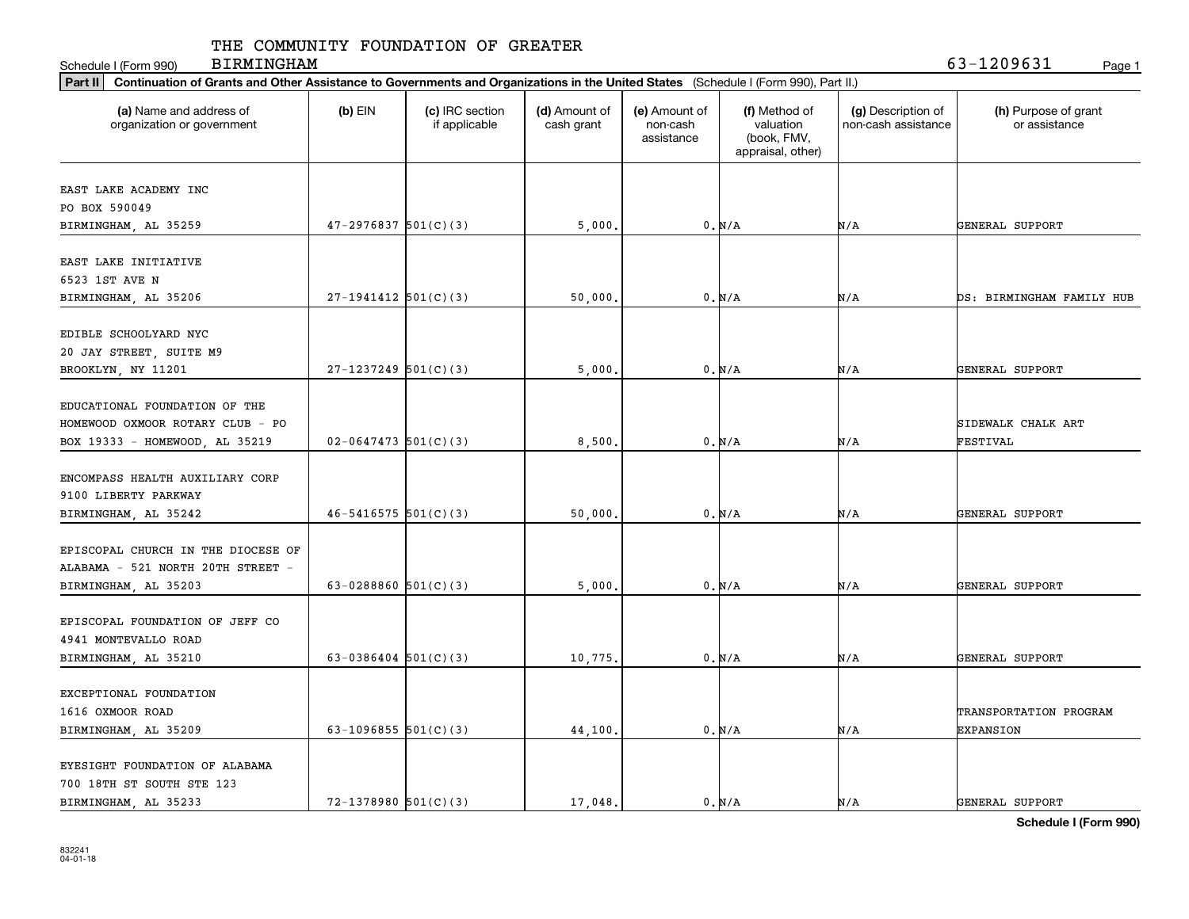THE COMMUNITY FOUNDATION OF GREATER BIRMINGHAM

Schedule I (Form 990) 63-1209631

**Part II** **Continuation of Grants and Other Assistance to Governments and Organizations in the United States** (Schedule I (Form 990), Part II.)

| (a) Name and address of organization or government | (b) EIN | (c) IRC section if applicable | (d) Amount of cash grant | (e) Amount of non-cash assistance | (f) Method of valuation (book, FMV, appraisal, other) | (g) Description of non-cash assistance | (h) Purpose of grant or assistance |
|---|---|---|---|---|---|---|---|
| EAST LAKE ACADEMY INC PO BOX 590049 BIRMINGHAM, AL 35259 | 47-2976837 | 501(C)(3) | 5,000. | 0. | N/A | N/A | GENERAL SUPPORT |
| EAST LAKE INITIATIVE 6523 1ST AVE N BIRMINGHAM, AL 35206 | 27-1941412 | 501(C)(3) | 50,000. | 0. | N/A | N/A | DS: BIRMINGHAM FAMILY HUB |
| EDIBLE SCHOOLYARD NYC 20 JAY STREET, SUITE M9 BROOKLYN, NY 11201 | 27-1237249 | 501(C)(3) | 5,000. | 0. | N/A | N/A | GENERAL SUPPORT |
| EDUCATIONAL FOUNDATION OF THE HOMEWOOD OXMOOR ROTARY CLUB - PO BOX 19333 - HOMEWOOD, AL 35219 | 02-0647473 | 501(C)(3) | 8,500. | 0. | N/A | N/A | SIDEWALK CHALK ART FESTIVAL |
| ENCOMPASS HEALTH AUXILIARY CORP 9100 LIBERTY PARKWAY BIRMINGHAM, AL 35242 | 46-5416575 | 501(C)(3) | 50,000. | 0. | N/A | N/A | GENERAL SUPPORT |
| EPISCOPAL CHURCH IN THE DIOCESE OF ALABAMA - 521 NORTH 20TH STREET - BIRMINGHAM, AL 35203 | 63-0288860 | 501(C)(3) | 5,000. | 0. | N/A | N/A | GENERAL SUPPORT |
| EPISCOPAL FOUNDATION OF JEFF CO 4941 MONTEVALLO ROAD BIRMINGHAM, AL 35210 | 63-0386404 | 501(C)(3) | 10,775. | 0. | N/A | N/A | GENERAL SUPPORT |
| EXCEPTIONAL FOUNDATION 1616 OXMOOR ROAD BIRMINGHAM, AL 35209 | 63-1096855 | 501(C)(3) | 44,100. | 0. | N/A | N/A | TRANSPORTATION PROGRAM EXPANSION |
| EYESIGHT FOUNDATION OF ALABAMA 700 18TH ST SOUTH STE 123 BIRMINGHAM, AL 35233 | 72-1378980 | 501(C)(3) | 17,048. | 0. | N/A | N/A | GENERAL SUPPORT |

**Schedule I (Form 990)**

832241 04-01-18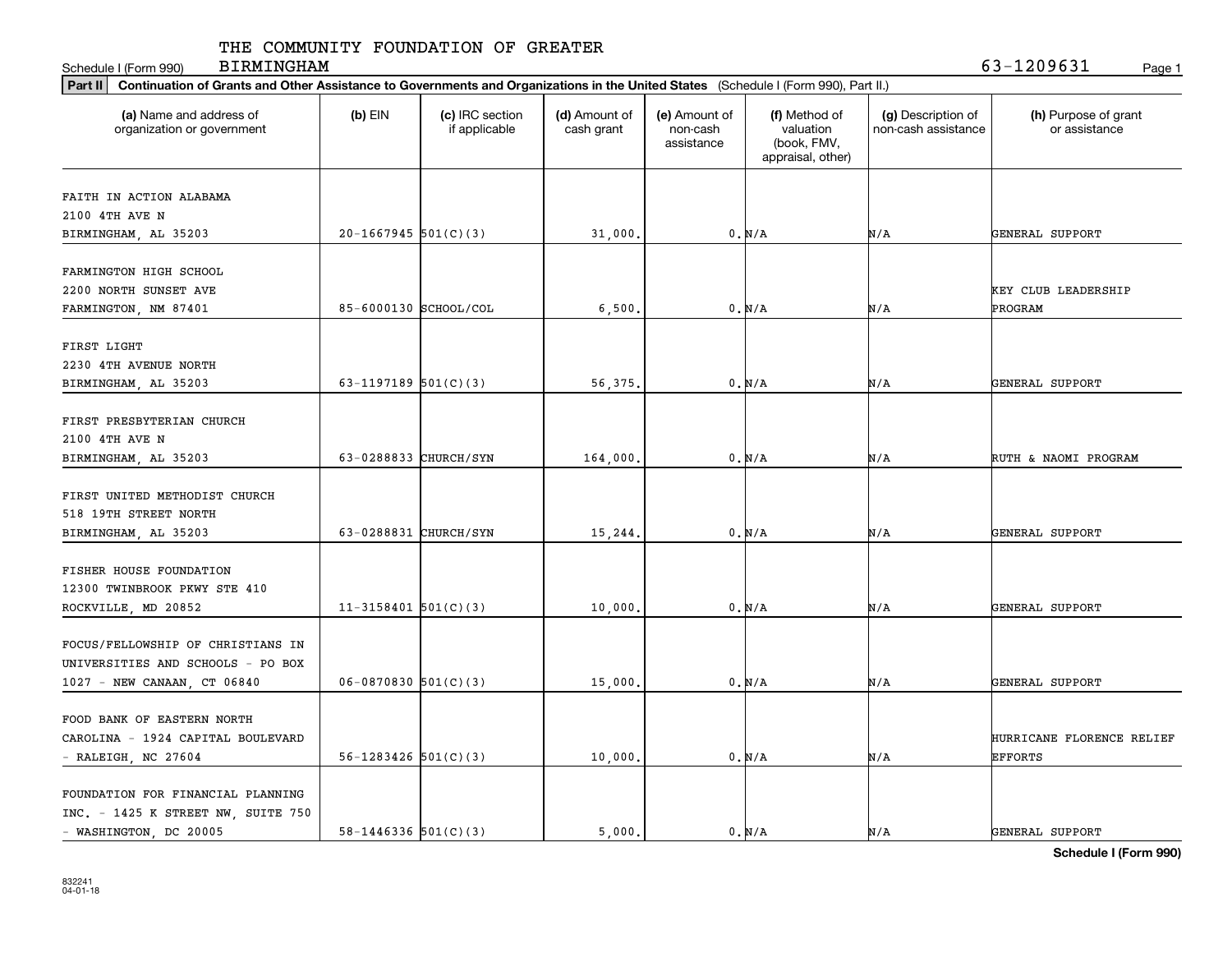THE COMMUNITY FOUNDATION OF GREATER BIRMINGHAM

Schedule I (Form 990) 63-1209631

**Part II** **Continuation of Grants and Other Assistance to Governments and Organizations in the United States** (Schedule I (Form 990), Part II.)

| (a) Name and address of organization or government | (b) EIN | (c) IRC section if applicable | (d) Amount of cash grant | (e) Amount of non-cash assistance | (f) Method of valuation (book, FMV, appraisal, other) | (g) Description of non-cash assistance | (h) Purpose of grant or assistance |
|---|---|---|---|---|---|---|---|
| FAITH IN ACTION ALABAMA 2100 4TH AVE N BIRMINGHAM, AL 35203 | 20-1667945 | 501(C)(3) | 31,000. | 0. | N/A | N/A | GENERAL SUPPORT |
| FARMINGTON HIGH SCHOOL 2200 NORTH SUNSET AVE FARMINGTON, NM 87401 | 85-6000130 | SCHOOL/COL | 6,500. | 0. | N/A | N/A | KEY CLUB LEADERSHIP PROGRAM |
| FIRST LIGHT 2230 4TH AVENUE NORTH BIRMINGHAM, AL 35203 | 63-1197189 | 501(C)(3) | 56,375. | 0. | N/A | N/A | GENERAL SUPPORT |
| FIRST PRESBYTERIAN CHURCH 2100 4TH AVE N BIRMINGHAM, AL 35203 | 63-0288833 | CHURCH/SYN | 164,000. | 0. | N/A | N/A | RUTH & NAOMI PROGRAM |
| FIRST UNITED METHODIST CHURCH 518 19TH STREET NORTH BIRMINGHAM, AL 35203 | 63-0288831 | CHURCH/SYN | 15,244. | 0. | N/A | N/A | GENERAL SUPPORT |
| FISHER HOUSE FOUNDATION 12300 TWINBROOK PKWY STE 410 ROCKVILLE, MD 20852 | 11-3158401 | 501(C)(3) | 10,000. | 0. | N/A | N/A | GENERAL SUPPORT |
| FOCUS/FELLOWSHIP OF CHRISTIANS IN UNIVERSITIES AND SCHOOLS - PO BOX 1027 - NEW CANAAN, CT 06840 | 06-0870830 | 501(C)(3) | 15,000. | 0. | N/A | N/A | GENERAL SUPPORT |
| FOOD BANK OF EASTERN NORTH CAROLINA - 1924 CAPITAL BOULEVARD - RALEIGH, NC 27604 | 56-1283426 | 501(C)(3) | 10,000. | 0. | N/A | N/A | HURRICANE FLORENCE RELIEF EFFORTS |
| FOUNDATION FOR FINANCIAL PLANNING INC. - 1425 K STREET NW, SUITE 750 - WASHINGTON, DC 20005 | 58-1446336 | 501(C)(3) | 5,000. | 0. | N/A | N/A | GENERAL SUPPORT |

832241 04-01-18

**Schedule I (Form 990)**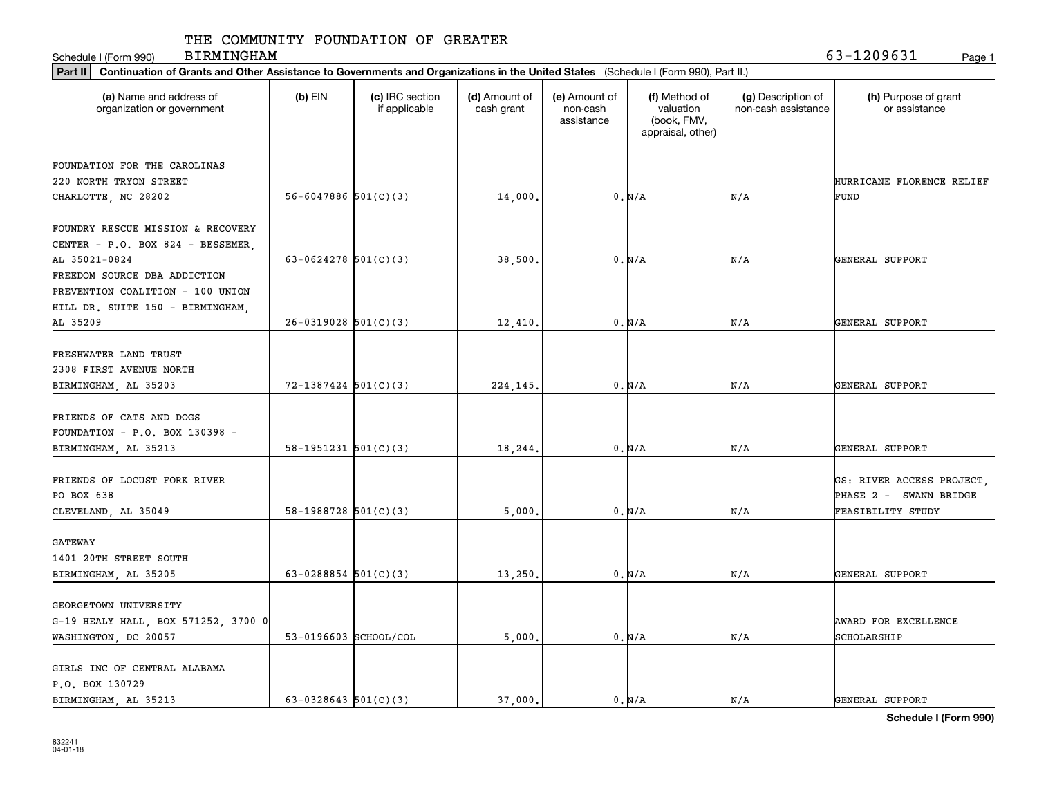THE COMMUNITY FOUNDATION OF GREATER BIRMINGHAM

Schedule I (Form 990) 63-1209631

**Part II** Continuation of Grants and Other Assistance to Governments and Organizations in the United States (Schedule I (Form 990), Part II.)

| (a) Name and address of organization or government | (b) EIN | (c) IRC section if applicable | (d) Amount of cash grant | (e) Amount of non-cash assistance | (f) Method of valuation (book, FMV, appraisal, other) | (g) Description of non-cash assistance | (h) Purpose of grant or assistance |
|---|---|---|---|---|---|---|---|
| FOUNDATION FOR THE CAROLINAS 220 NORTH TRYON STREET CHARLOTTE, NC 28202 | 56-6047886 | 501(C)(3) | 14,000. | 0. | N/A | N/A | HURRICANE FLORENCE RELIEF FUND |
| FOUNDRY RESCUE MISSION & RECOVERY CENTER - P.O. BOX 824 - BESSEMER, AL 35021-0824 | 63-0624278 | 501(C)(3) | 38,500. | 0. | N/A | N/A | GENERAL SUPPORT |
| FREEDOM SOURCE DBA ADDICTION PREVENTION COALITION - 100 UNION HILL DR. SUITE 150 - BIRMINGHAM, AL 35209 | 26-0319028 | 501(C)(3) | 12,410. | 0. | N/A | N/A | GENERAL SUPPORT |
| FRESHWATER LAND TRUST 2308 FIRST AVENUE NORTH BIRMINGHAM, AL 35203 | 72-1387424 | 501(C)(3) | 224,145. | 0. | N/A | N/A | GENERAL SUPPORT |
| FRIENDS OF CATS AND DOGS FOUNDATION - P.O. BOX 130398 - BIRMINGHAM, AL 35213 | 58-1951231 | 501(C)(3) | 18,244. | 0. | N/A | N/A | GENERAL SUPPORT |
| FRIENDS OF LOCUST FORK RIVER PO BOX 638 CLEVELAND, AL 35049 | 58-1988728 | 501(C)(3) | 5,000. | 0. | N/A | N/A | GS: RIVER ACCESS PROJECT, PHASE 2 - SWANN BRIDGE FEASIBILITY STUDY |
| GATEWAY 1401 20TH STREET SOUTH BIRMINGHAM, AL 35205 | 63-0288854 | 501(C)(3) | 13,250. | 0. | N/A | N/A | GENERAL SUPPORT |
| GEORGETOWN UNIVERSITY G-19 HEALY HALL, BOX 571252, 3700 0 WASHINGTON, DC 20057 | 53-0196603 | SCHOOL/COL | 5,000. | 0. | N/A | N/A | AWARD FOR EXCELLENCE SCHOLARSHIP |
| GIRLS INC OF CENTRAL ALABAMA P.O. BOX 130729 BIRMINGHAM, AL 35213 | 63-0328643 | 501(C)(3) | 37,000. | 0. | N/A | N/A | GENERAL SUPPORT |

832241 04-01-18

**Schedule I (Form 990)**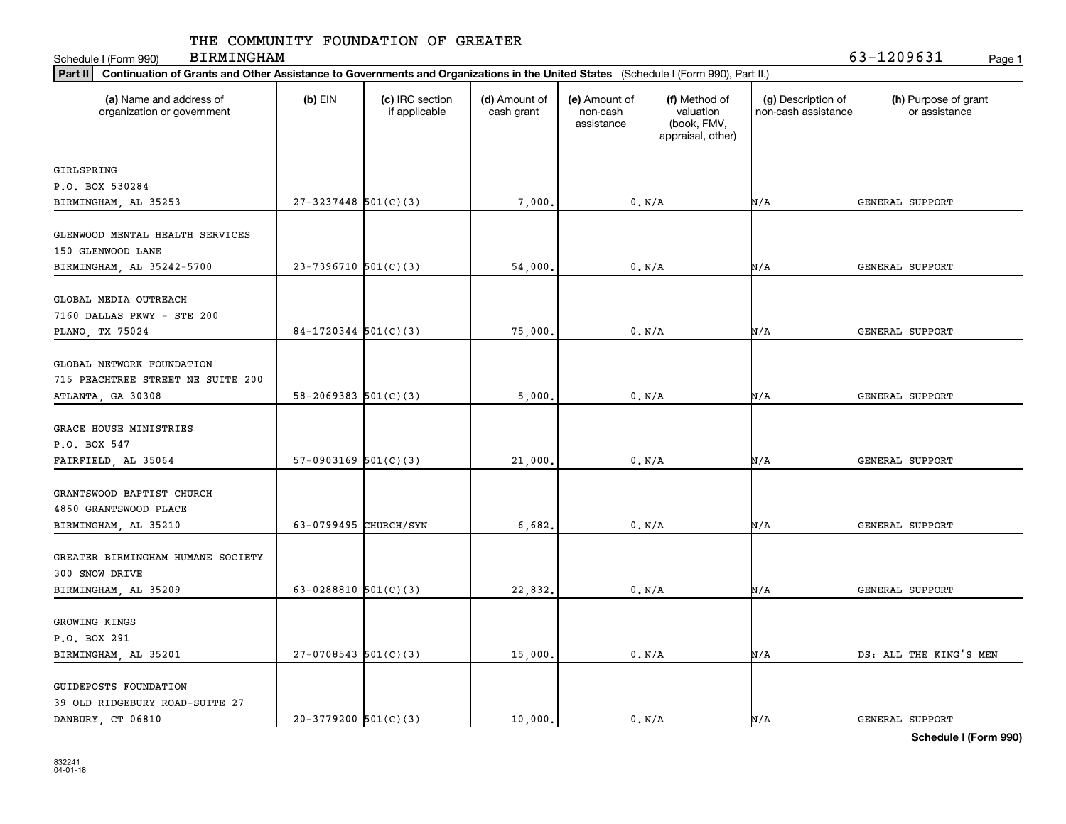THE COMMUNITY FOUNDATION OF GREATER BIRMINGHAM

Schedule I (Form 990) 63-1209631

**Part II** **Continuation of Grants and Other Assistance to Governments and Organizations in the United States** (Schedule I (Form 990), Part II.)

| (a) Name and address of organization or government | (b) EIN | (c) IRC section if applicable | (d) Amount of cash grant | (e) Amount of non-cash assistance | (f) Method of valuation (book, FMV, appraisal, other) | (g) Description of non-cash assistance | (h) Purpose of grant or assistance |
|---|---|---|---|---|---|---|---|
| GIRLSPRING<br>P.O. BOX 530284<br>BIRMINGHAM, AL 35253 | 27-3237448 | 501(C)(3) | 7,000. | 0. | N/A | N/A | GENERAL SUPPORT |
| GLENWOOD MENTAL HEALTH SERVICES<br>150 GLENWOOD LANE<br>BIRMINGHAM, AL 35242-5700 | 23-7396710 | 501(C)(3) | 54,000. | 0. | N/A | N/A | GENERAL SUPPORT |
| GLOBAL MEDIA OUTREACH<br>7160 DALLAS PKWY - STE 200<br>PLANO, TX 75024 | 84-1720344 | 501(C)(3) | 75,000. | 0. | N/A | N/A | GENERAL SUPPORT |
| GLOBAL NETWORK FOUNDATION<br>715 PEACHTREE STREET NE SUITE 200<br>ATLANTA, GA 30308 | 58-2069383 | 501(C)(3) | 5,000. | 0. | N/A | N/A | GENERAL SUPPORT |
| GRACE HOUSE MINISTRIES<br>P.O. BOX 547<br>FAIRFIELD, AL 35064 | 57-0903169 | 501(C)(3) | 21,000. | 0. | N/A | N/A | GENERAL SUPPORT |
| GRANTSWOOD BAPTIST CHURCH<br>4850 GRANTSWOOD PLACE<br>BIRMINGHAM, AL 35210 | 63-0799495 | CHURCH/SYN | 6,682. | 0. | N/A | N/A | GENERAL SUPPORT |
| GREATER BIRMINGHAM HUMANE SOCIETY<br>300 SNOW DRIVE<br>BIRMINGHAM, AL 35209 | 63-0288810 | 501(C)(3) | 22,832. | 0. | N/A | N/A | GENERAL SUPPORT |
| GROWING KINGS<br>P.O. BOX 291<br>BIRMINGHAM, AL 35201 | 27-0708543 | 501(C)(3) | 15,000. | 0. | N/A | N/A | DS: ALL THE KING'S MEN |
| GUIDEPOSTS FOUNDATION<br>39 OLD RIDGEBURY ROAD-SUITE 27<br>DANBURY, CT 06810 | 20-3779200 | 501(C)(3) | 10,000. | 0. | N/A | N/A | GENERAL SUPPORT |

832241 04-01-18

**Schedule I (Form 990)**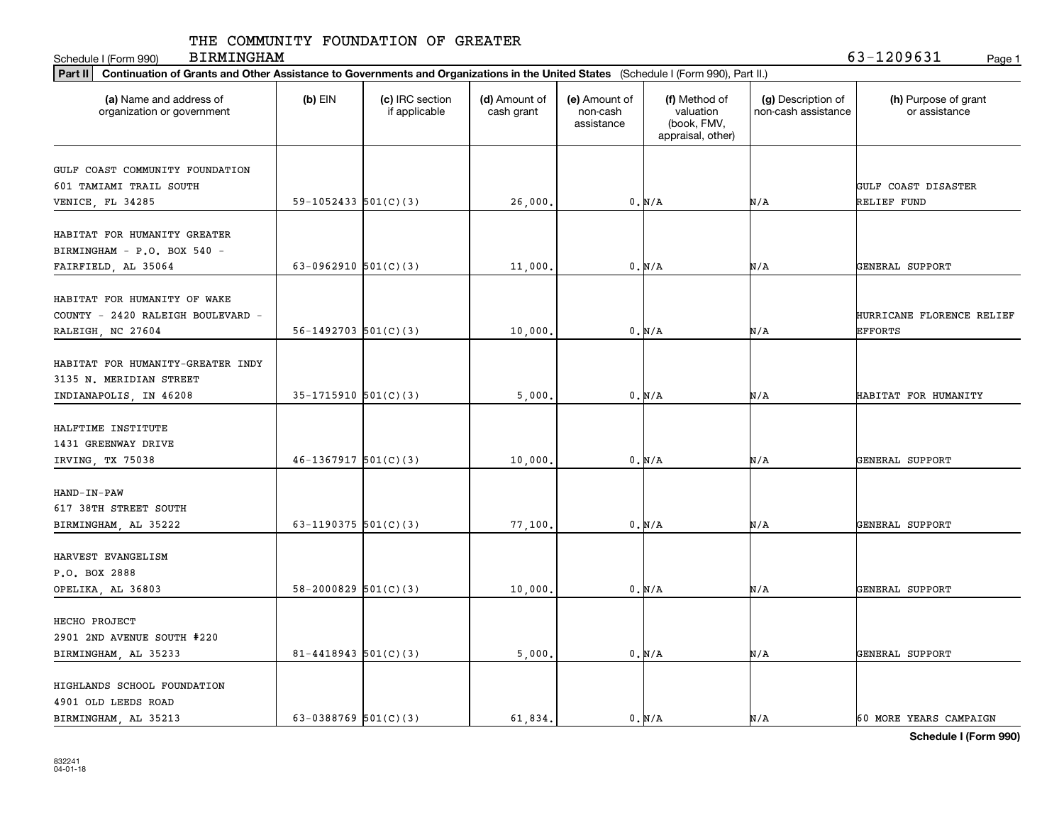THE COMMUNITY FOUNDATION OF GREATER BIRMINGHAM

Schedule I (Form 990) 63-1209631

**Part II** **Continuation of Grants and Other Assistance to Governments and Organizations in the United States** (Schedule I (Form 990), Part II.)

| (a) Name and address of organization or government | (b) EIN | (c) IRC section if applicable | (d) Amount of cash grant | (e) Amount of non-cash assistance | (f) Method of valuation (book, FMV, appraisal, other) | (g) Description of non-cash assistance | (h) Purpose of grant or assistance |
|---|---|---|---|---|---|---|---|
| GULF COAST COMMUNITY FOUNDATION 601 TAMIAMI TRAIL SOUTH VENICE, FL 34285 | 59-1052433 | 501(C)(3) | 26,000. | 0. | N/A | N/A | GULF COAST DISASTER RELIEF FUND |
| HABITAT FOR HUMANITY GREATER BIRMINGHAM - P.O. BOX 540 - FAIRFIELD, AL 35064 | 63-0962910 | 501(C)(3) | 11,000. | 0. | N/A | N/A | GENERAL SUPPORT |
| HABITAT FOR HUMANITY OF WAKE COUNTY - 2420 RALEIGH BOULEVARD - RALEIGH, NC 27604 | 56-1492703 | 501(C)(3) | 10,000. | 0. | N/A | N/A | HURRICANE FLORENCE RELIEF EFFORTS |
| HABITAT FOR HUMANITY-GREATER INDY 3135 N. MERIDIAN STREET INDIANAPOLIS, IN 46208 | 35-1715910 | 501(C)(3) | 5,000. | 0. | N/A | N/A | HABITAT FOR HUMANITY |
| HALFTIME INSTITUTE 1431 GREENWAY DRIVE IRVING, TX 75038 | 46-1367917 | 501(C)(3) | 10,000. | 0. | N/A | N/A | GENERAL SUPPORT |
| HAND-IN-PAW 617 38TH STREET SOUTH BIRMINGHAM, AL 35222 | 63-1190375 | 501(C)(3) | 77,100. | 0. | N/A | N/A | GENERAL SUPPORT |
| HARVEST EVANGELISM P.O. BOX 2888 OPELIKA, AL 36803 | 58-2000829 | 501(C)(3) | 10,000. | 0. | N/A | N/A | GENERAL SUPPORT |
| HECHO PROJECT 2901 2ND AVENUE SOUTH #220 BIRMINGHAM, AL 35233 | 81-4418943 | 501(C)(3) | 5,000. | 0. | N/A | N/A | GENERAL SUPPORT |
| HIGHLANDS SCHOOL FOUNDATION 4901 OLD LEEDS ROAD BIRMINGHAM, AL 35213 | 63-0388769 | 501(C)(3) | 61,834. | 0. | N/A | N/A | 60 MORE YEARS CAMPAIGN |

**Schedule I (Form 990)**

832241 04-01-18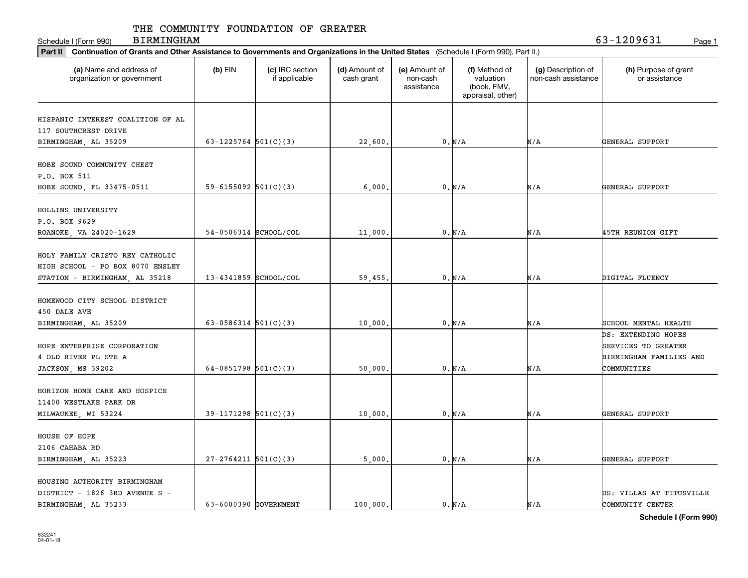THE COMMUNITY FOUNDATION OF GREATER BIRMINGHAM

Schedule I (Form 990) 63-1209631

**Part II** Continuation of Grants and Other Assistance to Governments and Organizations in the United States (Schedule I (Form 990), Part II.)

| (a) Name and address of organization or government | (b) EIN | (c) IRC section if applicable | (d) Amount of cash grant | (e) Amount of non-cash assistance | (f) Method of valuation (book, FMV, appraisal, other) | (g) Description of non-cash assistance | (h) Purpose of grant or assistance |
|---|---|---|---|---|---|---|---|
| HISPANIC INTEREST COALITION OF AL 117 SOUTHCREST DRIVE BIRMINGHAM, AL 35209 | 63-1225764 | 501(C)(3) | 22,600. | 0. | N/A | N/A | GENERAL SUPPORT |
| HOBE SOUND COMMUNITY CHEST P.O. BOX 511 HOBE SOUND, FL 33475-0511 | 59-6155092 | 501(C)(3) | 6,000. | 0. | N/A | N/A | GENERAL SUPPORT |
| HOLLINS UNIVERSITY P.O. BOX 9629 ROANOKE, VA 24020-1629 | 54-0506314 | SCHOOL/COL | 11,000. | 0. | N/A | N/A | 45TH REUNION GIFT |
| HOLY FAMILY CRISTO REY CATHOLIC HIGH SCHOOL - PO BOX 8070 ENSLEY STATION - BIRMINGHAM, AL 35218 | 13-4341859 | SCHOOL/COL | 59,455. | 0. | N/A | N/A | DIGITAL FLUENCY |
| HOMEWOOD CITY SCHOOL DISTRICT 450 DALE AVE BIRMINGHAM, AL 35209 | 63-0586314 | 501(C)(3) | 10,000. | 0. | N/A | N/A | SCHOOL MENTAL HEALTH |
| HOPE ENTERPRISE CORPORATION 4 OLD RIVER PL STE A JACKSON, MS 39202 | 64-0851798 | 501(C)(3) | 50,000. | 0. | N/A | N/A | DS: EXTENDING HOPES SERVICES TO GREATER BIRMINGHAM FAMILIES AND COMMUNITIES |
| HORIZON HOME CARE AND HOSPICE 11400 WESTLAKE PARK DR MILWAUKEE, WI 53224 | 39-1171298 | 501(C)(3) | 10,000. | 0. | N/A | N/A | GENERAL SUPPORT |
| HOUSE OF HOPE 2106 CAHABA RD BIRMINGHAM, AL 35223 | 27-2764211 | 501(C)(3) | 5,000. | 0. | N/A | N/A | GENERAL SUPPORT |
| HOUSING AUTHORITY BIRMINGHAM DISTRICT - 1826 3RD AVENUE S - BIRMINGHAM, AL 35233 | 63-6000390 | GOVERNMENT | 100,000. | 0. | N/A | N/A | DS: VILLAS AT TITUSVILLE COMMUNITY CENTER |

832241 04-01-18

**Schedule I (Form 990)**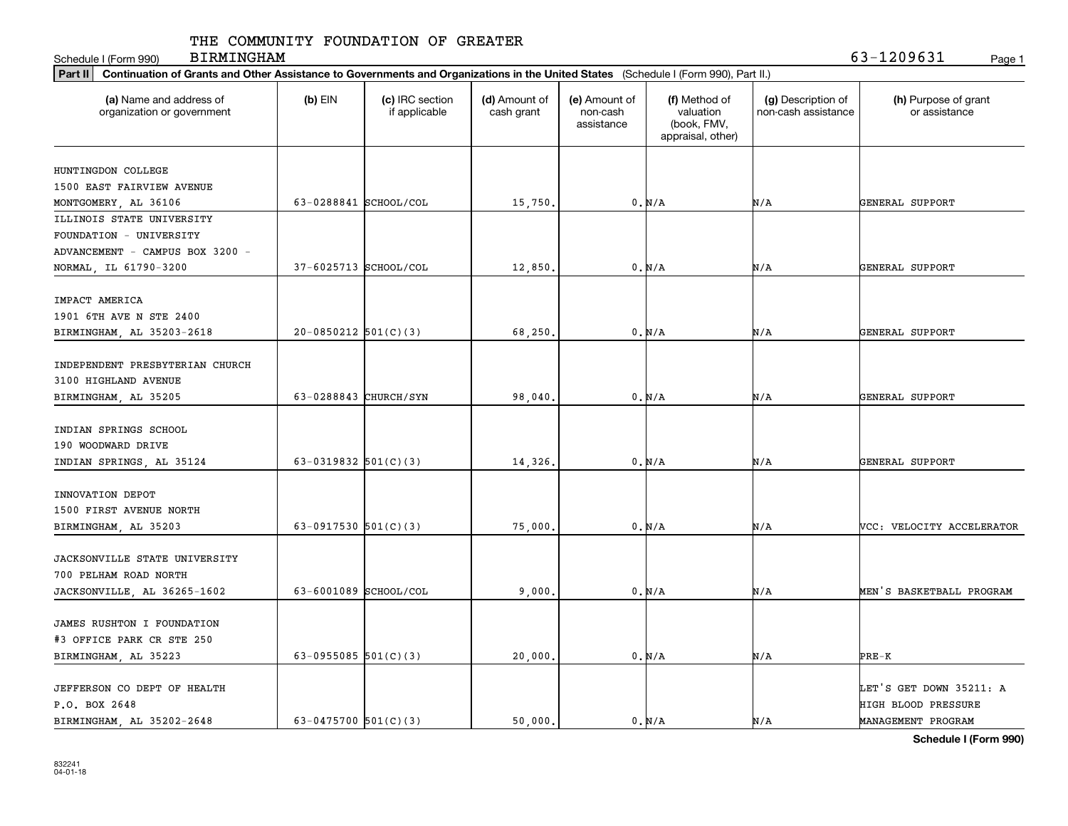Schedule I (Form 990) THE COMMUNITY FOUNDATION OF GREATER BIRMINGHAM 63-1209631 Page 1

**Part II** **Continuation of Grants and Other Assistance to Governments and Organizations in the United States** (Schedule I (Form 990), Part II.)

| (a) Name and address of organization or government | (b) EIN | (c) IRC section if applicable | (d) Amount of cash grant | (e) Amount of non-cash assistance | (f) Method of valuation (book, FMV, appraisal, other) | (g) Description of non-cash assistance | (h) Purpose of grant or assistance |
|---|---|---|---|---|---|---|---|
| HUNTINGDON COLLEGE 1500 EAST FAIRVIEW AVENUE MONTGOMERY, AL 36106 | 63-0288841 | SCHOOL/COL | 15,750. | 0. | N/A | N/A | GENERAL SUPPORT |
| ILLINOIS STATE UNIVERSITY FOUNDATION - UNIVERSITY ADVANCEMENT - CAMPUS BOX 3200 - NORMAL, IL 61790-3200 | 37-6025713 | SCHOOL/COL | 12,850. | 0. | N/A | N/A | GENERAL SUPPORT |
| IMPACT AMERICA 1901 6TH AVE N STE 2400 BIRMINGHAM, AL 35203-2618 | 20-0850212 | 501(C)(3) | 68,250. | 0. | N/A | N/A | GENERAL SUPPORT |
| INDEPENDENT PRESBYTERIAN CHURCH 3100 HIGHLAND AVENUE BIRMINGHAM, AL 35205 | 63-0288843 | CHURCH/SYN | 98,040. | 0. | N/A | N/A | GENERAL SUPPORT |
| INDIAN SPRINGS SCHOOL 190 WOODWARD DRIVE INDIAN SPRINGS, AL 35124 | 63-0319832 | 501(C)(3) | 14,326. | 0. | N/A | N/A | GENERAL SUPPORT |
| INNOVATION DEPOT 1500 FIRST AVENUE NORTH BIRMINGHAM, AL 35203 | 63-0917530 | 501(C)(3) | 75,000. | 0. | N/A | N/A | VCC: VELOCITY ACCELERATOR |
| JACKSONVILLE STATE UNIVERSITY 700 PELHAM ROAD NORTH JACKSONVILLE, AL 36265-1602 | 63-6001089 | SCHOOL/COL | 9,000. | 0. | N/A | N/A | MEN'S BASKETBALL PROGRAM |
| JAMES RUSHTON I FOUNDATION #3 OFFICE PARK CR STE 250 BIRMINGHAM, AL 35223 | 63-0955085 | 501(C)(3) | 20,000. | 0. | N/A | N/A | PRE-K |
| JEFFERSON CO DEPT OF HEALTH P.O. BOX 2648 BIRMINGHAM, AL 35202-2648 | 63-0475700 | 501(C)(3) | 50,000. | 0. | N/A | N/A | LET'S GET DOWN 35211: A HIGH BLOOD PRESSURE MANAGEMENT PROGRAM |

**Schedule I (Form 990)**

832241 04-01-18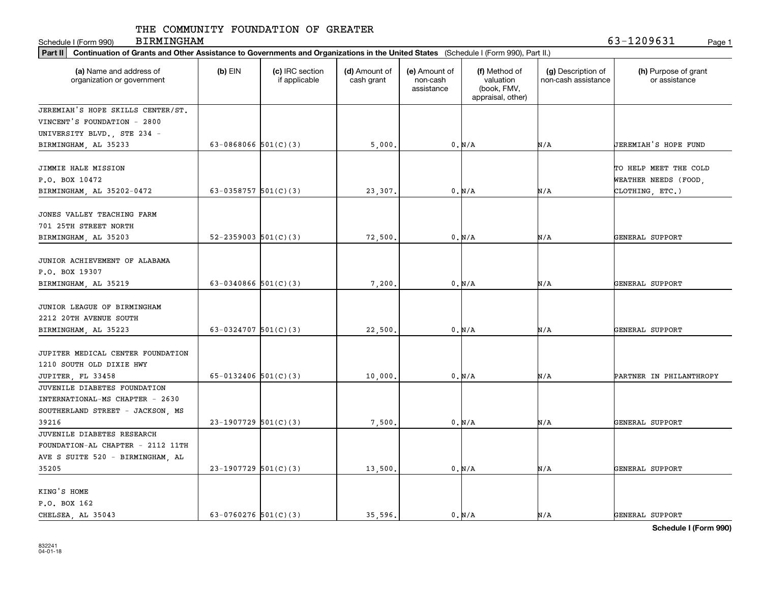THE COMMUNITY FOUNDATION OF GREATER BIRMINGHAM

Schedule I (Form 990) 63-1209631

**Part II** Continuation of Grants and Other Assistance to Governments and Organizations in the United States (Schedule I (Form 990), Part II.)

| (a) Name and address of organization or government | (b) EIN | (c) IRC section if applicable | (d) Amount of cash grant | (e) Amount of non-cash assistance | (f) Method of valuation (book, FMV, appraisal, other) | (g) Description of non-cash assistance | (h) Purpose of grant or assistance |
|---|---|---|---|---|---|---|---|
| JEREMIAH'S HOPE SKILLS CENTER/ST. VINCENT'S FOUNDATION - 2800 UNIVERSITY BLVD., STE 234 - BIRMINGHAM, AL 35233 | 63-0868066 | 501(C)(3) | 5,000. | 0. | N/A | N/A | JEREMIAH'S HOPE FUND |
| JIMMIE HALE MISSION P.O. BOX 10472 BIRMINGHAM, AL 35202-0472 | 63-0358757 | 501(C)(3) | 23,307. | 0. | N/A | N/A | TO HELP MEET THE COLD WEATHER NEEDS (FOOD, CLOTHING, ETC.) |
| JONES VALLEY TEACHING FARM 701 25TH STREET NORTH BIRMINGHAM, AL 35203 | 52-2359003 | 501(C)(3) | 72,500. | 0. | N/A | N/A | GENERAL SUPPORT |
| JUNIOR ACHIEVEMENT OF ALABAMA P.O. BOX 19307 BIRMINGHAM, AL 35219 | 63-0340866 | 501(C)(3) | 7,200. | 0. | N/A | N/A | GENERAL SUPPORT |
| JUNIOR LEAGUE OF BIRMINGHAM 2212 20TH AVENUE SOUTH BIRMINGHAM, AL 35223 | 63-0324707 | 501(C)(3) | 22,500. | 0. | N/A | N/A | GENERAL SUPPORT |
| JUPITER MEDICAL CENTER FOUNDATION 1210 SOUTH OLD DIXIE HWY JUPITER, FL 33458 | 65-0132406 | 501(C)(3) | 10,000. | 0. | N/A | N/A | PARTNER IN PHILANTHROPY |
| JUVENILE DIABETES FOUNDATION INTERNATIONAL-MS CHAPTER - 2630 SOUTHERLAND STREET - JACKSON, MS 39216 | 23-1907729 | 501(C)(3) | 7,500. | 0. | N/A | N/A | GENERAL SUPPORT |
| JUVENILE DIABETES RESEARCH FOUNDATION-AL CHAPTER - 2112 11TH AVE S SUITE 520 - BIRMINGHAM, AL 35205 | 23-1907729 | 501(C)(3) | 13,500. | 0. | N/A | N/A | GENERAL SUPPORT |
| KING'S HOME P.O. BOX 162 CHELSEA, AL 35043 | 63-0760276 | 501(C)(3) | 35,596. | 0. | N/A | N/A | GENERAL SUPPORT |

832241 04-01-18

**Schedule I (Form 990)**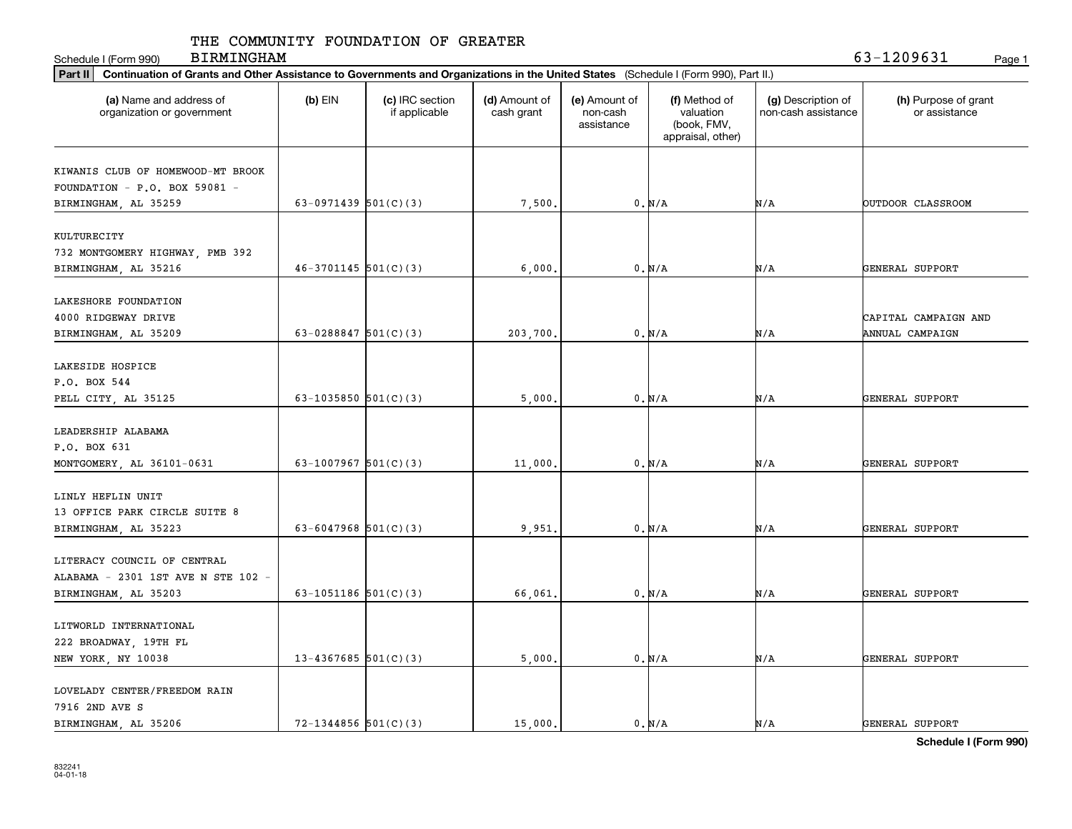THE COMMUNITY FOUNDATION OF GREATER BIRMINGHAM

Schedule I (Form 990) 63-1209631

**Part II** **Continuation of Grants and Other Assistance to Governments and Organizations in the United States** (Schedule I (Form 990), Part II.)

| (a) Name and address of organization or government | (b) EIN | (c) IRC section if applicable | (d) Amount of cash grant | (e) Amount of non-cash assistance | (f) Method of valuation (book, FMV, appraisal, other) | (g) Description of non-cash assistance | (h) Purpose of grant or assistance |
|---|---|---|---|---|---|---|---|
| KIWANIS CLUB OF HOMEWOOD-MT BROOK FOUNDATION - P.O. BOX 59081 - BIRMINGHAM, AL 35259 | 63-0971439 | 501(C)(3) | 7,500. | 0. | N/A | N/A | OUTDOOR CLASSROOM |
| KULTURECITY 732 MONTGOMERY HIGHWAY, PMB 392 BIRMINGHAM, AL 35216 | 46-3701145 | 501(C)(3) | 6,000. | 0. | N/A | N/A | GENERAL SUPPORT |
| LAKESHORE FOUNDATION 4000 RIDGEWAY DRIVE BIRMINGHAM, AL 35209 | 63-0288847 | 501(C)(3) | 203,700. | 0. | N/A | N/A | CAPITAL CAMPAIGN AND ANNUAL CAMPAIGN |
| LAKESIDE HOSPICE P.O. BOX 544 PELL CITY, AL 35125 | 63-1035850 | 501(C)(3) | 5,000. | 0. | N/A | N/A | GENERAL SUPPORT |
| LEADERSHIP ALABAMA P.O. BOX 631 MONTGOMERY, AL 36101-0631 | 63-1007967 | 501(C)(3) | 11,000. | 0. | N/A | N/A | GENERAL SUPPORT |
| LINLY HEFLIN UNIT 13 OFFICE PARK CIRCLE SUITE 8 BIRMINGHAM, AL 35223 | 63-6047968 | 501(C)(3) | 9,951. | 0. | N/A | N/A | GENERAL SUPPORT |
| LITERACY COUNCIL OF CENTRAL ALABAMA - 2301 1ST AVE N STE 102 - BIRMINGHAM, AL 35203 | 63-1051186 | 501(C)(3) | 66,061. | 0. | N/A | N/A | GENERAL SUPPORT |
| LITWORLD INTERNATIONAL 222 BROADWAY, 19TH FL NEW YORK, NY 10038 | 13-4367685 | 501(C)(3) | 5,000. | 0. | N/A | N/A | GENERAL SUPPORT |
| LOVELADY CENTER/FREEDOM RAIN 7916 2ND AVE S BIRMINGHAM, AL 35206 | 72-1344856 | 501(C)(3) | 15,000. | 0. | N/A | N/A | GENERAL SUPPORT |

**Schedule I (Form 990)**

832241 04-01-18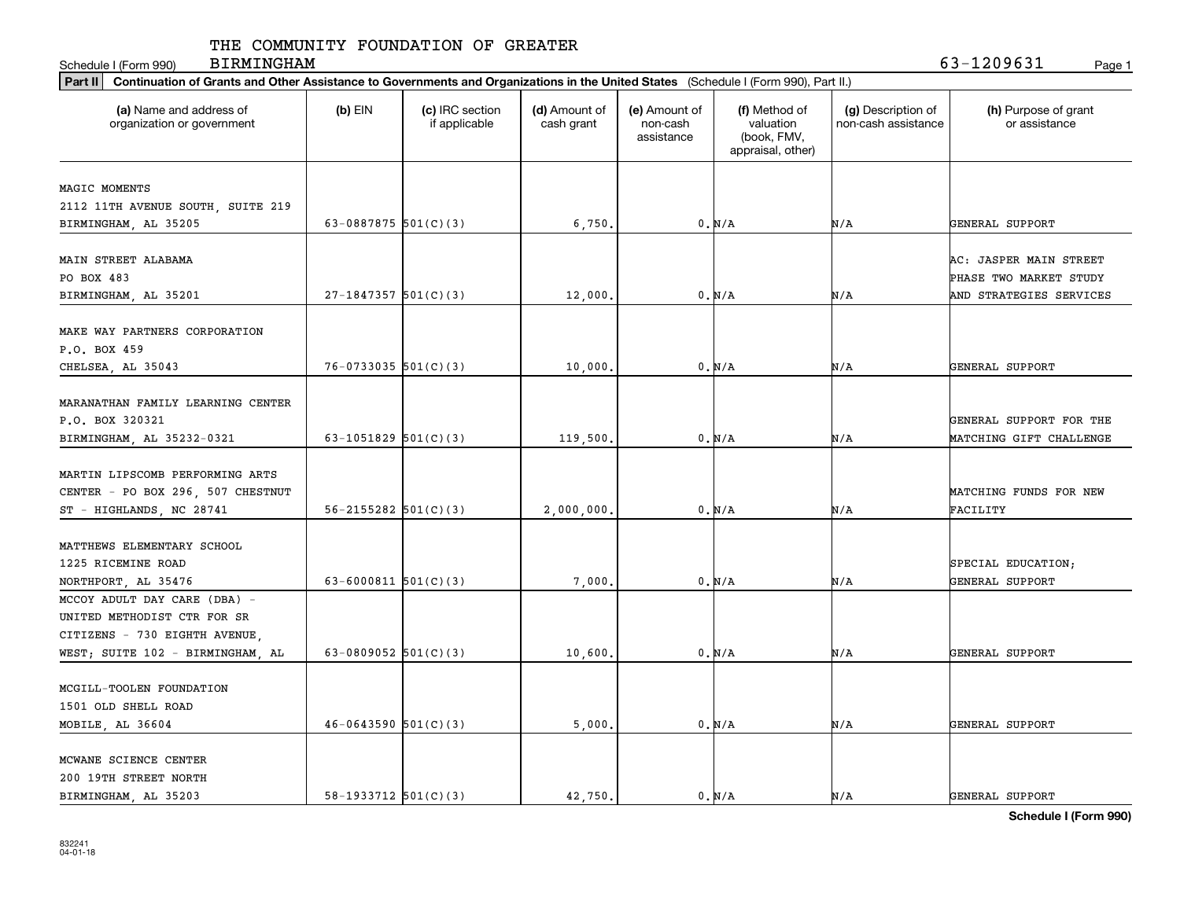THE COMMUNITY FOUNDATION OF GREATER BIRMINGHAM

Schedule I (Form 990) 63-1209631

**Part II** **Continuation of Grants and Other Assistance to Governments and Organizations in the United States** (Schedule I (Form 990), Part II.)

| (a) Name and address of organization or government | (b) EIN | (c) IRC section if applicable | (d) Amount of cash grant | (e) Amount of non-cash assistance | (f) Method of valuation (book, FMV, appraisal, other) | (g) Description of non-cash assistance | (h) Purpose of grant or assistance |
|---|---|---|---|---|---|---|---|
| MAGIC MOMENTS 2112 11TH AVENUE SOUTH, SUITE 219 BIRMINGHAM, AL 35205 | 63-0887875 | 501(C)(3) | 6,750. | 0. | N/A | N/A | GENERAL SUPPORT |
| MAIN STREET ALABAMA PO BOX 483 BIRMINGHAM, AL 35201 | 27-1847357 | 501(C)(3) | 12,000. | 0. | N/A | N/A | AC: JASPER MAIN STREET PHASE TWO MARKET STUDY AND STRATEGIES SERVICES |
| MAKE WAY PARTNERS CORPORATION P.O. BOX 459 CHELSEA, AL 35043 | 76-0733035 | 501(C)(3) | 10,000. | 0. | N/A | N/A | GENERAL SUPPORT |
| MARANATHAN FAMILY LEARNING CENTER P.O. BOX 320321 BIRMINGHAM, AL 35232-0321 | 63-1051829 | 501(C)(3) | 119,500. | 0. | N/A | N/A | GENERAL SUPPORT FOR THE MATCHING GIFT CHALLENGE |
| MARTIN LIPSCOMB PERFORMING ARTS CENTER - PO BOX 296, 507 CHESTNUT ST - HIGHLANDS, NC 28741 | 56-2155282 | 501(C)(3) | 2,000,000. | 0. | N/A | N/A | MATCHING FUNDS FOR NEW FACILITY |
| MATTHEWS ELEMENTARY SCHOOL 1225 RICEMINE ROAD NORTHPORT, AL 35476 | 63-6000811 | 501(C)(3) | 7,000. | 0. | N/A | N/A | SPECIAL EDUCATION; GENERAL SUPPORT |
| MCCOY ADULT DAY CARE (DBA) - UNITED METHODIST CTR FOR SR CITIZENS - 730 EIGHTH AVENUE, WEST; SUITE 102 - BIRMINGHAM, AL | 63-0809052 | 501(C)(3) | 10,600. | 0. | N/A | N/A | GENERAL SUPPORT |
| MCGILL-TOOLEN FOUNDATION 1501 OLD SHELL ROAD MOBILE, AL 36604 | 46-0643590 | 501(C)(3) | 5,000. | 0. | N/A | N/A | GENERAL SUPPORT |
| MCWANE SCIENCE CENTER 200 19TH STREET NORTH BIRMINGHAM, AL 35203 | 58-1933712 | 501(C)(3) | 42,750. | 0. | N/A | N/A | GENERAL SUPPORT |

**Schedule I (Form 990)**

832241 04-01-18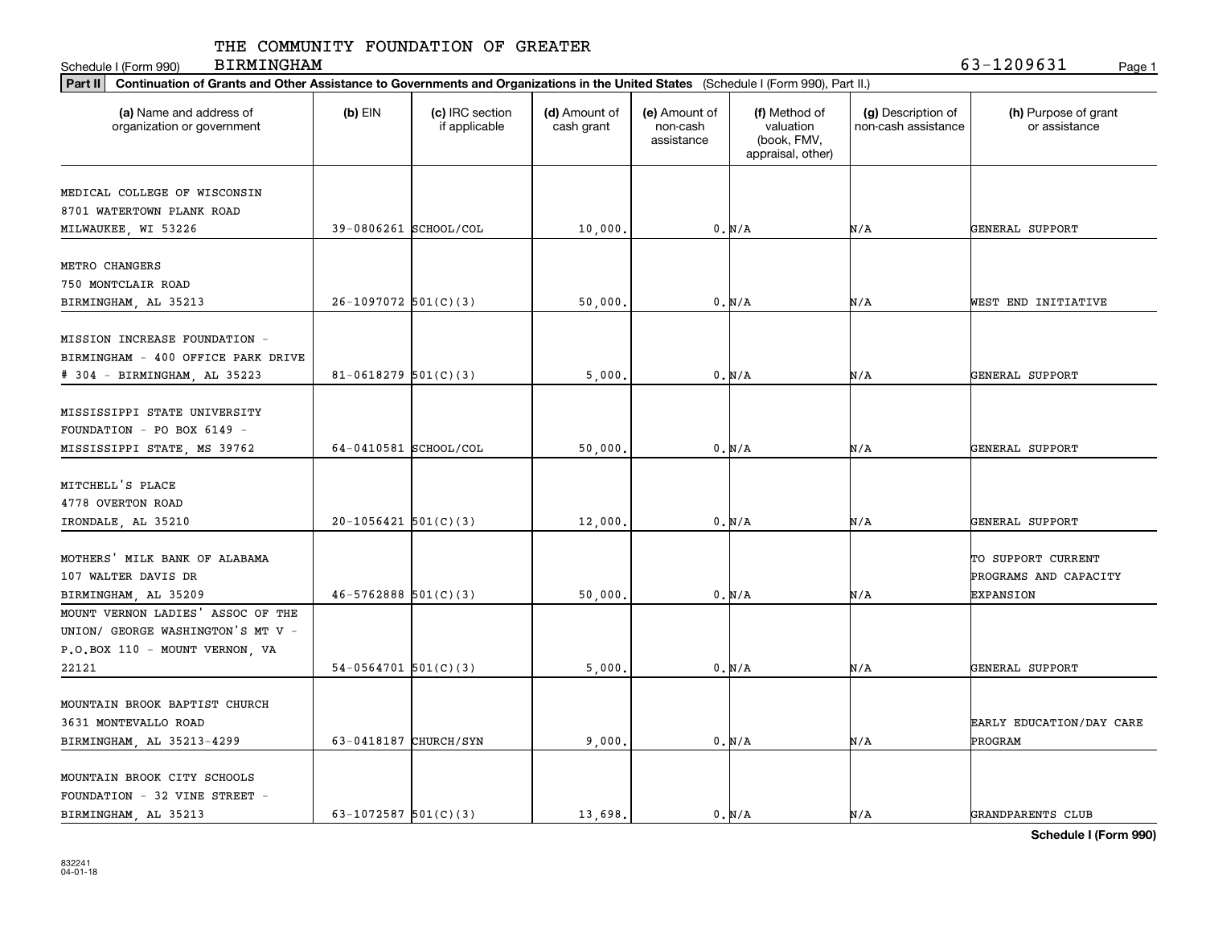THE COMMUNITY FOUNDATION OF GREATER BIRMINGHAM

Schedule I (Form 990) 63-1209631

**Part II** **Continuation of Grants and Other Assistance to Governments and Organizations in the United States** (Schedule I (Form 990), Part II.)

| (a) Name and address of organization or government | (b) EIN | (c) IRC section if applicable | (d) Amount of cash grant | (e) Amount of non-cash assistance | (f) Method of valuation (book, FMV, appraisal, other) | (g) Description of non-cash assistance | (h) Purpose of grant or assistance |
|---|---|---|---|---|---|---|---|
| MEDICAL COLLEGE OF WISCONSIN 8701 WATERTOWN PLANK ROAD MILWAUKEE, WI 53226 | 39-0806261 | SCHOOL/COL | 10,000. | 0. | N/A | N/A | GENERAL SUPPORT |
| METRO CHANGERS 750 MONTCLAIR ROAD BIRMINGHAM, AL 35213 | 26-1097072 | 501(C)(3) | 50,000. | 0. | N/A | N/A | WEST END INITIATIVE |
| MISSION INCREASE FOUNDATION - BIRMINGHAM - 400 OFFICE PARK DRIVE # 304 - BIRMINGHAM, AL 35223 | 81-0618279 | 501(C)(3) | 5,000. | 0. | N/A | N/A | GENERAL SUPPORT |
| MISSISSIPPI STATE UNIVERSITY FOUNDATION - PO BOX 6149 - MISSISSIPPI STATE, MS 39762 | 64-0410581 | SCHOOL/COL | 50,000. | 0. | N/A | N/A | GENERAL SUPPORT |
| MITCHELL'S PLACE 4778 OVERTON ROAD IRONDALE, AL 35210 | 20-1056421 | 501(C)(3) | 12,000. | 0. | N/A | N/A | GENERAL SUPPORT |
| MOTHERS' MILK BANK OF ALABAMA 107 WALTER DAVIS DR BIRMINGHAM, AL 35209 | 46-5762888 | 501(C)(3) | 50,000. | 0. | N/A | N/A | TO SUPPORT CURRENT PROGRAMS AND CAPACITY EXPANSION |
| MOUNT VERNON LADIES' ASSOC OF THE UNION/ GEORGE WASHINGTON'S MT V - P.O.BOX 110 - MOUNT VERNON, VA 22121 | 54-0564701 | 501(C)(3) | 5,000. | 0. | N/A | N/A | GENERAL SUPPORT |
| MOUNTAIN BROOK BAPTIST CHURCH 3631 MONTEVALLO ROAD BIRMINGHAM, AL 35213-4299 | 63-0418187 | CHURCH/SYN | 9,000. | 0. | N/A | N/A | EARLY EDUCATION/DAY CARE PROGRAM |
| MOUNTAIN BROOK CITY SCHOOLS FOUNDATION - 32 VINE STREET - BIRMINGHAM, AL 35213 | 63-1072587 | 501(C)(3) | 13,698. | 0. | N/A | N/A | GRANDPARENTS CLUB |

**Schedule I (Form 990)**

832241 04-01-18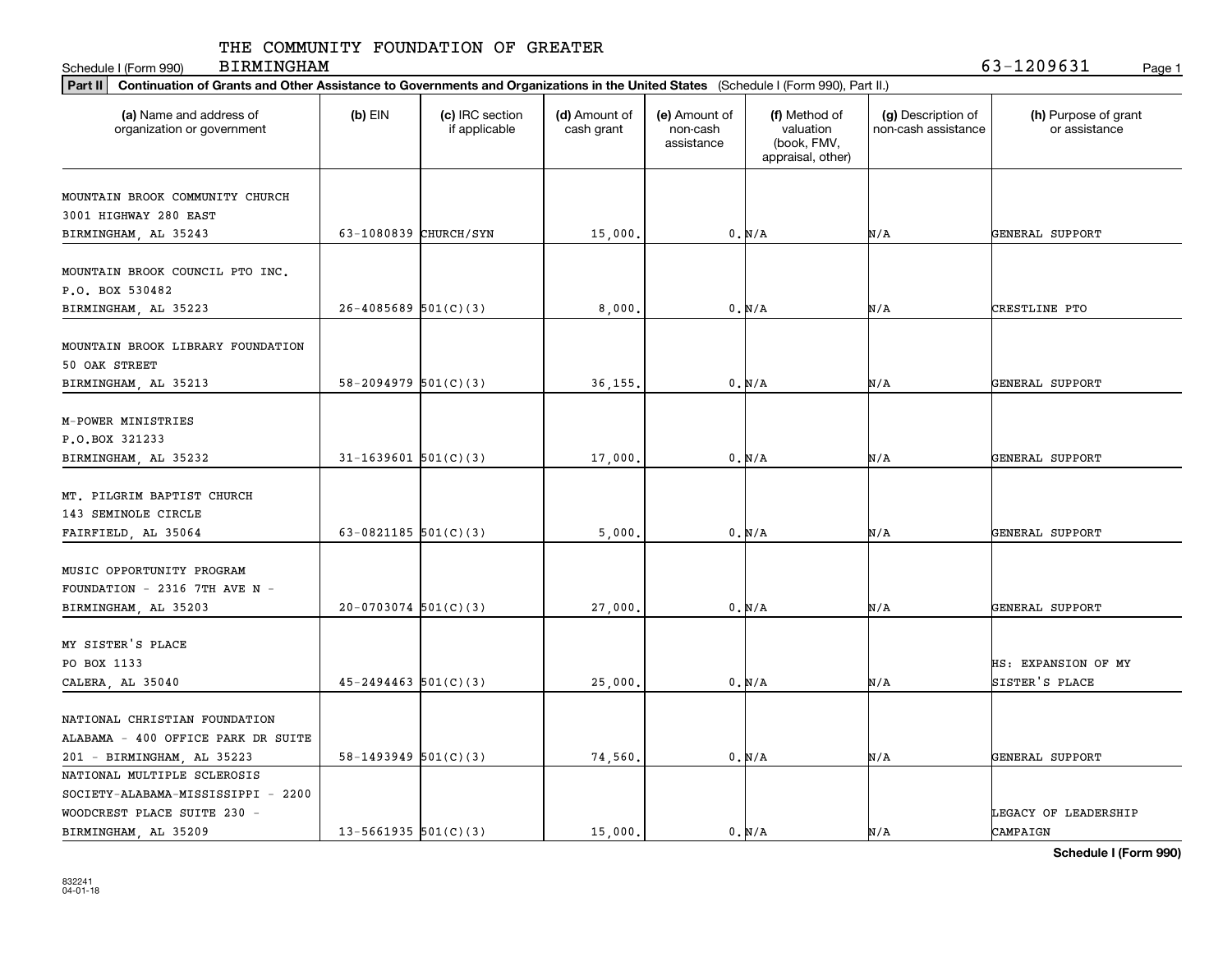THE COMMUNITY FOUNDATION OF GREATER BIRMINGHAM

Schedule I (Form 990) 63-1209631

**Part II** **Continuation of Grants and Other Assistance to Governments and Organizations in the United States** (Schedule I (Form 990), Part II.)

| (a) Name and address of organization or government | (b) EIN | (c) IRC section if applicable | (d) Amount of cash grant | (e) Amount of non-cash assistance | (f) Method of valuation (book, FMV, appraisal, other) | (g) Description of non-cash assistance | (h) Purpose of grant or assistance |
|---|---|---|---|---|---|---|---|
| MOUNTAIN BROOK COMMUNITY CHURCH 3001 HIGHWAY 280 EAST BIRMINGHAM, AL 35243 | 63-1080839 | CHURCH/SYN | 15,000. | 0. | N/A | N/A | GENERAL SUPPORT |
| MOUNTAIN BROOK COUNCIL PTO INC. P.O. BOX 530482 BIRMINGHAM, AL 35223 | 26-4085689 | 501(C)(3) | 8,000. | 0. | N/A | N/A | CRESTLINE PTO |
| MOUNTAIN BROOK LIBRARY FOUNDATION 50 OAK STREET BIRMINGHAM, AL 35213 | 58-2094979 | 501(C)(3) | 36,155. | 0. | N/A | N/A | GENERAL SUPPORT |
| M-POWER MINISTRIES P.O.BOX 321233 BIRMINGHAM, AL 35232 | 31-1639601 | 501(C)(3) | 17,000. | 0. | N/A | N/A | GENERAL SUPPORT |
| MT. PILGRIM BAPTIST CHURCH 143 SEMINOLE CIRCLE FAIRFIELD, AL 35064 | 63-0821185 | 501(C)(3) | 5,000. | 0. | N/A | N/A | GENERAL SUPPORT |
| MUSIC OPPORTUNITY PROGRAM FOUNDATION - 2316 7TH AVE N - BIRMINGHAM, AL 35203 | 20-0703074 | 501(C)(3) | 27,000. | 0. | N/A | N/A | GENERAL SUPPORT |
| MY SISTER'S PLACE PO BOX 1133 CALERA, AL 35040 | 45-2494463 | 501(C)(3) | 25,000. | 0. | N/A | N/A | HS: EXPANSION OF MY SISTER'S PLACE |
| NATIONAL CHRISTIAN FOUNDATION ALABAMA - 400 OFFICE PARK DR SUITE 201 - BIRMINGHAM, AL 35223 | 58-1493949 | 501(C)(3) | 74,560. | 0. | N/A | N/A | GENERAL SUPPORT |
| NATIONAL MULTIPLE SCLEROSIS SOCIETY-ALABAMA-MISSISSIPPI - 2200 WOODCREST PLACE SUITE 230 - BIRMINGHAM, AL 35209 | 13-5661935 | 501(C)(3) | 15,000. | 0. | N/A | N/A | LEGACY OF LEADERSHIP CAMPAIGN |

**Schedule I (Form 990)**

832241 04-01-18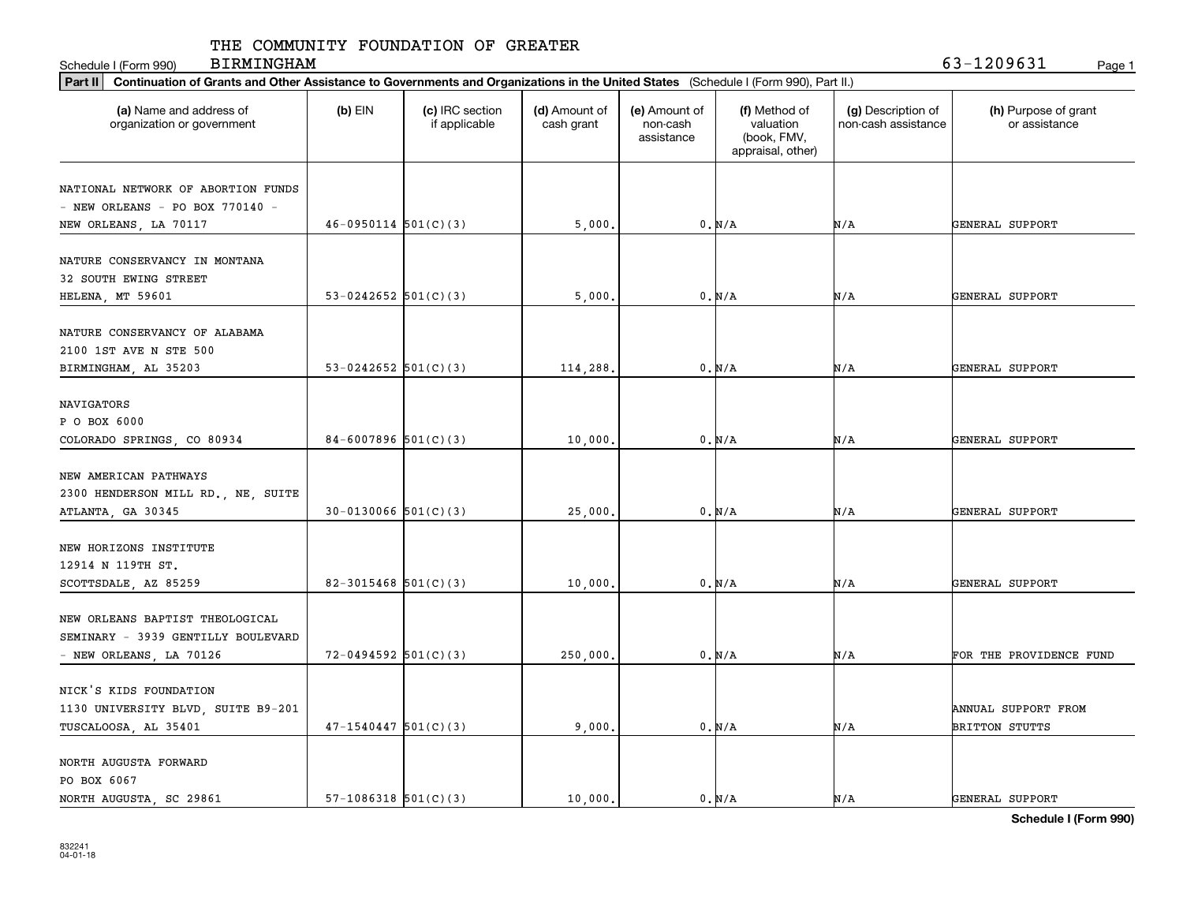THE COMMUNITY FOUNDATION OF GREATER BIRMINGHAM

Schedule I (Form 990) 63-1209631

**Part II** **Continuation of Grants and Other Assistance to Governments and Organizations in the United States** (Schedule I (Form 990), Part II.)

| (a) Name and address of organization or government | (b) EIN | (c) IRC section if applicable | (d) Amount of cash grant | (e) Amount of non-cash assistance | (f) Method of valuation (book, FMV, appraisal, other) | (g) Description of non-cash assistance | (h) Purpose of grant or assistance |
|---|---|---|---|---|---|---|---|
| NATIONAL NETWORK OF ABORTION FUNDS - NEW ORLEANS - PO BOX 770140 - NEW ORLEANS, LA 70117 | 46-0950114 | 501(C)(3) | 5,000. | 0. | N/A | N/A | GENERAL SUPPORT |
| NATURE CONSERVANCY IN MONTANA 32 SOUTH EWING STREET HELENA, MT 59601 | 53-0242652 | 501(C)(3) | 5,000. | 0. | N/A | N/A | GENERAL SUPPORT |
| NATURE CONSERVANCY OF ALABAMA 2100 1ST AVE N STE 500 BIRMINGHAM, AL 35203 | 53-0242652 | 501(C)(3) | 114,288. | 0. | N/A | N/A | GENERAL SUPPORT |
| NAVIGATORS P O BOX 6000 COLORADO SPRINGS, CO 80934 | 84-6007896 | 501(C)(3) | 10,000. | 0. | N/A | N/A | GENERAL SUPPORT |
| NEW AMERICAN PATHWAYS 2300 HENDERSON MILL RD., NE, SUITE ATLANTA, GA 30345 | 30-0130066 | 501(C)(3) | 25,000. | 0. | N/A | N/A | GENERAL SUPPORT |
| NEW HORIZONS INSTITUTE 12914 N 119TH ST. SCOTTSDALE, AZ 85259 | 82-3015468 | 501(C)(3) | 10,000. | 0. | N/A | N/A | GENERAL SUPPORT |
| NEW ORLEANS BAPTIST THEOLOGICAL SEMINARY - 3939 GENTILLY BOULEVARD - NEW ORLEANS, LA 70126 | 72-0494592 | 501(C)(3) | 250,000. | 0. | N/A | N/A | FOR THE PROVIDENCE FUND |
| NICK'S KIDS FOUNDATION 1130 UNIVERSITY BLVD, SUITE B9-201 TUSCALOOSA, AL 35401 | 47-1540447 | 501(C)(3) | 9,000. | 0. | N/A | N/A | ANNUAL SUPPORT FROM BRITTON STUTTS |
| NORTH AUGUSTA FORWARD PO BOX 6067 NORTH AUGUSTA, SC 29861 | 57-1086318 | 501(C)(3) | 10,000. | 0. | N/A | N/A | GENERAL SUPPORT |

**Schedule I (Form 990)**

832241 04-01-18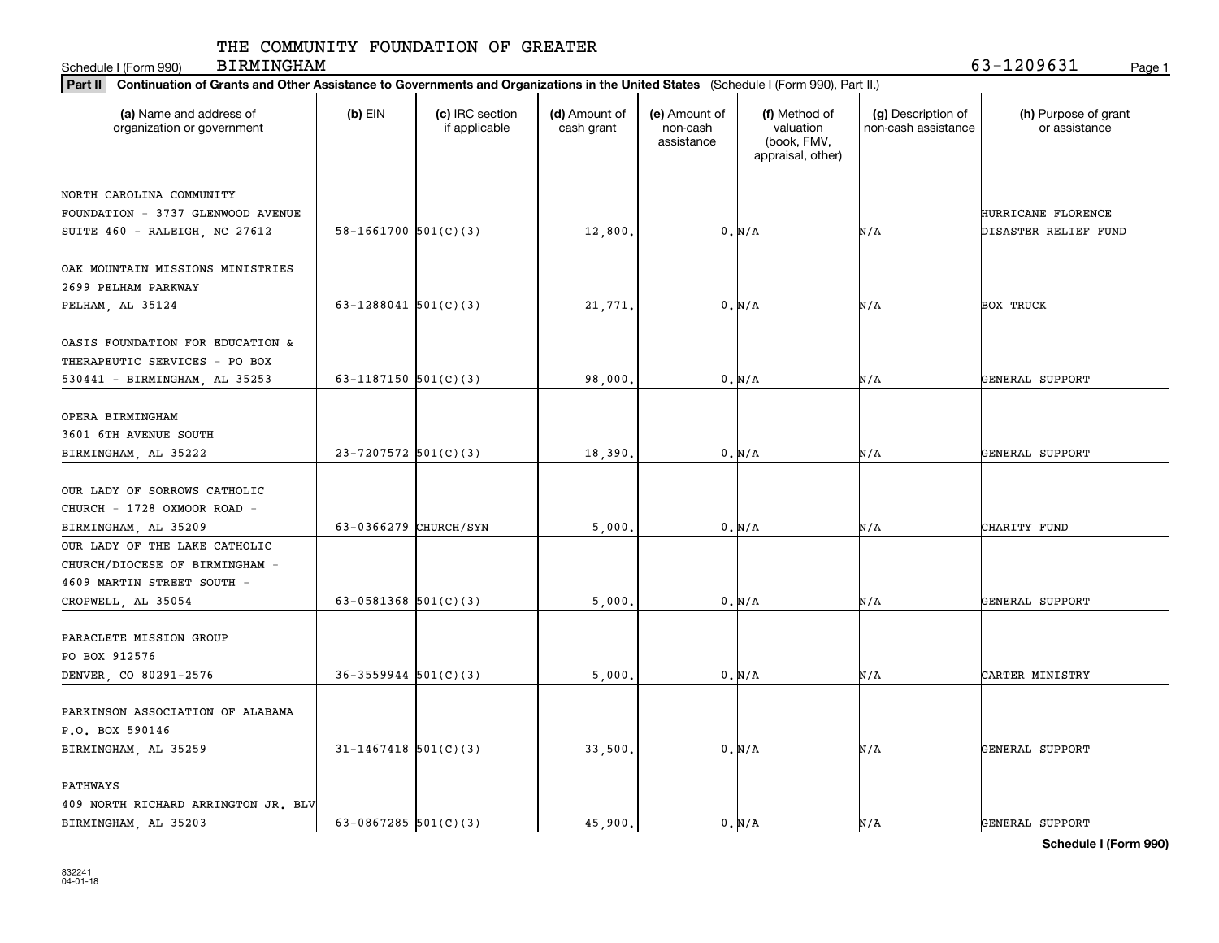THE COMMUNITY FOUNDATION OF GREATER BIRMINGHAM

Schedule I (Form 990) 63-1209631

**Part II** **Continuation of Grants and Other Assistance to Governments and Organizations in the United States** (Schedule I (Form 990), Part II.)

| (a) Name and address of organization or government | (b) EIN | (c) IRC section if applicable | (d) Amount of cash grant | (e) Amount of non-cash assistance | (f) Method of valuation (book, FMV, appraisal, other) | (g) Description of non-cash assistance | (h) Purpose of grant or assistance |
|---|---|---|---|---|---|---|---|
| NORTH CAROLINA COMMUNITY FOUNDATION - 3737 GLENWOOD AVENUE SUITE 460 - RALEIGH, NC 27612 | 58-1661700 | 501(C)(3) | 12,800. | 0. | N/A | N/A | HURRICANE FLORENCE DISASTER RELIEF FUND |
| OAK MOUNTAIN MISSIONS MINISTRIES 2699 PELHAM PARKWAY PELHAM, AL 35124 | 63-1288041 | 501(C)(3) | 21,771. | 0. | N/A | N/A | BOX TRUCK |
| OASIS FOUNDATION FOR EDUCATION & THERAPEUTIC SERVICES - PO BOX 530441 - BIRMINGHAM, AL 35253 | 63-1187150 | 501(C)(3) | 98,000. | 0. | N/A | N/A | GENERAL SUPPORT |
| OPERA BIRMINGHAM 3601 6TH AVENUE SOUTH BIRMINGHAM, AL 35222 | 23-7207572 | 501(C)(3) | 18,390. | 0. | N/A | N/A | GENERAL SUPPORT |
| OUR LADY OF SORROWS CATHOLIC CHURCH - 1728 OXMOOR ROAD - BIRMINGHAM, AL 35209 | 63-0366279 | CHURCH/SYN | 5,000. | 0. | N/A | N/A | CHARITY FUND |
| OUR LADY OF THE LAKE CATHOLIC CHURCH/DIOCESE OF BIRMINGHAM - 4609 MARTIN STREET SOUTH - CROPWELL, AL 35054 | 63-0581368 | 501(C)(3) | 5,000. | 0. | N/A | N/A | GENERAL SUPPORT |
| PARACLETE MISSION GROUP PO BOX 912576 DENVER, CO 80291-2576 | 36-3559944 | 501(C)(3) | 5,000. | 0. | N/A | N/A | CARTER MINISTRY |
| PARKINSON ASSOCIATION OF ALABAMA P.O. BOX 590146 BIRMINGHAM, AL 35259 | 31-1467418 | 501(C)(3) | 33,500. | 0. | N/A | N/A | GENERAL SUPPORT |
| PATHWAYS 409 NORTH RICHARD ARRINGTON JR. BLV BIRMINGHAM, AL 35203 | 63-0867285 | 501(C)(3) | 45,900. | 0. | N/A | N/A | GENERAL SUPPORT |

832241 04-01-18

**Schedule I (Form 990)**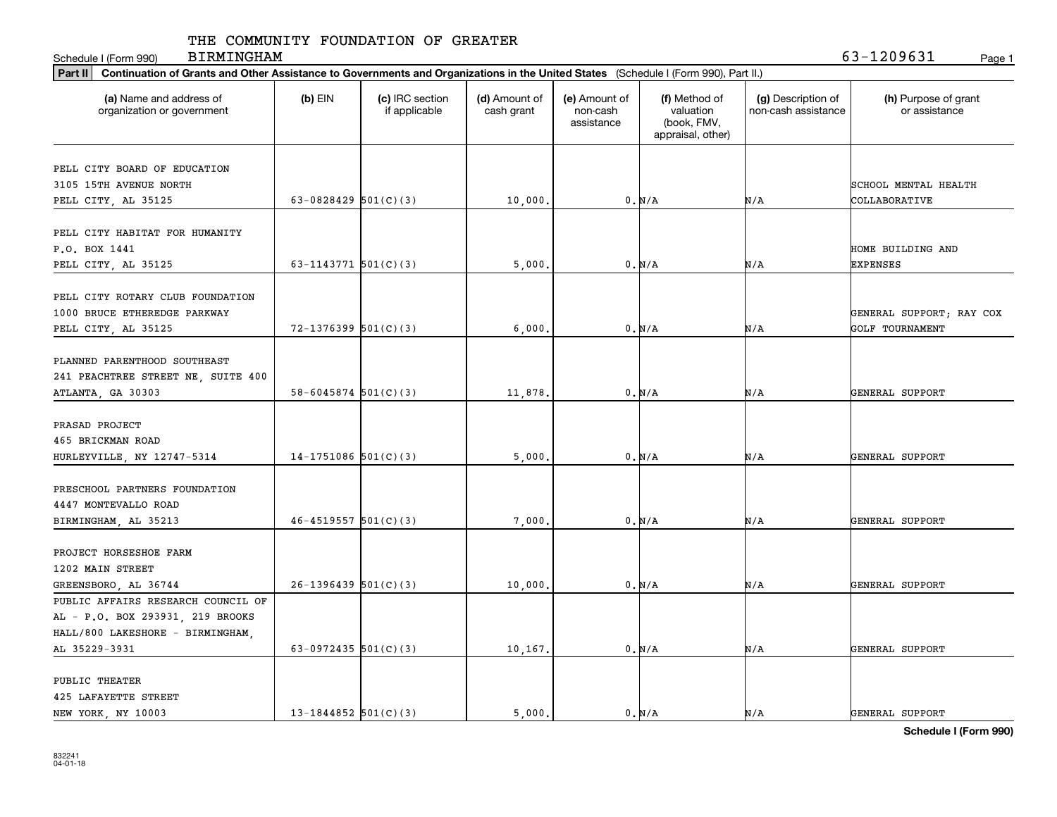THE COMMUNITY FOUNDATION OF GREATER BIRMINGHAM

Schedule I (Form 990) 63-1209631

**Part II** **Continuation of Grants and Other Assistance to Governments and Organizations in the United States** (Schedule I (Form 990), Part II.)

| (a) Name and address of organization or government | (b) EIN | (c) IRC section if applicable | (d) Amount of cash grant | (e) Amount of non-cash assistance | (f) Method of valuation (book, FMV, appraisal, other) | (g) Description of non-cash assistance | (h) Purpose of grant or assistance |
|---|---|---|---|---|---|---|---|
| PELL CITY BOARD OF EDUCATION 3105 15TH AVENUE NORTH PELL CITY, AL 35125 | 63-0828429 | 501(C)(3) | 10,000. | 0. | N/A | N/A | SCHOOL MENTAL HEALTH COLLABORATIVE |
| PELL CITY HABITAT FOR HUMANITY P.O. BOX 1441 PELL CITY, AL 35125 | 63-1143771 | 501(C)(3) | 5,000. | 0. | N/A | N/A | HOME BUILDING AND EXPENSES |
| PELL CITY ROTARY CLUB FOUNDATION 1000 BRUCE ETHEREDGE PARKWAY PELL CITY, AL 35125 | 72-1376399 | 501(C)(3) | 6,000. | 0. | N/A | N/A | GENERAL SUPPORT; RAY COX GOLF TOURNAMENT |
| PLANNED PARENTHOOD SOUTHEAST 241 PEACHTREE STREET NE, SUITE 400 ATLANTA, GA 30303 | 58-6045874 | 501(C)(3) | 11,878. | 0. | N/A | N/A | GENERAL SUPPORT |
| PRASAD PROJECT 465 BRICKMAN ROAD HURLEYVILLE, NY 12747-5314 | 14-1751086 | 501(C)(3) | 5,000. | 0. | N/A | N/A | GENERAL SUPPORT |
| PRESCHOOL PARTNERS FOUNDATION 4447 MONTEVALLO ROAD BIRMINGHAM, AL 35213 | 46-4519557 | 501(C)(3) | 7,000. | 0. | N/A | N/A | GENERAL SUPPORT |
| PROJECT HORSESHOE FARM 1202 MAIN STREET GREENSBORO, AL 36744 | 26-1396439 | 501(C)(3) | 10,000. | 0. | N/A | N/A | GENERAL SUPPORT |
| PUBLIC AFFAIRS RESEARCH COUNCIL OF AL - P.O. BOX 293931, 219 BROOKS HALL/800 LAKESHORE - BIRMINGHAM, AL 35229-3931 | 63-0972435 | 501(C)(3) | 10,167. | 0. | N/A | N/A | GENERAL SUPPORT |
| PUBLIC THEATER 425 LAFAYETTE STREET NEW YORK, NY 10003 | 13-1844852 | 501(C)(3) | 5,000. | 0. | N/A | N/A | GENERAL SUPPORT |

**Schedule I (Form 990)**

832241
04-01-18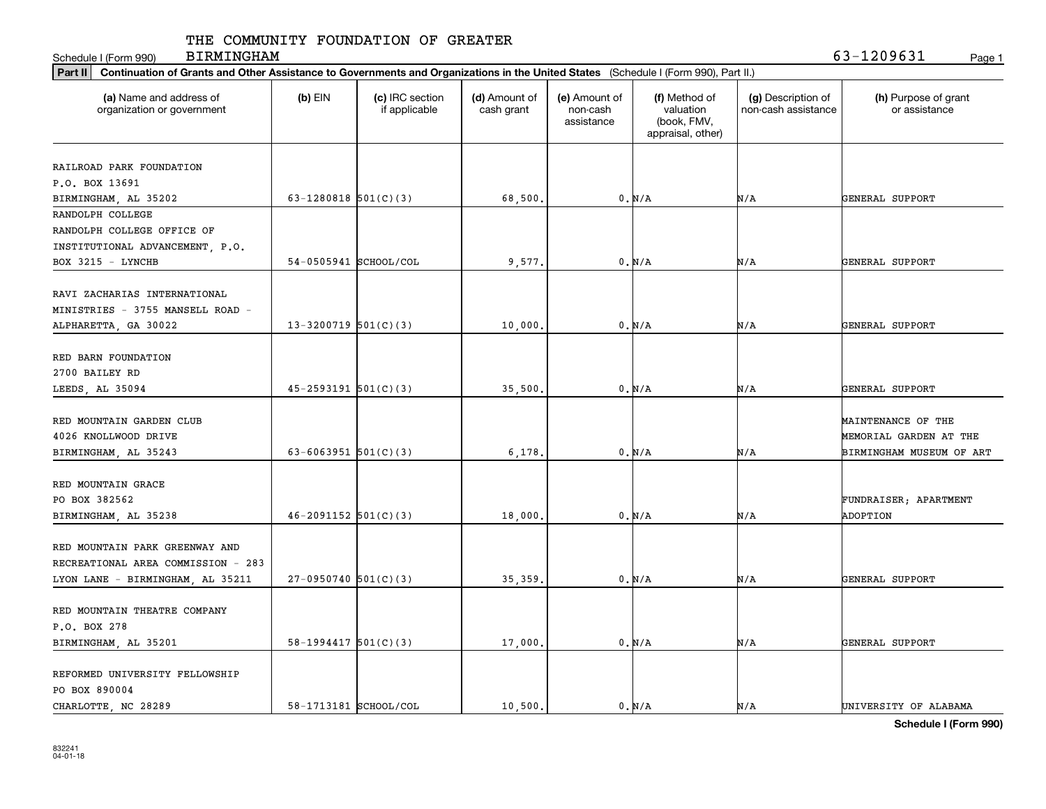THE COMMUNITY FOUNDATION OF GREATER BIRMINGHAM

Schedule I (Form 990) 63-1209631

**Part II** Continuation of Grants and Other Assistance to Governments and Organizations in the United States (Schedule I (Form 990), Part II.)

| (a) Name and address of organization or government | (b) EIN | (c) IRC section if applicable | (d) Amount of cash grant | (e) Amount of non-cash assistance | (f) Method of valuation (book, FMV, appraisal, other) | (g) Description of non-cash assistance | (h) Purpose of grant or assistance |
|---|---|---|---|---|---|---|---|
| RAILROAD PARK FOUNDATION P.O. BOX 13691 BIRMINGHAM, AL 35202 | 63-1280818 | 501(C)(3) | 68,500. | 0. | N/A | N/A | GENERAL SUPPORT |
| RANDOLPH COLLEGE RANDOLPH COLLEGE OFFICE OF INSTITUTIONAL ADVANCEMENT, P.O. BOX 3215 - LYNCHB | 54-0505941 | SCHOOL/COL | 9,577. | 0. | N/A | N/A | GENERAL SUPPORT |
| RAVI ZACHARIAS INTERNATIONAL MINISTRIES - 3755 MANSELL ROAD - ALPHARETTA, GA 30022 | 13-3200719 | 501(C)(3) | 10,000. | 0. | N/A | N/A | GENERAL SUPPORT |
| RED BARN FOUNDATION 2700 BAILEY RD LEEDS, AL 35094 | 45-2593191 | 501(C)(3) | 35,500. | 0. | N/A | N/A | GENERAL SUPPORT |
| RED MOUNTAIN GARDEN CLUB 4026 KNOLLWOOD DRIVE BIRMINGHAM, AL 35243 | 63-6063951 | 501(C)(3) | 6,178. | 0. | N/A | N/A | MAINTENANCE OF THE MEMORIAL GARDEN AT THE BIRMINGHAM MUSEUM OF ART |
| RED MOUNTAIN GRACE PO BOX 382562 BIRMINGHAM, AL 35238 | 46-2091152 | 501(C)(3) | 18,000. | 0. | N/A | N/A | FUNDRAISER; APARTMENT ADOPTION |
| RED MOUNTAIN PARK GREENWAY AND RECREATIONAL AREA COMMISSION - 283 LYON LANE - BIRMINGHAM, AL 35211 | 27-0950740 | 501(C)(3) | 35,359. | 0. | N/A | N/A | GENERAL SUPPORT |
| RED MOUNTAIN THEATRE COMPANY P.O. BOX 278 BIRMINGHAM, AL 35201 | 58-1994417 | 501(C)(3) | 17,000. | 0. | N/A | N/A | GENERAL SUPPORT |
| REFORMED UNIVERSITY FELLOWSHIP PO BOX 890004 CHARLOTTE, NC 28289 | 58-1713181 | SCHOOL/COL | 10,500. | 0. | N/A | N/A | UNIVERSITY OF ALABAMA |

832241 04-01-18

**Schedule I (Form 990)**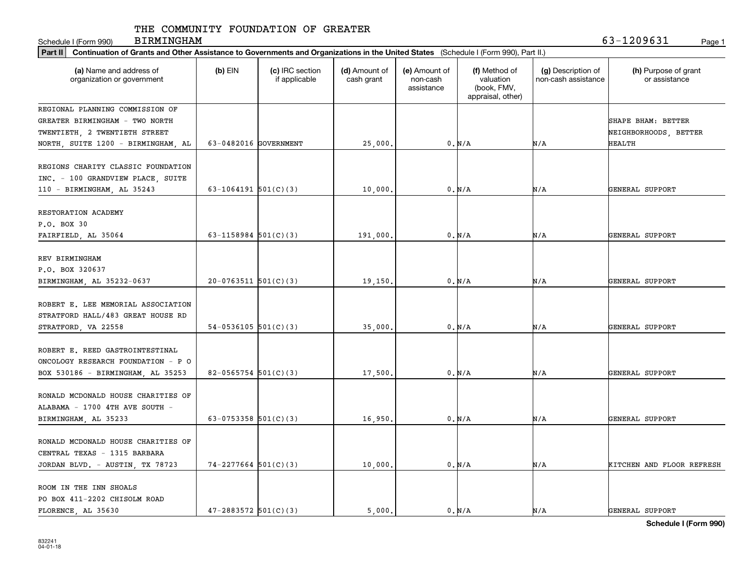THE COMMUNITY FOUNDATION OF GREATER BIRMINGHAM

Schedule I (Form 990) 63-1209631

**Part II Continuation of Grants and Other Assistance to Governments and Organizations in the United States** (Schedule I (Form 990), Part II.)

| (a) Name and address of organization or government | (b) EIN | (c) IRC section if applicable | (d) Amount of cash grant | (e) Amount of non-cash assistance | (f) Method of valuation (book, FMV, appraisal, other) | (g) Description of non-cash assistance | (h) Purpose of grant or assistance |
|---|---|---|---|---|---|---|---|
| REGIONAL PLANNING COMMISSION OF GREATER BIRMINGHAM - TWO NORTH TWENTIETH, 2 TWENTIETH STREET NORTH, SUITE 1200 - BIRMINGHAM, AL | 63-0482016 | GOVERNMENT | 25,000. | 0. | N/A | N/A | SHAPE BHAM: BETTER NEIGHBORHOODS, BETTER HEALTH |
| REGIONS CHARITY CLASSIC FOUNDATION INC. - 100 GRANDVIEW PLACE, SUITE 110 - BIRMINGHAM, AL 35243 | 63-1064191 | 501(C)(3) | 10,000. | 0. | N/A | N/A | GENERAL SUPPORT |
| RESTORATION ACADEMY P.O. BOX 30 FAIRFIELD, AL 35064 | 63-1158984 | 501(C)(3) | 191,000. | 0. | N/A | N/A | GENERAL SUPPORT |
| REV BIRMINGHAM P.O. BOX 320637 BIRMINGHAM, AL 35232-0637 | 20-0763511 | 501(C)(3) | 19,150. | 0. | N/A | N/A | GENERAL SUPPORT |
| ROBERT E. LEE MEMORIAL ASSOCIATION STRATFORD HALL/483 GREAT HOUSE RD STRATFORD, VA 22558 | 54-0536105 | 501(C)(3) | 35,000. | 0. | N/A | N/A | GENERAL SUPPORT |
| ROBERT E. REED GASTROINTESTINAL ONCOLOGY RESEARCH FOUNDATION - P O BOX 530186 - BIRMINGHAM, AL 35253 | 82-0565754 | 501(C)(3) | 17,500. | 0. | N/A | N/A | GENERAL SUPPORT |
| RONALD MCDONALD HOUSE CHARITIES OF ALABAMA - 1700 4TH AVE SOUTH - BIRMINGHAM, AL 35233 | 63-0753358 | 501(C)(3) | 16,950. | 0. | N/A | N/A | GENERAL SUPPORT |
| RONALD MCDONALD HOUSE CHARITIES OF CENTRAL TEXAS - 1315 BARBARA JORDAN BLVD. - AUSTIN, TX 78723 | 74-2277664 | 501(C)(3) | 10,000. | 0. | N/A | N/A | KITCHEN AND FLOOR REFRESH |
| ROOM IN THE INN SHOALS PO BOX 411-2202 CHISOLM ROAD FLORENCE, AL 35630 | 47-2883572 | 501(C)(3) | 5,000. | 0. | N/A | N/A | GENERAL SUPPORT |

**Schedule I (Form 990)**

832241 04-01-18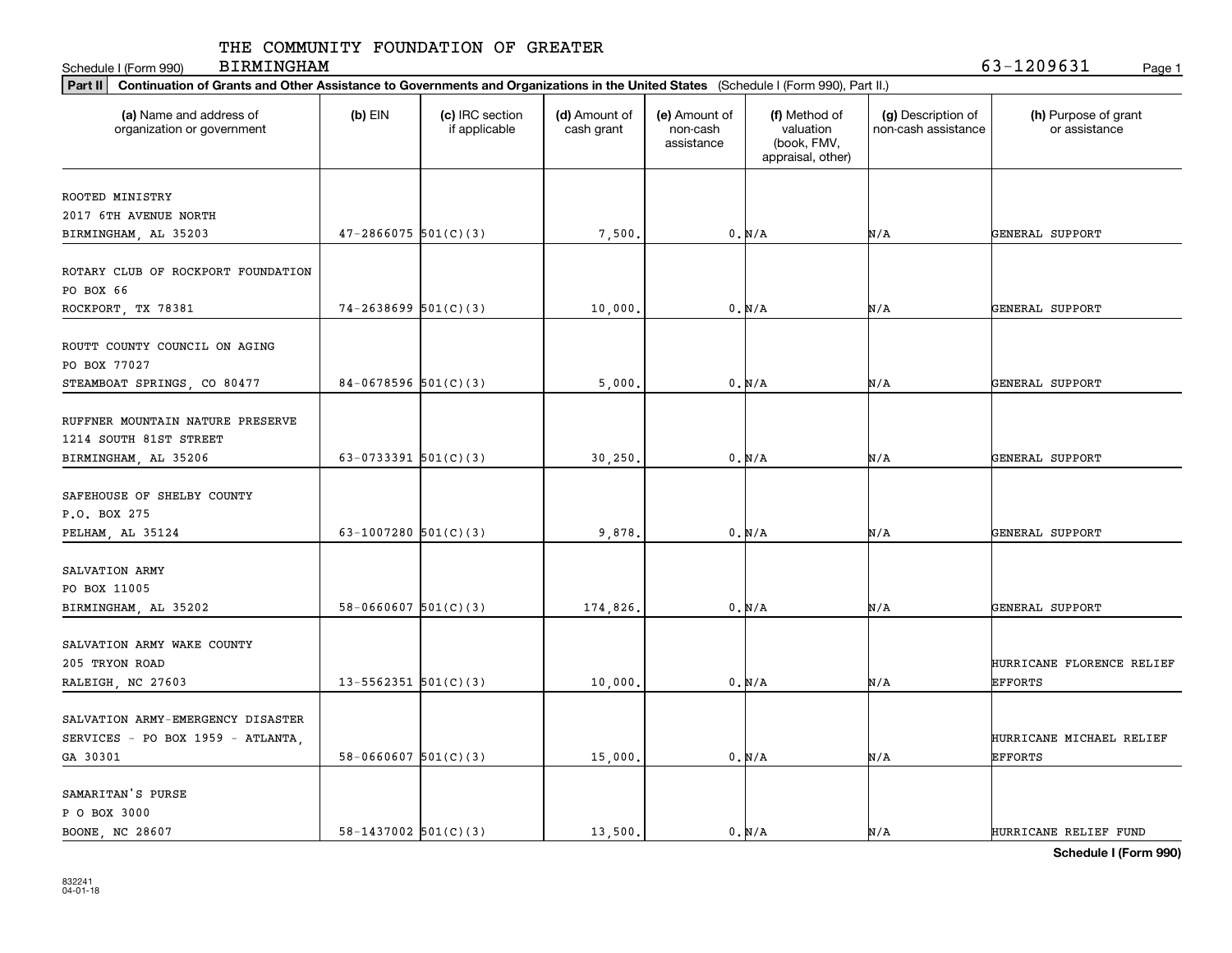THE COMMUNITY FOUNDATION OF GREATER BIRMINGHAM

Schedule I (Form 990) 63-1209631

**Part II** **Continuation of Grants and Other Assistance to Governments and Organizations in the United States** (Schedule I (Form 990), Part II.)

| (a) Name and address of organization or government | (b) EIN | (c) IRC section if applicable | (d) Amount of cash grant | (e) Amount of non-cash assistance | (f) Method of valuation (book, FMV, appraisal, other) | (g) Description of non-cash assistance | (h) Purpose of grant or assistance |
|---|---|---|---|---|---|---|---|
| ROOTED MINISTRY 2017 6TH AVENUE NORTH BIRMINGHAM, AL 35203 | 47-2866075 | 501(C)(3) | 7,500. | 0. | N/A | N/A | GENERAL SUPPORT |
| ROTARY CLUB OF ROCKPORT FOUNDATION PO BOX 66 ROCKPORT, TX 78381 | 74-2638699 | 501(C)(3) | 10,000. | 0. | N/A | N/A | GENERAL SUPPORT |
| ROUTT COUNTY COUNCIL ON AGING PO BOX 77027 STEAMBOAT SPRINGS, CO 80477 | 84-0678596 | 501(C)(3) | 5,000. | 0. | N/A | N/A | GENERAL SUPPORT |
| RUFFNER MOUNTAIN NATURE PRESERVE 1214 SOUTH 81ST STREET BIRMINGHAM, AL 35206 | 63-0733391 | 501(C)(3) | 30,250. | 0. | N/A | N/A | GENERAL SUPPORT |
| SAFEHOUSE OF SHELBY COUNTY P.O. BOX 275 PELHAM, AL 35124 | 63-1007280 | 501(C)(3) | 9,878. | 0. | N/A | N/A | GENERAL SUPPORT |
| SALVATION ARMY PO BOX 11005 BIRMINGHAM, AL 35202 | 58-0660607 | 501(C)(3) | 174,826. | 0. | N/A | N/A | GENERAL SUPPORT |
| SALVATION ARMY WAKE COUNTY 205 TRYON ROAD RALEIGH, NC 27603 | 13-5562351 | 501(C)(3) | 10,000. | 0. | N/A | N/A | HURRICANE FLORENCE RELIEF EFFORTS |
| SALVATION ARMY-EMERGENCY DISASTER SERVICES - PO BOX 1959 - ATLANTA, GA 30301 | 58-0660607 | 501(C)(3) | 15,000. | 0. | N/A | N/A | HURRICANE MICHAEL RELIEF EFFORTS |
| SAMARITAN'S PURSE P O BOX 3000 BOONE, NC 28607 | 58-1437002 | 501(C)(3) | 13,500. | 0. | N/A | N/A | HURRICANE RELIEF FUND |

**Schedule I (Form 990)**

832241 04-01-18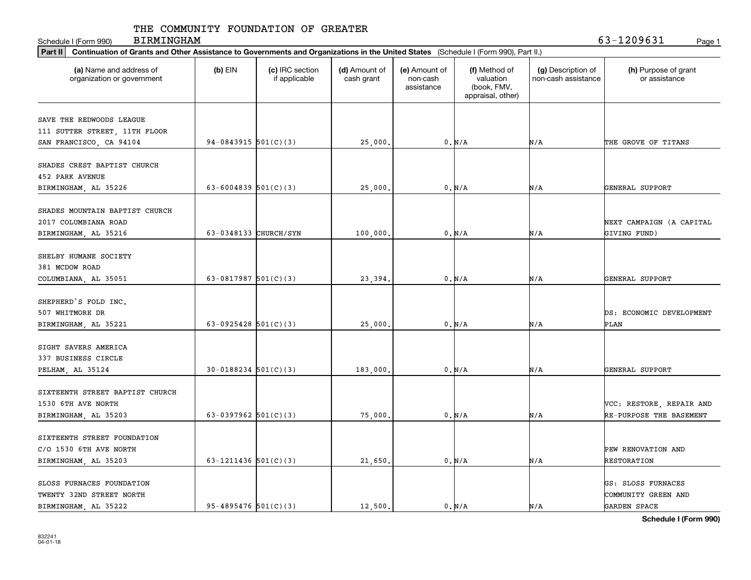THE COMMUNITY FOUNDATION OF GREATER BIRMINGHAM

Schedule I (Form 990) 63-1209631

**Part II** **Continuation of Grants and Other Assistance to Governments and Organizations in the United States** (Schedule I (Form 990), Part II.)

| (a) Name and address of organization or government | (b) EIN | (c) IRC section if applicable | (d) Amount of cash grant | (e) Amount of non-cash assistance | (f) Method of valuation (book, FMV, appraisal, other) | (g) Description of non-cash assistance | (h) Purpose of grant or assistance |
|---|---|---|---|---|---|---|---|
| SAVE THE REDWOODS LEAGUE 111 SUTTER STREET, 11TH FLOOR SAN FRANCISCO, CA 94104 | 94-0843915 | 501(C)(3) | 25,000. | 0. | N/A | N/A | THE GROVE OF TITANS |
| SHADES CREST BAPTIST CHURCH 452 PARK AVENUE BIRMINGHAM, AL 35226 | 63-6004839 | 501(C)(3) | 25,000. | 0. | N/A | N/A | GENERAL SUPPORT |
| SHADES MOUNTAIN BAPTIST CHURCH 2017 COLUMBIANA ROAD BIRMINGHAM, AL 35216 | 63-0348133 | CHURCH/SYN | 100,000. | 0. | N/A | N/A | NEXT CAMPAIGN (A CAPITAL GIVING FUND) |
| SHELBY HUMANE SOCIETY 381 MCDOW ROAD COLUMBIANA, AL 35051 | 63-0817987 | 501(C)(3) | 23,394. | 0. | N/A | N/A | GENERAL SUPPORT |
| SHEPHERD'S FOLD INC. 507 WHITMORE DR BIRMINGHAM, AL 35221 | 63-0925428 | 501(C)(3) | 25,000. | 0. | N/A | N/A | DS: ECONOMIC DEVELOPMENT PLAN |
| SIGHT SAVERS AMERICA 337 BUSINESS CIRCLE PELHAM, AL 35124 | 30-0188234 | 501(C)(3) | 183,000. | 0. | N/A | N/A | GENERAL SUPPORT |
| SIXTEENTH STREET BAPTIST CHURCH 1530 6TH AVE NORTH BIRMINGHAM, AL 35203 | 63-0397962 | 501(C)(3) | 75,000. | 0. | N/A | N/A | VCC: RESTORE, REPAIR AND RE-PURPOSE THE BASEMENT |
| SIXTEENTH STREET FOUNDATION C/O 1530 6TH AVE NORTH BIRMINGHAM, AL 35203 | 63-1211436 | 501(C)(3) | 21,650. | 0. | N/A | N/A | PEW RENOVATION AND RESTORATION |
| SLOSS FURNACES FOUNDATION TWENTY 32ND STREET NORTH BIRMINGHAM, AL 35222 | 95-4895476 | 501(C)(3) | 12,500. | 0. | N/A | N/A | GS: SLOSS FURNACES COMMUNITY GREEN AND GARDEN SPACE |

**Schedule I (Form 990)**

832241 04-01-18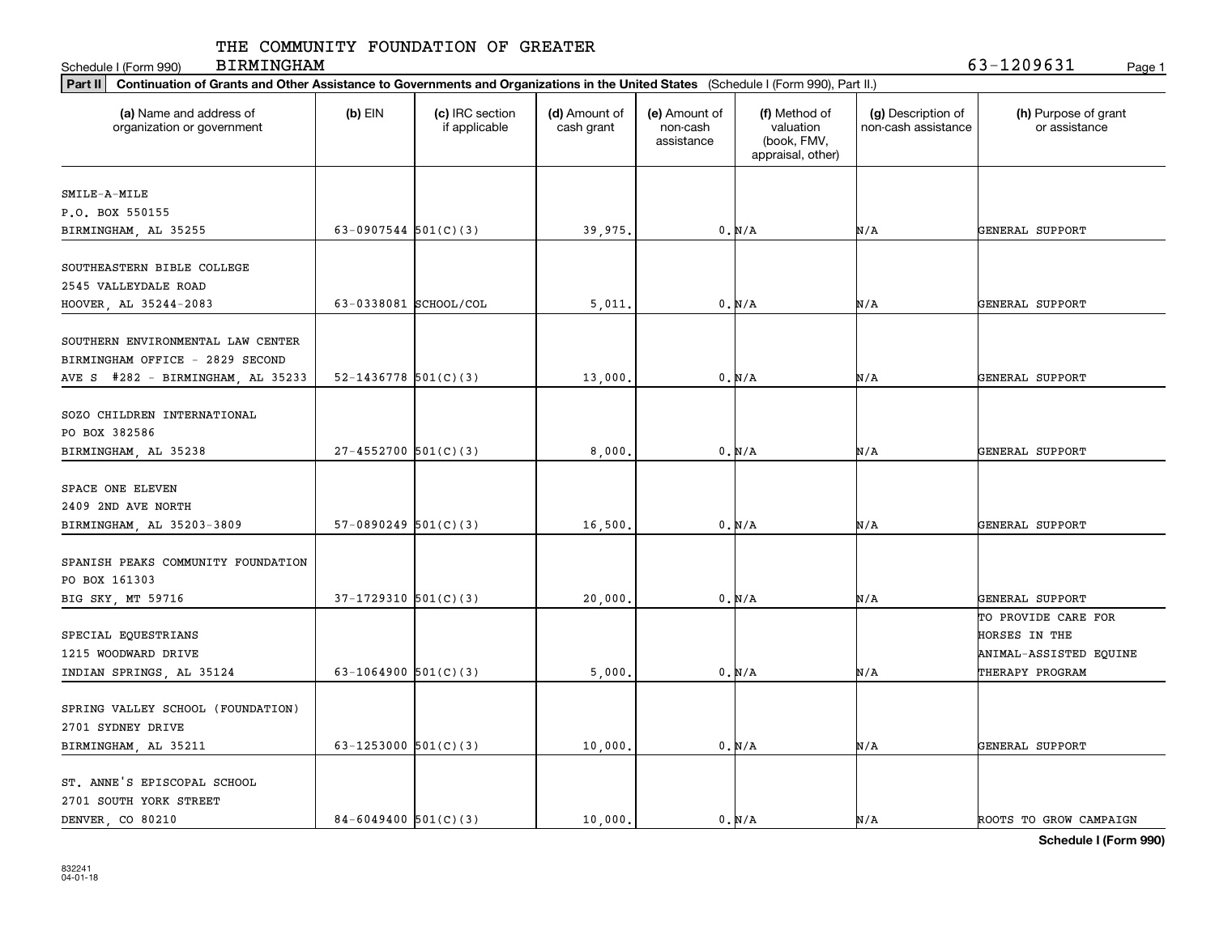THE COMMUNITY FOUNDATION OF GREATER BIRMINGHAM

Schedule I (Form 990) 63-1209631

**Part II** **Continuation of Grants and Other Assistance to Governments and Organizations in the United States** (Schedule I (Form 990), Part II.)

| (a) Name and address of organization or government | (b) EIN | (c) IRC section if applicable | (d) Amount of cash grant | (e) Amount of non-cash assistance | (f) Method of valuation (book, FMV, appraisal, other) | (g) Description of non-cash assistance | (h) Purpose of grant or assistance |
|---|---|---|---|---|---|---|---|
| SMILE-A-MILE<br>P.O. BOX 550155<br>BIRMINGHAM, AL 35255 | 63-0907544 | 501(C)(3) | 39,975. | 0. | N/A | N/A | GENERAL SUPPORT |
| SOUTHEASTERN BIBLE COLLEGE<br>2545 VALLEYDALE ROAD<br>HOOVER, AL 35244-2083 | 63-0338081 | SCHOOL/COL | 5,011. | 0. | N/A | N/A | GENERAL SUPPORT |
| SOUTHERN ENVIRONMENTAL LAW CENTER<br>BIRMINGHAM OFFICE - 2829 SECOND<br>AVE S #282 - BIRMINGHAM, AL 35233 | 52-1436778 | 501(C)(3) | 13,000. | 0. | N/A | N/A | GENERAL SUPPORT |
| SOZO CHILDREN INTERNATIONAL<br>PO BOX 382586<br>BIRMINGHAM, AL 35238 | 27-4552700 | 501(C)(3) | 8,000. | 0. | N/A | N/A | GENERAL SUPPORT |
| SPACE ONE ELEVEN<br>2409 2ND AVE NORTH<br>BIRMINGHAM, AL 35203-3809 | 57-0890249 | 501(C)(3) | 16,500. | 0. | N/A | N/A | GENERAL SUPPORT |
| SPANISH PEAKS COMMUNITY FOUNDATION<br>PO BOX 161303<br>BIG SKY, MT 59716 | 37-1729310 | 501(C)(3) | 20,000. | 0. | N/A | N/A | GENERAL SUPPORT |
| SPECIAL EQUESTRIANS<br>1215 WOODWARD DRIVE<br>INDIAN SPRINGS, AL 35124 | 63-1064900 | 501(C)(3) | 5,000. | 0. | N/A | N/A | TO PROVIDE CARE FOR HORSES IN THE ANIMAL-ASSISTED EQUINE THERAPY PROGRAM |
| SPRING VALLEY SCHOOL (FOUNDATION)<br>2701 SYDNEY DRIVE<br>BIRMINGHAM, AL 35211 | 63-1253000 | 501(C)(3) | 10,000. | 0. | N/A | N/A | GENERAL SUPPORT |
| ST. ANNE'S EPISCOPAL SCHOOL<br>2701 SOUTH YORK STREET<br>DENVER, CO 80210 | 84-6049400 | 501(C)(3) | 10,000. | 0. | N/A | N/A | ROOTS TO GROW CAMPAIGN |

832241
04-01-18

**Schedule I (Form 990)**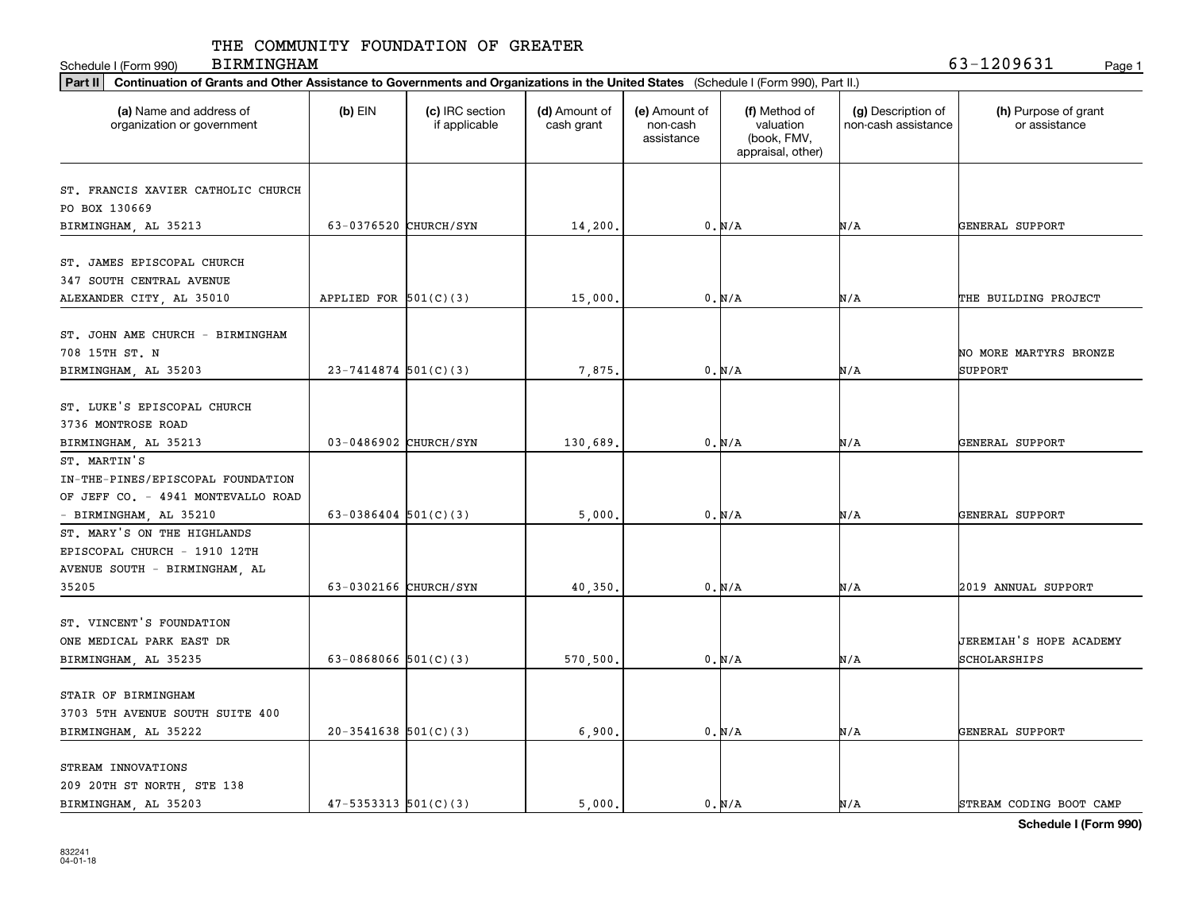Schedule I (Form 990)

THE COMMUNITY FOUNDATION OF GREATER BIRMINGHAM

63-1209631

**Part II** **Continuation of Grants and Other Assistance to Governments and Organizations in the United States** (Schedule I (Form 990), Part II.)

| (a) Name and address of organization or government | (b) EIN | (c) IRC section if applicable | (d) Amount of cash grant | (e) Amount of non-cash assistance | (f) Method of valuation (book, FMV, appraisal, other) | (g) Description of non-cash assistance | (h) Purpose of grant or assistance |
|---|---|---|---|---|---|---|---|
| ST. FRANCIS XAVIER CATHOLIC CHURCH PO BOX 130669 BIRMINGHAM, AL 35213 | 63-0376520 | CHURCH/SYN | 14,200. | 0. | N/A | N/A | GENERAL SUPPORT |
| ST. JAMES EPISCOPAL CHURCH 347 SOUTH CENTRAL AVENUE ALEXANDER CITY, AL 35010 | APPLIED FOR | 501(C)(3) | 15,000. | 0. | N/A | N/A | THE BUILDING PROJECT |
| ST. JOHN AME CHURCH - BIRMINGHAM 708 15TH ST. N BIRMINGHAM, AL 35203 | 23-7414874 | 501(C)(3) | 7,875. | 0. | N/A | N/A | NO MORE MARTYRS BRONZE SUPPORT |
| ST. LUKE'S EPISCOPAL CHURCH 3736 MONTROSE ROAD BIRMINGHAM, AL 35213 | 03-0486902 | CHURCH/SYN | 130,689. | 0. | N/A | N/A | GENERAL SUPPORT |
| ST. MARTIN'S IN-THE-PINES/EPISCOPAL FOUNDATION OF JEFF CO. - 4941 MONTEVALLO ROAD - BIRMINGHAM, AL 35210 | 63-0386404 | 501(C)(3) | 5,000. | 0. | N/A | N/A | GENERAL SUPPORT |
| ST. MARY'S ON THE HIGHLANDS EPISCOPAL CHURCH - 1910 12TH AVENUE SOUTH - BIRMINGHAM, AL 35205 | 63-0302166 | CHURCH/SYN | 40,350. | 0. | N/A | N/A | 2019 ANNUAL SUPPORT |
| ST. VINCENT'S FOUNDATION ONE MEDICAL PARK EAST DR BIRMINGHAM, AL 35235 | 63-0868066 | 501(C)(3) | 570,500. | 0. | N/A | N/A | JEREMIAH'S HOPE ACADEMY SCHOLARSHIPS |
| STAIR OF BIRMINGHAM 3703 5TH AVENUE SOUTH SUITE 400 BIRMINGHAM, AL 35222 | 20-3541638 | 501(C)(3) | 6,900. | 0. | N/A | N/A | GENERAL SUPPORT |
| STREAM INNOVATIONS 209 20TH ST NORTH, STE 138 BIRMINGHAM, AL 35203 | 47-5353313 | 501(C)(3) | 5,000. | 0. | N/A | N/A | STREAM CODING BOOT CAMP |

**Schedule I (Form 990)**

832241 04-01-18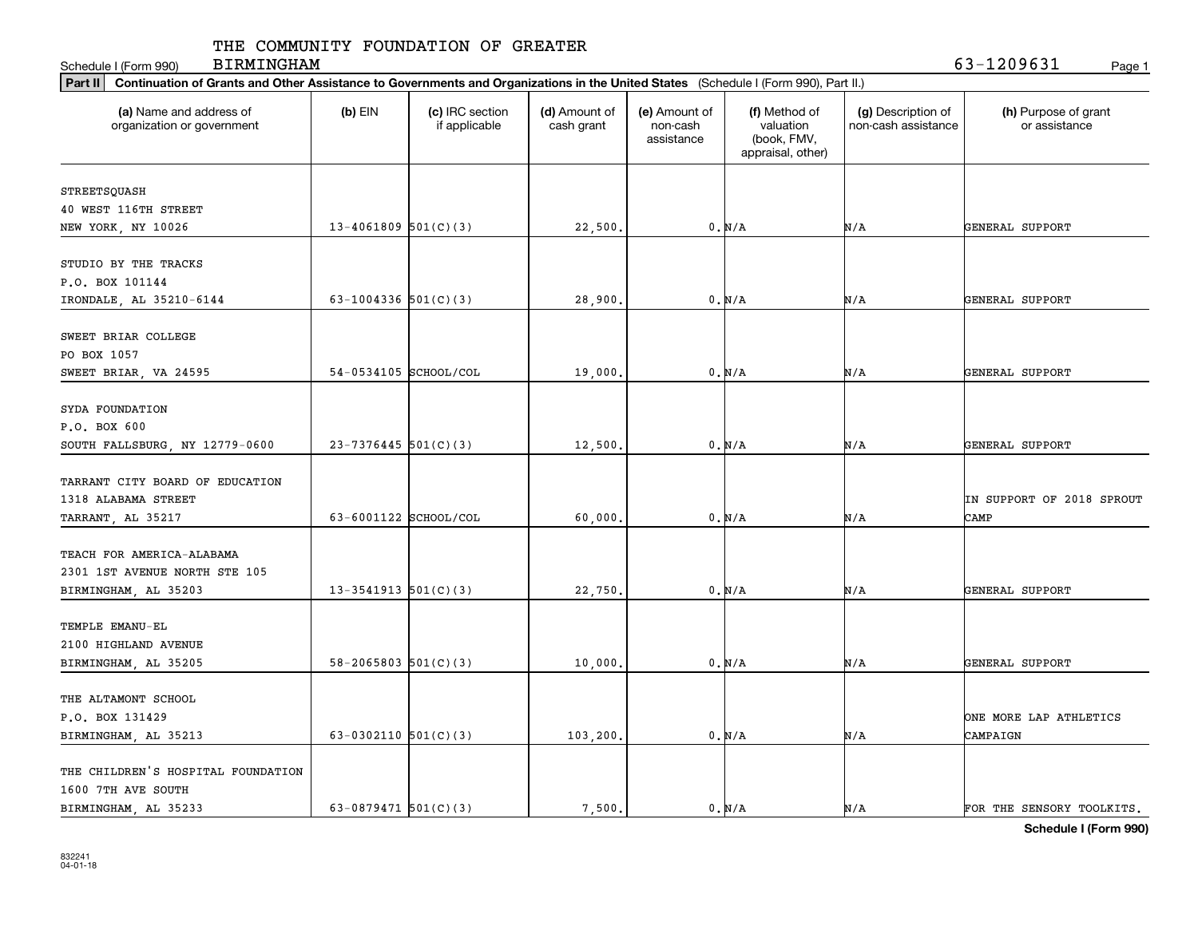THE COMMUNITY FOUNDATION OF GREATER BIRMINGHAM

Schedule I (Form 990) 63-1209631

**Part II** **Continuation of Grants and Other Assistance to Governments and Organizations in the United States** (Schedule I (Form 990), Part II.)

| (a) Name and address of organization or government | (b) EIN | (c) IRC section if applicable | (d) Amount of cash grant | (e) Amount of non-cash assistance | (f) Method of valuation (book, FMV, appraisal, other) | (g) Description of non-cash assistance | (h) Purpose of grant or assistance |
|---|---|---|---|---|---|---|---|
| STREETSQUASH<br>40 WEST 116TH STREET<br>NEW YORK, NY 10026 | 13-4061809 | 501(C)(3) | 22,500. | 0. | N/A | N/A | GENERAL SUPPORT |
| STUDIO BY THE TRACKS<br>P.O. BOX 101144<br>IRONDALE, AL 35210-6144 | 63-1004336 | 501(C)(3) | 28,900. | 0. | N/A | N/A | GENERAL SUPPORT |
| SWEET BRIAR COLLEGE<br>PO BOX 1057<br>SWEET BRIAR, VA 24595 | 54-0534105 | SCHOOL/COL | 19,000. | 0. | N/A | N/A | GENERAL SUPPORT |
| SYDA FOUNDATION<br>P.O. BOX 600<br>SOUTH FALLSBURG, NY 12779-0600 | 23-7376445 | 501(C)(3) | 12,500. | 0. | N/A | N/A | GENERAL SUPPORT |
| TARRANT CITY BOARD OF EDUCATION<br>1318 ALABAMA STREET<br>TARRANT, AL 35217 | 63-6001122 | SCHOOL/COL | 60,000. | 0. | N/A | N/A | IN SUPPORT OF 2018 SPROUT CAMP |
| TEACH FOR AMERICA-ALABAMA<br>2301 1ST AVENUE NORTH STE 105<br>BIRMINGHAM, AL 35203 | 13-3541913 | 501(C)(3) | 22,750. | 0. | N/A | N/A | GENERAL SUPPORT |
| TEMPLE EMANU-EL<br>2100 HIGHLAND AVENUE<br>BIRMINGHAM, AL 35205 | 58-2065803 | 501(C)(3) | 10,000. | 0. | N/A | N/A | GENERAL SUPPORT |
| THE ALTAMONT SCHOOL<br>P.O. BOX 131429<br>BIRMINGHAM, AL 35213 | 63-0302110 | 501(C)(3) | 103,200. | 0. | N/A | N/A | ONE MORE LAP ATHLETICS CAMPAIGN |
| THE CHILDREN'S HOSPITAL FOUNDATION<br>1600 7TH AVE SOUTH<br>BIRMINGHAM, AL 35233 | 63-0879471 | 501(C)(3) | 7,500. | 0. | N/A | N/A | FOR THE SENSORY TOOLKITS. |

832241
04-01-18

**Schedule I (Form 990)**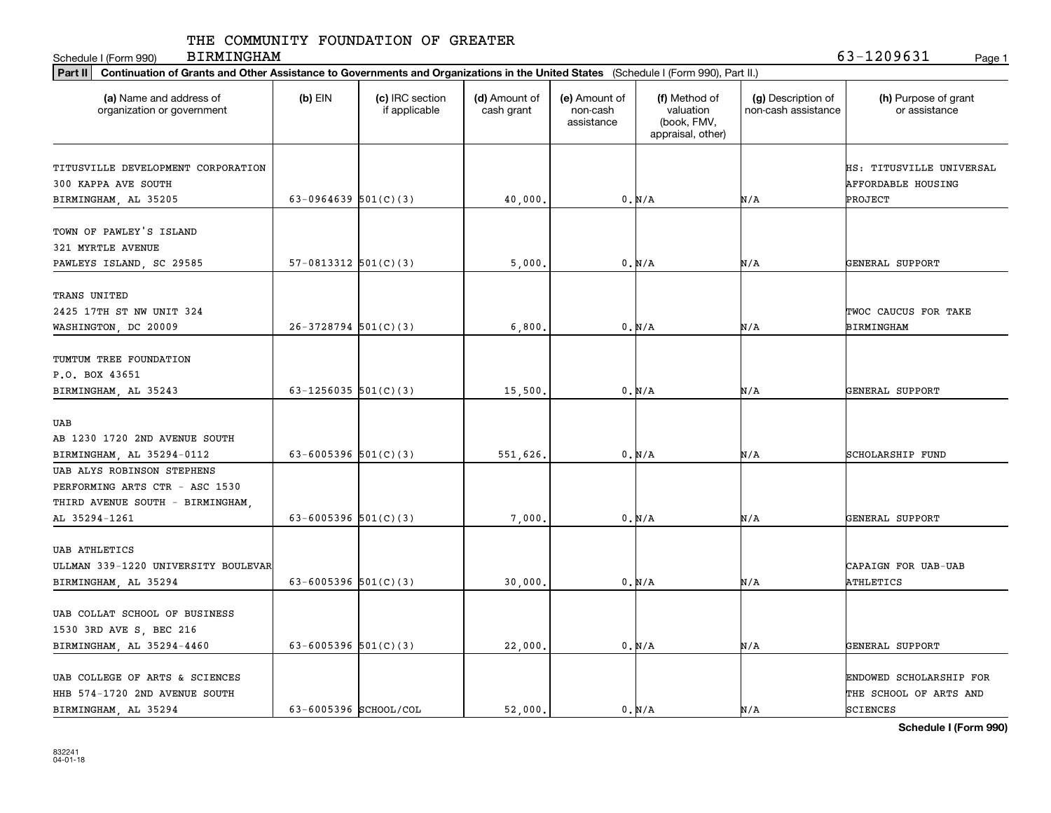THE COMMUNITY FOUNDATION OF GREATER BIRMINGHAM

Schedule I (Form 990) 63-1209631

**Part II** **Continuation of Grants and Other Assistance to Governments and Organizations in the United States** (Schedule I (Form 990), Part II.)

| (a) Name and address of organization or government | (b) EIN | (c) IRC section if applicable | (d) Amount of cash grant | (e) Amount of non-cash assistance | (f) Method of valuation (book, FMV, appraisal, other) | (g) Description of non-cash assistance | (h) Purpose of grant or assistance |
|---|---|---|---|---|---|---|---|
| TITUSVILLE DEVELOPMENT CORPORATION 300 KAPPA AVE SOUTH BIRMINGHAM, AL 35205 | 63-0964639 | 501(C)(3) | 40,000. | 0. | N/A | N/A | HS: TITUSVILLE UNIVERSAL AFFORDABLE HOUSING PROJECT |
| TOWN OF PAWLEY'S ISLAND 321 MYRTLE AVENUE PAWLEYS ISLAND, SC 29585 | 57-0813312 | 501(C)(3) | 5,000. | 0. | N/A | N/A | GENERAL SUPPORT |
| TRANS UNITED 2425 17TH ST NW UNIT 324 WASHINGTON, DC 20009 | 26-3728794 | 501(C)(3) | 6,800. | 0. | N/A | N/A | TWOC CAUCUS FOR TAKE BIRMINGHAM |
| TUMTUM TREE FOUNDATION P.O. BOX 43651 BIRMINGHAM, AL 35243 | 63-1256035 | 501(C)(3) | 15,500. | 0. | N/A | N/A | GENERAL SUPPORT |
| UAB AB 1230 1720 2ND AVENUE SOUTH BIRMINGHAM, AL 35294-0112 | 63-6005396 | 501(C)(3) | 551,626. | 0. | N/A | N/A | SCHOLARSHIP FUND |
| UAB ALYS ROBINSON STEPHENS PERFORMING ARTS CTR - ASC 1530 THIRD AVENUE SOUTH - BIRMINGHAM, AL 35294-1261 | 63-6005396 | 501(C)(3) | 7,000. | 0. | N/A | N/A | GENERAL SUPPORT |
| UAB ATHLETICS ULLMAN 339-1220 UNIVERSITY BOULEVAR BIRMINGHAM, AL 35294 | 63-6005396 | 501(C)(3) | 30,000. | 0. | N/A | N/A | CAPAIGN FOR UAB-UAB ATHLETICS |
| UAB COLLAT SCHOOL OF BUSINESS 1530 3RD AVE S, BEC 216 BIRMINGHAM, AL 35294-4460 | 63-6005396 | 501(C)(3) | 22,000. | 0. | N/A | N/A | GENERAL SUPPORT |
| UAB COLLEGE OF ARTS & SCIENCES HHB 574-1720 2ND AVENUE SOUTH BIRMINGHAM, AL 35294 | 63-6005396 | SCHOOL/COL | 52,000. | 0. | N/A | N/A | ENDOWED SCHOLARSHIP FOR THE SCHOOL OF ARTS AND SCIENCES |

832241 04-01-18

**Schedule I (Form 990)**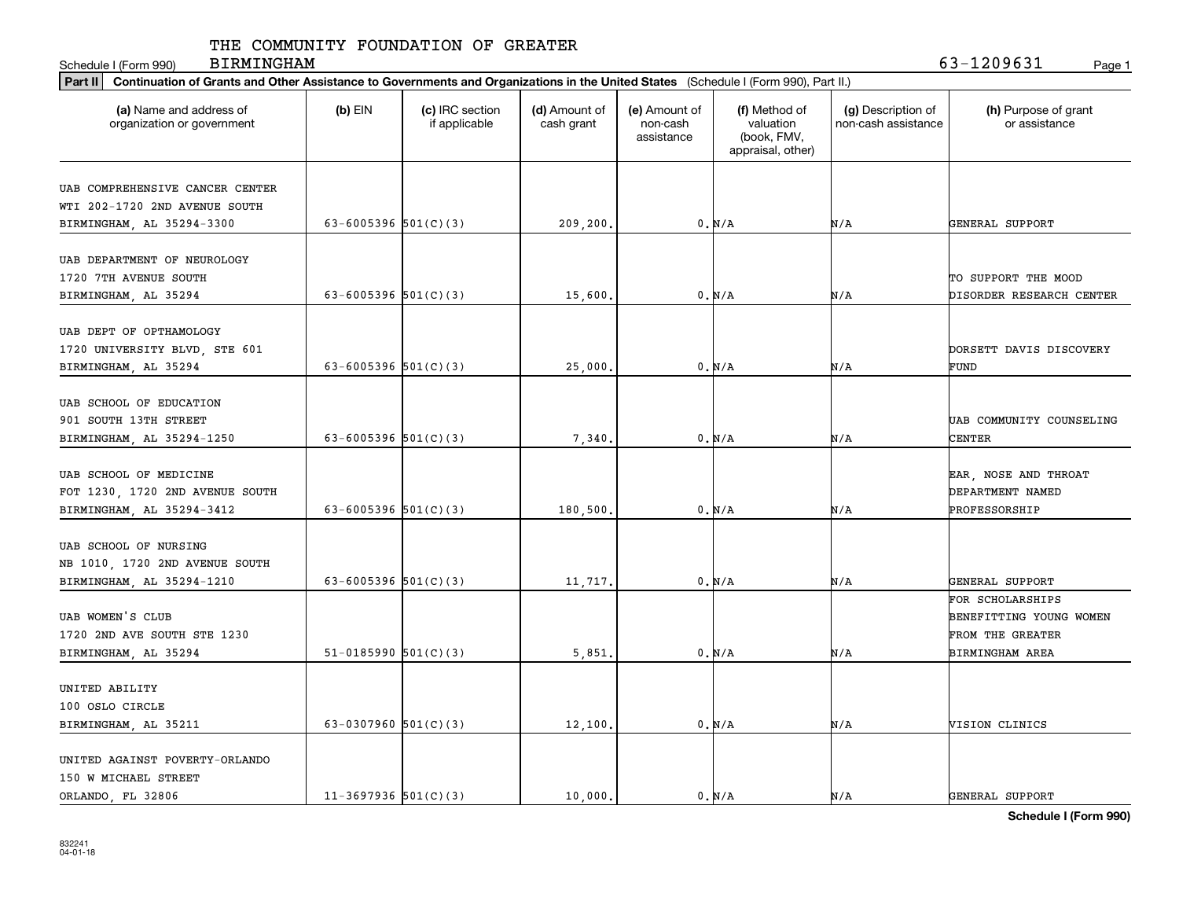THE COMMUNITY FOUNDATION OF GREATER BIRMINGHAM

Schedule I (Form 990)    63-1209631

**Part II** **Continuation of Grants and Other Assistance to Governments and Organizations in the United States** (Schedule I (Form 990), Part II.)

| (a) Name and address of organization or government | (b) EIN | (c) IRC section if applicable | (d) Amount of cash grant | (e) Amount of non-cash assistance | (f) Method of valuation (book, FMV, appraisal, other) | (g) Description of non-cash assistance | (h) Purpose of grant or assistance |
|---|---|---|---|---|---|---|---|
| UAB COMPREHENSIVE CANCER CENTER WTI 202-1720 2ND AVENUE SOUTH BIRMINGHAM, AL 35294-3300 | 63-6005396 | 501(C)(3) | 209,200. | 0. | N/A | N/A | GENERAL SUPPORT |
| UAB DEPARTMENT OF NEUROLOGY 1720 7TH AVENUE SOUTH BIRMINGHAM, AL 35294 | 63-6005396 | 501(C)(3) | 15,600. | 0. | N/A | N/A | TO SUPPORT THE MOOD DISORDER RESEARCH CENTER |
| UAB DEPT OF OPTHAMOLOGY 1720 UNIVERSITY BLVD, STE 601 BIRMINGHAM, AL 35294 | 63-6005396 | 501(C)(3) | 25,000. | 0. | N/A | N/A | DORSETT DAVIS DISCOVERY FUND |
| UAB SCHOOL OF EDUCATION 901 SOUTH 13TH STREET BIRMINGHAM, AL 35294-1250 | 63-6005396 | 501(C)(3) | 7,340. | 0. | N/A | N/A | UAB COMMUNITY COUNSELING CENTER |
| UAB SCHOOL OF MEDICINE FOT 1230, 1720 2ND AVENUE SOUTH BIRMINGHAM, AL 35294-3412 | 63-6005396 | 501(C)(3) | 180,500. | 0. | N/A | N/A | EAR, NOSE AND THROAT DEPARTMENT NAMED PROFESSORSHIP |
| UAB SCHOOL OF NURSING NB 1010, 1720 2ND AVENUE SOUTH BIRMINGHAM, AL 35294-1210 | 63-6005396 | 501(C)(3) | 11,717. | 0. | N/A | N/A | GENERAL SUPPORT |
| UAB WOMEN'S CLUB 1720 2ND AVE SOUTH STE 1230 BIRMINGHAM, AL 35294 | 51-0185990 | 501(C)(3) | 5,851. | 0. | N/A | N/A | FOR SCHOLARSHIPS BENEFITTING YOUNG WOMEN FROM THE GREATER BIRMINGHAM AREA |
| UNITED ABILITY 100 OSLO CIRCLE BIRMINGHAM, AL 35211 | 63-0307960 | 501(C)(3) | 12,100. | 0. | N/A | N/A | VISION CLINICS |
| UNITED AGAINST POVERTY-ORLANDO 150 W MICHAEL STREET ORLANDO, FL 32806 | 11-3697936 | 501(C)(3) | 10,000. | 0. | N/A | N/A | GENERAL SUPPORT |

**Schedule I (Form 990)**

832241 04-01-18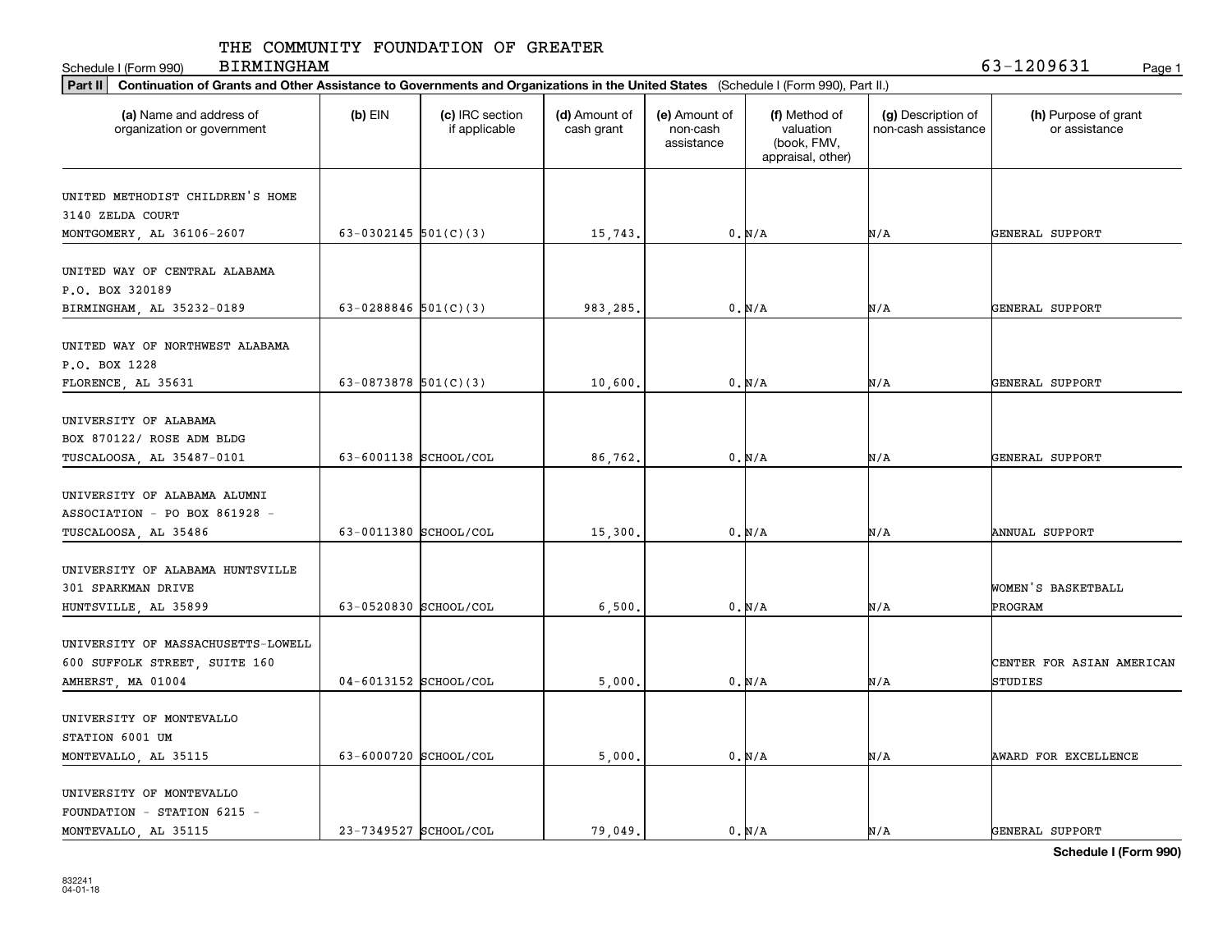THE COMMUNITY FOUNDATION OF GREATER BIRMINGHAM

Schedule I (Form 990) 63-1209631

**Part II** **Continuation of Grants and Other Assistance to Governments and Organizations in the United States** (Schedule I (Form 990), Part II.)

| (a) Name and address of organization or government | (b) EIN | (c) IRC section if applicable | (d) Amount of cash grant | (e) Amount of non-cash assistance | (f) Method of valuation (book, FMV, appraisal, other) | (g) Description of non-cash assistance | (h) Purpose of grant or assistance |
|---|---|---|---|---|---|---|---|
| UNITED METHODIST CHILDREN'S HOME 3140 ZELDA COURT MONTGOMERY, AL 36106-2607 | 63-0302145 | 501(C)(3) | 15,743. | 0. | N/A | N/A | GENERAL SUPPORT |
| UNITED WAY OF CENTRAL ALABAMA P.O. BOX 320189 BIRMINGHAM, AL 35232-0189 | 63-0288846 | 501(C)(3) | 983,285. | 0. | N/A | N/A | GENERAL SUPPORT |
| UNITED WAY OF NORTHWEST ALABAMA P.O. BOX 1228 FLORENCE, AL 35631 | 63-0873878 | 501(C)(3) | 10,600. | 0. | N/A | N/A | GENERAL SUPPORT |
| UNIVERSITY OF ALABAMA BOX 870122/ ROSE ADM BLDG TUSCALOOSA, AL 35487-0101 | 63-6001138 | SCHOOL/COL | 86,762. | 0. | N/A | N/A | GENERAL SUPPORT |
| UNIVERSITY OF ALABAMA ALUMNI ASSOCIATION - PO BOX 861928 - TUSCALOOSA, AL 35486 | 63-0011380 | SCHOOL/COL | 15,300. | 0. | N/A | N/A | ANNUAL SUPPORT |
| UNIVERSITY OF ALABAMA HUNTSVILLE 301 SPARKMAN DRIVE HUNTSVILLE, AL 35899 | 63-0520830 | SCHOOL/COL | 6,500. | 0. | N/A | N/A | WOMEN'S BASKETBALL PROGRAM |
| UNIVERSITY OF MASSACHUSETTS-LOWELL 600 SUFFOLK STREET, SUITE 160 AMHERST, MA 01004 | 04-6013152 | SCHOOL/COL | 5,000. | 0. | N/A | N/A | CENTER FOR ASIAN AMERICAN STUDIES |
| UNIVERSITY OF MONTEVALLO STATION 6001 UM MONTEVALLO, AL 35115 | 63-6000720 | SCHOOL/COL | 5,000. | 0. | N/A | N/A | AWARD FOR EXCELLENCE |
| UNIVERSITY OF MONTEVALLO FOUNDATION - STATION 6215 - MONTEVALLO, AL 35115 | 23-7349527 | SCHOOL/COL | 79,049. | 0. | N/A | N/A | GENERAL SUPPORT |

Schedule I (Form 990)

832241 04-01-18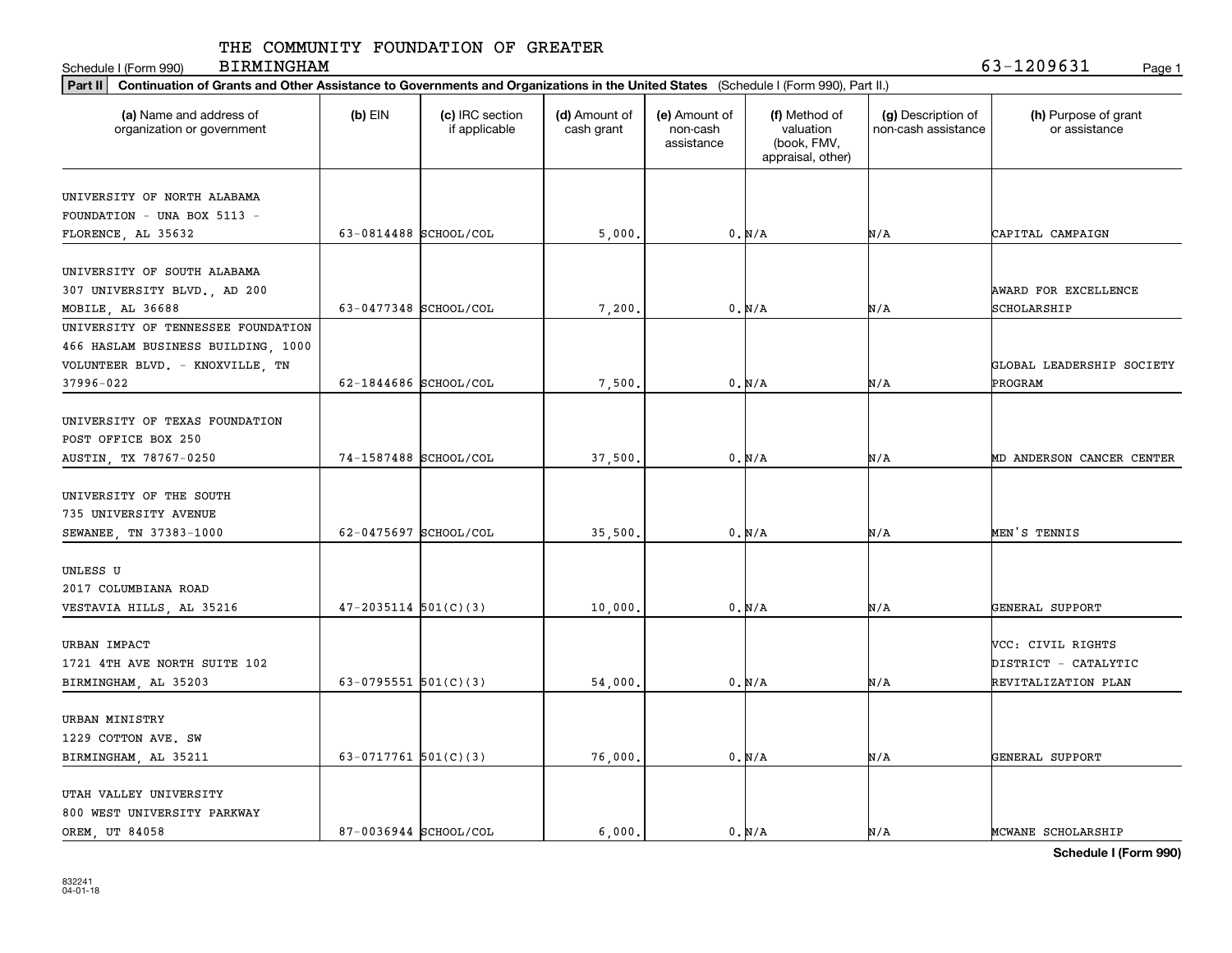THE COMMUNITY FOUNDATION OF GREATER BIRMINGHAM

Schedule I (Form 990) 63-1209631

**Part II** **Continuation of Grants and Other Assistance to Governments and Organizations in the United States** (Schedule I (Form 990), Part II.)

| (a) Name and address of organization or government | (b) EIN | (c) IRC section if applicable | (d) Amount of cash grant | (e) Amount of non-cash assistance | (f) Method of valuation (book, FMV, appraisal, other) | (g) Description of non-cash assistance | (h) Purpose of grant or assistance |
|---|---|---|---|---|---|---|---|
| UNIVERSITY OF NORTH ALABAMA FOUNDATION - UNA BOX 5113 - FLORENCE, AL 35632 | 63-0814488 | SCHOOL/COL | 5,000. | 0. | N/A | N/A | CAPITAL CAMPAIGN |
| UNIVERSITY OF SOUTH ALABAMA 307 UNIVERSITY BLVD., AD 200 MOBILE, AL 36688 | 63-0477348 | SCHOOL/COL | 7,200. | 0. | N/A | N/A | AWARD FOR EXCELLENCE SCHOLARSHIP |
| UNIVERSITY OF TENNESSEE FOUNDATION 466 HASLAM BUSINESS BUILDING, 1000 VOLUNTEER BLVD. - KNOXVILLE, TN 37996-022 | 62-1844686 | SCHOOL/COL | 7,500. | 0. | N/A | N/A | GLOBAL LEADERSHIP SOCIETY PROGRAM |
| UNIVERSITY OF TEXAS FOUNDATION POST OFFICE BOX 250 AUSTIN, TX 78767-0250 | 74-1587488 | SCHOOL/COL | 37,500. | 0. | N/A | N/A | MD ANDERSON CANCER CENTER |
| UNIVERSITY OF THE SOUTH 735 UNIVERSITY AVENUE SEWANEE, TN 37383-1000 | 62-0475697 | SCHOOL/COL | 35,500. | 0. | N/A | N/A | MEN'S TENNIS |
| UNLESS U 2017 COLUMBIANA ROAD VESTAVIA HILLS, AL 35216 | 47-2035114 | 501(C)(3) | 10,000. | 0. | N/A | N/A | GENERAL SUPPORT |
| URBAN IMPACT 1721 4TH AVE NORTH SUITE 102 BIRMINGHAM, AL 35203 | 63-0795551 | 501(C)(3) | 54,000. | 0. | N/A | N/A | VCC: CIVIL RIGHTS DISTRICT - CATALYTIC REVITALIZATION PLAN |
| URBAN MINISTRY 1229 COTTON AVE. SW BIRMINGHAM, AL 35211 | 63-0717761 | 501(C)(3) | 76,000. | 0. | N/A | N/A | GENERAL SUPPORT |
| UTAH VALLEY UNIVERSITY 800 WEST UNIVERSITY PARKWAY OREM, UT 84058 | 87-0036944 | SCHOOL/COL | 6,000. | 0. | N/A | N/A | MCWANE SCHOLARSHIP |

**Schedule I (Form 990)**

832241 04-01-18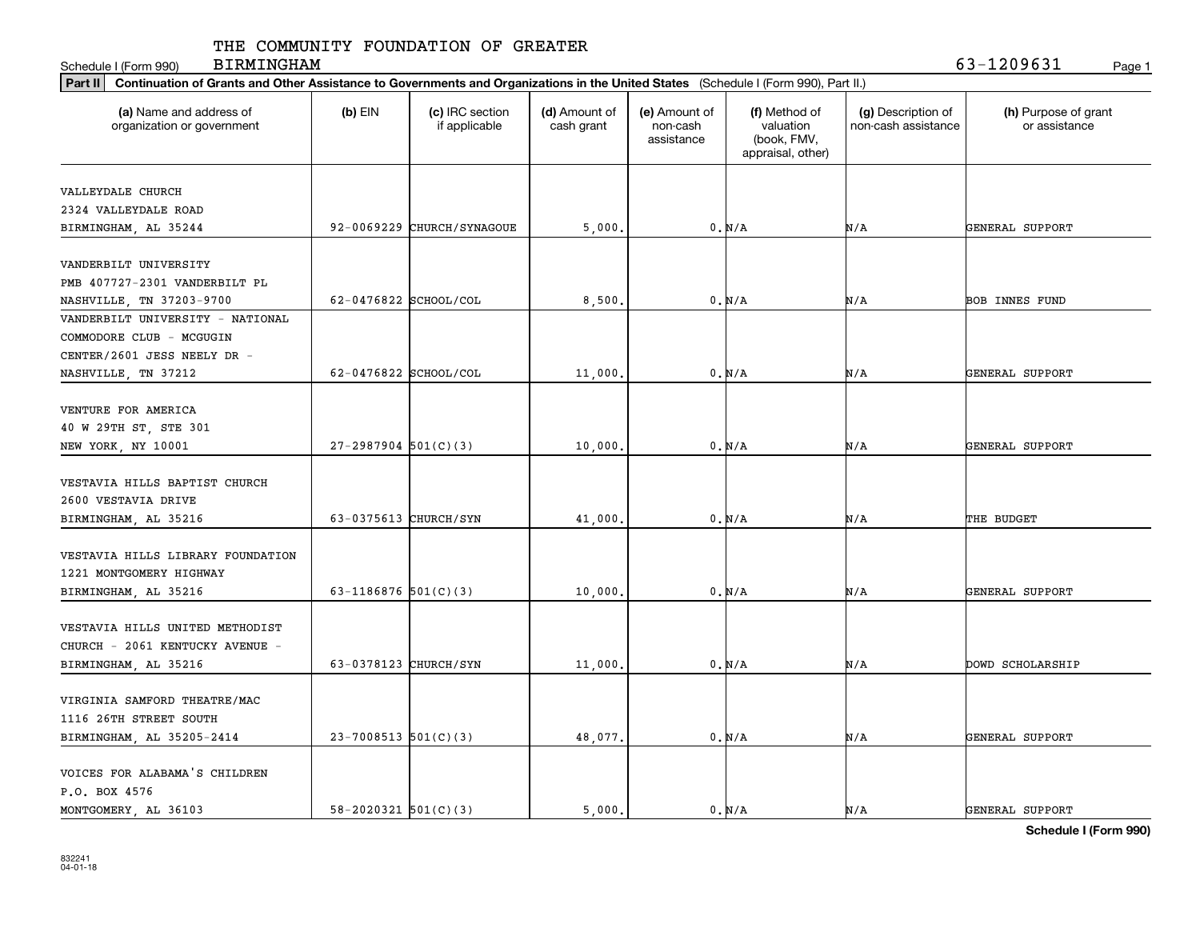THE COMMUNITY FOUNDATION OF GREATER BIRMINGHAM

Schedule I (Form 990) 63-1209631

**Part II** **Continuation of Grants and Other Assistance to Governments and Organizations in the United States** (Schedule I (Form 990), Part II.)

| (a) Name and address of organization or government | (b) EIN | (c) IRC section if applicable | (d) Amount of cash grant | (e) Amount of non-cash assistance | (f) Method of valuation (book, FMV, appraisal, other) | (g) Description of non-cash assistance | (h) Purpose of grant or assistance |
|---|---|---|---|---|---|---|---|
| VALLEYDALE CHURCH 2324 VALLEYDALE ROAD BIRMINGHAM, AL 35244 | 92-0069229 | CHURCH/SYNAGOUE | 5,000. | 0. | N/A | N/A | GENERAL SUPPORT |
| VANDERBILT UNIVERSITY PMB 407727-2301 VANDERBILT PL NASHVILLE, TN 37203-9700 | 62-0476822 | SCHOOL/COL | 8,500. | 0. | N/A | N/A | BOB INNES FUND |
| VANDERBILT UNIVERSITY - NATIONAL COMMODORE CLUB - MCGUGIN CENTER/2601 JESS NEELY DR - NASHVILLE, TN 37212 | 62-0476822 | SCHOOL/COL | 11,000. | 0. | N/A | N/A | GENERAL SUPPORT |
| VENTURE FOR AMERICA 40 W 29TH ST, STE 301 NEW YORK, NY 10001 | 27-2987904 | 501(C)(3) | 10,000. | 0. | N/A | N/A | GENERAL SUPPORT |
| VESTAVIA HILLS BAPTIST CHURCH 2600 VESTAVIA DRIVE BIRMINGHAM, AL 35216 | 63-0375613 | CHURCH/SYN | 41,000. | 0. | N/A | N/A | THE BUDGET |
| VESTAVIA HILLS LIBRARY FOUNDATION 1221 MONTGOMERY HIGHWAY BIRMINGHAM, AL 35216 | 63-1186876 | 501(C)(3) | 10,000. | 0. | N/A | N/A | GENERAL SUPPORT |
| VESTAVIA HILLS UNITED METHODIST CHURCH - 2061 KENTUCKY AVENUE - BIRMINGHAM, AL 35216 | 63-0378123 | CHURCH/SYN | 11,000. | 0. | N/A | N/A | DOWD SCHOLARSHIP |
| VIRGINIA SAMFORD THEATRE/MAC 1116 26TH STREET SOUTH BIRMINGHAM, AL 35205-2414 | 23-7008513 | 501(C)(3) | 48,077. | 0. | N/A | N/A | GENERAL SUPPORT |
| VOICES FOR ALABAMA'S CHILDREN P.O. BOX 4576 MONTGOMERY, AL 36103 | 58-2020321 | 501(C)(3) | 5,000. | 0. | N/A | N/A | GENERAL SUPPORT |

832241 04-01-18

**Schedule I (Form 990)**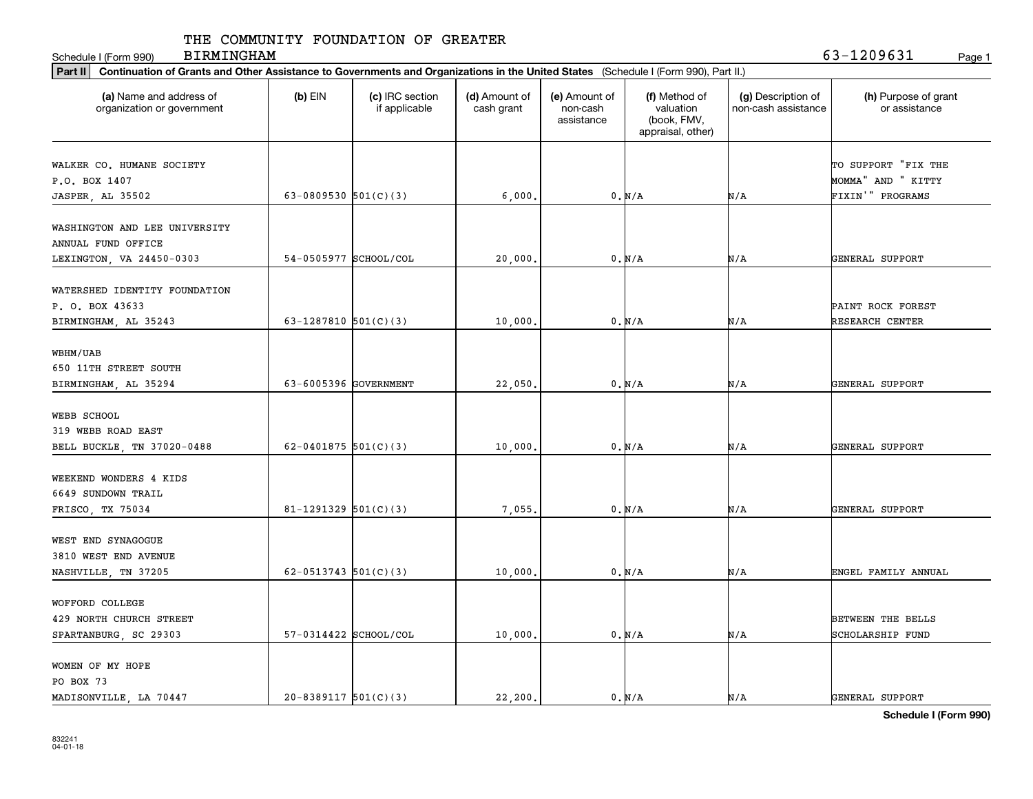THE COMMUNITY FOUNDATION OF GREATER BIRMINGHAM

Schedule I (Form 990) 63-1209631

**Part II** **Continuation of Grants and Other Assistance to Governments and Organizations in the United States** (Schedule I (Form 990), Part II.)

| (a) Name and address of organization or government | (b) EIN | (c) IRC section if applicable | (d) Amount of cash grant | (e) Amount of non-cash assistance | (f) Method of valuation (book, FMV, appraisal, other) | (g) Description of non-cash assistance | (h) Purpose of grant or assistance |
|---|---|---|---|---|---|---|---|
| WALKER CO. HUMANE SOCIETY<br>P.O. BOX 1407<br>JASPER, AL 35502 | 63-0809530 | 501(C)(3) | 6,000. | 0. | N/A | N/A | TO SUPPORT "FIX THE MOMMA" AND " KITTY FIXIN'" PROGRAMS |
| WASHINGTON AND LEE UNIVERSITY<br>ANNUAL FUND OFFICE<br>LEXINGTON, VA 24450-0303 | 54-0505977 | SCHOOL/COL | 20,000. | 0. | N/A | N/A | GENERAL SUPPORT |
| WATERSHED IDENTITY FOUNDATION<br>P. O. BOX 43633<br>BIRMINGHAM, AL 35243 | 63-1287810 | 501(C)(3) | 10,000. | 0. | N/A | N/A | PAINT ROCK FOREST RESEARCH CENTER |
| WBHM/UAB<br>650 11TH STREET SOUTH<br>BIRMINGHAM, AL 35294 | 63-6005396 | GOVERNMENT | 22,050. | 0. | N/A | N/A | GENERAL SUPPORT |
| WEBB SCHOOL<br>319 WEBB ROAD EAST<br>BELL BUCKLE, TN 37020-0488 | 62-0401875 | 501(C)(3) | 10,000. | 0. | N/A | N/A | GENERAL SUPPORT |
| WEEKEND WONDERS 4 KIDS<br>6649 SUNDOWN TRAIL<br>FRISCO, TX 75034 | 81-1291329 | 501(C)(3) | 7,055. | 0. | N/A | N/A | GENERAL SUPPORT |
| WEST END SYNAGOGUE<br>3810 WEST END AVENUE<br>NASHVILLE, TN 37205 | 62-0513743 | 501(C)(3) | 10,000. | 0. | N/A | N/A | ENGEL FAMILY ANNUAL |
| WOFFORD COLLEGE<br>429 NORTH CHURCH STREET<br>SPARTANBURG, SC 29303 | 57-0314422 | SCHOOL/COL | 10,000. | 0. | N/A | N/A | BETWEEN THE BELLS SCHOLARSHIP FUND |
| WOMEN OF MY HOPE<br>PO BOX 73<br>MADISONVILLE, LA 70447 | 20-8389117 | 501(C)(3) | 22,200. | 0. | N/A | N/A | GENERAL SUPPORT |

**Schedule I (Form 990)**

832241
04-01-18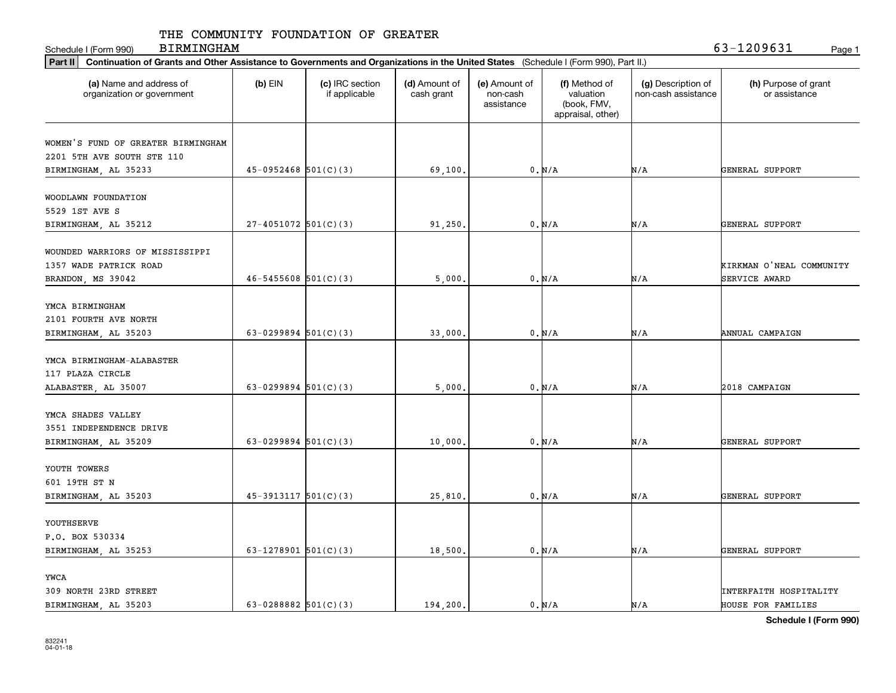Schedule I (Form 990) THE COMMUNITY FOUNDATION OF GREATER BIRMINGHAM 63-1209631

**Part II** **Continuation of Grants and Other Assistance to Governments and Organizations in the United States** (Schedule I (Form 990), Part II.)

| (a) Name and address of organization or government | (b) EIN | (c) IRC section if applicable | (d) Amount of cash grant | (e) Amount of non-cash assistance | (f) Method of valuation (book, FMV, appraisal, other) | (g) Description of non-cash assistance | (h) Purpose of grant or assistance |
|---|---|---|---|---|---|---|---|
| WOMEN'S FUND OF GREATER BIRMINGHAM 2201 5TH AVE SOUTH STE 110 BIRMINGHAM, AL 35233 | 45-0952468 | 501(C)(3) | 69,100. | 0. | N/A | N/A | GENERAL SUPPORT |
| WOODLAWN FOUNDATION 5529 1ST AVE S BIRMINGHAM, AL 35212 | 27-4051072 | 501(C)(3) | 91,250. | 0. | N/A | N/A | GENERAL SUPPORT |
| WOUNDED WARRIORS OF MISSISSIPPI 1357 WADE PATRICK ROAD BRANDON, MS 39042 | 46-5455608 | 501(C)(3) | 5,000. | 0. | N/A | N/A | KIRKMAN O'NEAL COMMUNITY SERVICE AWARD |
| YMCA BIRMINGHAM 2101 FOURTH AVE NORTH BIRMINGHAM, AL 35203 | 63-0299894 | 501(C)(3) | 33,000. | 0. | N/A | N/A | ANNUAL CAMPAIGN |
| YMCA BIRMINGHAM-ALABASTER 117 PLAZA CIRCLE ALABASTER, AL 35007 | 63-0299894 | 501(C)(3) | 5,000. | 0. | N/A | N/A | 2018 CAMPAIGN |
| YMCA SHADES VALLEY 3551 INDEPENDENCE DRIVE BIRMINGHAM, AL 35209 | 63-0299894 | 501(C)(3) | 10,000. | 0. | N/A | N/A | GENERAL SUPPORT |
| YOUTH TOWERS 601 19TH ST N BIRMINGHAM, AL 35203 | 45-3913117 | 501(C)(3) | 25,810. | 0. | N/A | N/A | GENERAL SUPPORT |
| YOUTHSERVE P.O. BOX 530334 BIRMINGHAM, AL 35253 | 63-1278901 | 501(C)(3) | 18,500. | 0. | N/A | N/A | GENERAL SUPPORT |
| YWCA 309 NORTH 23RD STREET BIRMINGHAM, AL 35203 | 63-0288882 | 501(C)(3) | 194,200. | 0. | N/A | N/A | INTERFAITH HOSPITALITY HOUSE FOR FAMILIES |

**Schedule I (Form 990)**

832241 04-01-18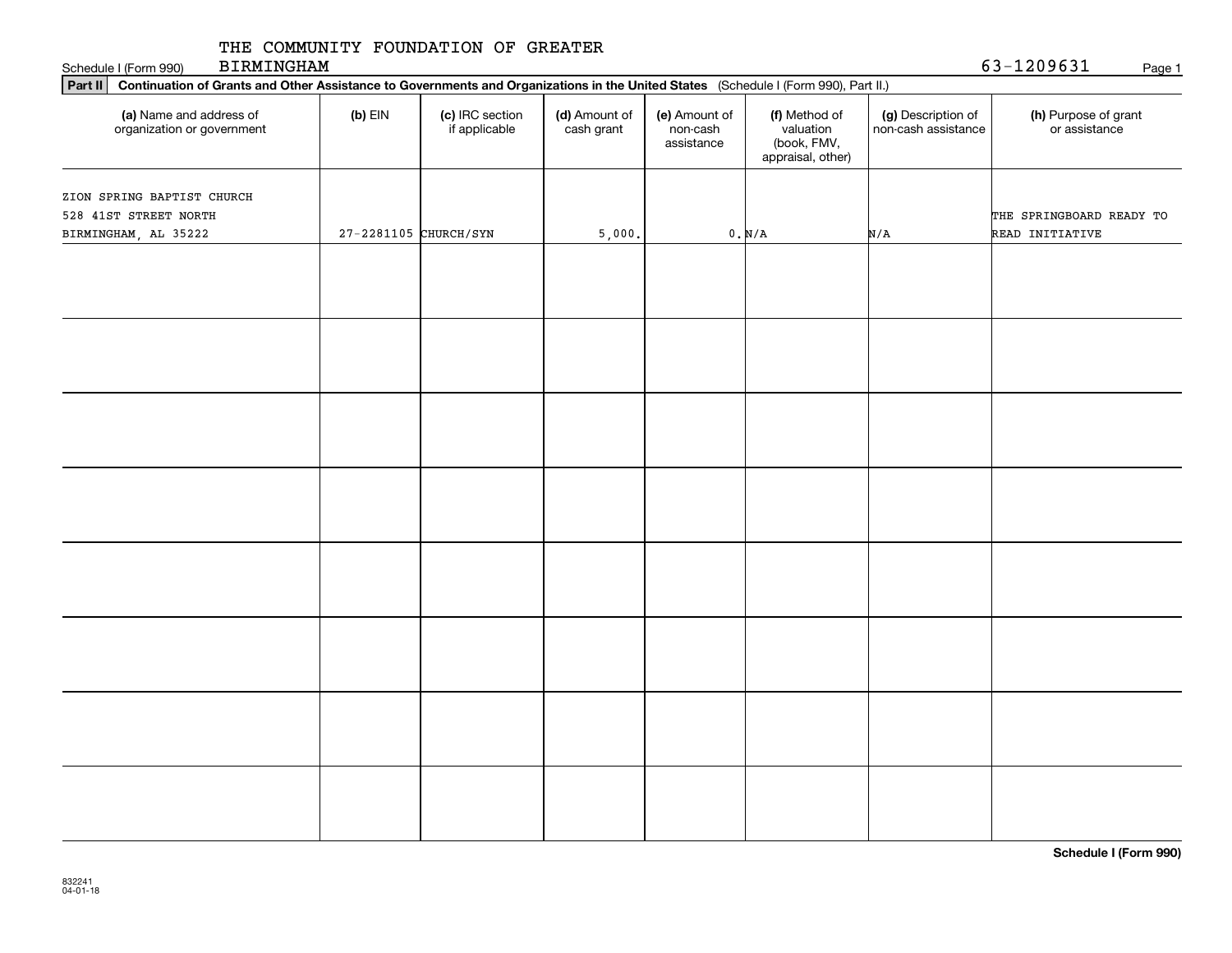THE COMMUNITY FOUNDATION OF GREATER BIRMINGHAM

Schedule I (Form 990) 63-1209631 Page 1

**Part II** **Continuation of Grants and Other Assistance to Governments and Organizations in the United States** (Schedule I (Form 990), Part II.)

| (a) Name and address of organization or government | (b) EIN | (c) IRC section if applicable | (d) Amount of cash grant | (e) Amount of non-cash assistance | (f) Method of valuation (book, FMV, appraisal, other) | (g) Description of non-cash assistance | (h) Purpose of grant or assistance |
|---|---|---|---|---|---|---|---|
| ZION SPRING BAPTIST CHURCH 528 41ST STREET NORTH BIRMINGHAM, AL 35222 | 27-2281105 | CHURCH/SYN | 5,000. | 0. | N/A | N/A | THE SPRINGBOARD READY TO READ INITIATIVE |
| | | | | | | | |
| | | | | | | | |
| | | | | | | | |
| | | | | | | | |
| | | | | | | | |
| | | | | | | | |
| | | | | | | | |
| | | | | | | | |

**Schedule I (Form 990)**

832241 04-01-18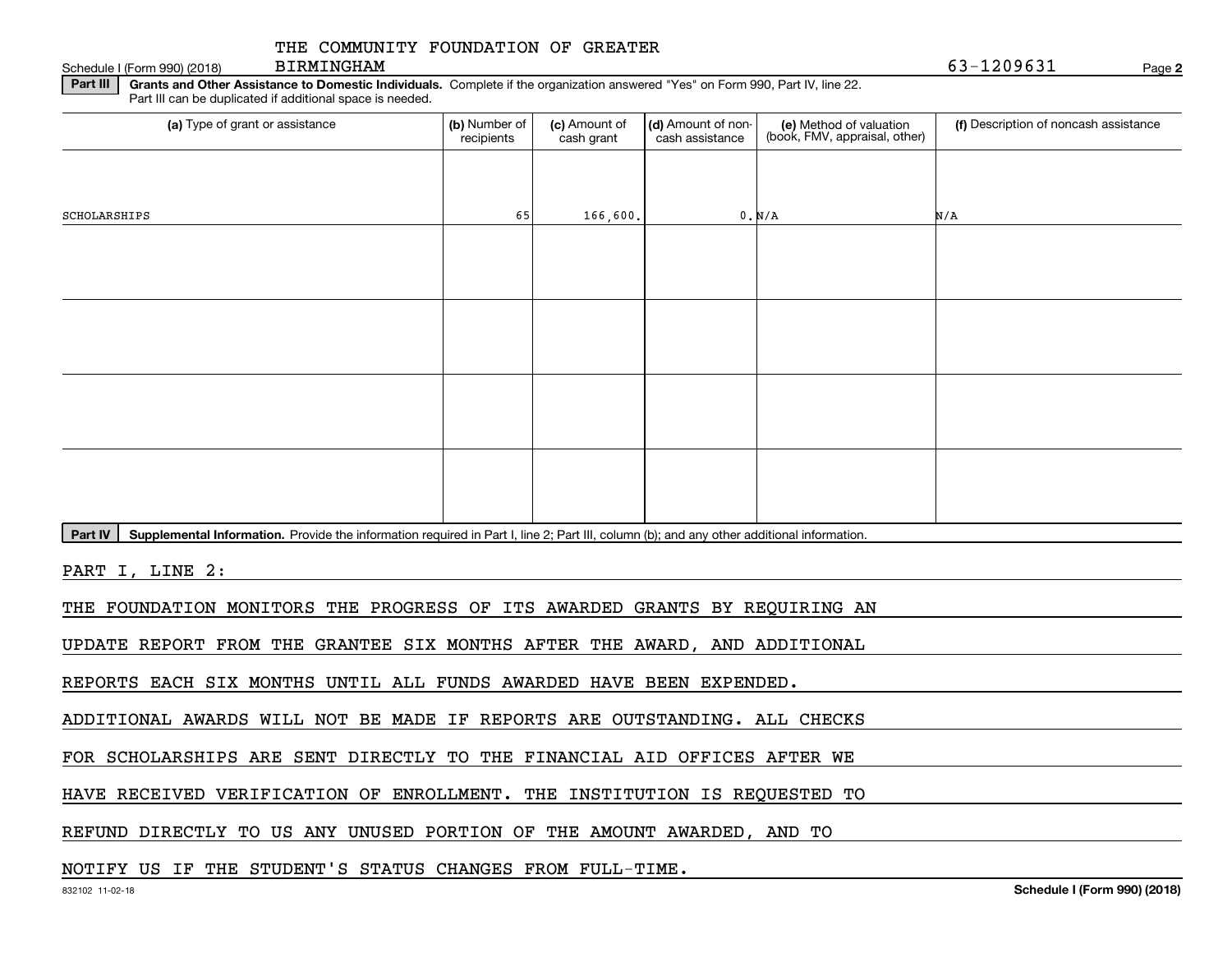THE COMMUNITY FOUNDATION OF GREATER BIRMINGHAM

63-1209631

**Part III** **Grants and Other Assistance to Domestic Individuals.** Complete if the organization answered "Yes" on Form 990, Part IV, line 22. Part III can be duplicated if additional space is needed.

| (a) Type of grant or assistance | (b) Number of recipients | (c) Amount of cash grant | (d) Amount of non-cash assistance | (e) Method of valuation (book, FMV, appraisal, other) | (f) Description of noncash assistance |
|---|---|---|---|---|---|
| SCHOLARSHIPS | 65 | 166,600. | 0. | N/A | N/A |
| | | | | | |
| | | | | | |
| | | | | | |
| | | | | | |

**Part IV** **Supplemental Information.** Provide the information required in Part I, line 2; Part III, column (b); and any other additional information.

PART I, LINE 2:

THE FOUNDATION MONITORS THE PROGRESS OF ITS AWARDED GRANTS BY REQUIRING AN UPDATE REPORT FROM THE GRANTEE SIX MONTHS AFTER THE AWARD, AND ADDITIONAL REPORTS EACH SIX MONTHS UNTIL ALL FUNDS AWARDED HAVE BEEN EXPENDED. ADDITIONAL AWARDS WILL NOT BE MADE IF REPORTS ARE OUTSTANDING. ALL CHECKS FOR SCHOLARSHIPS ARE SENT DIRECTLY TO THE FINANCIAL AID OFFICES AFTER WE HAVE RECEIVED VERIFICATION OF ENROLLMENT. THE INSTITUTION IS REQUESTED TO REFUND DIRECTLY TO US ANY UNUSED PORTION OF THE AMOUNT AWARDED, AND TO NOTIFY US IF THE STUDENT'S STATUS CHANGES FROM FULL-TIME.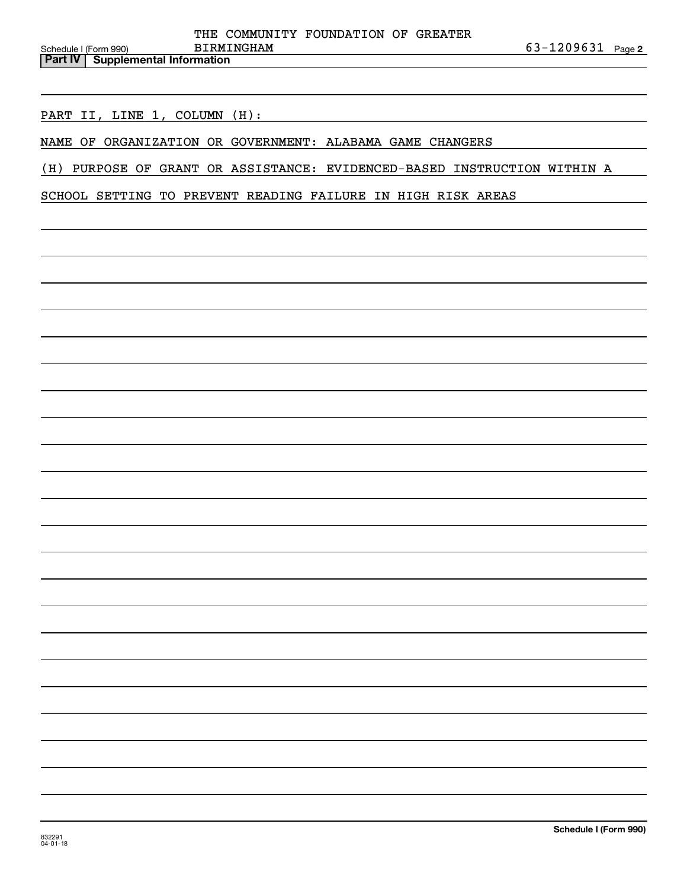THE COMMUNITY FOUNDATION OF GREATER BIRMINGHAM 63-1209631

Schedule I (Form 990)

**Part IV | Supplemental Information**

PART II, LINE 1, COLUMN (H):

NAME OF ORGANIZATION OR GOVERNMENT: ALABAMA GAME CHANGERS

(H) PURPOSE OF GRANT OR ASSISTANCE: EVIDENCED-BASED INSTRUCTION WITHIN A SCHOOL SETTING TO PREVENT READING FAILURE IN HIGH RISK AREAS

832291 04-01-18

**Schedule I (Form 990)**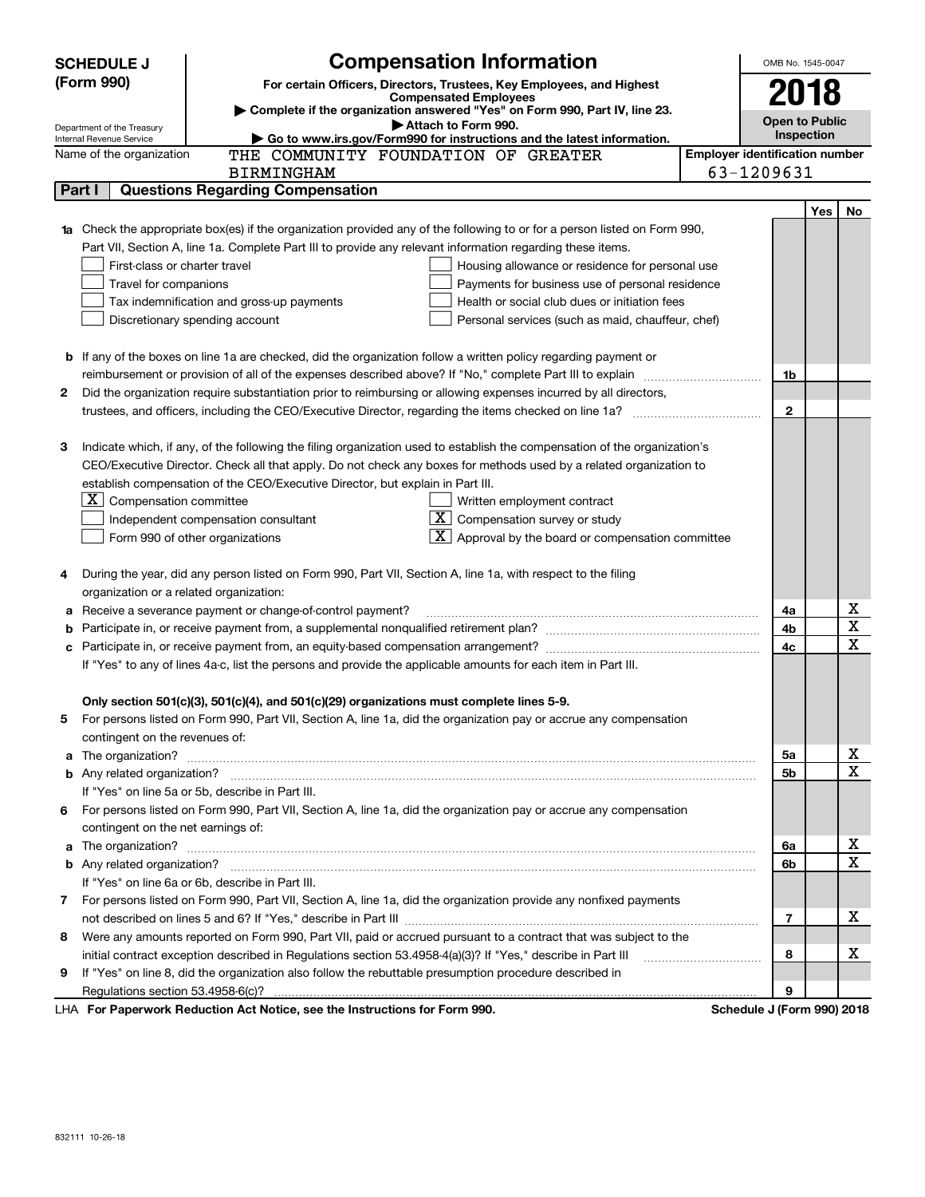**SCHEDULE J (Form 990)**

Department of the Treasury
Internal Revenue Service

# Compensation Information

**For certain Officers, Directors, Trustees, Key Employees, and Highest Compensated Employees**

▶ Complete if the organization answered "Yes" on Form 990, Part IV, line 23.

▶ Attach to Form 990.

▶ Go to www.irs.gov/Form990 for instructions and the latest information.

OMB No. 1545-0047

**2018**

**Open to Public Inspection**

Name of the organization: THE COMMUNITY FOUNDATION OF GREATER BIRMINGHAM

Employer identification number: 63-1209631

## Part I Questions Regarding Compensation

| | | | Yes | No |
|---|---|---|---|---|
| **1a** | Check the appropriate box(es) if the organization provided any of the following to or for a person listed on Form 990, Part VII, Section A, line 1a. Complete Part III to provide any relevant information regarding these items.<br>☐ First-class or charter travel ☐ Housing allowance or residence for personal use<br>☐ Travel for companions ☐ Payments for business use of personal residence<br>☐ Tax indemnification and gross-up payments ☐ Health or social club dues or initiation fees<br>☐ Discretionary spending account ☐ Personal services (such as maid, chauffeur, chef) | | | |
| **b** | If any of the boxes on line 1a are checked, did the organization follow a written policy regarding payment or reimbursement or provision of all of the expenses described above? If "No," complete Part III to explain | 1b | | |
| **2** | Did the organization require substantiation prior to reimbursing or allowing expenses incurred by all directors, trustees, and officers, including the CEO/Executive Director, regarding the items checked on line 1a? | 2 | | |
| **3** | Indicate which, if any, of the following the filing organization used to establish the compensation of the organization's CEO/Executive Director. Check all that apply. Do not check any boxes for methods used by a related organization to establish compensation of the CEO/Executive Director, but explain in Part III.<br>☒ Compensation committee ☐ Written employment contract<br>☐ Independent compensation consultant ☒ Compensation survey or study<br>☐ Form 990 of other organizations ☒ Approval by the board or compensation committee | | | |
| **4** | During the year, did any person listed on Form 990, Part VII, Section A, line 1a, with respect to the filing organization or a related organization: | | | |
| **a** | Receive a severance payment or change-of-control payment? | 4a | | X |
| **b** | Participate in, or receive payment from, a supplemental nonqualified retirement plan? | 4b | | X |
| **c** | Participate in, or receive payment from, an equity-based compensation arrangement? | 4c | | X |
| | If "Yes" to any of lines 4a-c, list the persons and provide the applicable amounts for each item in Part III. | | | |
| | **Only section 501(c)(3), 501(c)(4), and 501(c)(29) organizations must complete lines 5-9.** | | | |
| **5** | For persons listed on Form 990, Part VII, Section A, line 1a, did the organization pay or accrue any compensation contingent on the revenues of: | | | |
| **a** | The organization? | 5a | | X |
| **b** | Any related organization? | 5b | | X |
| | If "Yes" on line 5a or 5b, describe in Part III. | | | |
| **6** | For persons listed on Form 990, Part VII, Section A, line 1a, did the organization pay or accrue any compensation contingent on the net earnings of: | | | |
| **a** | The organization? | 6a | | X |
| **b** | Any related organization? | 6b | | X |
| | If "Yes" on line 6a or 6b, describe in Part III. | | | |
| **7** | For persons listed on Form 990, Part VII, Section A, line 1a, did the organization provide any nonfixed payments not described on lines 5 and 6? If "Yes," describe in Part III | 7 | | X |
| **8** | Were any amounts reported on Form 990, Part VII, paid or accrued pursuant to a contract that was subject to the initial contract exception described in Regulations section 53.4958-4(a)(3)? If "Yes," describe in Part III | 8 | | X |
| **9** | If "Yes" on line 8, did the organization also follow the rebuttable presumption procedure described in Regulations section 53.4958-6(c)? | 9 | | |

LHA **For Paperwork Reduction Act Notice, see the Instructions for Form 990.** **Schedule J (Form 990) 2018**

832111 10-26-18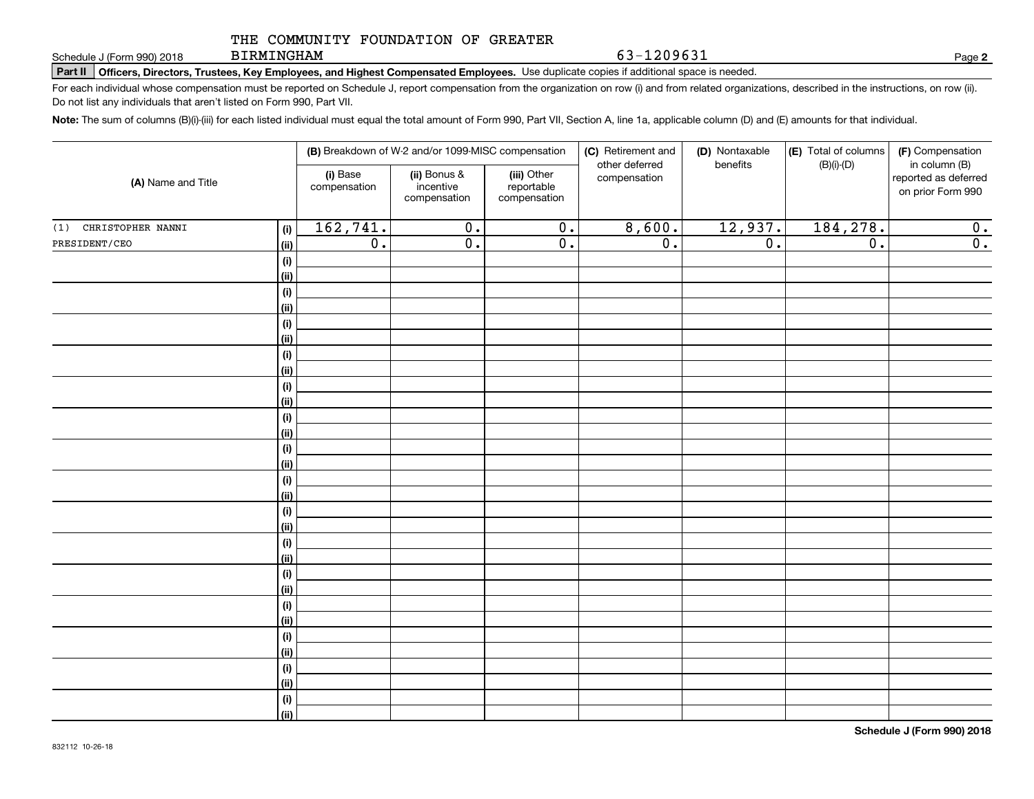THE COMMUNITY FOUNDATION OF GREATER BIRMINGHAM 63-1209631

Schedule J (Form 990) 2018 Page **2**

**Part II Officers, Directors, Trustees, Key Employees, and Highest Compensated Employees.** Use duplicate copies if additional space is needed.

For each individual whose compensation must be reported on Schedule J, report compensation from the organization on row (i) and from related organizations, described in the instructions, on row (ii). Do not list any individuals that aren't listed on Form 990, Part VII.

**Note:** The sum of columns (B)(i)-(iii) for each listed individual must equal the total amount of Form 990, Part VII, Section A, line 1a, applicable column (D) and (E) amounts for that individual.

| (A) Name and Title | | (B) Breakdown of W-2 and/or 1099-MISC compensation | | | (C) Retirement and other deferred compensation | (D) Nontaxable benefits | (E) Total of columns (B)(i)-(D) | (F) Compensation in column (B) reported as deferred on prior Form 990 |
|---|---|---|---|---|---|---|---|---|
| | | (i) Base compensation | (ii) Bonus & incentive compensation | (iii) Other reportable compensation | | | | |
| (1) CHRISTOPHER NANNI | (i) | 162,741. | 0. | 0. | 8,600. | 12,937. | 184,278. | 0. |
| PRESIDENT/CEO | (ii) | 0. | 0. | 0. | 0. | 0. | 0. | 0. |
| | (i) | | | | | | | |
| | (ii) | | | | | | | |
| | (i) | | | | | | | |
| | (ii) | | | | | | | |
| | (i) | | | | | | | |
| | (ii) | | | | | | | |
| | (i) | | | | | | | |
| | (ii) | | | | | | | |
| | (i) | | | | | | | |
| | (ii) | | | | | | | |
| | (i) | | | | | | | |
| | (ii) | | | | | | | |
| | (i) | | | | | | | |
| | (ii) | | | | | | | |
| | (i) | | | | | | | |
| | (ii) | | | | | | | |
| | (i) | | | | | | | |
| | (ii) | | | | | | | |
| | (i) | | | | | | | |
| | (ii) | | | | | | | |
| | (i) | | | | | | | |
| | (ii) | | | | | | | |
| | (i) | | | | | | | |
| | (ii) | | | | | | | |
| | (i) | | | | | | | |
| | (ii) | | | | | | | |
| | (i) | | | | | | | |
| | (ii) | | | | | | | |
| | (i) | | | | | | | |
| | (ii) | | | | | | | |

832112 10-26-18

**Schedule J (Form 990) 2018**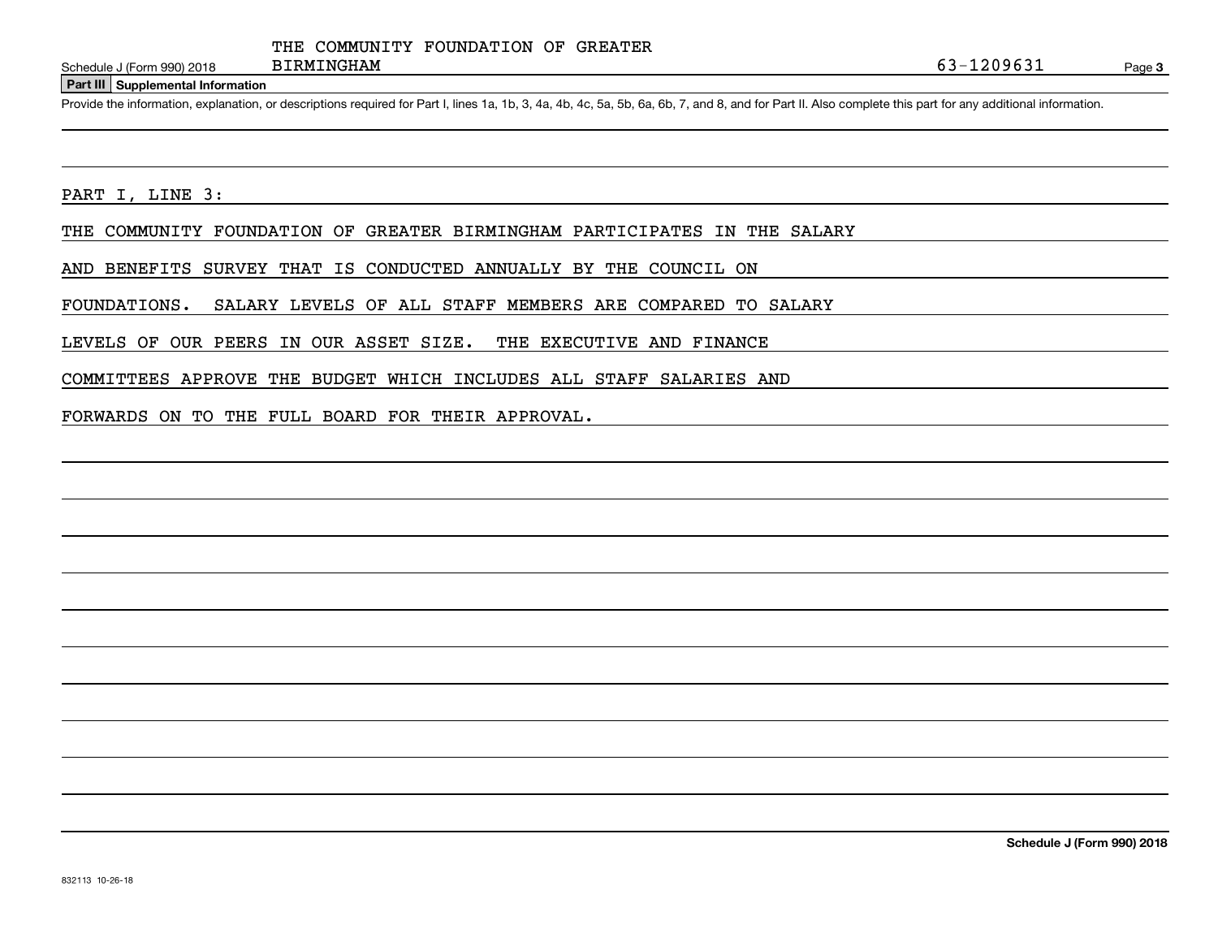THE COMMUNITY FOUNDATION OF GREATER BIRMINGHAM 63-1209631

**Part III Supplemental Information**

Provide the information, explanation, or descriptions required for Part I, lines 1a, 1b, 3, 4a, 4b, 4c, 5a, 5b, 6a, 6b, 7, and 8, and for Part II. Also complete this part for any additional information.

PART I, LINE 3:

THE COMMUNITY FOUNDATION OF GREATER BIRMINGHAM PARTICIPATES IN THE SALARY AND BENEFITS SURVEY THAT IS CONDUCTED ANNUALLY BY THE COUNCIL ON FOUNDATIONS. SALARY LEVELS OF ALL STAFF MEMBERS ARE COMPARED TO SALARY LEVELS OF OUR PEERS IN OUR ASSET SIZE. THE EXECUTIVE AND FINANCE COMMITTEES APPROVE THE BUDGET WHICH INCLUDES ALL STAFF SALARIES AND FORWARDS ON TO THE FULL BOARD FOR THEIR APPROVAL.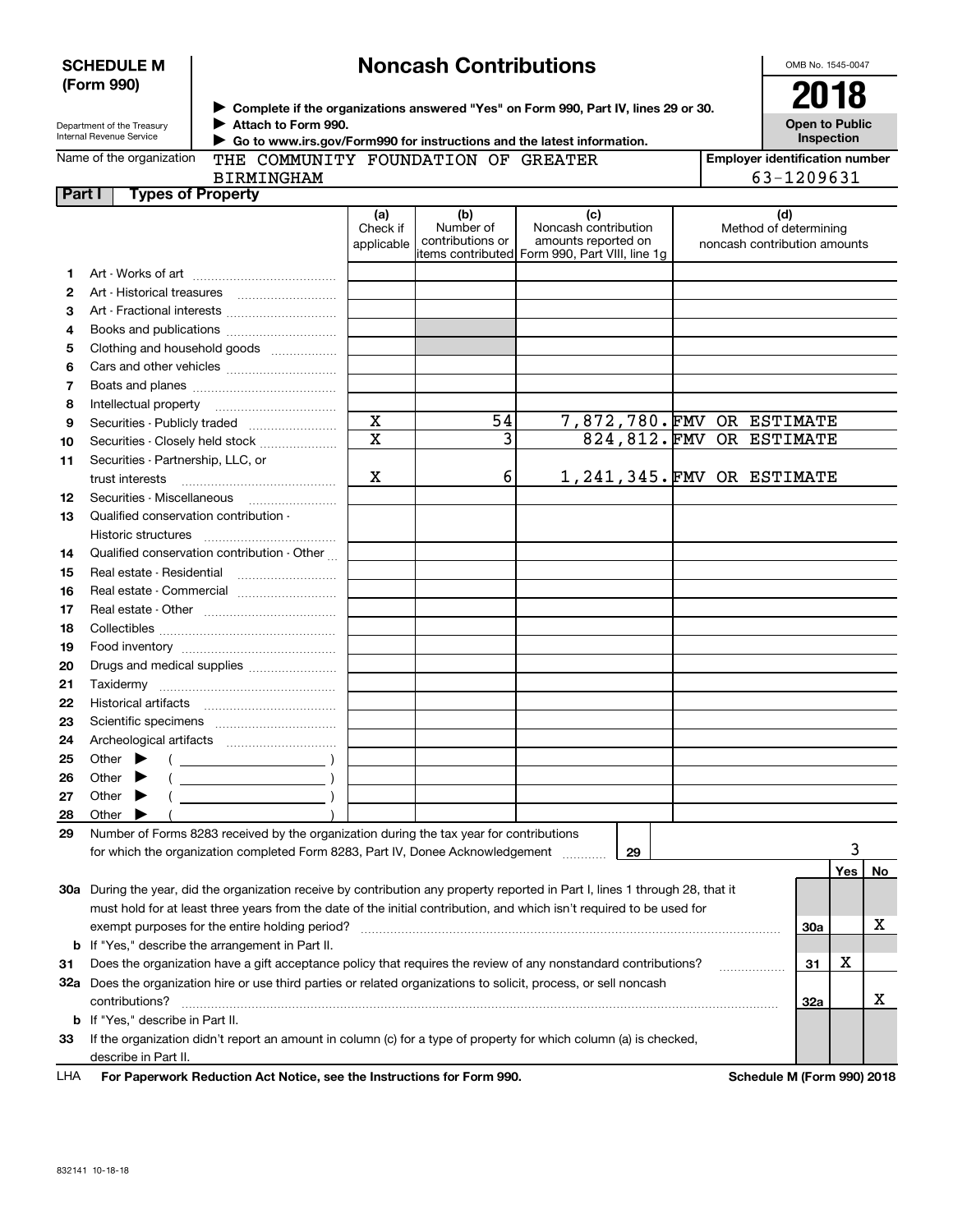**SCHEDULE M (Form 990)**

Department of the Treasury
Internal Revenue Service

# Noncash Contributions

▶ Complete if the organizations answered "Yes" on Form 990, Part IV, lines 29 or 30.
▶ Attach to Form 990.
▶ Go to www.irs.gov/Form990 for instructions and the latest information.

OMB No. 1545-0047

**2018**

**Open to Public Inspection**

Name of the organization: THE COMMUNITY FOUNDATION OF GREATER BIRMINGHAM

Employer identification number: 63-1209631

**Part I — Types of Property**

| | | (a) Check if applicable | (b) Number of contributions or items contributed | (c) Noncash contribution amounts reported on Form 990, Part VIII, line 1g | (d) Method of determining noncash contribution amounts |
|---|---|---|---|---|---|
| 1 | Art - Works of art | | | | |
| 2 | Art - Historical treasures | | | | |
| 3 | Art - Fractional interests | | | | |
| 4 | Books and publications | | | | |
| 5 | Clothing and household goods | | | | |
| 6 | Cars and other vehicles | | | | |
| 7 | Boats and planes | | | | |
| 8 | Intellectual property | | | | |
| 9 | Securities - Publicly traded | X | 54 | 7,872,780. | FMV OR ESTIMATE |
| 10 | Securities - Closely held stock | X | 3 | 824,812. | FMV OR ESTIMATE |
| 11 | Securities - Partnership, LLC, or trust interests | X | 6 | 1,241,345. | FMV OR ESTIMATE |
| 12 | Securities - Miscellaneous | | | | |
| 13 | Qualified conservation contribution - Historic structures | | | | |
| 14 | Qualified conservation contribution - Other | | | | |
| 15 | Real estate - Residential | | | | |
| 16 | Real estate - Commercial | | | | |
| 17 | Real estate - Other | | | | |
| 18 | Collectibles | | | | |
| 19 | Food inventory | | | | |
| 20 | Drugs and medical supplies | | | | |
| 21 | Taxidermy | | | | |
| 22 | Historical artifacts | | | | |
| 23 | Scientific specimens | | | | |
| 24 | Archeological artifacts | | | | |
| 25 | Other ▶ ( ) | | | | |
| 26 | Other ▶ ( ) | | | | |
| 27 | Other ▶ ( ) | | | | |
| 28 | Other ▶ ( ) | | | | |

29 Number of Forms 8283 received by the organization during the tax year for contributions for which the organization completed Form 8283, Part IV, Donee Acknowledgement ..... **29** — 3

| | | | Yes | No |
|---|---|---|---|---|
| 30a | During the year, did the organization receive by contribution any property reported in Part I, lines 1 through 28, that it must hold for at least three years from the date of the initial contribution, and which isn't required to be used for exempt purposes for the entire holding period? | 30a | | X |
| b | If "Yes," describe the arrangement in Part II. | | | |
| 31 | Does the organization have a gift acceptance policy that requires the review of any nonstandard contributions? | 31 | X | |
| 32a | Does the organization hire or use third parties or related organizations to solicit, process, or sell noncash contributions? | 32a | | X |
| b | If "Yes," describe in Part II. | | | |
| 33 | If the organization didn't report an amount in column (c) for a type of property for which column (a) is checked, describe in Part II. | | | |

LHA **For Paperwork Reduction Act Notice, see the Instructions for Form 990.** **Schedule M (Form 990) 2018**

832141 10-18-18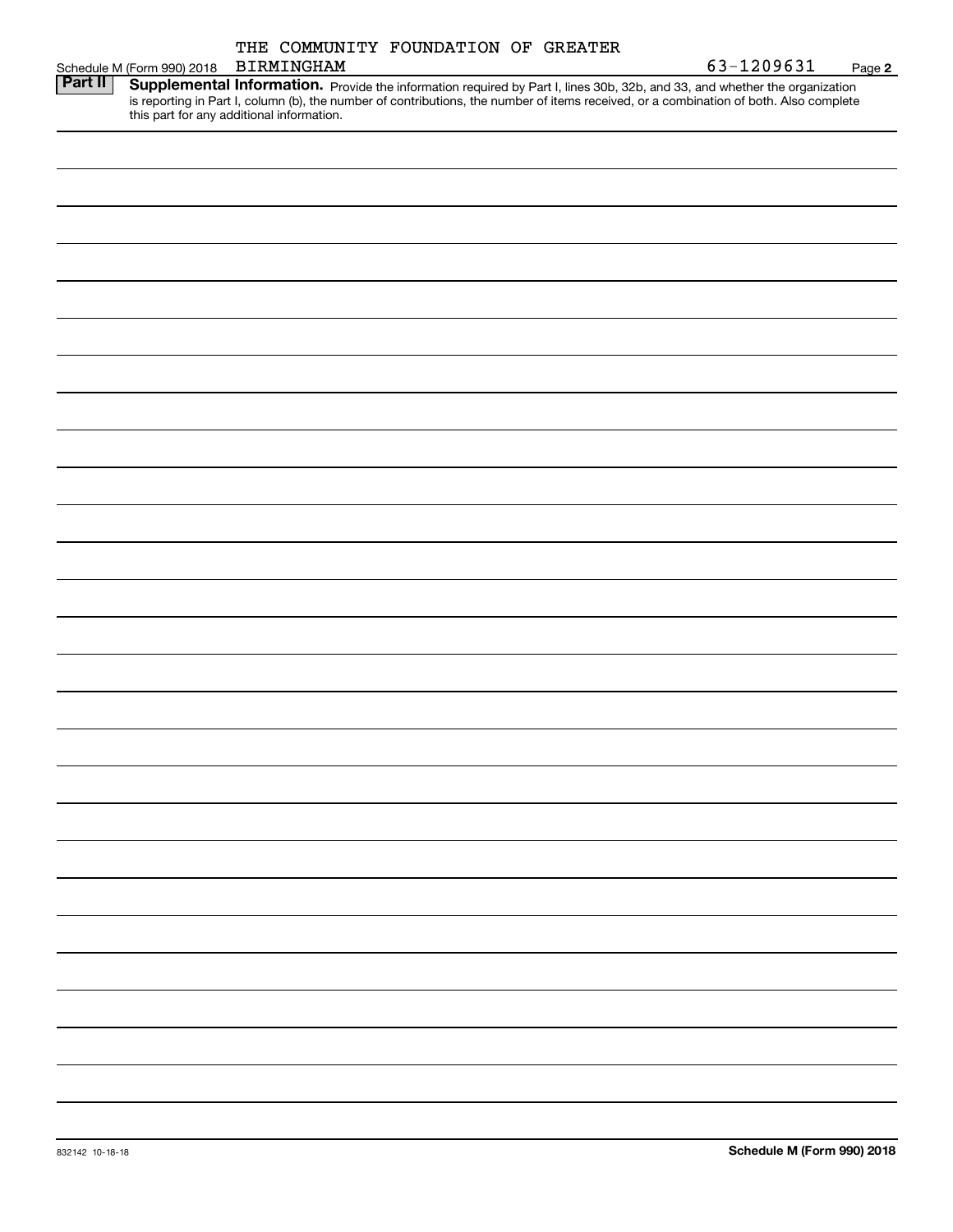Schedule M (Form 990) 2018 THE COMMUNITY FOUNDATION OF GREATER BIRMINGHAM 63-1209631 Page **2**

**Part II** **Supplemental Information.** Provide the information required by Part I, lines 30b, 32b, and 33, and whether the organization is reporting in Part I, column (b), the number of contributions, the number of items received, or a combination of both. Also complete this part for any additional information.

832142 10-18-18 **Schedule M (Form 990) 2018**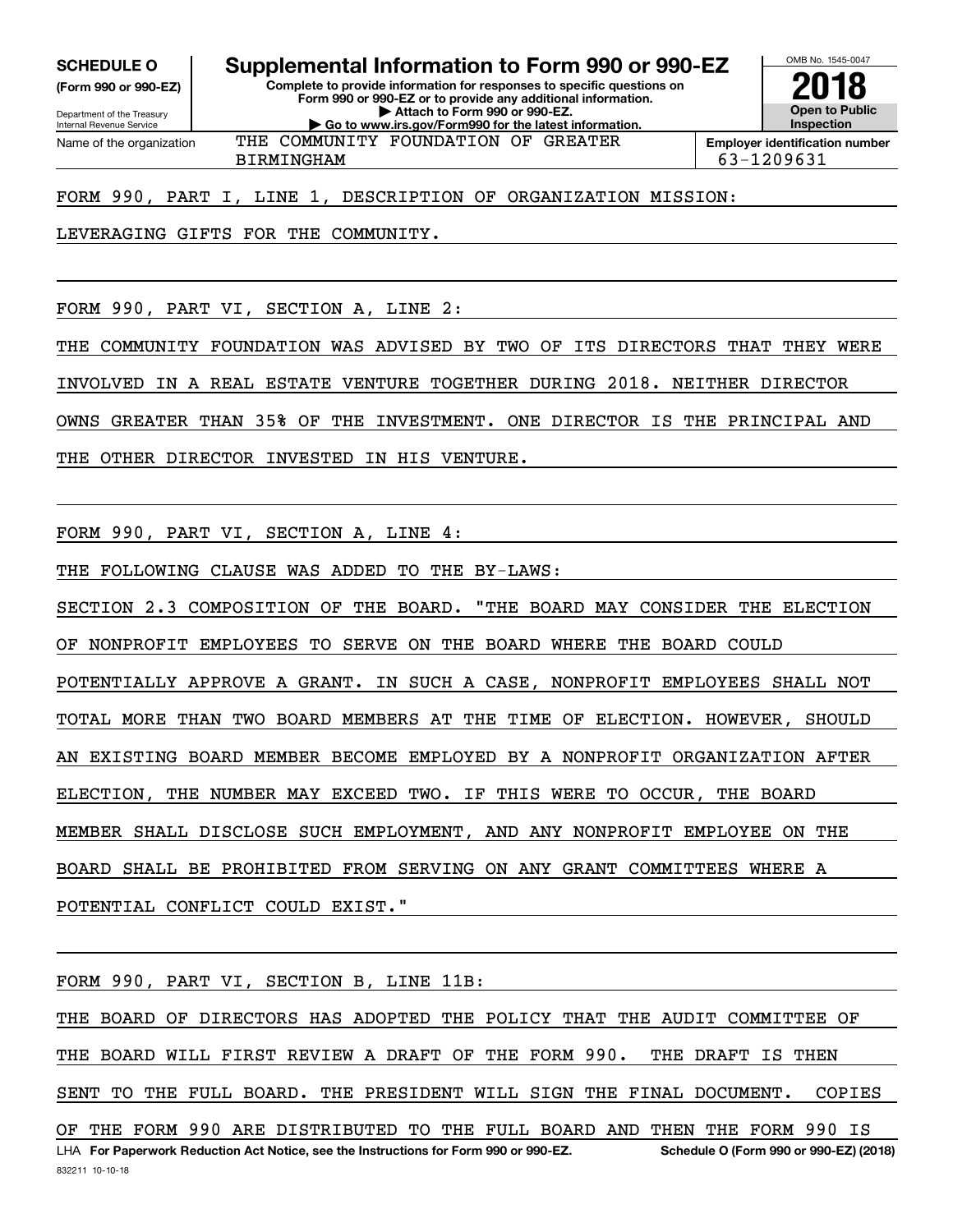**SCHEDULE O** (Form 990 or 990-EZ)

Department of the Treasury
Internal Revenue Service

# Supplemental Information to Form 990 or 990-EZ

**Complete to provide information for responses to specific questions on Form 990 or 990-EZ or to provide any additional information.**
**▶ Attach to Form 990 or 990-EZ.**
**▶ Go to www.irs.gov/Form990 for the latest information.**

OMB No. 1545-0047

**2018**

**Open to Public Inspection**

Name of the organization: THE COMMUNITY FOUNDATION OF GREATER BIRMINGHAM

**Employer identification number**: 63-1209631

FORM 990, PART I, LINE 1, DESCRIPTION OF ORGANIZATION MISSION:

LEVERAGING GIFTS FOR THE COMMUNITY.

FORM 990, PART VI, SECTION A, LINE 2:

THE COMMUNITY FOUNDATION WAS ADVISED BY TWO OF ITS DIRECTORS THAT THEY WERE INVOLVED IN A REAL ESTATE VENTURE TOGETHER DURING 2018. NEITHER DIRECTOR OWNS GREATER THAN 35% OF THE INVESTMENT. ONE DIRECTOR IS THE PRINCIPAL AND THE OTHER DIRECTOR INVESTED IN HIS VENTURE.

FORM 990, PART VI, SECTION A, LINE 4:

THE FOLLOWING CLAUSE WAS ADDED TO THE BY-LAWS:

SECTION 2.3 COMPOSITION OF THE BOARD. "THE BOARD MAY CONSIDER THE ELECTION OF NONPROFIT EMPLOYEES TO SERVE ON THE BOARD WHERE THE BOARD COULD POTENTIALLY APPROVE A GRANT. IN SUCH A CASE, NONPROFIT EMPLOYEES SHALL NOT TOTAL MORE THAN TWO BOARD MEMBERS AT THE TIME OF ELECTION. HOWEVER, SHOULD AN EXISTING BOARD MEMBER BECOME EMPLOYED BY A NONPROFIT ORGANIZATION AFTER ELECTION, THE NUMBER MAY EXCEED TWO. IF THIS WERE TO OCCUR, THE BOARD MEMBER SHALL DISCLOSE SUCH EMPLOYMENT, AND ANY NONPROFIT EMPLOYEE ON THE BOARD SHALL BE PROHIBITED FROM SERVING ON ANY GRANT COMMITTEES WHERE A POTENTIAL CONFLICT COULD EXIST."

FORM 990, PART VI, SECTION B, LINE 11B:

THE BOARD OF DIRECTORS HAS ADOPTED THE POLICY THAT THE AUDIT COMMITTEE OF THE BOARD WILL FIRST REVIEW A DRAFT OF THE FORM 990. THE DRAFT IS THEN SENT TO THE FULL BOARD. THE PRESIDENT WILL SIGN THE FINAL DOCUMENT. COPIES OF THE FORM 990 ARE DISTRIBUTED TO THE FULL BOARD AND THEN THE FORM 990 IS

LHA **For Paperwork Reduction Act Notice, see the Instructions for Form 990 or 990-EZ.** **Schedule O (Form 990 or 990-EZ) (2018)**

832211 10-10-18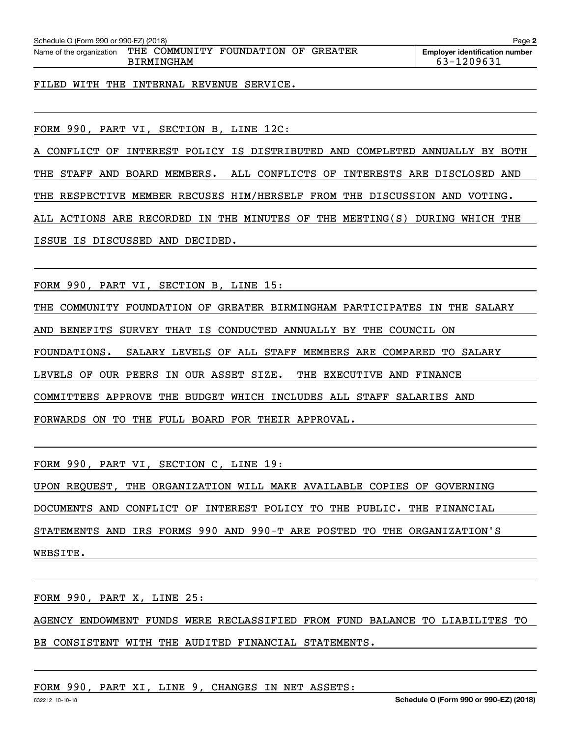FILED WITH THE INTERNAL REVENUE SERVICE.

FORM 990, PART VI, SECTION B, LINE 12C:

A CONFLICT OF INTEREST POLICY IS DISTRIBUTED AND COMPLETED ANNUALLY BY BOTH THE STAFF AND BOARD MEMBERS. ALL CONFLICTS OF INTERESTS ARE DISCLOSED AND THE RESPECTIVE MEMBER RECUSES HIM/HERSELF FROM THE DISCUSSION AND VOTING. ALL ACTIONS ARE RECORDED IN THE MINUTES OF THE MEETING(S) DURING WHICH THE ISSUE IS DISCUSSED AND DECIDED.

FORM 990, PART VI, SECTION B, LINE 15:

THE COMMUNITY FOUNDATION OF GREATER BIRMINGHAM PARTICIPATES IN THE SALARY AND BENEFITS SURVEY THAT IS CONDUCTED ANNUALLY BY THE COUNCIL ON FOUNDATIONS. SALARY LEVELS OF ALL STAFF MEMBERS ARE COMPARED TO SALARY LEVELS OF OUR PEERS IN OUR ASSET SIZE. THE EXECUTIVE AND FINANCE COMMITTEES APPROVE THE BUDGET WHICH INCLUDES ALL STAFF SALARIES AND FORWARDS ON TO THE FULL BOARD FOR THEIR APPROVAL.

FORM 990, PART VI, SECTION C, LINE 19:

UPON REQUEST, THE ORGANIZATION WILL MAKE AVAILABLE COPIES OF GOVERNING DOCUMENTS AND CONFLICT OF INTEREST POLICY TO THE PUBLIC. THE FINANCIAL STATEMENTS AND IRS FORMS 990 AND 990-T ARE POSTED TO THE ORGANIZATION'S WEBSITE.

FORM 990, PART X, LINE 25:

AGENCY ENDOWMENT FUNDS WERE RECLASSIFIED FROM FUND BALANCE TO LIABILITES TO BE CONSISTENT WITH THE AUDITED FINANCIAL STATEMENTS.

FORM 990, PART XI, LINE 9, CHANGES IN NET ASSETS: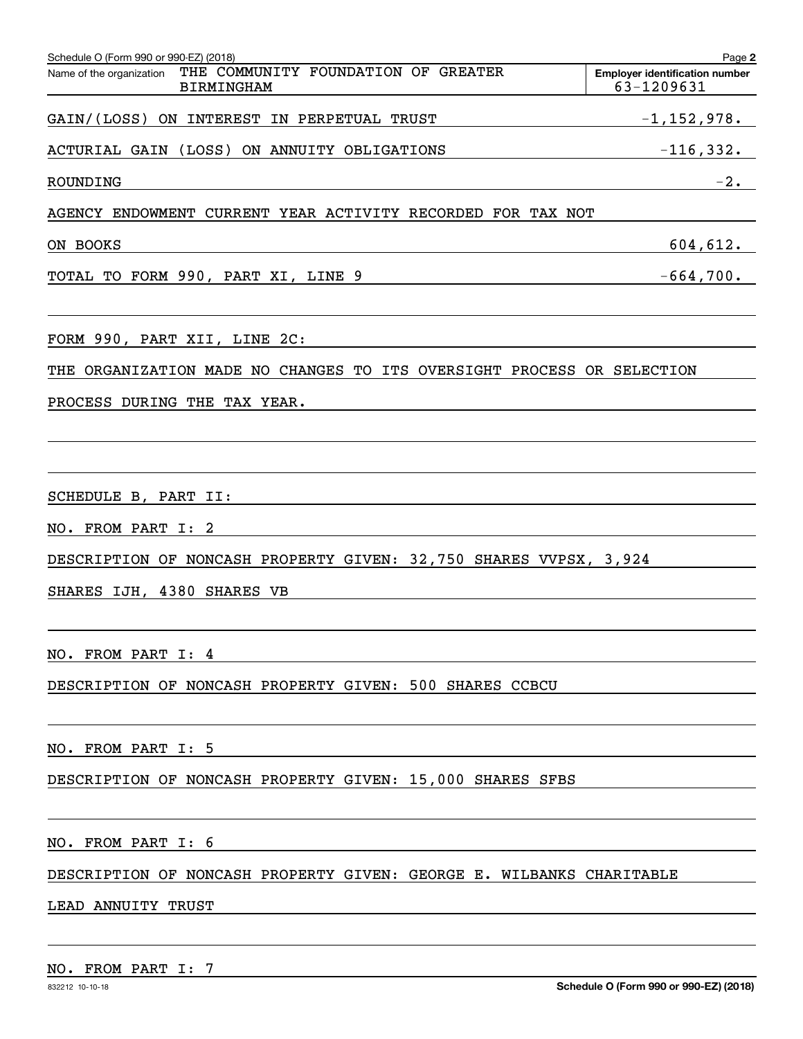Schedule O (Form 990 or 990-EZ) (2018)

Name of the organization: THE COMMUNITY FOUNDATION OF GREATER BIRMINGHAM

Employer identification number: 63-1209631

| | |
|---|---|
| GAIN/(LOSS) ON INTEREST IN PERPETUAL TRUST | -1,152,978. |
| ACTURIAL GAIN (LOSS) ON ANNUITY OBLIGATIONS | -116,332. |
| ROUNDING | -2. |
| AGENCY ENDOWMENT CURRENT YEAR ACTIVITY RECORDED FOR TAX NOT ON BOOKS | 604,612. |
| TOTAL TO FORM 990, PART XI, LINE 9 | -664,700. |

FORM 990, PART XII, LINE 2C:

THE ORGANIZATION MADE NO CHANGES TO ITS OVERSIGHT PROCESS OR SELECTION PROCESS DURING THE TAX YEAR.

SCHEDULE B, PART II:

NO. FROM PART I: 2

DESCRIPTION OF NONCASH PROPERTY GIVEN: 32,750 SHARES VVPSX, 3,924 SHARES IJH, 4380 SHARES VB

NO. FROM PART I: 4

DESCRIPTION OF NONCASH PROPERTY GIVEN: 500 SHARES CCBCU

NO. FROM PART I: 5

DESCRIPTION OF NONCASH PROPERTY GIVEN: 15,000 SHARES SFBS

NO. FROM PART I: 6

DESCRIPTION OF NONCASH PROPERTY GIVEN: GEORGE E. WILBANKS CHARITABLE LEAD ANNUITY TRUST

NO. FROM PART I: 7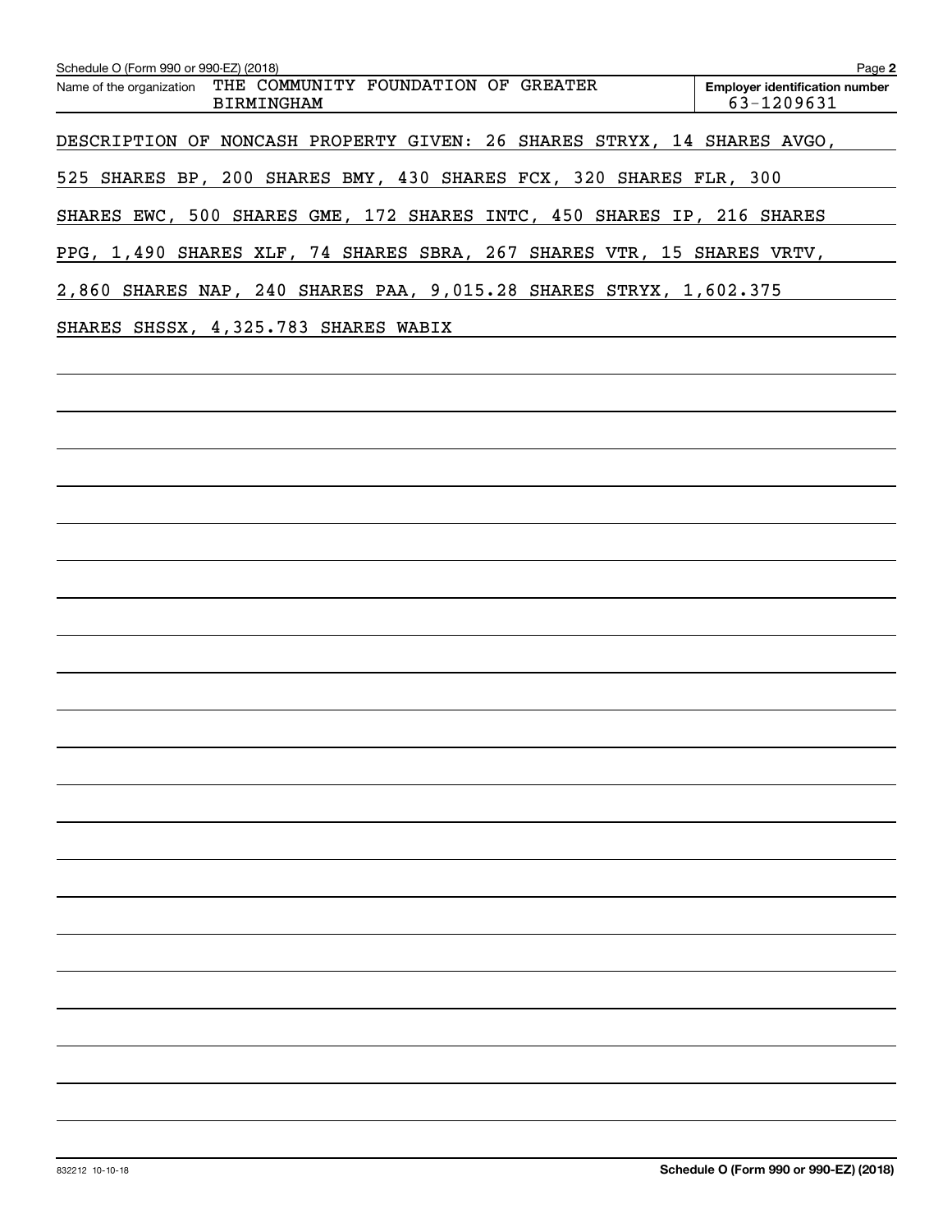Schedule O (Form 990 or 990-EZ) (2018)

Name of the organization: THE COMMUNITY FOUNDATION OF GREATER BIRMINGHAM

**Employer identification number** 63-1209631

DESCRIPTION OF NONCASH PROPERTY GIVEN: 26 SHARES STRYX, 14 SHARES AVGO, 525 SHARES BP, 200 SHARES BMY, 430 SHARES FCX, 320 SHARES FLR, 300 SHARES EWC, 500 SHARES GME, 172 SHARES INTC, 450 SHARES IP, 216 SHARES PPG, 1,490 SHARES XLF, 74 SHARES SBRA, 267 SHARES VTR, 15 SHARES VRTV, 2,860 SHARES NAP, 240 SHARES PAA, 9,015.28 SHARES STRYX, 1,602.375 SHARES SHSSX, 4,325.783 SHARES WABIX

832212 10-10-18

**Schedule O (Form 990 or 990-EZ) (2018)**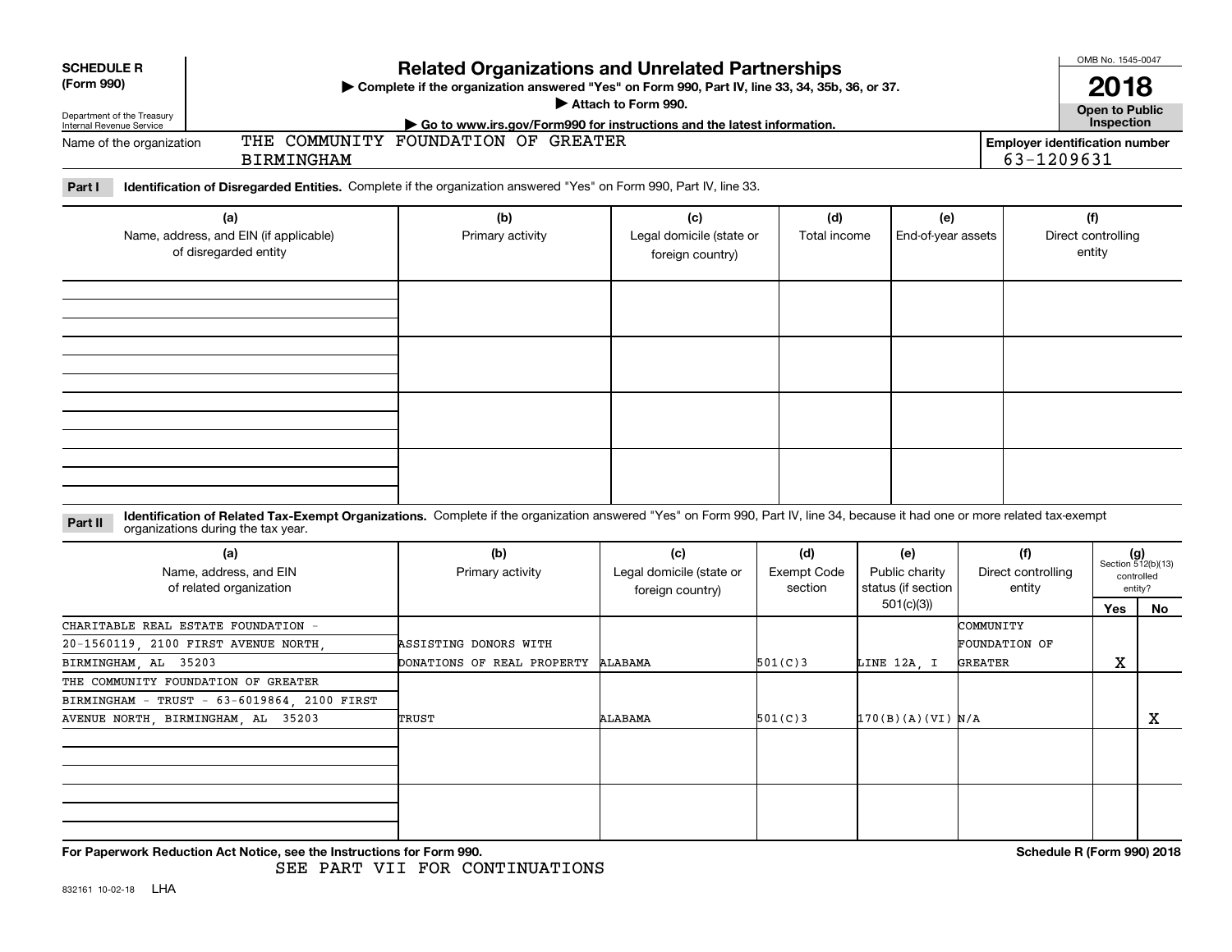**SCHEDULE R (Form 990)**

Department of the Treasury
Internal Revenue Service

# Related Organizations and Unrelated Partnerships

▶ Complete if the organization answered "Yes" on Form 990, Part IV, line 33, 34, 35b, 36, or 37.

▶ Attach to Form 990.

▶ Go to www.irs.gov/Form990 for instructions and the latest information.

OMB No. 1545-0047

**2018**

**Open to Public Inspection**

Name of the organization: THE COMMUNITY FOUNDATION OF GREATER BIRMINGHAM

**Employer identification number:** 63-1209631

**Part I** **Identification of Disregarded Entities.** Complete if the organization answered "Yes" on Form 990, Part IV, line 33.

| (a) Name, address, and EIN (if applicable) of disregarded entity | (b) Primary activity | (c) Legal domicile (state or foreign country) | (d) Total income | (e) End-of-year assets | (f) Direct controlling entity |
|---|---|---|---|---|---|
| | | | | | |
| | | | | | |
| | | | | | |
| | | | | | |

**Part II** **Identification of Related Tax-Exempt Organizations.** Complete if the organization answered "Yes" on Form 990, Part IV, line 34, because it had one or more related tax-exempt organizations during the tax year.

| (a) Name, address, and EIN of related organization | (b) Primary activity | (c) Legal domicile (state or foreign country) | (d) Exempt Code section | (e) Public charity status (if section 501(c)(3)) | (f) Direct controlling entity | (g) Section 512(b)(13) controlled entity? Yes | No |
|---|---|---|---|---|---|---|---|
| CHARITABLE REAL ESTATE FOUNDATION - 20-1560119, 2100 FIRST AVENUE NORTH, BIRMINGHAM, AL 35203 | ASSISTING DONORS WITH DONATIONS OF REAL PROPERTY | ALABAMA | 501(C)3 | LINE 12A, I | COMMUNITY FOUNDATION OF GREATER | X | |
| THE COMMUNITY FOUNDATION OF GREATER BIRMINGHAM - TRUST - 63-6019864, 2100 FIRST AVENUE NORTH, BIRMINGHAM, AL 35203 | TRUST | ALABAMA | 501(C)3 | 170(B)(A)(VI) | N/A | | X |
| | | | | | | | |
| | | | | | | | |

**For Paperwork Reduction Act Notice, see the Instructions for Form 990.**

SEE PART VII FOR CONTINUATIONS

**Schedule R (Form 990) 2018**

832161 10-02-18 LHA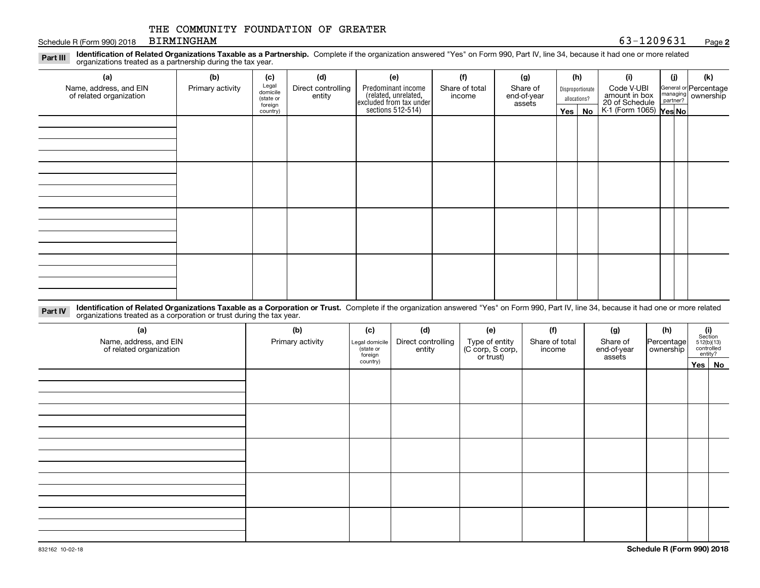THE COMMUNITY FOUNDATION OF GREATER BIRMINGHAM

63-1209631

**Part III** **Identification of Related Organizations Taxable as a Partnership.** Complete if the organization answered "Yes" on Form 990, Part IV, line 34, because it had one or more related organizations treated as a partnership during the tax year.

| (a) Name, address, and EIN of related organization | (b) Primary activity | (c) Legal domicile (state or foreign country) | (d) Direct controlling entity | (e) Predominant income (related, unrelated, excluded from tax under sections 512-514) | (f) Share of total income | (g) Share of end-of-year assets | (h) Disproportionate allocations? Yes | No | (i) Code V-UBI amount in box 20 of Schedule K-1 (Form 1065) | (j) General or managing partner? Yes | No | (k) Percentage ownership |
|---|---|---|---|---|---|---|---|---|---|---|---|---|
| | | | | | | | | | | | | |
| | | | | | | | | | | | | |
| | | | | | | | | | | | | |
| | | | | | | | | | | | | |

**Part IV** **Identification of Related Organizations Taxable as a Corporation or Trust.** Complete if the organization answered "Yes" on Form 990, Part IV, line 34, because it had one or more related organizations treated as a corporation or trust during the tax year.

| (a) Name, address, and EIN of related organization | (b) Primary activity | (c) Legal domicile (state or foreign country) | (d) Direct controlling entity | (e) Type of entity (C corp, S corp, or trust) | (f) Share of total income | (g) Share of end-of-year assets | (h) Percentage ownership | (i) Section 512(b)(13) controlled entity? Yes | No |
|---|---|---|---|---|---|---|---|---|---|
| | | | | | | | | | |
| | | | | | | | | | |
| | | | | | | | | | |
| | | | | | | | | | |
| | | | | | | | | | |

**Schedule R (Form 990) 2018**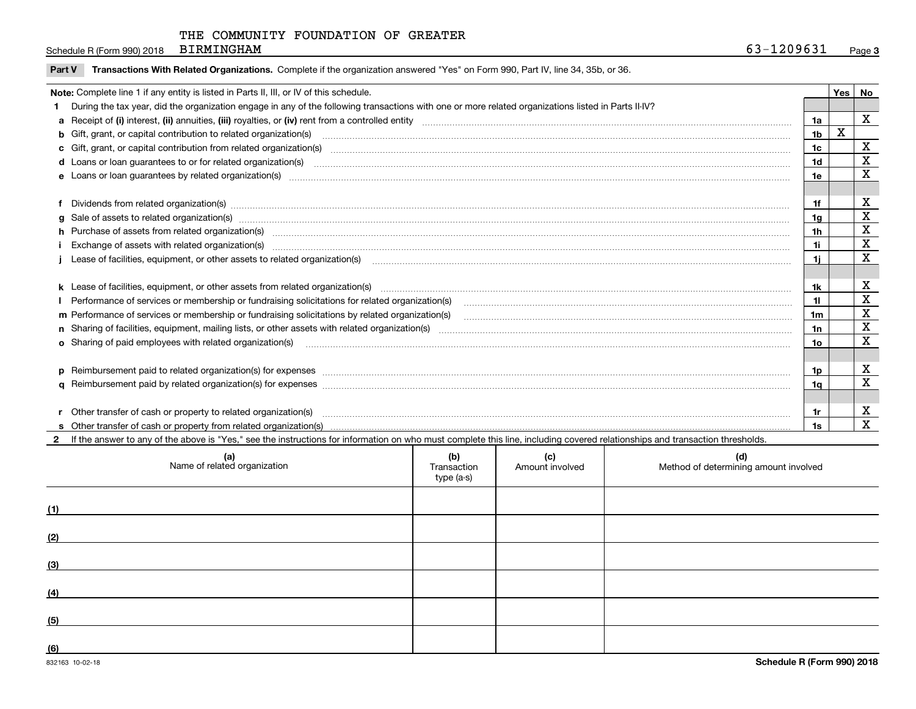THE COMMUNITY FOUNDATION OF GREATER BIRMINGHAM

63-1209631

## Part V Transactions With Related Organizations.

Complete if the organization answered "Yes" on Form 990, Part IV, line 34, 35b, or 36.

**Note:** Complete line 1 if any entity is listed in Parts II, III, or IV of this schedule.

| | | Line | Yes | No |
|---|---|---|---|---|
| **1** | During the tax year, did the organization engage in any of the following transactions with one or more related organizations listed in Parts II-IV? | | | |
| **a** | Receipt of **(i)** interest, **(ii)** annuities, **(iii)** royalties, or **(iv)** rent from a controlled entity | 1a | | X |
| **b** | Gift, grant, or capital contribution to related organization(s) | 1b | X | |
| **c** | Gift, grant, or capital contribution from related organization(s) | 1c | | X |
| **d** | Loans or loan guarantees to or for related organization(s) | 1d | | X |
| **e** | Loans or loan guarantees by related organization(s) | 1e | | X |
| **f** | Dividends from related organization(s) | 1f | | X |
| **g** | Sale of assets to related organization(s) | 1g | | X |
| **h** | Purchase of assets from related organization(s) | 1h | | X |
| **i** | Exchange of assets with related organization(s) | 1i | | X |
| **j** | Lease of facilities, equipment, or other assets to related organization(s) | 1j | | X |
| **k** | Lease of facilities, equipment, or other assets from related organization(s) | 1k | | X |
| **l** | Performance of services or membership or fundraising solicitations for related organization(s) | 1l | | X |
| **m** | Performance of services or membership or fundraising solicitations by related organization(s) | 1m | | X |
| **n** | Sharing of facilities, equipment, mailing lists, or other assets with related organization(s) | 1n | | X |
| **o** | Sharing of paid employees with related organization(s) | 1o | | X |
| **p** | Reimbursement paid to related organization(s) for expenses | 1p | | X |
| **q** | Reimbursement paid by related organization(s) for expenses | 1q | | X |
| **r** | Other transfer of cash or property to related organization(s) | 1r | | X |
| **s** | Other transfer of cash or property from related organization(s) | 1s | | X |

**2** If the answer to any of the above is "Yes," see the instructions for information on who must complete this line, including covered relationships and transaction thresholds.

| | (a) Name of related organization | (b) Transaction type (a-s) | (c) Amount involved | (d) Method of determining amount involved |
|---|---|---|---|---|
| (1) | | | | |
| (2) | | | | |
| (3) | | | | |
| (4) | | | | |
| (5) | | | | |
| (6) | | | | |

832163 10-02-18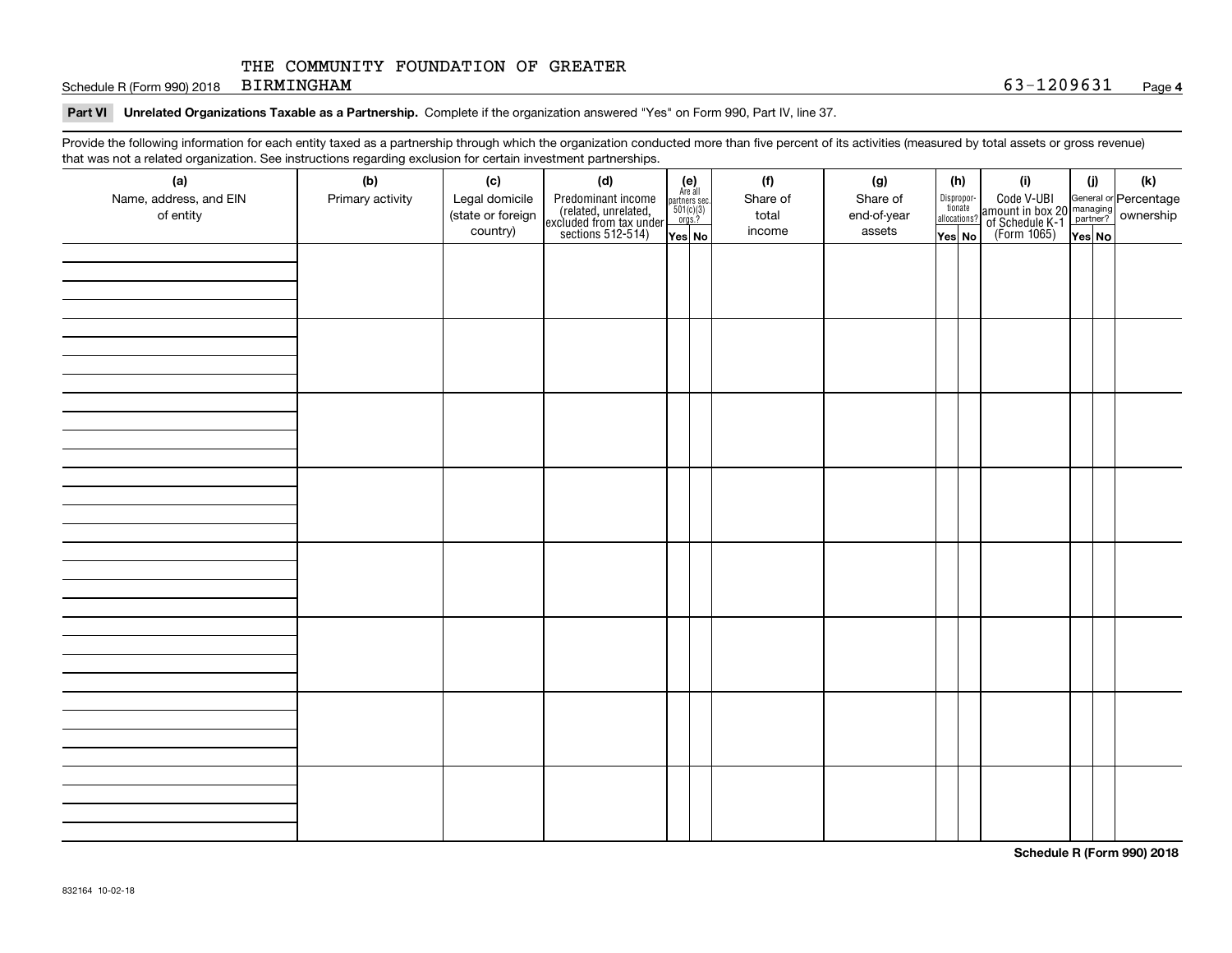THE COMMUNITY FOUNDATION OF GREATER

Schedule R (Form 990) 2018 BIRMINGHAM 63-1209631 Page **4**

**Part VI Unrelated Organizations Taxable as a Partnership.** Complete if the organization answered "Yes" on Form 990, Part IV, line 37.

Provide the following information for each entity taxed as a partnership through which the organization conducted more than five percent of its activities (measured by total assets or gross revenue) that was not a related organization. See instructions regarding exclusion for certain investment partnerships.

| (a) Name, address, and EIN of entity | (b) Primary activity | (c) Legal domicile (state or foreign country) | (d) Predominant income (related, unrelated, excluded from tax under sections 512-514) | (e) Are all partners sec. 501(c)(3) orgs.? | | (f) Share of total income | (g) Share of end-of-year assets | (h) Disproportionate allocations? | | (i) Code V-UBI amount in box 20 of Schedule K-1 (Form 1065) | (j) General or managing partner? | | (k) Percentage ownership |
|---|---|---|---|---|---|---|---|---|---|---|---|---|---|
| | | | | Yes | No | | | Yes | No | | Yes | No | |
| | | | | | | | | | | | | | |
| | | | | | | | | | | | | | |
| | | | | | | | | | | | | | |
| | | | | | | | | | | | | | |
| | | | | | | | | | | | | | |
| | | | | | | | | | | | | | |
| | | | | | | | | | | | | | |
| | | | | | | | | | | | | | |

**Schedule R (Form 990) 2018**

832164 10-02-18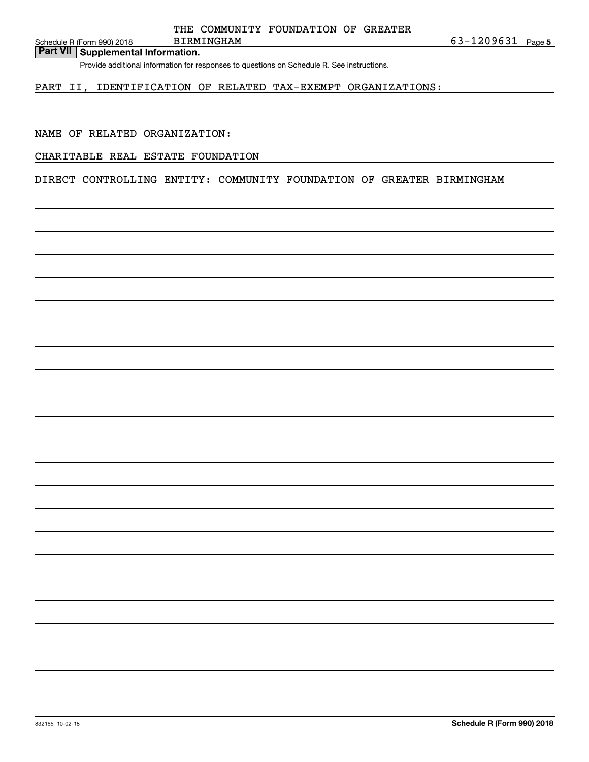THE COMMUNITY FOUNDATION OF GREATER BIRMINGHAM

63-1209631

## Part VII Supplemental Information.

Provide additional information for responses to questions on Schedule R. See instructions.

PART II, IDENTIFICATION OF RELATED TAX-EXEMPT ORGANIZATIONS:

NAME OF RELATED ORGANIZATION:

CHARITABLE REAL ESTATE FOUNDATION

DIRECT CONTROLLING ENTITY: COMMUNITY FOUNDATION OF GREATER BIRMINGHAM